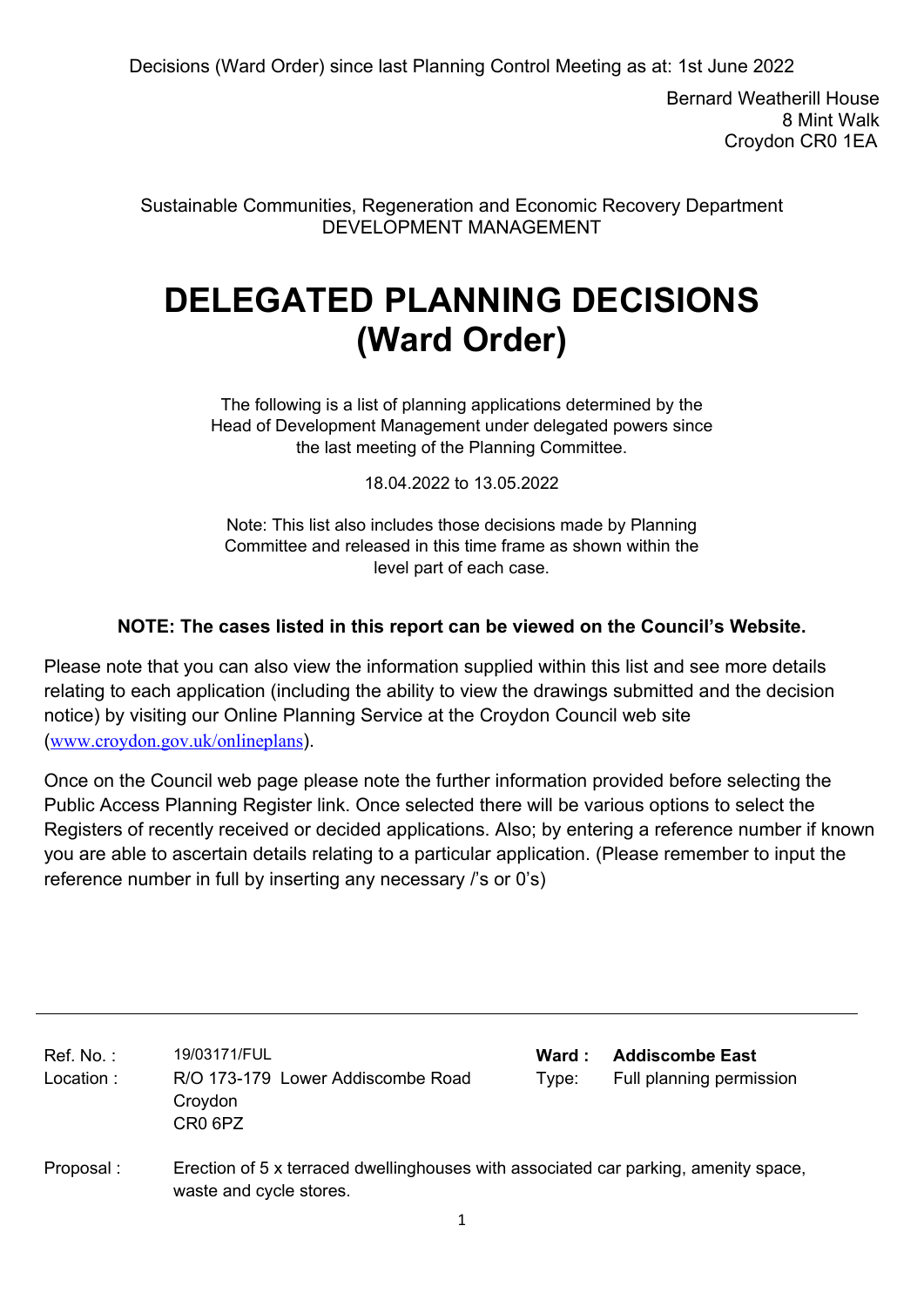Decisions (Ward Order) since last Planning Control Meeting as at: 1st June 2022

Bernard Weatherill House
8 Mint Walk
Croydon CR0 1EA

Sustainable Communities, Regeneration and Economic Recovery Department
DEVELOPMENT MANAGEMENT

# DELEGATED PLANNING DECISIONS (Ward Order)

The following is a list of planning applications determined by the Head of Development Management under delegated powers since the last meeting of the Planning Committee.

18.04.2022 to 13.05.2022

Note: This list also includes those decisions made by Planning Committee and released in this time frame as shown within the level part of each case.

**NOTE: The cases listed in this report can be viewed on the Council's Website.**

Please note that you can also view the information supplied within this list and see more details relating to each application (including the ability to view the drawings submitted and the decision notice) by visiting our Online Planning Service at the Croydon Council web site (www.croydon.gov.uk/onlineplans).

Once on the Council web page please note the further information provided before selecting the Public Access Planning Register link. Once selected there will be various options to select the Registers of recently received or decided applications. Also; by entering a reference number if known you are able to ascertain details relating to a particular application. (Please remember to input the reference number in full by inserting any necessary /'s or 0's)

---

Ref. No. : 19/03171/FUL
Location : R/O 173-179 Lower Addiscombe Road, Croydon, CR0 6PZ
**Ward : Addiscombe East**
Type: Full planning permission

Proposal : Erection of 5 x terraced dwellinghouses with associated car parking, amenity space, waste and cycle stores.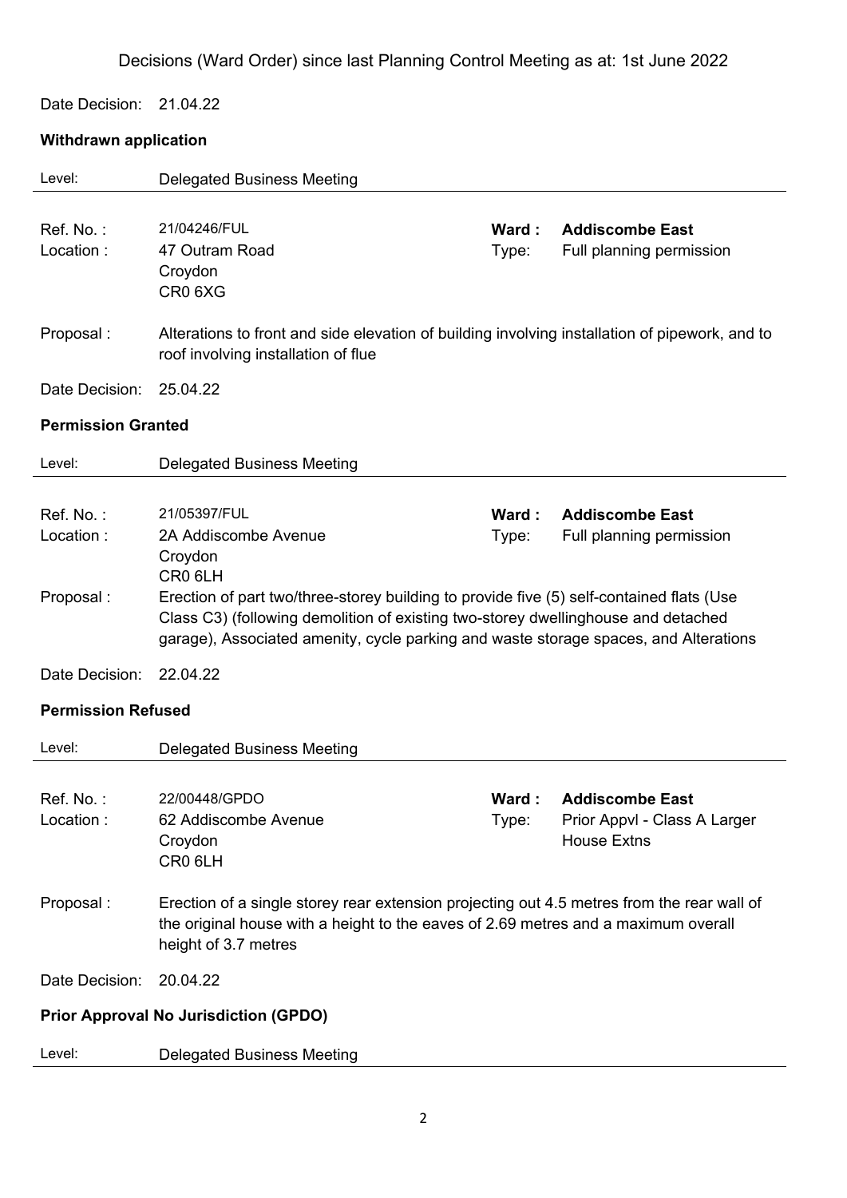Decisions (Ward Order) since last Planning Control Meeting as at: 1st June 2022

Date Decision: 21.04.22

**Withdrawn application**

Level: Delegated Business Meeting

Ref. No. : 21/04246/FUL
Location : 47 Outram Road
Croydon
CR0 6XG

**Ward : Addiscombe East**
Type: Full planning permission

Proposal : Alterations to front and side elevation of building involving installation of pipework, and to roof involving installation of flue

Date Decision: 25.04.22

**Permission Granted**

Level: Delegated Business Meeting

Ref. No. : 21/05397/FUL
Location : 2A Addiscombe Avenue
Croydon
CR0 6LH

**Ward : Addiscombe East**
Type: Full planning permission

Proposal : Erection of part two/three-storey building to provide five (5) self-contained flats (Use Class C3) (following demolition of existing two-storey dwellinghouse and detached garage), Associated amenity, cycle parking and waste storage spaces, and Alterations

Date Decision: 22.04.22

**Permission Refused**

Level: Delegated Business Meeting

Ref. No. : 22/00448/GPDO
Location : 62 Addiscombe Avenue
Croydon
CR0 6LH

**Ward : Addiscombe East**
Type: Prior Appvl - Class A Larger House Extns

Proposal : Erection of a single storey rear extension projecting out 4.5 metres from the rear wall of the original house with a height to the eaves of 2.69 metres and a maximum overall height of 3.7 metres

Date Decision: 20.04.22

**Prior Approval No Jurisdiction (GPDO)**

Level: Delegated Business Meeting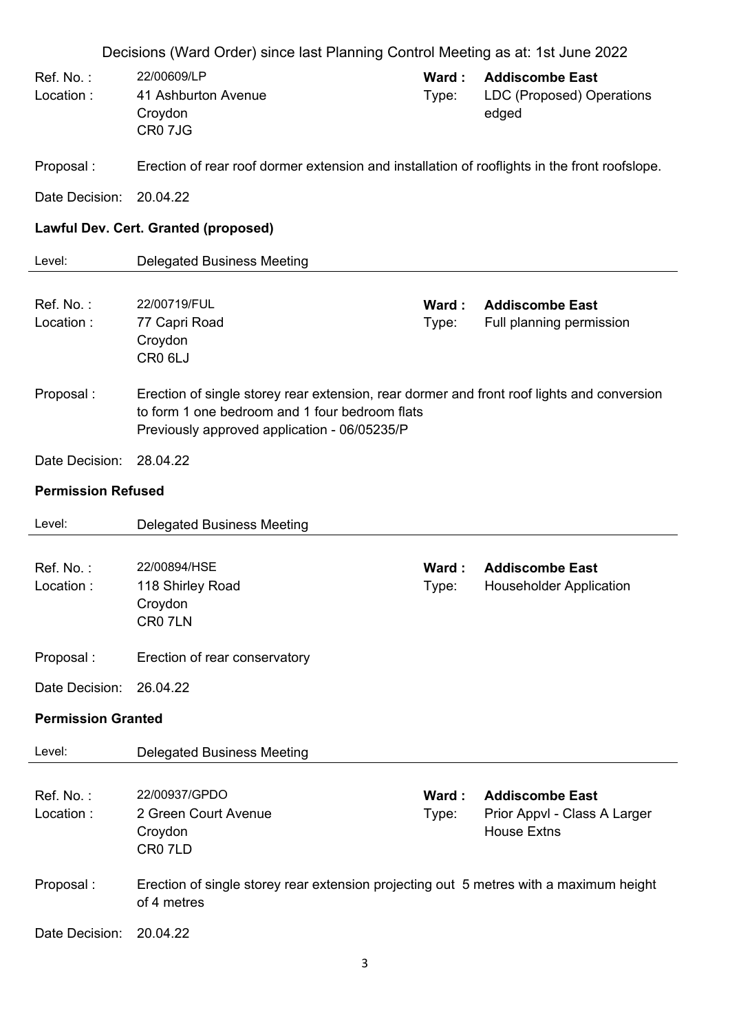Decisions (Ward Order) since last Planning Control Meeting as at: 1st June 2022

Ref. No. : 22/00609/LP
Location : 41 Ashburton Avenue
Croydon
CR0 7JG

**Ward : Addiscombe East**
Type: LDC (Proposed) Operations edged

Proposal : Erection of rear roof dormer extension and installation of rooflights in the front roofslope.

Date Decision: 20.04.22

**Lawful Dev. Cert. Granted (proposed)**

Level: Delegated Business Meeting

---

Ref. No. : 22/00719/FUL
Location : 77 Capri Road
Croydon
CR0 6LJ

**Ward : Addiscombe East**
Type: Full planning permission

Proposal : Erection of single storey rear extension, rear dormer and front roof lights and conversion to form 1 one bedroom and 1 four bedroom flats
Previously approved application - 06/05235/P

Date Decision: 28.04.22

**Permission Refused**

Level: Delegated Business Meeting

---

Ref. No. : 22/00894/HSE
Location : 118 Shirley Road
Croydon
CR0 7LN

**Ward : Addiscombe East**
Type: Householder Application

Proposal : Erection of rear conservatory

Date Decision: 26.04.22

**Permission Granted**

Level: Delegated Business Meeting

---

Ref. No. : 22/00937/GPDO
Location : 2 Green Court Avenue
Croydon
CR0 7LD

**Ward : Addiscombe East**
Type: Prior Appvl - Class A Larger House Extns

Proposal : Erection of single storey rear extension projecting out 5 metres with a maximum height of 4 metres

Date Decision: 20.04.22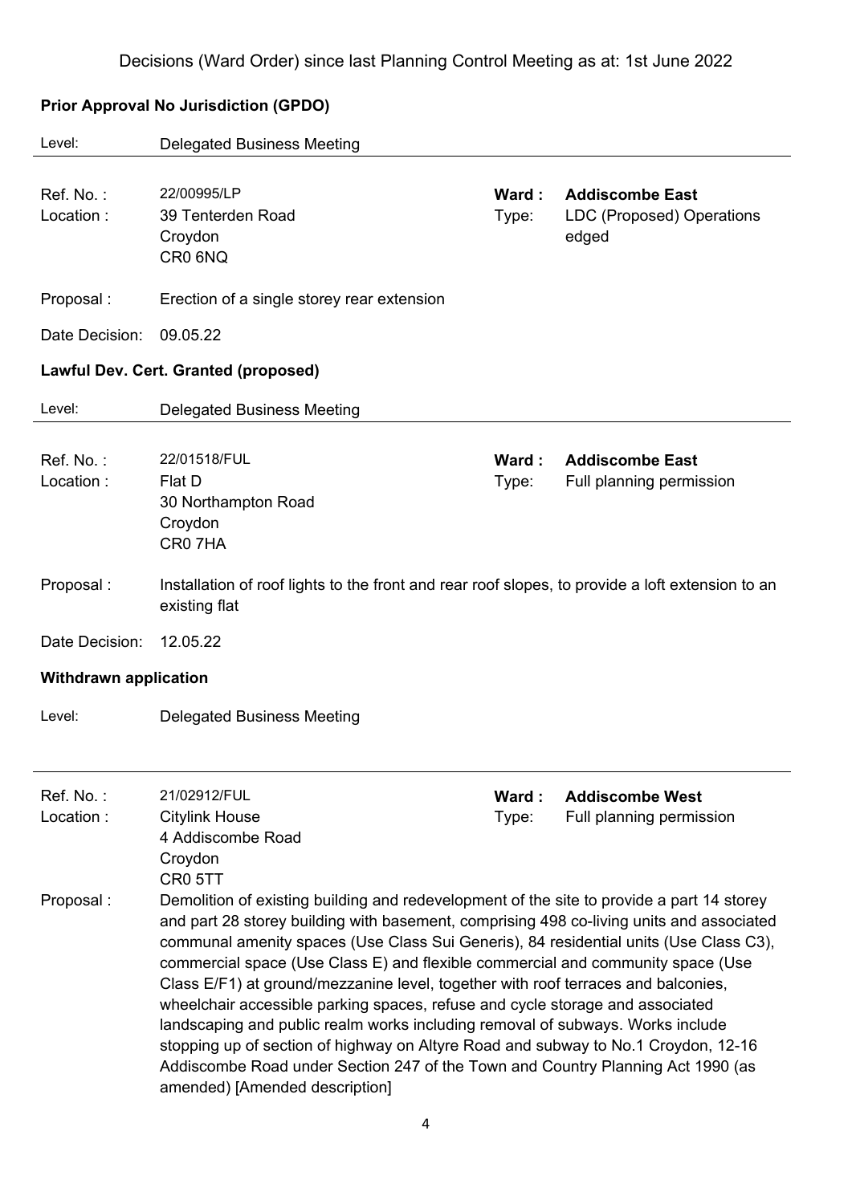Decisions (Ward Order) since last Planning Control Meeting as at: 1st June 2022

**Prior Approval No Jurisdiction (GPDO)**

Level: Delegated Business Meeting

| | | | |
|---|---|---|---|
| Ref. No. : | 22/00995/LP | **Ward :** | **Addiscombe East** |
| Location : | 39 Tenterden Road<br>Croydon<br>CR0 6NQ | Type: | LDC (Proposed) Operations edged |

Proposal : Erection of a single storey rear extension

Date Decision: 09.05.22

**Lawful Dev. Cert. Granted (proposed)**

Level: Delegated Business Meeting

| | | | |
|---|---|---|---|
| Ref. No. : | 22/01518/FUL | **Ward :** | **Addiscombe East** |
| Location : | Flat D<br>30 Northampton Road<br>Croydon<br>CR0 7HA | Type: | Full planning permission |

Proposal : Installation of roof lights to the front and rear roof slopes, to provide a loft extension to an existing flat

Date Decision: 12.05.22

**Withdrawn application**

Level: Delegated Business Meeting

| | | | |
|---|---|---|---|
| Ref. No. : | 21/02912/FUL | **Ward :** | **Addiscombe West** |
| Location : | Citylink House<br>4 Addiscombe Road<br>Croydon<br>CR0 5TT | Type: | Full planning permission |

Proposal : Demolition of existing building and redevelopment of the site to provide a part 14 storey and part 28 storey building with basement, comprising 498 co-living units and associated communal amenity spaces (Use Class Sui Generis), 84 residential units (Use Class C3), commercial space (Use Class E) and flexible commercial and community space (Use Class E/F1) at ground/mezzanine level, together with roof terraces and balconies, wheelchair accessible parking spaces, refuse and cycle storage and associated landscaping and public realm works including removal of subways. Works include stopping up of section of highway on Altyre Road and subway to No.1 Croydon, 12-16 Addiscombe Road under Section 247 of the Town and Country Planning Act 1990 (as amended) [Amended description]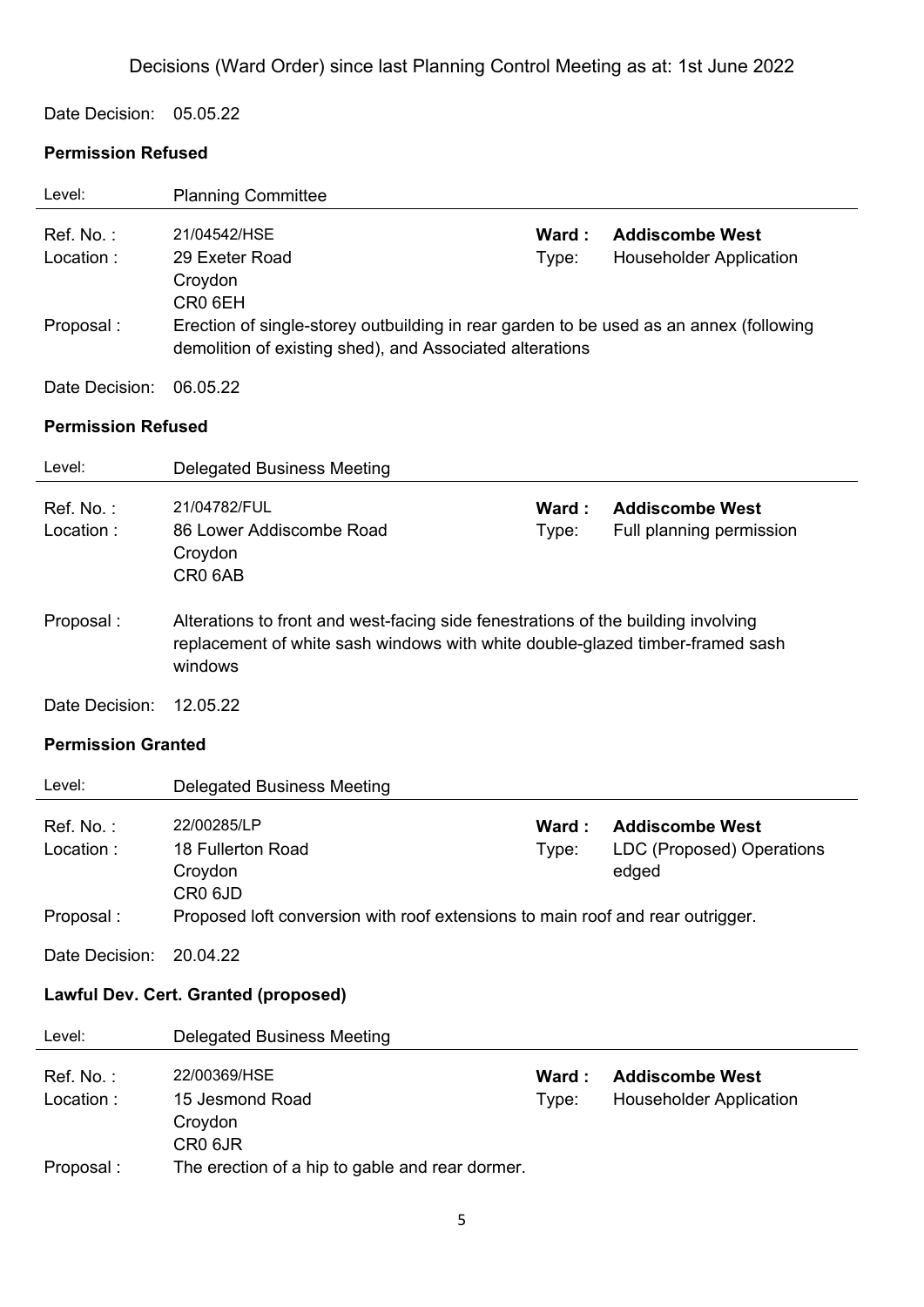Decisions (Ward Order) since last Planning Control Meeting as at: 1st June 2022

Date Decision: 05.05.22

**Permission Refused**

Level: Planning Committee

Ref. No. : 21/04542/HSE  
**Ward : Addiscombe West**  
Location : 29 Exeter Road, Croydon, CR0 6EH  
Type: Householder Application

Proposal : Erection of single-storey outbuilding in rear garden to be used as an annex (following demolition of existing shed), and Associated alterations

Date Decision: 06.05.22

**Permission Refused**

Level: Delegated Business Meeting

Ref. No. : 21/04782/FUL  
**Ward : Addiscombe West**  
Location : 86 Lower Addiscombe Road, Croydon, CR0 6AB  
Type: Full planning permission

Proposal : Alterations to front and west-facing side fenestrations of the building involving replacement of white sash windows with white double-glazed timber-framed sash windows

Date Decision: 12.05.22

**Permission Granted**

Level: Delegated Business Meeting

Ref. No. : 22/00285/LP  
**Ward : Addiscombe West**  
Location : 18 Fullerton Road, Croydon, CR0 6JD  
Type: LDC (Proposed) Operations edged

Proposal : Proposed loft conversion with roof extensions to main roof and rear outrigger.

Date Decision: 20.04.22

**Lawful Dev. Cert. Granted (proposed)**

Level: Delegated Business Meeting

Ref. No. : 22/00369/HSE  
**Ward : Addiscombe West**  
Location : 15 Jesmond Road, Croydon, CR0 6JR  
Type: Householder Application

Proposal : The erection of a hip to gable and rear dormer.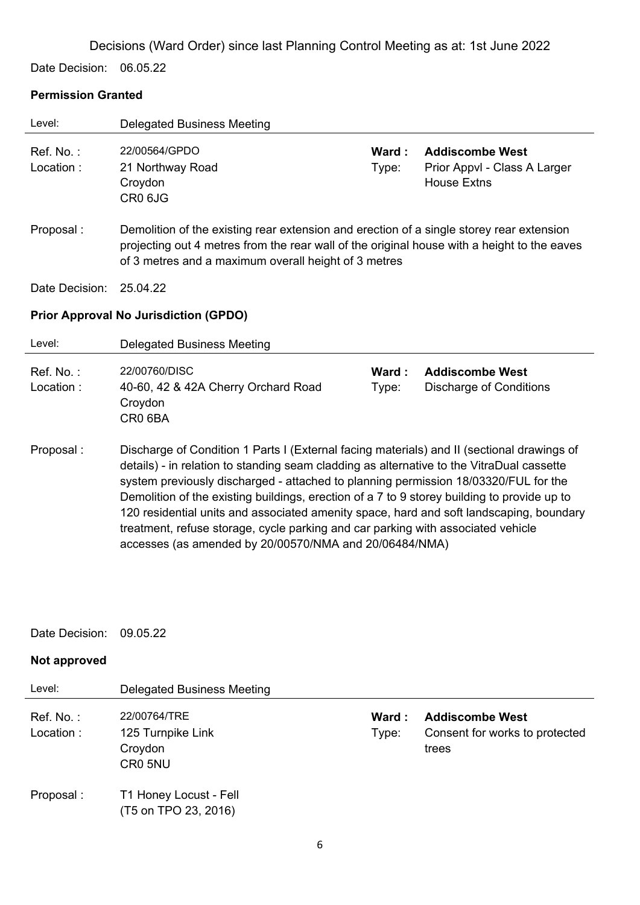Decisions (Ward Order) since last Planning Control Meeting as at: 1st June 2022

Date Decision: 06.05.22

**Permission Granted**

Level: Delegated Business Meeting

Ref. No. : 22/00564/GPDO
Location : 21 Northway Road, Croydon, CR0 6JG
**Ward : Addiscombe West**
Type: Prior Appvl - Class A Larger House Extns

Proposal : Demolition of the existing rear extension and erection of a single storey rear extension projecting out 4 metres from the rear wall of the original house with a height to the eaves of 3 metres and a maximum overall height of 3 metres

Date Decision: 25.04.22

**Prior Approval No Jurisdiction (GPDO)**

Level: Delegated Business Meeting

Ref. No. : 22/00760/DISC
Location : 40-60, 42 & 42A Cherry Orchard Road, Croydon, CR0 6BA
**Ward : Addiscombe West**
Type: Discharge of Conditions

Proposal : Discharge of Condition 1 Parts I (External facing materials) and II (sectional drawings of details) - in relation to standing seam cladding as alternative to the VitraDual cassette system previously discharged - attached to planning permission 18/03320/FUL for the Demolition of the existing buildings, erection of a 7 to 9 storey building to provide up to 120 residential units and associated amenity space, hard and soft landscaping, boundary treatment, refuse storage, cycle parking and car parking with associated vehicle accesses (as amended by 20/00570/NMA and 20/06484/NMA)

Date Decision: 09.05.22

**Not approved**

Level: Delegated Business Meeting

Ref. No. : 22/00764/TRE
Location : 125 Turnpike Link, Croydon, CR0 5NU
**Ward : Addiscombe West**
Type: Consent for works to protected trees

Proposal : T1 Honey Locust - Fell
(T5 on TPO 23, 2016)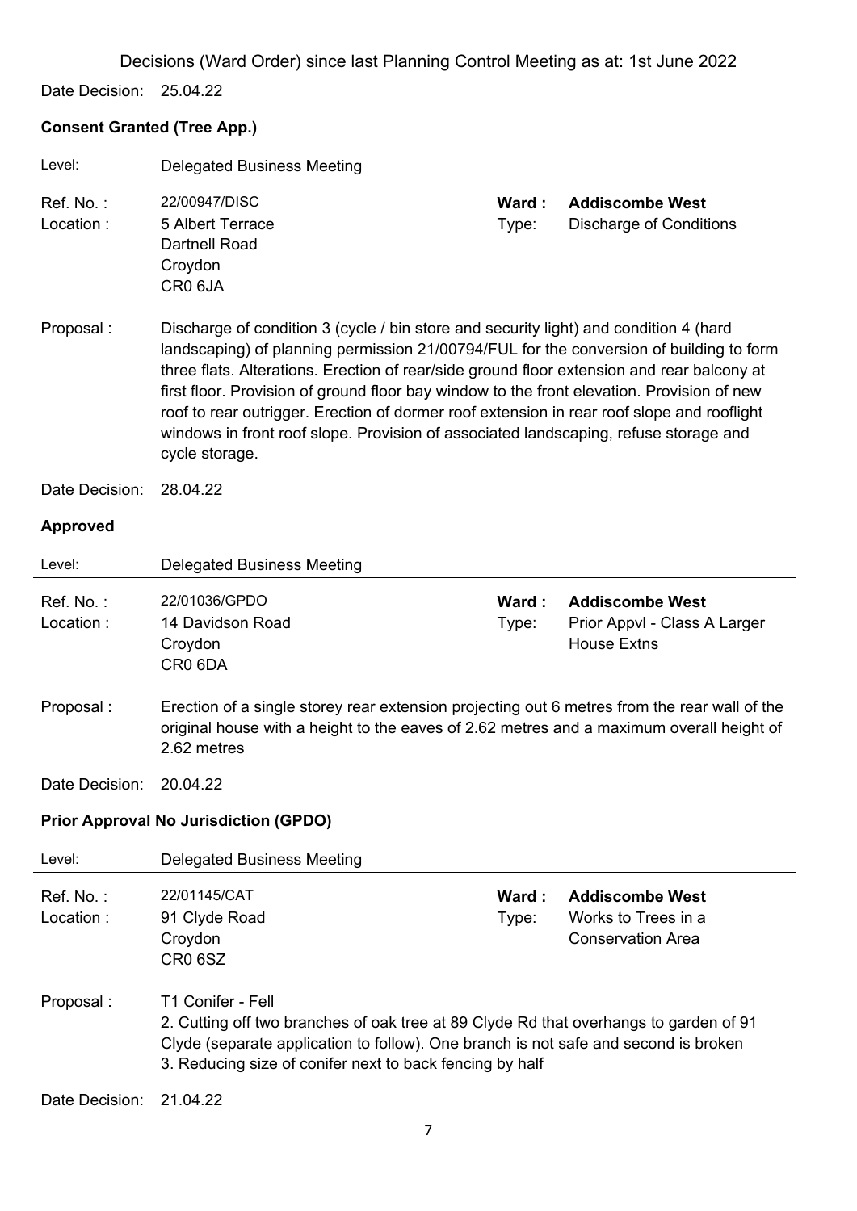Decisions (Ward Order) since last Planning Control Meeting as at: 1st June 2022

Date Decision: 25.04.22

**Consent Granted (Tree App.)**

Level: Delegated Business Meeting

Ref. No. : 22/00947/DISC  
Location : 5 Albert Terrace  
Dartnell Road  
Croydon  
CR0 6JA

**Ward : Addiscombe West**  
Type: Discharge of Conditions

Proposal : Discharge of condition 3 (cycle / bin store and security light) and condition 4 (hard landscaping) of planning permission 21/00794/FUL for the conversion of building to form three flats. Alterations. Erection of rear/side ground floor extension and rear balcony at first floor. Provision of ground floor bay window to the front elevation. Provision of new roof to rear outrigger. Erection of dormer roof extension in rear roof slope and rooflight windows in front roof slope. Provision of associated landscaping, refuse storage and cycle storage.

Date Decision: 28.04.22

**Approved**

Level: Delegated Business Meeting

Ref. No. : 22/01036/GPDO  
Location : 14 Davidson Road  
Croydon  
CR0 6DA

**Ward : Addiscombe West**  
Type: Prior Appvl - Class A Larger House Extns

Proposal : Erection of a single storey rear extension projecting out 6 metres from the rear wall of the original house with a height to the eaves of 2.62 metres and a maximum overall height of 2.62 metres

Date Decision: 20.04.22

**Prior Approval No Jurisdiction (GPDO)**

Level: Delegated Business Meeting

Ref. No. : 22/01145/CAT  
Location : 91 Clyde Road  
Croydon  
CR0 6SZ

**Ward : Addiscombe West**  
Type: Works to Trees in a Conservation Area

Proposal : T1 Conifer - Fell  
2. Cutting off two branches of oak tree at 89 Clyde Rd that overhangs to garden of 91 Clyde (separate application to follow). One branch is not safe and second is broken  
3. Reducing size of conifer next to back fencing by half

Date Decision: 21.04.22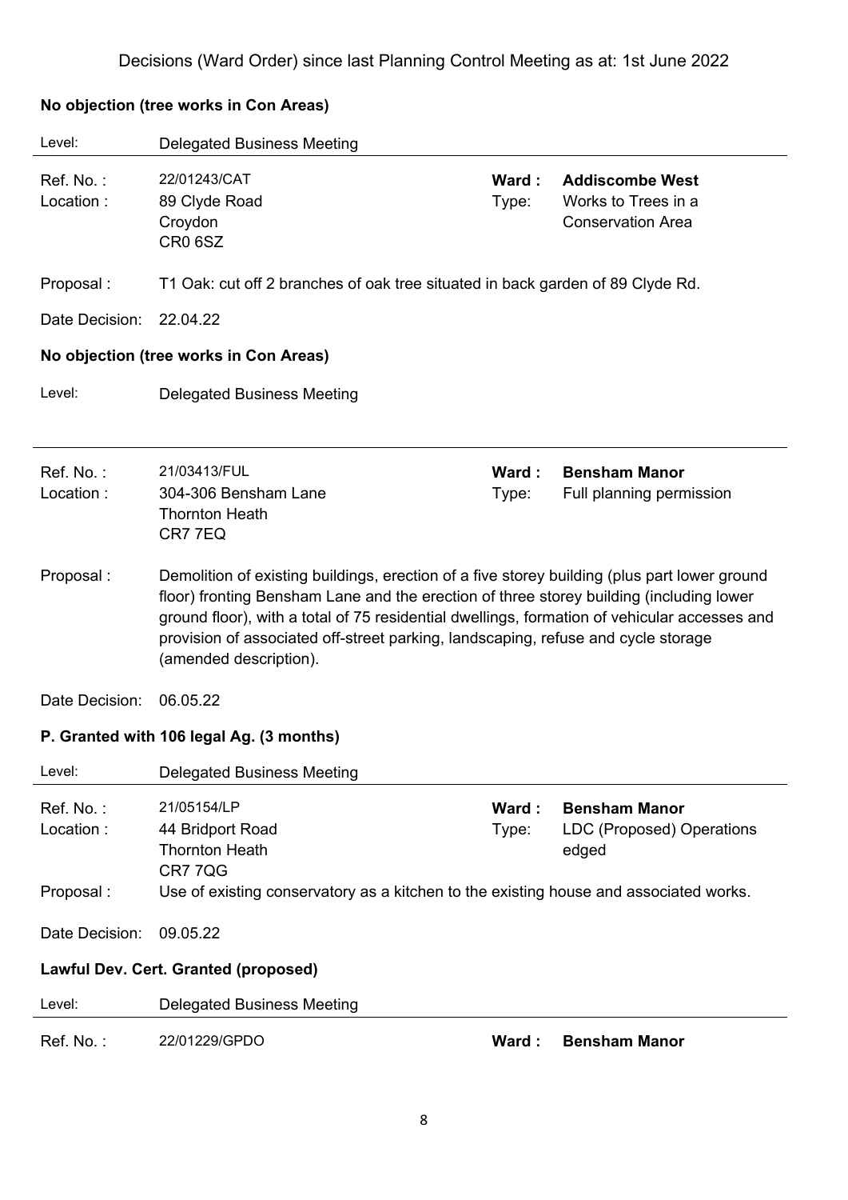Decisions (Ward Order) since last Planning Control Meeting as at: 1st June 2022

**No objection (tree works in Con Areas)**

Level: Delegated Business Meeting

---

Ref. No. : 22/01243/CAT  
Location : 89 Clyde Road, Croydon, CR0 6SZ  
**Ward : Addiscombe West**  
Type: Works to Trees in a Conservation Area

Proposal : T1 Oak: cut off 2 branches of oak tree situated in back garden of 89 Clyde Rd.

Date Decision: 22.04.22

**No objection (tree works in Con Areas)**

Level: Delegated Business Meeting

---

Ref. No. : 21/03413/FUL  
Location : 304-306 Bensham Lane, Thornton Heath, CR7 7EQ  
**Ward : Bensham Manor**  
Type: Full planning permission

Proposal : Demolition of existing buildings, erection of a five storey building (plus part lower ground floor) fronting Bensham Lane and the erection of three storey building (including lower ground floor), with a total of 75 residential dwellings, formation of vehicular accesses and provision of associated off-street parking, landscaping, refuse and cycle storage (amended description).

Date Decision: 06.05.22

**P. Granted with 106 legal Ag. (3 months)**

Level: Delegated Business Meeting

---

Ref. No. : 21/05154/LP  
Location : 44 Bridport Road, Thornton Heath, CR7 7QG  
**Ward : Bensham Manor**  
Type: LDC (Proposed) Operations edged

Proposal : Use of existing conservatory as a kitchen to the existing house and associated works.

Date Decision: 09.05.22

**Lawful Dev. Cert. Granted (proposed)**

Level: Delegated Business Meeting

---

Ref. No. : 22/01229/GPDO  
**Ward : Bensham Manor**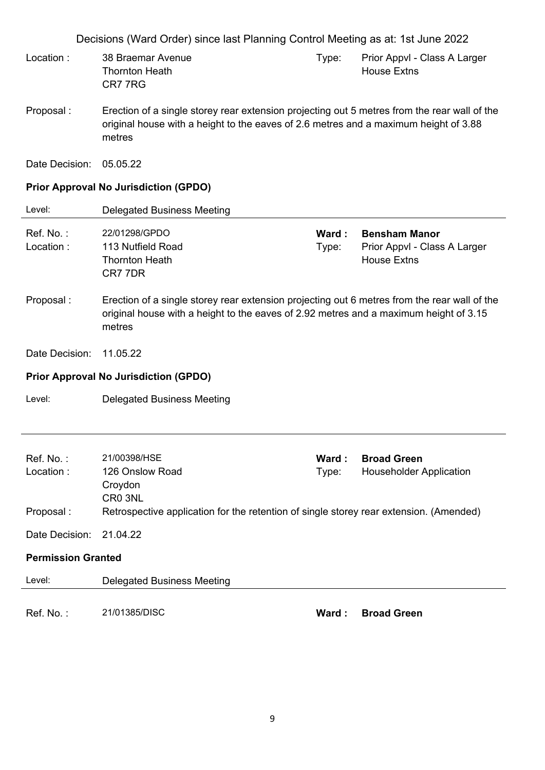Decisions (Ward Order) since last Planning Control Meeting as at: 1st June 2022

Location : 38 Braemar Avenue
Thornton Heath
CR7 7RG

Type: Prior Appvl - Class A Larger House Extns

Proposal : Erection of a single storey rear extension projecting out 5 metres from the rear wall of the original house with a height to the eaves of 2.6 metres and a maximum height of 3.88 metres

Date Decision: 05.05.22

**Prior Approval No Jurisdiction (GPDO)**

Level: Delegated Business Meeting

---

Ref. No. : 22/01298/GPDO
**Ward : Bensham Manor**

Location : 113 Nutfield Road
Thornton Heath
CR7 7DR

Type: Prior Appvl - Class A Larger House Extns

Proposal : Erection of a single storey rear extension projecting out 6 metres from the rear wall of the original house with a height to the eaves of 2.92 metres and a maximum height of 3.15 metres

Date Decision: 11.05.22

**Prior Approval No Jurisdiction (GPDO)**

Level: Delegated Business Meeting

---

Ref. No. : 21/00398/HSE
**Ward : Broad Green**

Location : 126 Onslow Road
Croydon
CR0 3NL

Type: Householder Application

Proposal : Retrospective application for the retention of single storey rear extension. (Amended)

Date Decision: 21.04.22

**Permission Granted**

Level: Delegated Business Meeting

---

Ref. No. : 21/01385/DISC
**Ward : Broad Green**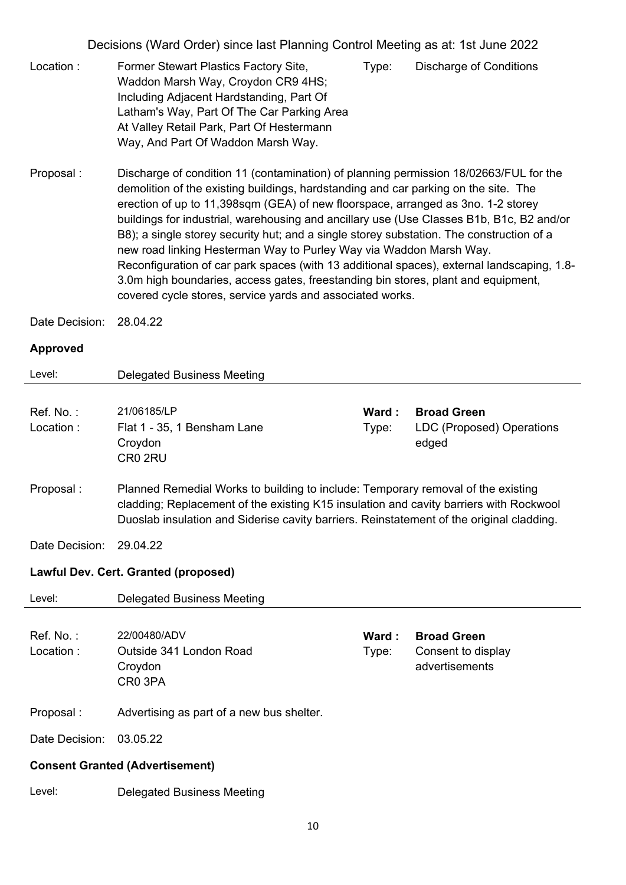Decisions (Ward Order) since last Planning Control Meeting as at: 1st June 2022

Location : Former Stewart Plastics Factory Site, Waddon Marsh Way, Croydon CR9 4HS; Including Adjacent Hardstanding, Part Of Latham's Way, Part Of The Car Parking Area At Valley Retail Park, Part Of Hestermann Way, And Part Of Waddon Marsh Way.

Type: Discharge of Conditions

Proposal : Discharge of condition 11 (contamination) of planning permission 18/02663/FUL for the demolition of the existing buildings, hardstanding and car parking on the site. The erection of up to 11,398sqm (GEA) of new floorspace, arranged as 3no. 1-2 storey buildings for industrial, warehousing and ancillary use (Use Classes B1b, B1c, B2 and/or B8); a single storey security hut; and a single storey substation. The construction of a new road linking Hesterman Way to Purley Way via Waddon Marsh Way. Reconfiguration of car park spaces (with 13 additional spaces), external landscaping, 1.8-3.0m high boundaries, access gates, freestanding bin stores, plant and equipment, covered cycle stores, service yards and associated works.

Date Decision: 28.04.22

**Approved**

Level: Delegated Business Meeting

---

Ref. No. : 21/06185/LP

**Ward : Broad Green**

Location : Flat 1 - 35, 1 Bensham Lane Croydon CR0 2RU

Type: LDC (Proposed) Operations edged

Proposal : Planned Remedial Works to building to include: Temporary removal of the existing cladding; Replacement of the existing K15 insulation and cavity barriers with Rockwool Duoslab insulation and Siderise cavity barriers. Reinstatement of the original cladding.

Date Decision: 29.04.22

**Lawful Dev. Cert. Granted (proposed)**

Level: Delegated Business Meeting

---

Ref. No. : 22/00480/ADV

**Ward : Broad Green**

Location : Outside 341 London Road Croydon CR0 3PA

Type: Consent to display advertisements

Proposal : Advertising as part of a new bus shelter.

Date Decision: 03.05.22

**Consent Granted (Advertisement)**

Level: Delegated Business Meeting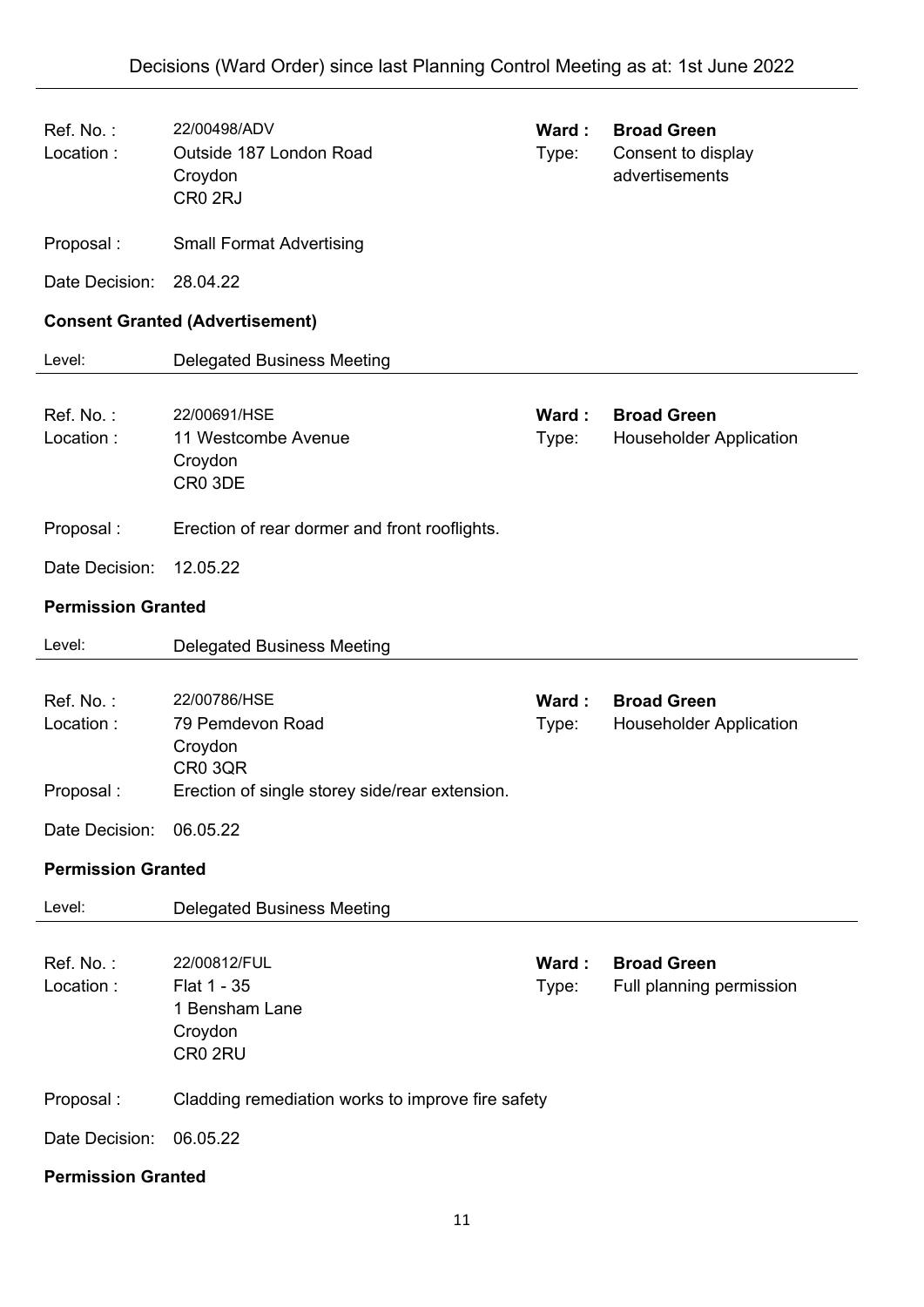| | | | |
|---|---|---|---|
| Ref. No. : | 22/00498/ADV | **Ward :** | **Broad Green** |
| Location : | Outside 187 London Road<br>Croydon<br>CR0 2RJ | Type: | Consent to display advertisements |
| Proposal : | Small Format Advertising | | |
| Date Decision: | 28.04.22 | | |

**Consent Granted (Advertisement)**

Level: Delegated Business Meeting

---

| | | | |
|---|---|---|---|
| Ref. No. : | 22/00691/HSE | **Ward :** | **Broad Green** |
| Location : | 11 Westcombe Avenue<br>Croydon<br>CR0 3DE | Type: | Householder Application |
| Proposal : | Erection of rear dormer and front rooflights. | | |
| Date Decision: | 12.05.22 | | |

**Permission Granted**

Level: Delegated Business Meeting

---

| | | | |
|---|---|---|---|
| Ref. No. : | 22/00786/HSE | **Ward :** | **Broad Green** |
| Location : | 79 Pemdevon Road<br>Croydon<br>CR0 3QR | Type: | Householder Application |
| Proposal : | Erection of single storey side/rear extension. | | |
| Date Decision: | 06.05.22 | | |

**Permission Granted**

Level: Delegated Business Meeting

---

| | | | |
|---|---|---|---|
| Ref. No. : | 22/00812/FUL | **Ward :** | **Broad Green** |
| Location : | Flat 1 - 35<br>1 Bensham Lane<br>Croydon<br>CR0 2RU | Type: | Full planning permission |
| Proposal : | Cladding remediation works to improve fire safety | | |
| Date Decision: | 06.05.22 | | |

**Permission Granted**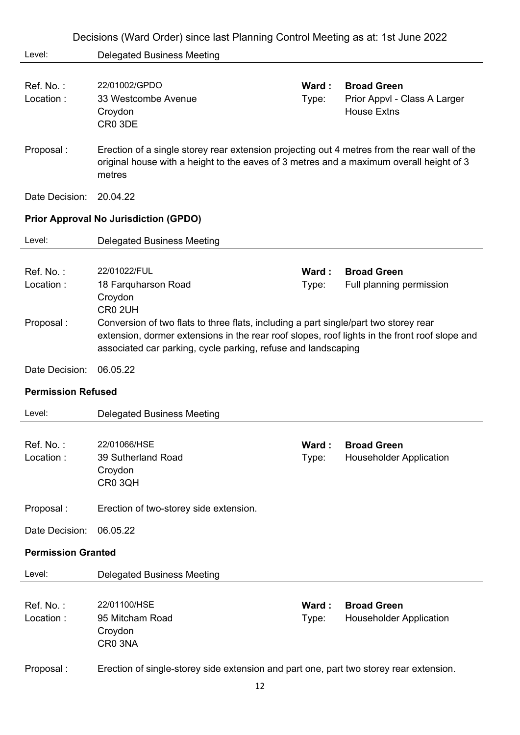Level: Delegated Business Meeting

| | | | |
|---|---|---|---|
| Ref. No. : | 22/01002/GPDO | **Ward :** | **Broad Green** |
| Location : | 33 Westcombe Avenue<br>Croydon<br>CR0 3DE | Type: | Prior Appvl - Class A Larger House Extns |

Proposal : Erection of a single storey rear extension projecting out 4 metres from the rear wall of the original house with a height to the eaves of 3 metres and a maximum overall height of 3 metres

Date Decision: 20.04.22

**Prior Approval No Jurisdiction (GPDO)**

Level: Delegated Business Meeting

| | | | |
|---|---|---|---|
| Ref. No. : | 22/01022/FUL | **Ward :** | **Broad Green** |
| Location : | 18 Farquharson Road<br>Croydon<br>CR0 2UH | Type: | Full planning permission |

Proposal : Conversion of two flats to three flats, including a part single/part two storey rear extension, dormer extensions in the rear roof slopes, roof lights in the front roof slope and associated car parking, cycle parking, refuse and landscaping

Date Decision: 06.05.22

**Permission Refused**

Level: Delegated Business Meeting

| | | | |
|---|---|---|---|
| Ref. No. : | 22/01066/HSE | **Ward :** | **Broad Green** |
| Location : | 39 Sutherland Road<br>Croydon<br>CR0 3QH | Type: | Householder Application |

Proposal : Erection of two-storey side extension.

Date Decision: 06.05.22

**Permission Granted**

Level: Delegated Business Meeting

| | | | |
|---|---|---|---|
| Ref. No. : | 22/01100/HSE | **Ward :** | **Broad Green** |
| Location : | 95 Mitcham Road<br>Croydon<br>CR0 3NA | Type: | Householder Application |

Proposal : Erection of single-storey side extension and part one, part two storey rear extension.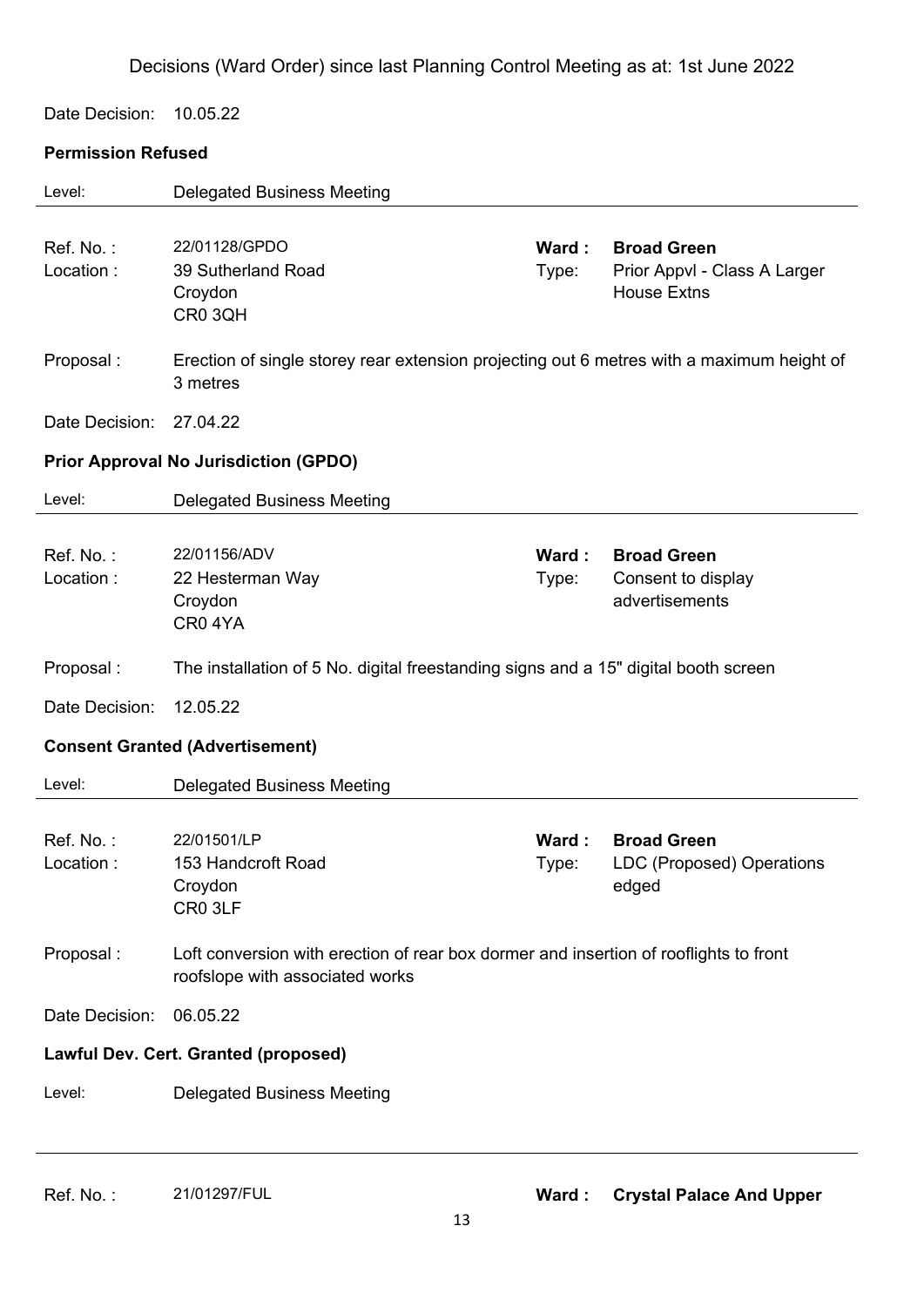Decisions (Ward Order) since last Planning Control Meeting as at: 1st June 2022

Date Decision: 10.05.22

**Permission Refused**

Level: Delegated Business Meeting

---

Ref. No. : 22/01128/GPDO
Location : 39 Sutherland Road, Croydon, CR0 3QH
**Ward : Broad Green**
Type: Prior Appvl - Class A Larger House Extns

Proposal : Erection of single storey rear extension projecting out 6 metres with a maximum height of 3 metres

Date Decision: 27.04.22

**Prior Approval No Jurisdiction (GPDO)**

Level: Delegated Business Meeting

---

Ref. No. : 22/01156/ADV
Location : 22 Hesterman Way, Croydon, CR0 4YA
**Ward : Broad Green**
Type: Consent to display advertisements

Proposal : The installation of 5 No. digital freestanding signs and a 15" digital booth screen

Date Decision: 12.05.22

**Consent Granted (Advertisement)**

Level: Delegated Business Meeting

---

Ref. No. : 22/01501/LP
Location : 153 Handcroft Road, Croydon, CR0 3LF
**Ward : Broad Green**
Type: LDC (Proposed) Operations edged

Proposal : Loft conversion with erection of rear box dormer and insertion of rooflights to front roofslope with associated works

Date Decision: 06.05.22

**Lawful Dev. Cert. Granted (proposed)**

Level: Delegated Business Meeting

---

Ref. No. : 21/01297/FUL
**Ward : Crystal Palace And Upper**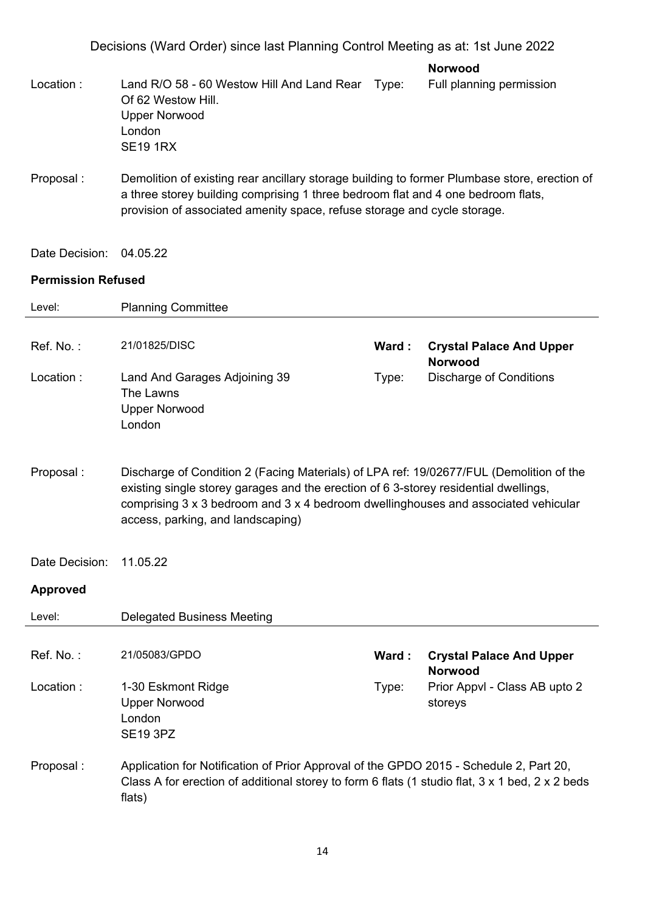Decisions (Ward Order) since last Planning Control Meeting as at: 1st June 2022

| | | | |
|---|---|---|---|
| | | | **Norwood** |
| Location : | Land R/O 58 - 60 Westow Hill And Land Rear Of 62 Westow Hill.<br>Upper Norwood<br>London<br>SE19 1RX | Type: | Full planning permission |

Proposal : Demolition of existing rear ancillary storage building to former Plumbase store, erection of a three storey building comprising 1 three bedroom flat and 4 one bedroom flats, provision of associated amenity space, refuse storage and cycle storage.

Date Decision: 04.05.22

**Permission Refused**

Level: Planning Committee

---

| | | | |
|---|---|---|---|
| Ref. No. : | 21/01825/DISC | **Ward :** | **Crystal Palace And Upper Norwood** |
| Location : | Land And Garages Adjoining 39<br>The Lawns<br>Upper Norwood<br>London | Type: | Discharge of Conditions |

Proposal : Discharge of Condition 2 (Facing Materials) of LPA ref: 19/02677/FUL (Demolition of the existing single storey garages and the erection of 6 3-storey residential dwellings, comprising 3 x 3 bedroom and 3 x 4 bedroom dwellinghouses and associated vehicular access, parking, and landscaping)

Date Decision: 11.05.22

**Approved**

Level: Delegated Business Meeting

---

| | | | |
|---|---|---|---|
| Ref. No. : | 21/05083/GPDO | **Ward :** | **Crystal Palace And Upper Norwood** |
| Location : | 1-30 Eskmont Ridge<br>Upper Norwood<br>London<br>SE19 3PZ | Type: | Prior Appvl - Class AB upto 2 storeys |

Proposal : Application for Notification of Prior Approval of the GPDO 2015 - Schedule 2, Part 20, Class A for erection of additional storey to form 6 flats (1 studio flat, 3 x 1 bed, 2 x 2 beds flats)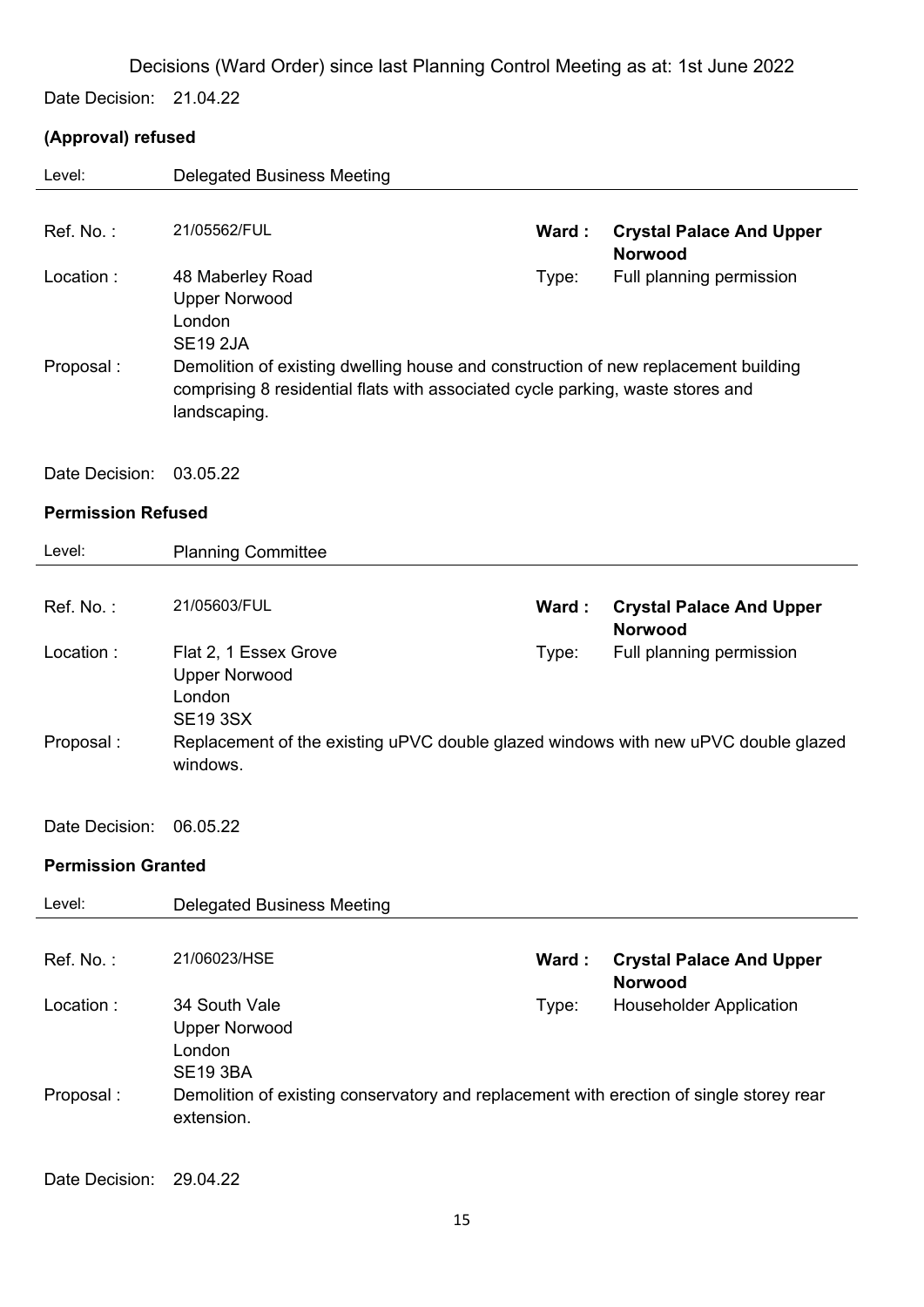Decisions (Ward Order) since last Planning Control Meeting as at: 1st June 2022

Date Decision: 21.04.22

**(Approval) refused**

Level: Delegated Business Meeting

| | | | |
|---|---|---|---|
| Ref. No. : | 21/05562/FUL | **Ward :** | **Crystal Palace And Upper Norwood** |
| Location : | 48 Maberley Road<br>Upper Norwood<br>London<br>SE19 2JA | Type: | Full planning permission |

Proposal : Demolition of existing dwelling house and construction of new replacement building comprising 8 residential flats with associated cycle parking, waste stores and landscaping.

Date Decision: 03.05.22

**Permission Refused**

Level: Planning Committee

| | | | |
|---|---|---|---|
| Ref. No. : | 21/05603/FUL | **Ward :** | **Crystal Palace And Upper Norwood** |
| Location : | Flat 2, 1 Essex Grove<br>Upper Norwood<br>London<br>SE19 3SX | Type: | Full planning permission |

Proposal : Replacement of the existing uPVC double glazed windows with new uPVC double glazed windows.

Date Decision: 06.05.22

**Permission Granted**

Level: Delegated Business Meeting

| | | | |
|---|---|---|---|
| Ref. No. : | 21/06023/HSE | **Ward :** | **Crystal Palace And Upper Norwood** |
| Location : | 34 South Vale<br>Upper Norwood<br>London<br>SE19 3BA | Type: | Householder Application |

Proposal : Demolition of existing conservatory and replacement with erection of single storey rear extension.

Date Decision: 29.04.22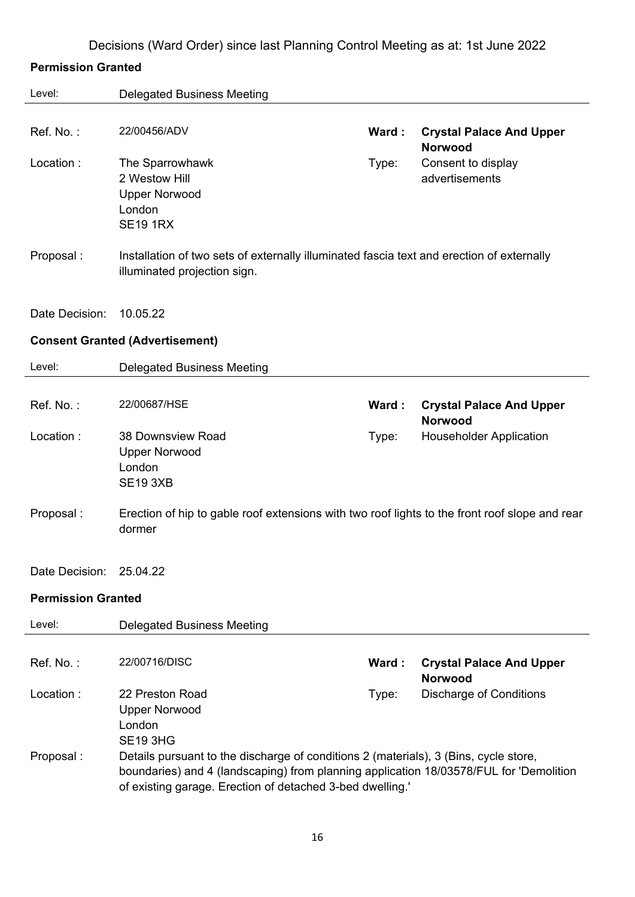Decisions (Ward Order) since last Planning Control Meeting as at: 1st June 2022

**Permission Granted**

Level: Delegated Business Meeting

| | | | |
|---|---|---|---|
| Ref. No. : | 22/00456/ADV | **Ward :** | **Crystal Palace And Upper Norwood** |
| Location : | The Sparrowhawk<br>2 Westow Hill<br>Upper Norwood<br>London<br>SE19 1RX | Type: | Consent to display advertisements |

Proposal : Installation of two sets of externally illuminated fascia text and erection of externally illuminated projection sign.

Date Decision: 10.05.22

**Consent Granted (Advertisement)**

Level: Delegated Business Meeting

| | | | |
|---|---|---|---|
| Ref. No. : | 22/00687/HSE | **Ward :** | **Crystal Palace And Upper Norwood** |
| Location : | 38 Downsview Road<br>Upper Norwood<br>London<br>SE19 3XB | Type: | Householder Application |

Proposal : Erection of hip to gable roof extensions with two roof lights to the front roof slope and rear dormer

Date Decision: 25.04.22

**Permission Granted**

Level: Delegated Business Meeting

| | | | |
|---|---|---|---|
| Ref. No. : | 22/00716/DISC | **Ward :** | **Crystal Palace And Upper Norwood** |
| Location : | 22 Preston Road<br>Upper Norwood<br>London<br>SE19 3HG | Type: | Discharge of Conditions |

Proposal : Details pursuant to the discharge of conditions 2 (materials), 3 (Bins, cycle store, boundaries) and 4 (landscaping) from planning application 18/03578/FUL for 'Demolition of existing garage. Erection of detached 3-bed dwelling.'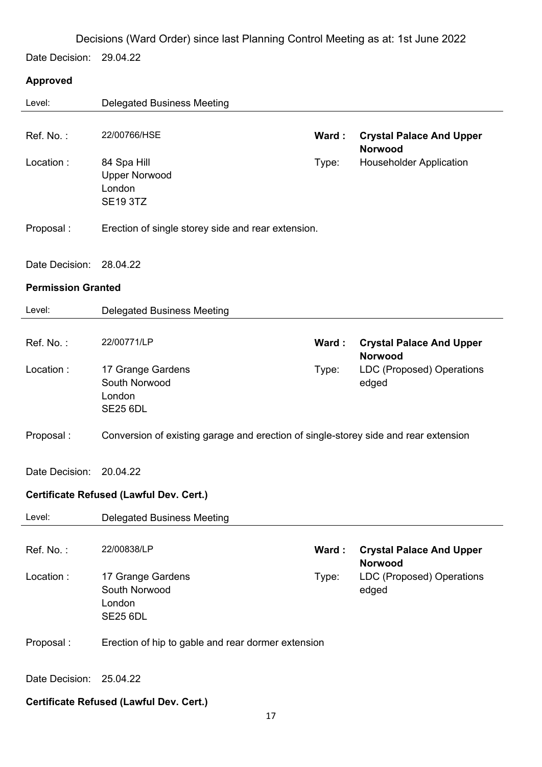Decisions (Ward Order) since last Planning Control Meeting as at: 1st June 2022

Date Decision: 29.04.22

**Approved**

Level: Delegated Business Meeting

| | | | |
|---|---|---|---|
| Ref. No. : | 22/00766/HSE | **Ward :** | **Crystal Palace And Upper Norwood** |
| Location : | 84 Spa Hill<br>Upper Norwood<br>London<br>SE19 3TZ | Type: | Householder Application |

Proposal : Erection of single storey side and rear extension.

Date Decision: 28.04.22

**Permission Granted**

Level: Delegated Business Meeting

| | | | |
|---|---|---|---|
| Ref. No. : | 22/00771/LP | **Ward :** | **Crystal Palace And Upper Norwood** |
| Location : | 17 Grange Gardens<br>South Norwood<br>London<br>SE25 6DL | Type: | LDC (Proposed) Operations edged |

Proposal : Conversion of existing garage and erection of single-storey side and rear extension

Date Decision: 20.04.22

**Certificate Refused (Lawful Dev. Cert.)**

Level: Delegated Business Meeting

| | | | |
|---|---|---|---|
| Ref. No. : | 22/00838/LP | **Ward :** | **Crystal Palace And Upper Norwood** |
| Location : | 17 Grange Gardens<br>South Norwood<br>London<br>SE25 6DL | Type: | LDC (Proposed) Operations edged |

Proposal : Erection of hip to gable and rear dormer extension

Date Decision: 25.04.22

**Certificate Refused (Lawful Dev. Cert.)**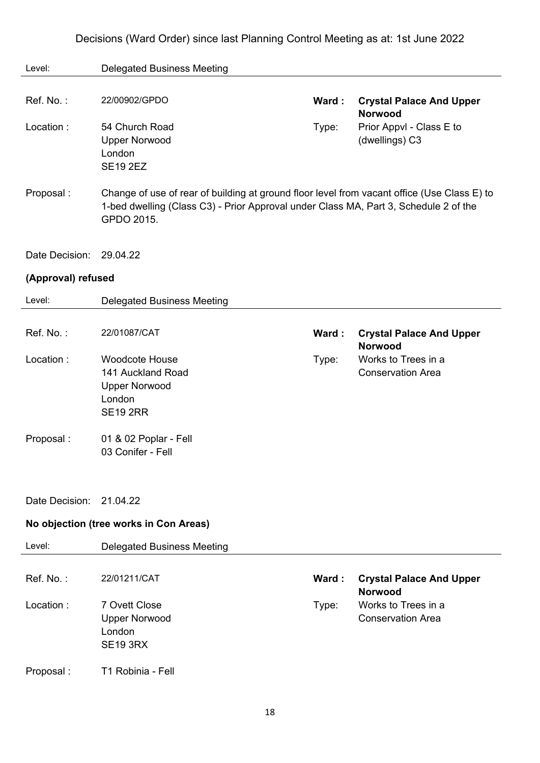Decisions (Ward Order) since last Planning Control Meeting as at: 1st June 2022

Level: Delegated Business Meeting

---

Ref. No. : 22/00902/GPDO

**Ward : Crystal Palace And Upper Norwood**

Location : 54 Church Road
Upper Norwood
London
SE19 2EZ

Type: Prior Appvl - Class E to (dwellings) C3

Proposal : Change of use of rear of building at ground floor level from vacant office (Use Class E) to 1-bed dwelling (Class C3) - Prior Approval under Class MA, Part 3, Schedule 2 of the GPDO 2015.

Date Decision: 29.04.22

**(Approval) refused**

Level: Delegated Business Meeting

---

Ref. No. : 22/01087/CAT

**Ward : Crystal Palace And Upper Norwood**

Location : Woodcote House
141 Auckland Road
Upper Norwood
London
SE19 2RR

Type: Works to Trees in a Conservation Area

Proposal : 01 & 02 Poplar - Fell
03 Conifer - Fell

Date Decision: 21.04.22

**No objection (tree works in Con Areas)**

Level: Delegated Business Meeting

---

Ref. No. : 22/01211/CAT

**Ward : Crystal Palace And Upper Norwood**

Location : 7 Ovett Close
Upper Norwood
London
SE19 3RX

Type: Works to Trees in a Conservation Area

Proposal : T1 Robinia - Fell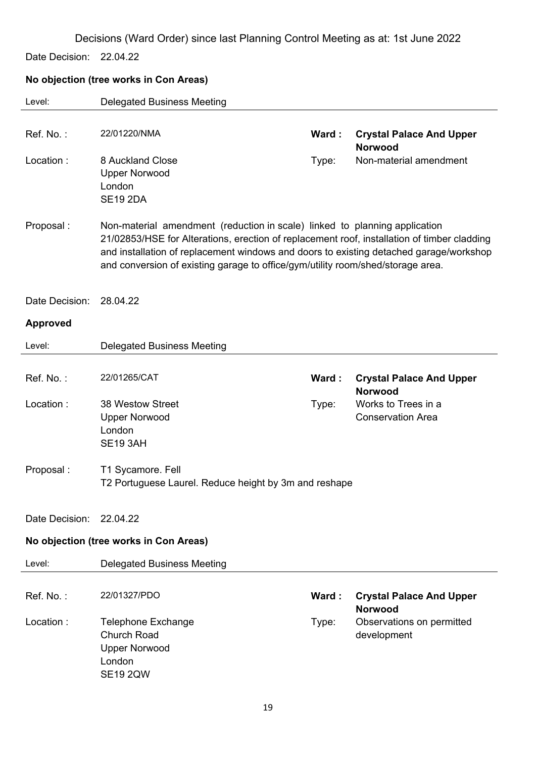Decisions (Ward Order) since last Planning Control Meeting as at: 1st June 2022

Date Decision: 22.04.22

**No objection (tree works in Con Areas)**

Level: Delegated Business Meeting

| | | | |
|---|---|---|---|
| Ref. No. : | 22/01220/NMA | **Ward :** | **Crystal Palace And Upper Norwood** |
| Location : | 8 Auckland Close<br>Upper Norwood<br>London<br>SE19 2DA | Type: | Non-material amendment |

Proposal : Non-material amendment (reduction in scale) linked to planning application 21/02853/HSE for Alterations, erection of replacement roof, installation of timber cladding and installation of replacement windows and doors to existing detached garage/workshop and conversion of existing garage to office/gym/utility room/shed/storage area.

Date Decision: 28.04.22

**Approved**

Level: Delegated Business Meeting

| | | | |
|---|---|---|---|
| Ref. No. : | 22/01265/CAT | **Ward :** | **Crystal Palace And Upper Norwood** |
| Location : | 38 Westow Street<br>Upper Norwood<br>London<br>SE19 3AH | Type: | Works to Trees in a Conservation Area |

Proposal : T1 Sycamore. Fell
T2 Portuguese Laurel. Reduce height by 3m and reshape

Date Decision: 22.04.22

**No objection (tree works in Con Areas)**

Level: Delegated Business Meeting

| | | | |
|---|---|---|---|
| Ref. No. : | 22/01327/PDO | **Ward :** | **Crystal Palace And Upper Norwood** |
| Location : | Telephone Exchange<br>Church Road<br>Upper Norwood<br>London<br>SE19 2QW | Type: | Observations on permitted development |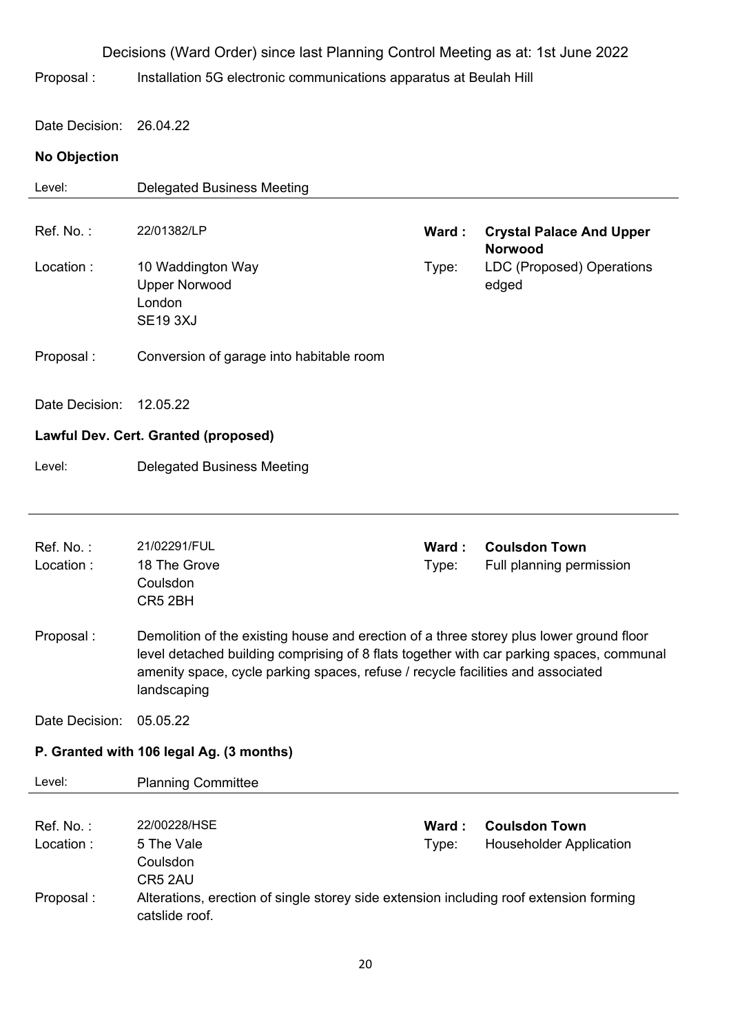Decisions (Ward Order) since last Planning Control Meeting as at: 1st June 2022

Proposal : Installation 5G electronic communications apparatus at Beulah Hill

Date Decision: 26.04.22

**No Objection**

Level: Delegated Business Meeting

---

Ref. No. : 22/01382/LP

**Ward : Crystal Palace And Upper Norwood**

Location : 10 Waddington Way
Upper Norwood
London
SE19 3XJ

Type: LDC (Proposed) Operations edged

Proposal : Conversion of garage into habitable room

Date Decision: 12.05.22

**Lawful Dev. Cert. Granted (proposed)**

Level: Delegated Business Meeting

---

Ref. No. : 21/02291/FUL

**Ward : Coulsdon Town**

Location : 18 The Grove
Coulsdon
CR5 2BH

Type: Full planning permission

Proposal : Demolition of the existing house and erection of a three storey plus lower ground floor level detached building comprising of 8 flats together with car parking spaces, communal amenity space, cycle parking spaces, refuse / recycle facilities and associated landscaping

Date Decision: 05.05.22

**P. Granted with 106 legal Ag. (3 months)**

Level: Planning Committee

---

Ref. No. : 22/00228/HSE

**Ward : Coulsdon Town**

Location : 5 The Vale
Coulsdon
CR5 2AU

Type: Householder Application

Proposal : Alterations, erection of single storey side extension including roof extension forming catslide roof.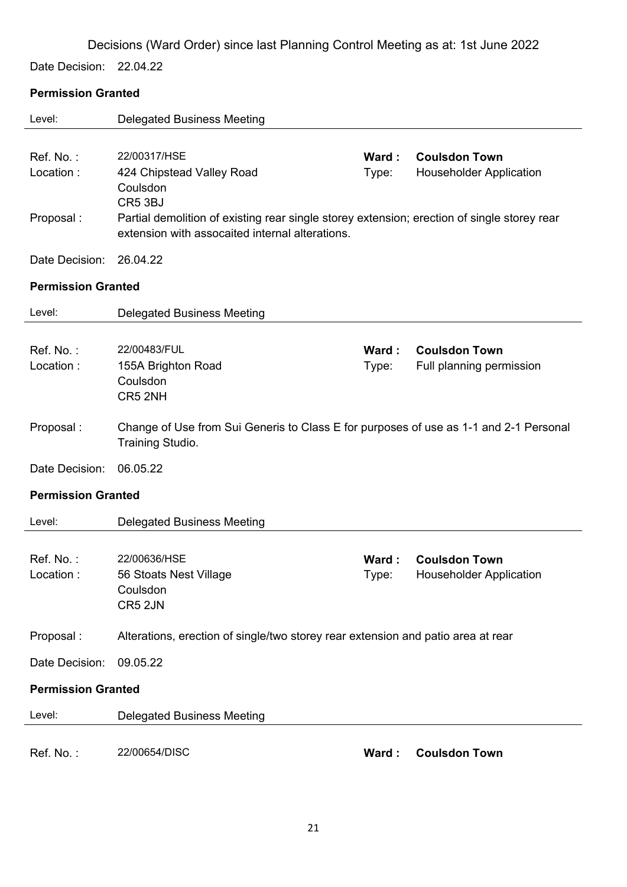Decisions (Ward Order) since last Planning Control Meeting as at: 1st June 2022

Date Decision: 22.04.22

**Permission Granted**

Level: Delegated Business Meeting

Ref. No. : 22/00317/HSE
**Ward : Coulsdon Town**
Location : 424 Chipstead Valley Road, Coulsdon, CR5 3BJ
Type: Householder Application
Proposal : Partial demolition of existing rear single storey extension; erection of single storey rear extension with assocaited internal alterations.

Date Decision: 26.04.22

**Permission Granted**

Level: Delegated Business Meeting

Ref. No. : 22/00483/FUL
**Ward : Coulsdon Town**
Location : 155A Brighton Road, Coulsdon, CR5 2NH
Type: Full planning permission
Proposal : Change of Use from Sui Generis to Class E for purposes of use as 1-1 and 2-1 Personal Training Studio.

Date Decision: 06.05.22

**Permission Granted**

Level: Delegated Business Meeting

Ref. No. : 22/00636/HSE
**Ward : Coulsdon Town**
Location : 56 Stoats Nest Village, Coulsdon, CR5 2JN
Type: Householder Application
Proposal : Alterations, erection of single/two storey rear extension and patio area at rear

Date Decision: 09.05.22

**Permission Granted**

Level: Delegated Business Meeting

Ref. No. : 22/00654/DISC
**Ward : Coulsdon Town**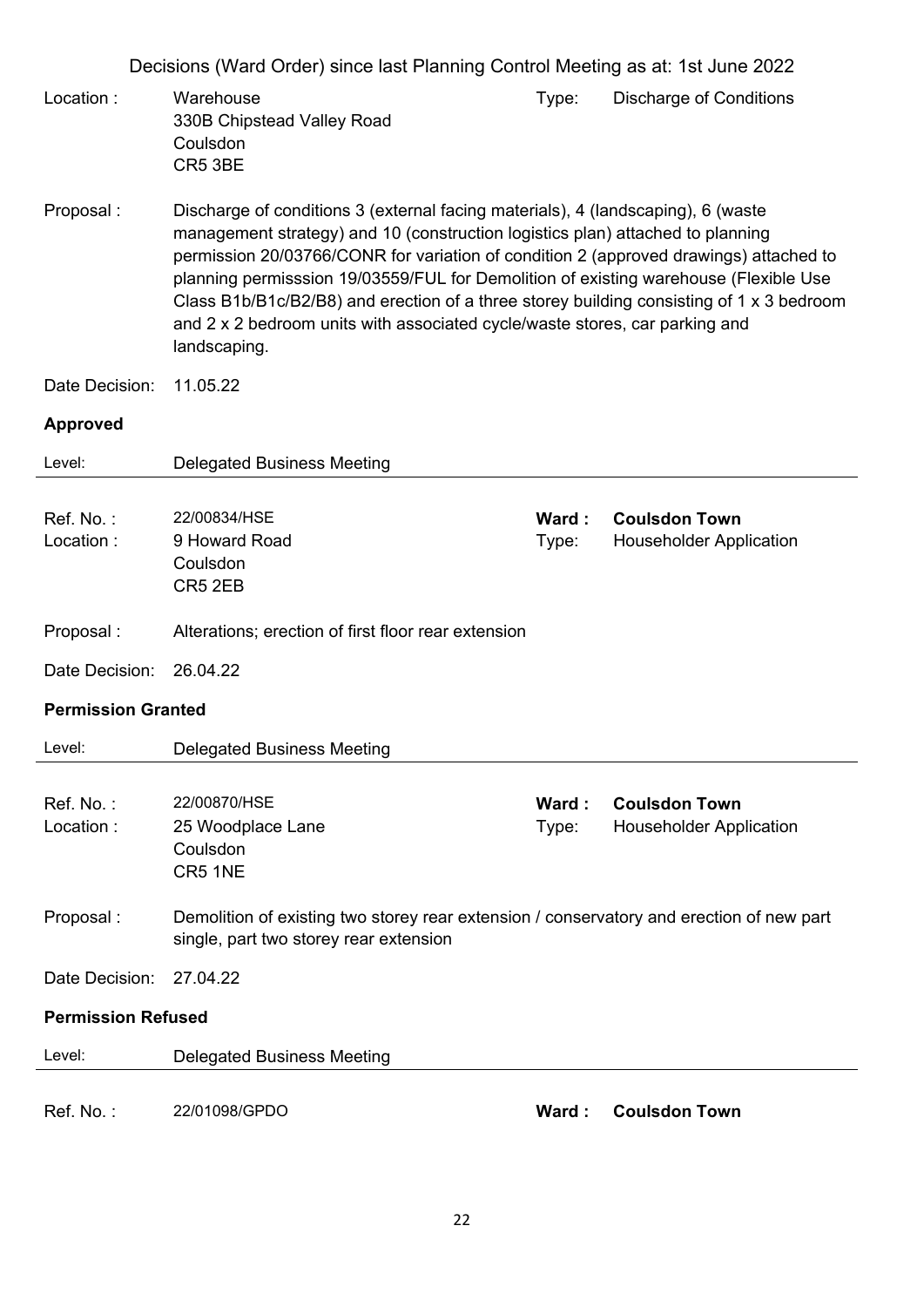Decisions (Ward Order) since last Planning Control Meeting as at: 1st June 2022

Location : Warehouse
330B Chipstead Valley Road
Coulsdon
CR5 3BE

Type: Discharge of Conditions

Proposal : Discharge of conditions 3 (external facing materials), 4 (landscaping), 6 (waste management strategy) and 10 (construction logistics plan) attached to planning permission 20/03766/CONR for variation of condition 2 (approved drawings) attached to planning permisssion 19/03559/FUL for Demolition of existing warehouse (Flexible Use Class B1b/B1c/B2/B8) and erection of a three storey building consisting of 1 x 3 bedroom and 2 x 2 bedroom units with associated cycle/waste stores, car parking and landscaping.

Date Decision: 11.05.22

**Approved**

Level: Delegated Business Meeting

---

Ref. No. : 22/00834/HSE **Ward : Coulsdon Town**

Location : 9 Howard Road
Coulsdon
CR5 2EB

Type: Householder Application

Proposal : Alterations; erection of first floor rear extension

Date Decision: 26.04.22

**Permission Granted**

Level: Delegated Business Meeting

---

Ref. No. : 22/00870/HSE **Ward : Coulsdon Town**

Location : 25 Woodplace Lane
Coulsdon
CR5 1NE

Type: Householder Application

Proposal : Demolition of existing two storey rear extension / conservatory and erection of new part single, part two storey rear extension

Date Decision: 27.04.22

**Permission Refused**

Level: Delegated Business Meeting

---

Ref. No. : 22/01098/GPDO **Ward : Coulsdon Town**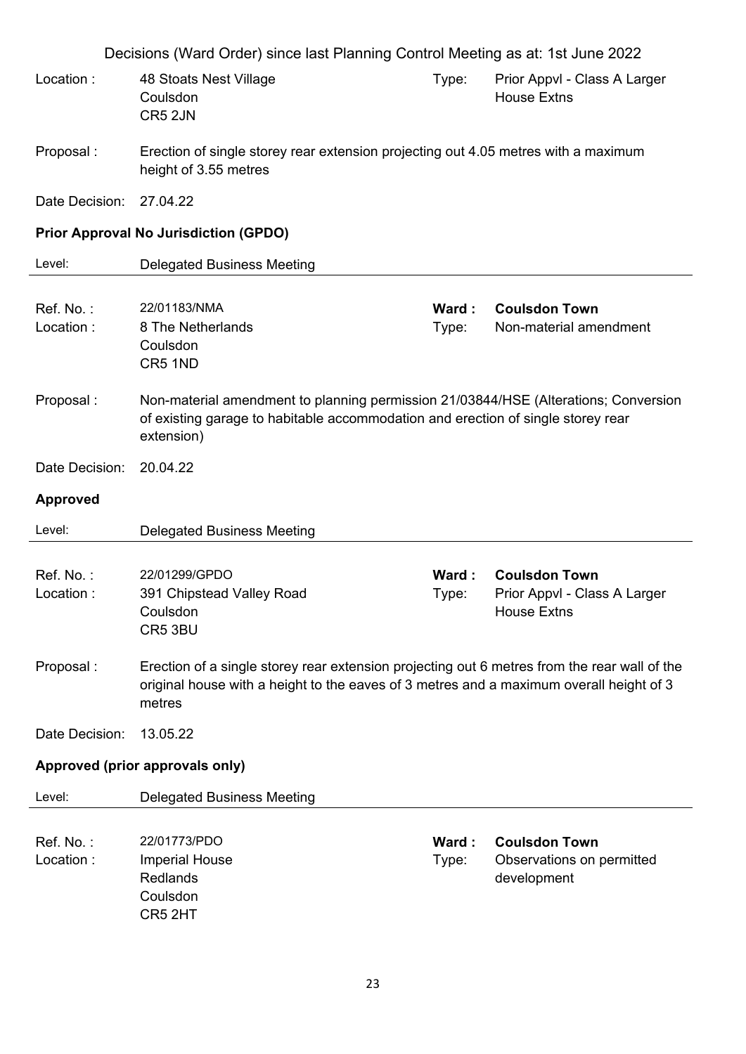Decisions (Ward Order) since last Planning Control Meeting as at: 1st June 2022

Location : 48 Stoats Nest Village
Coulsdon
CR5 2JN

Type: Prior Appvl - Class A Larger House Extns

Proposal : Erection of single storey rear extension projecting out 4.05 metres with a maximum height of 3.55 metres

Date Decision: 27.04.22

**Prior Approval No Jurisdiction (GPDO)**

Level: Delegated Business Meeting

---

Ref. No. : 22/01183/NMA

**Ward : Coulsdon Town**

Location : 8 The Netherlands
Coulsdon
CR5 1ND

Type: Non-material amendment

Proposal : Non-material amendment to planning permission 21/03844/HSE (Alterations; Conversion of existing garage to habitable accommodation and erection of single storey rear extension)

Date Decision: 20.04.22

**Approved**

Level: Delegated Business Meeting

---

Ref. No. : 22/01299/GPDO

**Ward : Coulsdon Town**

Location : 391 Chipstead Valley Road
Coulsdon
CR5 3BU

Type: Prior Appvl - Class A Larger House Extns

Proposal : Erection of a single storey rear extension projecting out 6 metres from the rear wall of the original house with a height to the eaves of 3 metres and a maximum overall height of 3 metres

Date Decision: 13.05.22

**Approved (prior approvals only)**

Level: Delegated Business Meeting

---

Ref. No. : 22/01773/PDO

**Ward : Coulsdon Town**

Location : Imperial House
Redlands
Coulsdon
CR5 2HT

Type: Observations on permitted development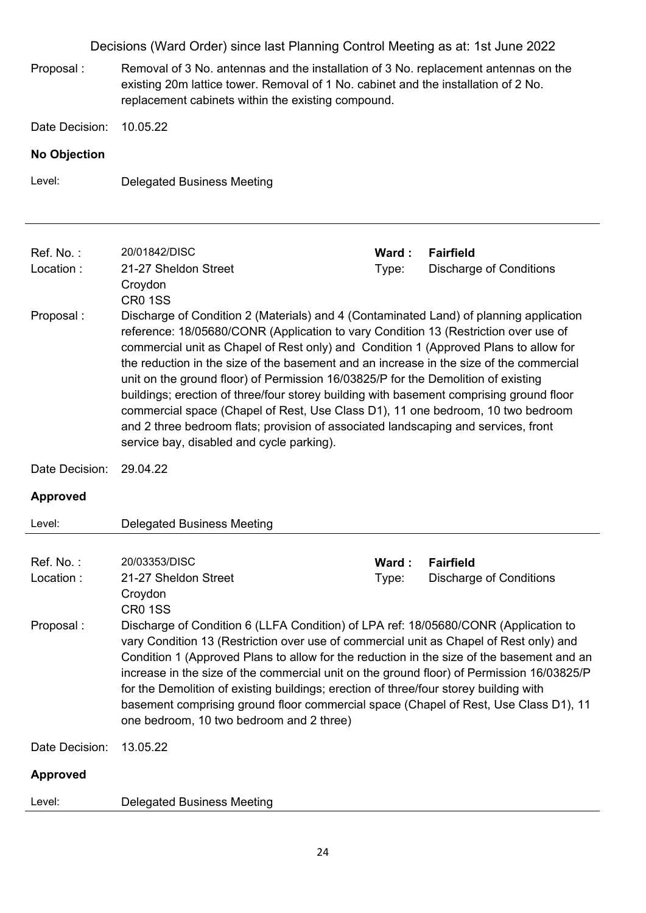Proposal : Removal of 3 No. antennas and the installation of 3 No. replacement antennas on the existing 20m lattice tower. Removal of 1 No. cabinet and the installation of 2 No. replacement cabinets within the existing compound.

Date Decision: 10.05.22

**No Objection**

Level: Delegated Business Meeting

---

Ref. No. : 20/01842/DISC | **Ward : Fairfield**

Location : 21-27 Sheldon Street
Croydon
CR0 1SS

Type: Discharge of Conditions

Proposal : Discharge of Condition 2 (Materials) and 4 (Contaminated Land) of planning application reference: 18/05680/CONR (Application to vary Condition 13 (Restriction over use of commercial unit as Chapel of Rest only) and Condition 1 (Approved Plans to allow for the reduction in the size of the basement and an increase in the size of the commercial unit on the ground floor) of Permission 16/03825/P for the Demolition of existing buildings; erection of three/four storey building with basement comprising ground floor commercial space (Chapel of Rest, Use Class D1), 11 one bedroom, 10 two bedroom and 2 three bedroom flats; provision of associated landscaping and services, front service bay, disabled and cycle parking).

Date Decision: 29.04.22

**Approved**

Level: Delegated Business Meeting

---

Ref. No. : 20/03353/DISC | **Ward : Fairfield**

Location : 21-27 Sheldon Street
Croydon
CR0 1SS

Type: Discharge of Conditions

Proposal : Discharge of Condition 6 (LLFA Condition) of LPA ref: 18/05680/CONR (Application to vary Condition 13 (Restriction over use of commercial unit as Chapel of Rest only) and Condition 1 (Approved Plans to allow for the reduction in the size of the basement and an increase in the size of the commercial unit on the ground floor) of Permission 16/03825/P for the Demolition of existing buildings; erection of three/four storey building with basement comprising ground floor commercial space (Chapel of Rest, Use Class D1), 11 one bedroom, 10 two bedroom and 2 three)

Date Decision: 13.05.22

**Approved**

Level: Delegated Business Meeting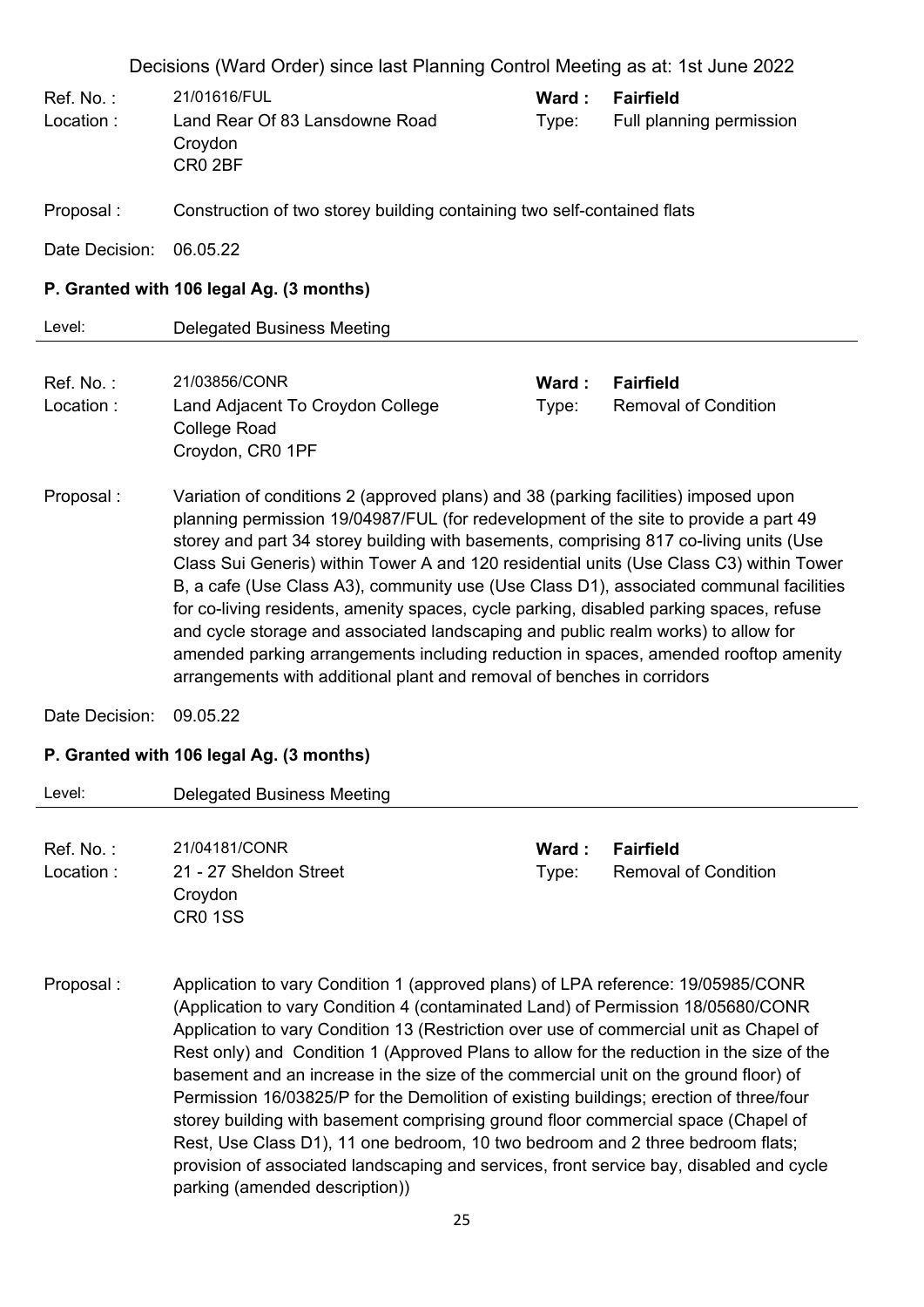Decisions (Ward Order) since last Planning Control Meeting as at: 1st June 2022

Ref. No. : 21/01616/FUL
Ward : **Fairfield**
Location : Land Rear Of 83 Lansdowne Road Croydon CR0 2BF
Type: Full planning permission

Proposal : Construction of two storey building containing two self-contained flats

Date Decision: 06.05.22

**P. Granted with 106 legal Ag. (3 months)**

Level: Delegated Business Meeting

---

Ref. No. : 21/03856/CONR
Ward : **Fairfield**
Location : Land Adjacent To Croydon College College Road Croydon, CR0 1PF
Type: Removal of Condition

Proposal : Variation of conditions 2 (approved plans) and 38 (parking facilities) imposed upon planning permission 19/04987/FUL (for redevelopment of the site to provide a part 49 storey and part 34 storey building with basements, comprising 817 co-living units (Use Class Sui Generis) within Tower A and 120 residential units (Use Class C3) within Tower B, a cafe (Use Class A3), community use (Use Class D1), associated communal facilities for co-living residents, amenity spaces, cycle parking, disabled parking spaces, refuse and cycle storage and associated landscaping and public realm works) to allow for amended parking arrangements including reduction in spaces, amended rooftop amenity arrangements with additional plant and removal of benches in corridors

Date Decision: 09.05.22

**P. Granted with 106 legal Ag. (3 months)**

Level: Delegated Business Meeting

---

Ref. No. : 21/04181/CONR
Ward : **Fairfield**
Location : 21 - 27 Sheldon Street Croydon CR0 1SS
Type: Removal of Condition

Proposal : Application to vary Condition 1 (approved plans) of LPA reference: 19/05985/CONR (Application to vary Condition 4 (contaminated Land) of Permission 18/05680/CONR Application to vary Condition 13 (Restriction over use of commercial unit as Chapel of Rest only) and Condition 1 (Approved Plans to allow for the reduction in the size of the basement and an increase in the size of the commercial unit on the ground floor) of Permission 16/03825/P for the Demolition of existing buildings; erection of three/four storey building with basement comprising ground floor commercial space (Chapel of Rest, Use Class D1), 11 one bedroom, 10 two bedroom and 2 three bedroom flats; provision of associated landscaping and services, front service bay, disabled and cycle parking (amended description))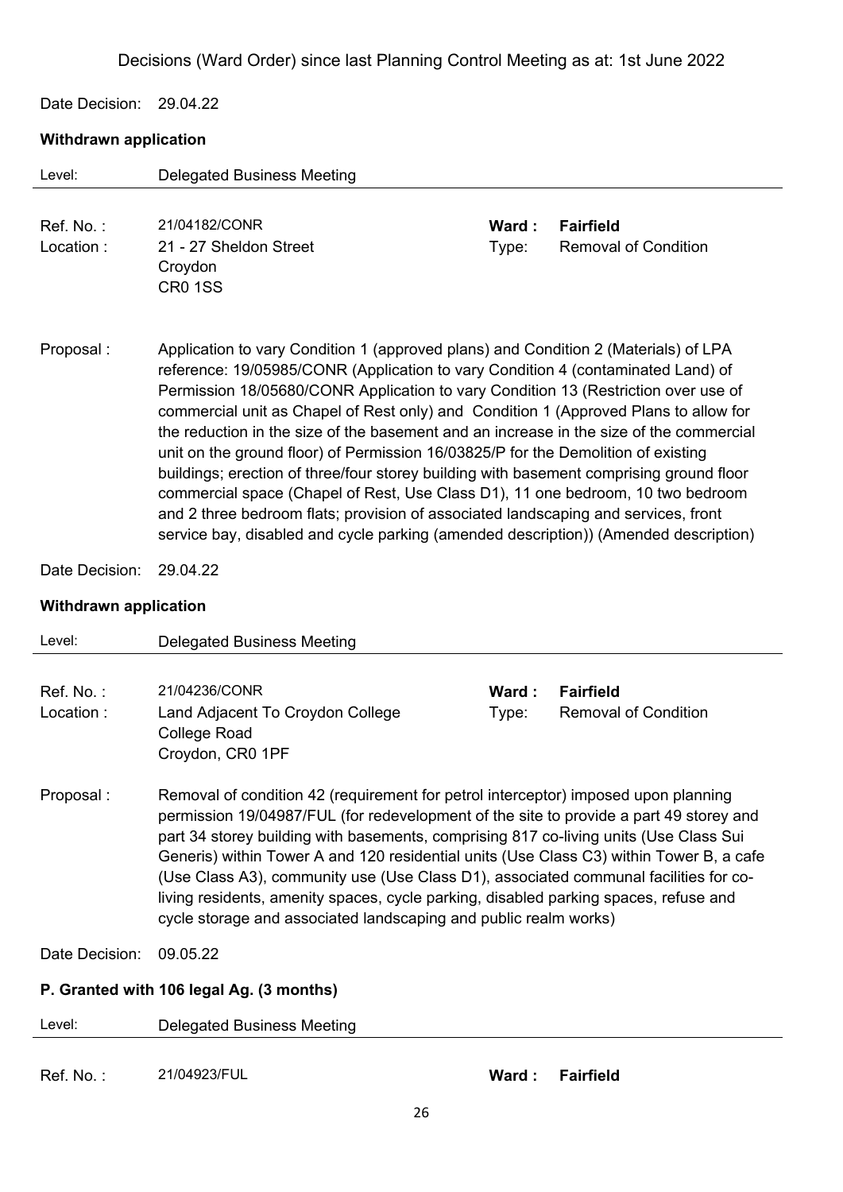Decisions (Ward Order) since last Planning Control Meeting as at: 1st June 2022

Date Decision: 29.04.22

**Withdrawn application**

Level: Delegated Business Meeting

Ref. No. : 21/04182/CONR
**Ward : Fairfield**
Location : 21 - 27 Sheldon Street
Croydon
CR0 1SS
Type: Removal of Condition

Proposal : Application to vary Condition 1 (approved plans) and Condition 2 (Materials) of LPA reference: 19/05985/CONR (Application to vary Condition 4 (contaminated Land) of Permission 18/05680/CONR Application to vary Condition 13 (Restriction over use of commercial unit as Chapel of Rest only) and Condition 1 (Approved Plans to allow for the reduction in the size of the basement and an increase in the size of the commercial unit on the ground floor) of Permission 16/03825/P for the Demolition of existing buildings; erection of three/four storey building with basement comprising ground floor commercial space (Chapel of Rest, Use Class D1), 11 one bedroom, 10 two bedroom and 2 three bedroom flats; provision of associated landscaping and services, front service bay, disabled and cycle parking (amended description)) (Amended description)

Date Decision: 29.04.22

**Withdrawn application**

Level: Delegated Business Meeting

Ref. No. : 21/04236/CONR
**Ward : Fairfield**
Location : Land Adjacent To Croydon College
College Road
Croydon, CR0 1PF
Type: Removal of Condition

Proposal : Removal of condition 42 (requirement for petrol interceptor) imposed upon planning permission 19/04987/FUL (for redevelopment of the site to provide a part 49 storey and part 34 storey building with basements, comprising 817 co-living units (Use Class Sui Generis) within Tower A and 120 residential units (Use Class C3) within Tower B, a cafe (Use Class A3), community use (Use Class D1), associated communal facilities for co-living residents, amenity spaces, cycle parking, disabled parking spaces, refuse and cycle storage and associated landscaping and public realm works)

Date Decision: 09.05.22

**P. Granted with 106 legal Ag. (3 months)**

Level: Delegated Business Meeting

Ref. No. : 21/04923/FUL
**Ward : Fairfield**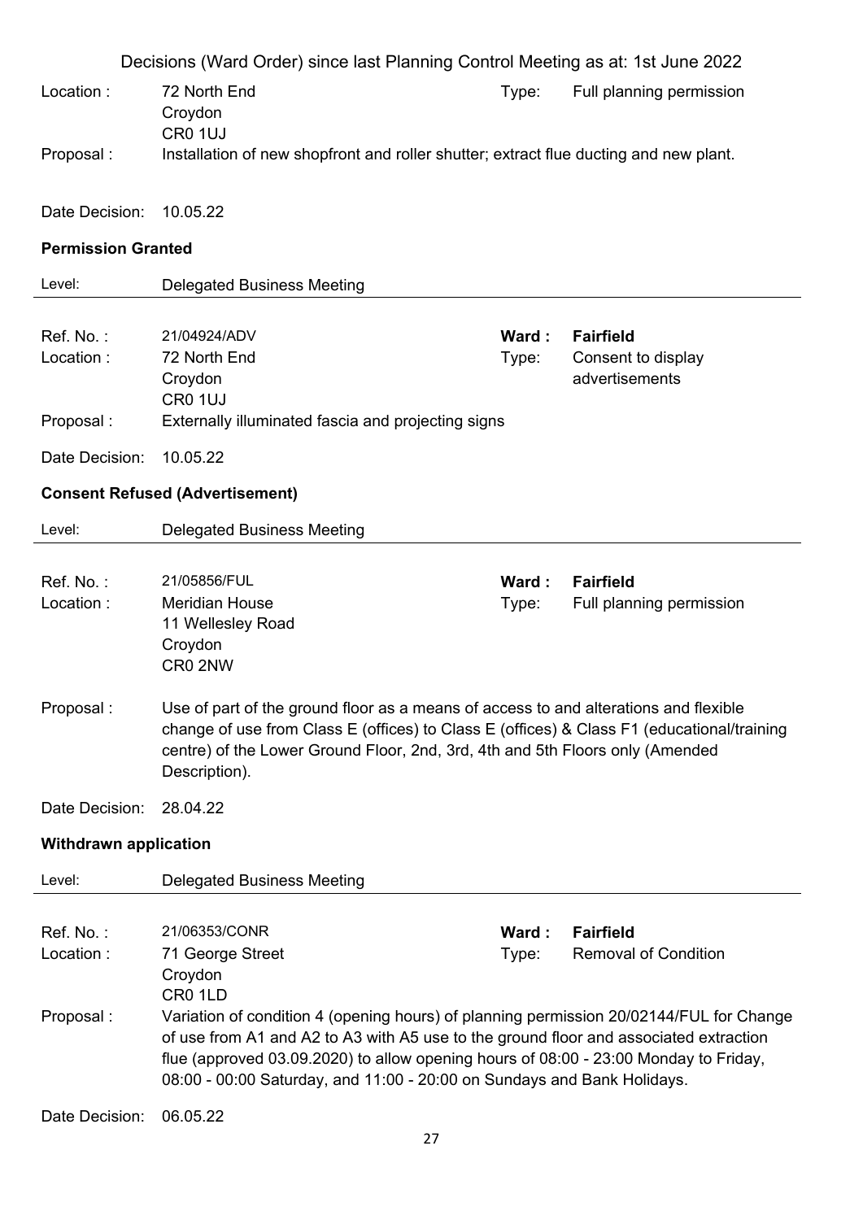Decisions (Ward Order) since last Planning Control Meeting as at: 1st June 2022

Location : 72 North End
Croydon
CR0 1UJ

Type: Full planning permission

Proposal : Installation of new shopfront and roller shutter; extract flue ducting and new plant.

Date Decision: 10.05.22

**Permission Granted**

Level: Delegated Business Meeting

---

Ref. No. : 21/04924/ADV

**Ward : Fairfield**

Location : 72 North End
Croydon
CR0 1UJ

Type: Consent to display advertisements

Proposal : Externally illuminated fascia and projecting signs

Date Decision: 10.05.22

**Consent Refused (Advertisement)**

Level: Delegated Business Meeting

---

Ref. No. : 21/05856/FUL

**Ward : Fairfield**

Location : Meridian House
11 Wellesley Road
Croydon
CR0 2NW

Type: Full planning permission

Proposal : Use of part of the ground floor as a means of access to and alterations and flexible change of use from Class E (offices) to Class E (offices) & Class F1 (educational/training centre) of the Lower Ground Floor, 2nd, 3rd, 4th and 5th Floors only (Amended Description).

Date Decision: 28.04.22

**Withdrawn application**

Level: Delegated Business Meeting

---

Ref. No. : 21/06353/CONR

**Ward : Fairfield**

Location : 71 George Street
Croydon
CR0 1LD

Type: Removal of Condition

Proposal : Variation of condition 4 (opening hours) of planning permission 20/02144/FUL for Change of use from A1 and A2 to A3 with A5 use to the ground floor and associated extraction flue (approved 03.09.2020) to allow opening hours of 08:00 - 23:00 Monday to Friday, 08:00 - 00:00 Saturday, and 11:00 - 20:00 on Sundays and Bank Holidays.

Date Decision: 06.05.22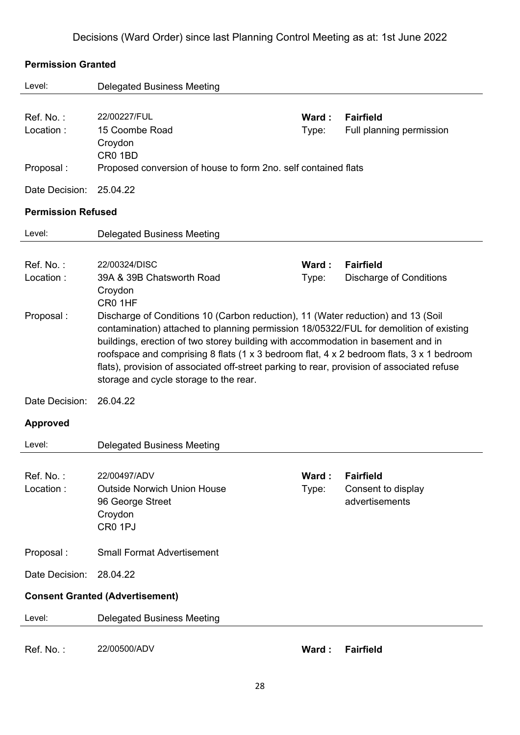Decisions (Ward Order) since last Planning Control Meeting as at: 1st June 2022

**Permission Granted**

Level: Delegated Business Meeting

Ref. No. : 22/00227/FUL
Ward : **Fairfield**
Location : 15 Coombe Road
Croydon
CR0 1BD
Type: Full planning permission
Proposal : Proposed conversion of house to form 2no. self contained flats
Date Decision: 25.04.22

**Permission Refused**

Level: Delegated Business Meeting

Ref. No. : 22/00324/DISC
Ward : **Fairfield**
Location : 39A & 39B Chatsworth Road
Croydon
CR0 1HF
Type: Discharge of Conditions
Proposal : Discharge of Conditions 10 (Carbon reduction), 11 (Water reduction) and 13 (Soil contamination) attached to planning permission 18/05322/FUL for demolition of existing buildings, erection of two storey building with accommodation in basement and in roofspace and comprising 8 flats (1 x 3 bedroom flat, 4 x 2 bedroom flats, 3 x 1 bedroom flats), provision of associated off-street parking to rear, provision of associated refuse storage and cycle storage to the rear.
Date Decision: 26.04.22

**Approved**

Level: Delegated Business Meeting

Ref. No. : 22/00497/ADV
Ward : **Fairfield**
Location : Outside Norwich Union House
96 George Street
Croydon
CR0 1PJ
Type: Consent to display advertisements
Proposal : Small Format Advertisement
Date Decision: 28.04.22

**Consent Granted (Advertisement)**

Level: Delegated Business Meeting

Ref. No. : 22/00500/ADV
Ward : **Fairfield**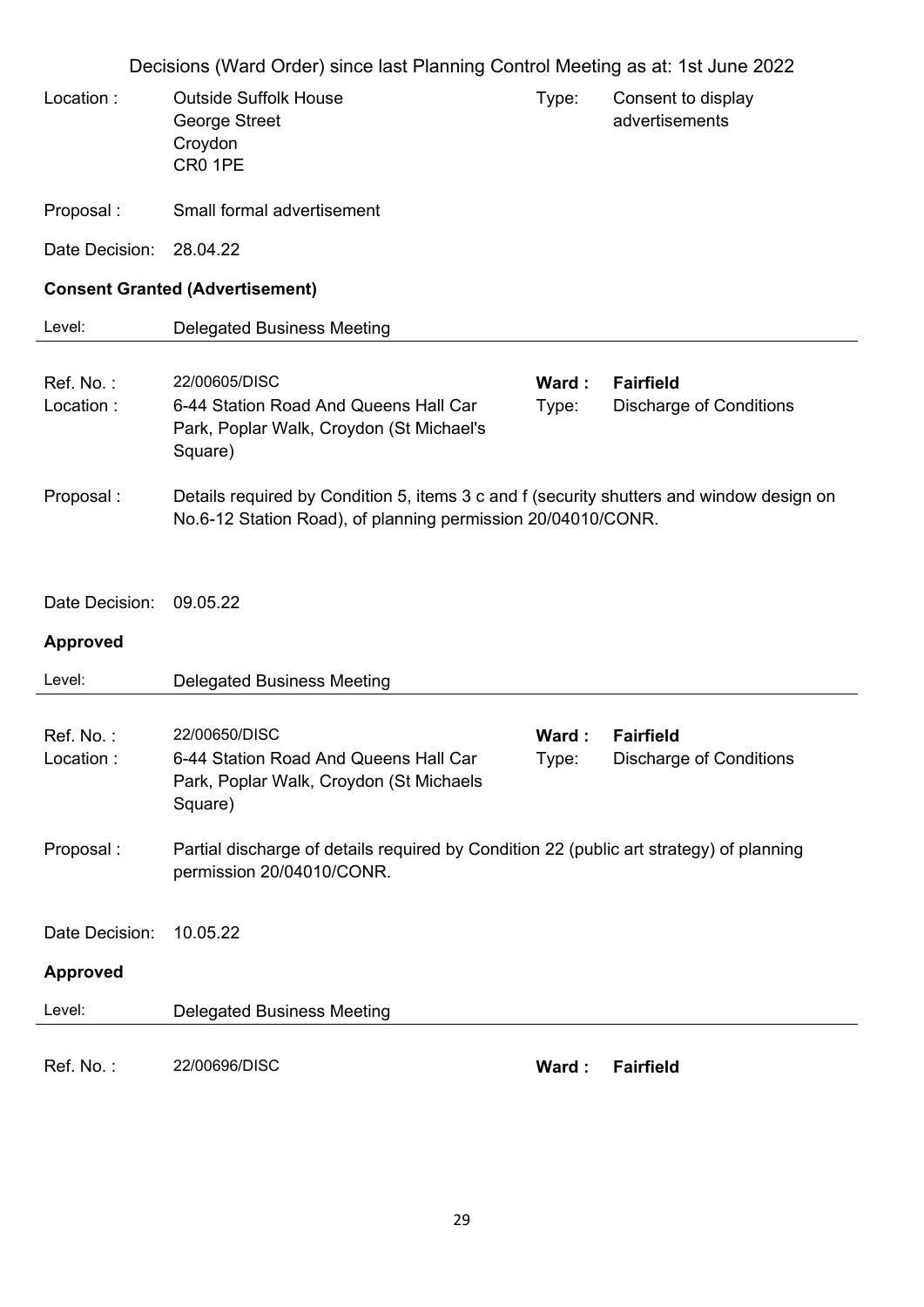Decisions (Ward Order) since last Planning Control Meeting as at: 1st June 2022

| | | | |
|---|---|---|---|
| Location : | Outside Suffolk House<br>George Street<br>Croydon<br>CR0 1PE | Type: | Consent to display advertisements |
| Proposal : | Small formal advertisement | | |
| Date Decision: | 28.04.22 | | |

**Consent Granted (Advertisement)**

Level: Delegated Business Meeting

---

| | | | |
|---|---|---|---|
| Ref. No. : | 22/00605/DISC | **Ward :** | **Fairfield** |
| Location : | 6-44 Station Road And Queens Hall Car Park, Poplar Walk, Croydon (St Michael's Square) | Type: | Discharge of Conditions |
| Proposal : | Details required by Condition 5, items 3 c and f (security shutters and window design on No.6-12 Station Road), of planning permission 20/04010/CONR. | | |
| Date Decision: | 09.05.22 | | |

**Approved**

Level: Delegated Business Meeting

---

| | | | |
|---|---|---|---|
| Ref. No. : | 22/00650/DISC | **Ward :** | **Fairfield** |
| Location : | 6-44 Station Road And Queens Hall Car Park, Poplar Walk, Croydon (St Michaels Square) | Type: | Discharge of Conditions |
| Proposal : | Partial discharge of details required by Condition 22 (public art strategy) of planning permission 20/04010/CONR. | | |
| Date Decision: | 10.05.22 | | |

**Approved**

Level: Delegated Business Meeting

---

| | | | |
|---|---|---|---|
| Ref. No. : | 22/00696/DISC | **Ward :** | **Fairfield** |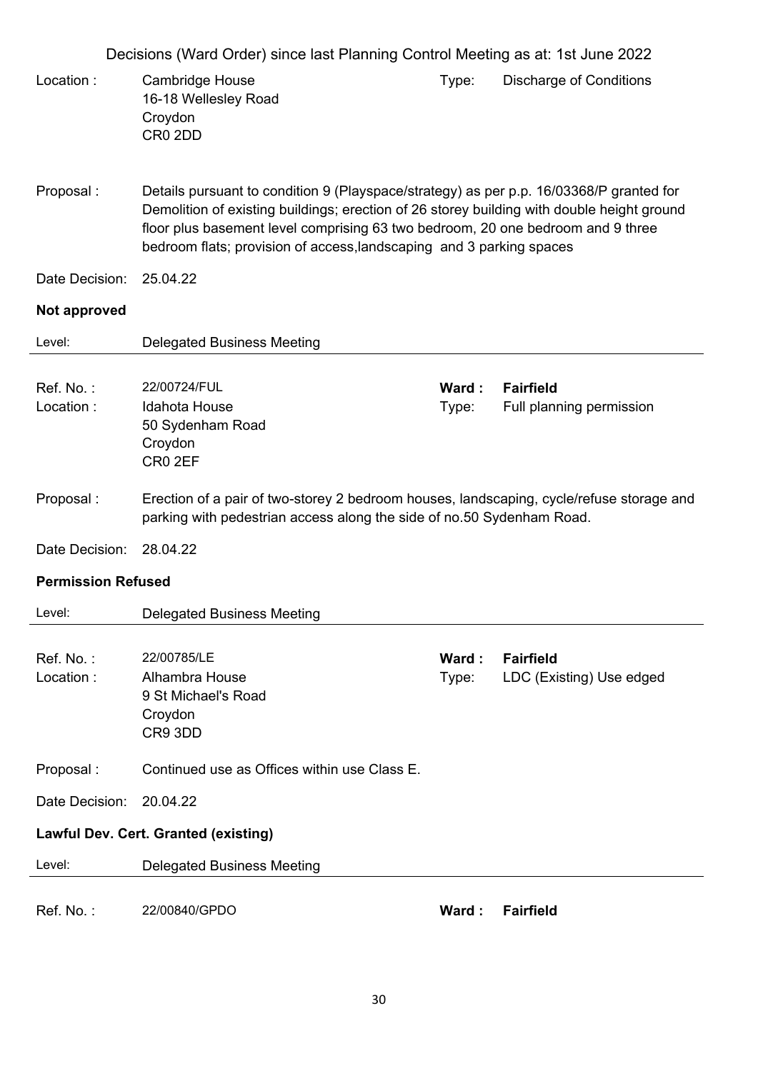Decisions (Ward Order) since last Planning Control Meeting as at: 1st June 2022

Location : Cambridge House
16-18 Wellesley Road
Croydon
CR0 2DD

Type: Discharge of Conditions

Proposal : Details pursuant to condition 9 (Playspace/strategy) as per p.p. 16/03368/P granted for Demolition of existing buildings; erection of 26 storey building with double height ground floor plus basement level comprising 63 two bedroom, 20 one bedroom and 9 three bedroom flats; provision of access,landscaping and 3 parking spaces

Date Decision: 25.04.22

**Not approved**

Level: Delegated Business Meeting

---

Ref. No. : 22/00724/FUL

**Ward : Fairfield**

Location : Idahota House
50 Sydenham Road
Croydon
CR0 2EF

Type: Full planning permission

Proposal : Erection of a pair of two-storey 2 bedroom houses, landscaping, cycle/refuse storage and parking with pedestrian access along the side of no.50 Sydenham Road.

Date Decision: 28.04.22

**Permission Refused**

Level: Delegated Business Meeting

---

Ref. No. : 22/00785/LE

**Ward : Fairfield**

Location : Alhambra House
9 St Michael's Road
Croydon
CR9 3DD

Type: LDC (Existing) Use edged

Proposal : Continued use as Offices within use Class E.

Date Decision: 20.04.22

**Lawful Dev. Cert. Granted (existing)**

Level: Delegated Business Meeting

---

Ref. No. : 22/00840/GPDO

**Ward : Fairfield**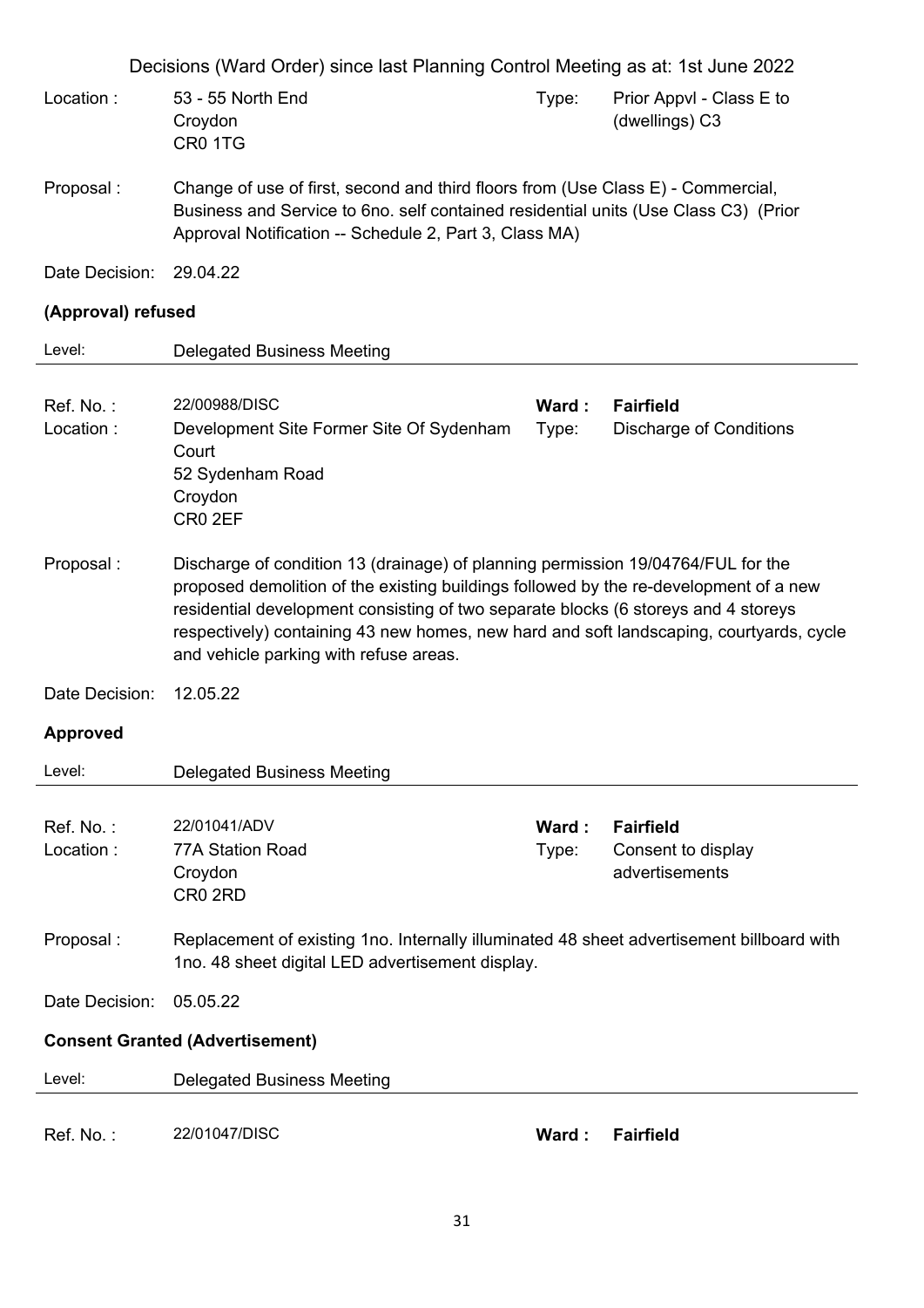Decisions (Ward Order) since last Planning Control Meeting as at: 1st June 2022

| | | | |
|---|---|---|---|
| Location : | 53 - 55 North End<br>Croydon<br>CR0 1TG | Type: | Prior Appvl - Class E to (dwellings) C3 |

Proposal : Change of use of first, second and third floors from (Use Class E) - Commercial, Business and Service to 6no. self contained residential units (Use Class C3) (Prior Approval Notification -- Schedule 2, Part 3, Class MA)

Date Decision: 29.04.22

**(Approval) refused**

Level: Delegated Business Meeting

---

| | | | |
|---|---|---|---|
| Ref. No. : | 22/00988/DISC | **Ward :** | **Fairfield** |
| Location : | Development Site Former Site Of Sydenham Court<br>52 Sydenham Road<br>Croydon<br>CR0 2EF | Type: | Discharge of Conditions |

Proposal : Discharge of condition 13 (drainage) of planning permission 19/04764/FUL for the proposed demolition of the existing buildings followed by the re-development of a new residential development consisting of two separate blocks (6 storeys and 4 storeys respectively) containing 43 new homes, new hard and soft landscaping, courtyards, cycle and vehicle parking with refuse areas.

Date Decision: 12.05.22

**Approved**

Level: Delegated Business Meeting

---

| | | | |
|---|---|---|---|
| Ref. No. : | 22/01041/ADV | **Ward :** | **Fairfield** |
| Location : | 77A Station Road<br>Croydon<br>CR0 2RD | Type: | Consent to display advertisements |

Proposal : Replacement of existing 1no. Internally illuminated 48 sheet advertisement billboard with 1no. 48 sheet digital LED advertisement display.

Date Decision: 05.05.22

**Consent Granted (Advertisement)**

Level: Delegated Business Meeting

---

| | | | |
|---|---|---|---|
| Ref. No. : | 22/01047/DISC | **Ward :** | **Fairfield** |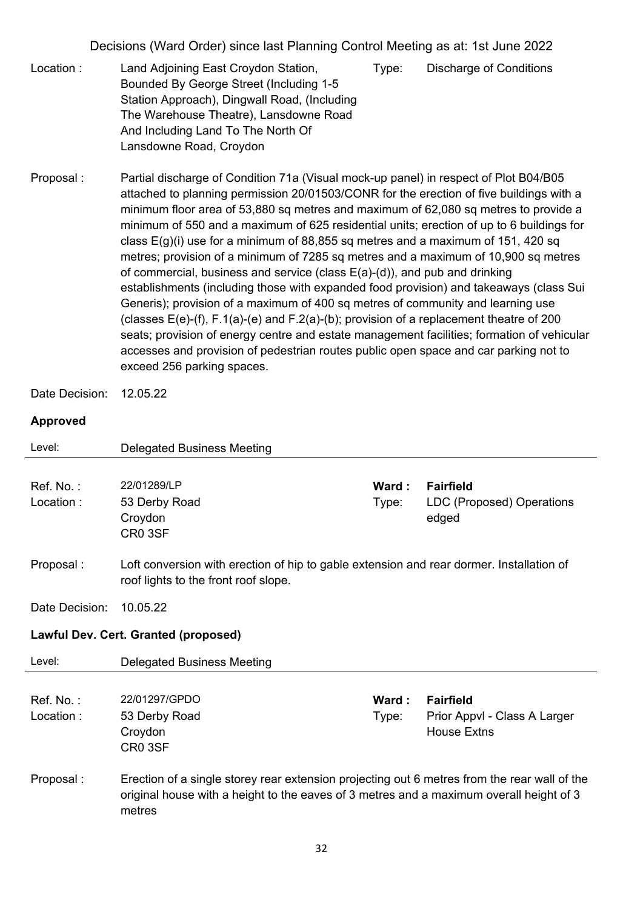Decisions (Ward Order) since last Planning Control Meeting as at: 1st June 2022

Location : Land Adjoining East Croydon Station, Bounded By George Street (Including 1-5 Station Approach), Dingwall Road, (Including The Warehouse Theatre), Lansdowne Road And Including Land To The North Of Lansdowne Road, Croydon

Type: Discharge of Conditions

Proposal : Partial discharge of Condition 71a (Visual mock-up panel) in respect of Plot B04/B05 attached to planning permission 20/01503/CONR for the erection of five buildings with a minimum floor area of 53,880 sq metres and maximum of 62,080 sq metres to provide a minimum of 550 and a maximum of 625 residential units; erection of up to 6 buildings for class E(g)(i) use for a minimum of 88,855 sq metres and a maximum of 151, 420 sq metres; provision of a minimum of 7285 sq metres and a maximum of 10,900 sq metres of commercial, business and service (class E(a)-(d)), and pub and drinking establishments (including those with expanded food provision) and takeaways (class Sui Generis); provision of a maximum of 400 sq metres of community and learning use (classes E(e)-(f), F.1(a)-(e) and F.2(a)-(b); provision of a replacement theatre of 200 seats; provision of energy centre and estate management facilities; formation of vehicular accesses and provision of pedestrian routes public open space and car parking not to exceed 256 parking spaces.

Date Decision: 12.05.22

**Approved**

Level: Delegated Business Meeting

---

Ref. No. : 22/01289/LP

**Ward : Fairfield**

Location : 53 Derby Road
Croydon
CR0 3SF

Type: LDC (Proposed) Operations edged

Proposal : Loft conversion with erection of hip to gable extension and rear dormer. Installation of roof lights to the front roof slope.

Date Decision: 10.05.22

**Lawful Dev. Cert. Granted (proposed)**

Level: Delegated Business Meeting

---

Ref. No. : 22/01297/GPDO

**Ward : Fairfield**

Location : 53 Derby Road
Croydon
CR0 3SF

Type: Prior Appvl - Class A Larger House Extns

Proposal : Erection of a single storey rear extension projecting out 6 metres from the rear wall of the original house with a height to the eaves of 3 metres and a maximum overall height of 3 metres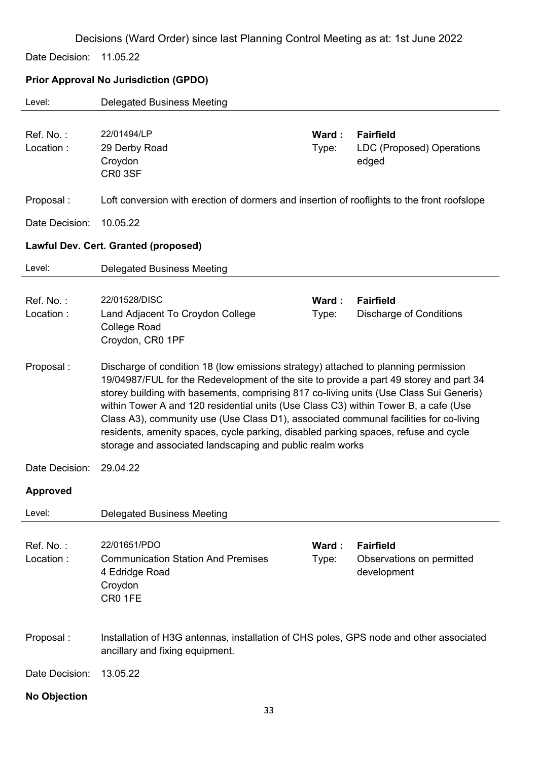Decisions (Ward Order) since last Planning Control Meeting as at: 1st June 2022

Date Decision: 11.05.22

**Prior Approval No Jurisdiction (GPDO)**

Level: Delegated Business Meeting

---

| | | | |
|---|---|---|---|
| Ref. No. : | 22/01494/LP | Ward : | **Fairfield** |
| Location : | 29 Derby Road<br>Croydon<br>CR0 3SF | Type: | LDC (Proposed) Operations edged |

Proposal : Loft conversion with erection of dormers and insertion of rooflights to the front roofslope

Date Decision: 10.05.22

**Lawful Dev. Cert. Granted (proposed)**

Level: Delegated Business Meeting

---

| | | | |
|---|---|---|---|
| Ref. No. : | 22/01528/DISC | Ward : | **Fairfield** |
| Location : | Land Adjacent To Croydon College<br>College Road<br>Croydon, CR0 1PF | Type: | Discharge of Conditions |

Proposal : Discharge of condition 18 (low emissions strategy) attached to planning permission 19/04987/FUL for the Redevelopment of the site to provide a part 49 storey and part 34 storey building with basements, comprising 817 co-living units (Use Class Sui Generis) within Tower A and 120 residential units (Use Class C3) within Tower B, a cafe (Use Class A3), community use (Use Class D1), associated communal facilities for co-living residents, amenity spaces, cycle parking, disabled parking spaces, refuse and cycle storage and associated landscaping and public realm works

Date Decision: 29.04.22

**Approved**

Level: Delegated Business Meeting

---

| | | | |
|---|---|---|---|
| Ref. No. : | 22/01651/PDO | Ward : | **Fairfield** |
| Location : | Communication Station And Premises<br>4 Edridge Road<br>Croydon<br>CR0 1FE | Type: | Observations on permitted development |

Proposal : Installation of H3G antennas, installation of CHS poles, GPS node and other associated ancillary and fixing equipment.

Date Decision: 13.05.22

**No Objection**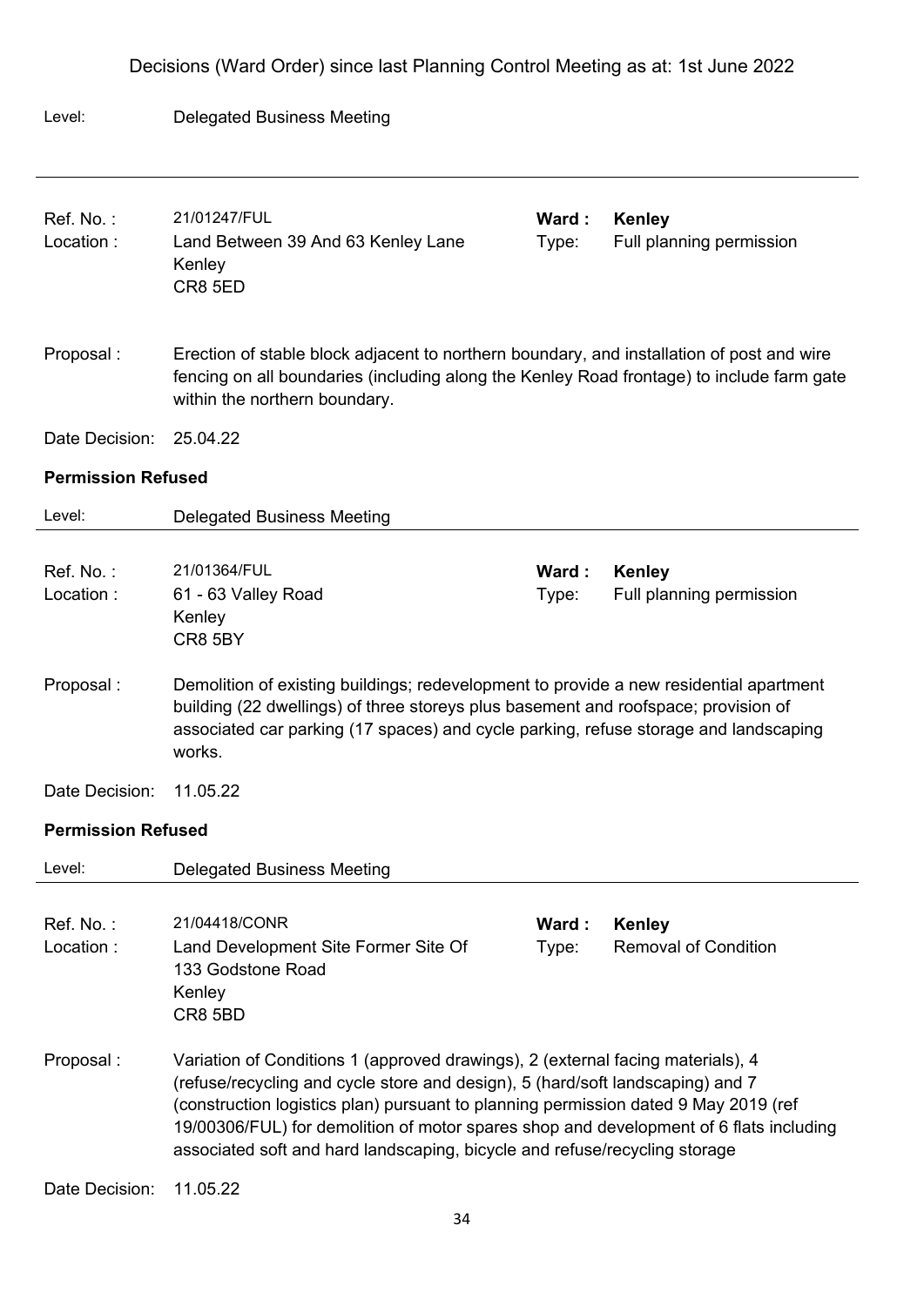Decisions (Ward Order) since last Planning Control Meeting as at: 1st June 2022

Level: Delegated Business Meeting

---

Ref. No. : 21/01247/FUL

Location : Land Between 39 And 63 Kenley Lane
Kenley
CR8 5ED

**Ward : Kenley**

Type: Full planning permission

Proposal : Erection of stable block adjacent to northern boundary, and installation of post and wire fencing on all boundaries (including along the Kenley Road frontage) to include farm gate within the northern boundary.

Date Decision: 25.04.22

**Permission Refused**

Level: Delegated Business Meeting

---

Ref. No. : 21/01364/FUL

Location : 61 - 63 Valley Road
Kenley
CR8 5BY

**Ward : Kenley**

Type: Full planning permission

Proposal : Demolition of existing buildings; redevelopment to provide a new residential apartment building (22 dwellings) of three storeys plus basement and roofspace; provision of associated car parking (17 spaces) and cycle parking, refuse storage and landscaping works.

Date Decision: 11.05.22

**Permission Refused**

Level: Delegated Business Meeting

---

Ref. No. : 21/04418/CONR

Location : Land Development Site Former Site Of
133 Godstone Road
Kenley
CR8 5BD

**Ward : Kenley**

Type: Removal of Condition

Proposal : Variation of Conditions 1 (approved drawings), 2 (external facing materials), 4 (refuse/recycling and cycle store and design), 5 (hard/soft landscaping) and 7 (construction logistics plan) pursuant to planning permission dated 9 May 2019 (ref 19/00306/FUL) for demolition of motor spares shop and development of 6 flats including associated soft and hard landscaping, bicycle and refuse/recycling storage

Date Decision: 11.05.22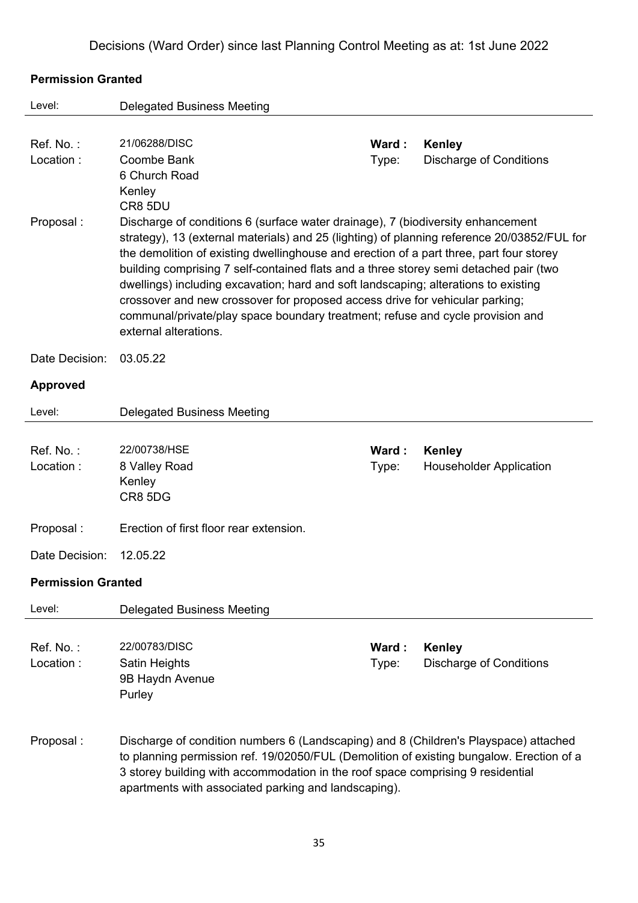Decisions (Ward Order) since last Planning Control Meeting as at: 1st June 2022

**Permission Granted**

Level: Delegated Business Meeting

Ref. No. : 21/06288/DISC
Ward : **Kenley**
Location : Coombe Bank, 6 Church Road, Kenley, CR8 5DU
Type: Discharge of Conditions

Proposal : Discharge of conditions 6 (surface water drainage), 7 (biodiversity enhancement strategy), 13 (external materials) and 25 (lighting) of planning reference 20/03852/FUL for the demolition of existing dwellinghouse and erection of a part three, part four storey building comprising 7 self-contained flats and a three storey semi detached pair (two dwellings) including excavation; hard and soft landscaping; alterations to existing crossover and new crossover for proposed access drive for vehicular parking; communal/private/play space boundary treatment; refuse and cycle provision and external alterations.

Date Decision: 03.05.22

**Approved**

Level: Delegated Business Meeting

Ref. No. : 22/00738/HSE
Ward : **Kenley**
Location : 8 Valley Road, Kenley, CR8 5DG
Type: Householder Application

Proposal : Erection of first floor rear extension.

Date Decision: 12.05.22

**Permission Granted**

Level: Delegated Business Meeting

Ref. No. : 22/00783/DISC
Ward : **Kenley**
Location : Satin Heights, 9B Haydn Avenue, Purley
Type: Discharge of Conditions

Proposal : Discharge of condition numbers 6 (Landscaping) and 8 (Children's Playspace) attached to planning permission ref. 19/02050/FUL (Demolition of existing bungalow. Erection of a 3 storey building with accommodation in the roof space comprising 9 residential apartments with associated parking and landscaping).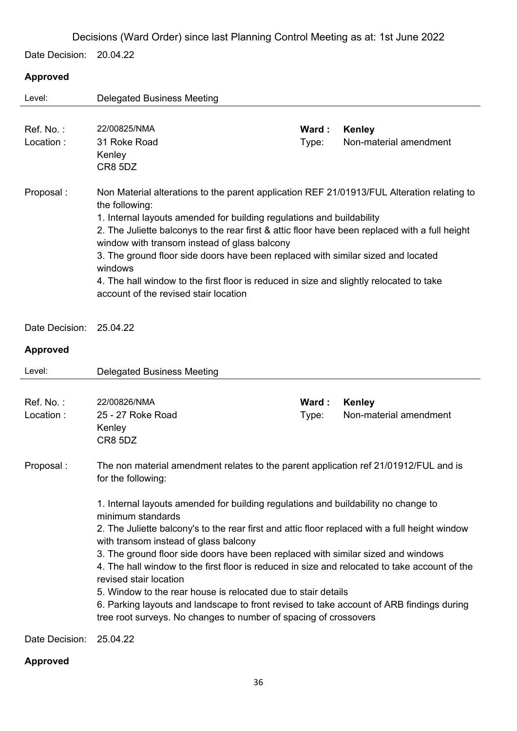Decisions (Ward Order) since last Planning Control Meeting as at: 1st June 2022

Date Decision: 20.04.22

**Approved**

Level: Delegated Business Meeting

Ref. No. : 22/00825/NMA

Location : 31 Roke Road
Kenley
CR8 5DZ

**Ward : Kenley**

Type: Non-material amendment

Proposal : Non Material alterations to the parent application REF 21/01913/FUL Alteration relating to the following:
1. Internal layouts amended for building regulations and buildability
2. The Juliette balconys to the rear first & attic floor have been replaced with a full height window with transom instead of glass balcony
3. The ground floor side doors have been replaced with similar sized and located windows
4. The hall window to the first floor is reduced in size and slightly relocated to take account of the revised stair location

Date Decision: 25.04.22

**Approved**

Level: Delegated Business Meeting

Ref. No. : 22/00826/NMA

Location : 25 - 27 Roke Road
Kenley
CR8 5DZ

**Ward : Kenley**

Type: Non-material amendment

Proposal : The non material amendment relates to the parent application ref 21/01912/FUL and is for the following:

1. Internal layouts amended for building regulations and buildability no change to minimum standards
2. The Juliette balcony's to the rear first and attic floor replaced with a full height window with transom instead of glass balcony
3. The ground floor side doors have been replaced with similar sized and windows
4. The hall window to the first floor is reduced in size and relocated to take account of the revised stair location
5. Window to the rear house is relocated due to stair details
6. Parking layouts and landscape to front revised to take account of ARB findings during tree root surveys. No changes to number of spacing of crossovers

Date Decision: 25.04.22

**Approved**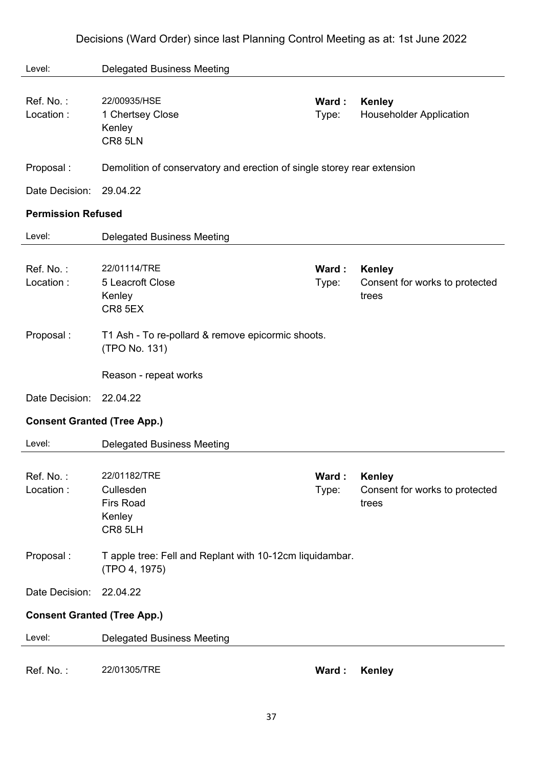Decisions (Ward Order) since last Planning Control Meeting as at: 1st June 2022

Level: Delegated Business Meeting

---

Ref. No. : 22/00935/HSE
**Ward : Kenley**
Location : 1 Chertsey Close, Kenley, CR8 5LN
Type: Householder Application

Proposal : Demolition of conservatory and erection of single storey rear extension

Date Decision: 29.04.22

**Permission Refused**

Level: Delegated Business Meeting

---

Ref. No. : 22/01114/TRE
**Ward : Kenley**
Location : 5 Leacroft Close, Kenley, CR8 5EX
Type: Consent for works to protected trees

Proposal : T1 Ash - To re-pollard & remove epicormic shoots.
(TPO No. 131)

Reason - repeat works

Date Decision: 22.04.22

**Consent Granted (Tree App.)**

Level: Delegated Business Meeting

---

Ref. No. : 22/01182/TRE
**Ward : Kenley**
Location : Cullesden, Firs Road, Kenley, CR8 5LH
Type: Consent for works to protected trees

Proposal : T apple tree: Fell and Replant with 10-12cm liquidambar.
(TPO 4, 1975)

Date Decision: 22.04.22

**Consent Granted (Tree App.)**

Level: Delegated Business Meeting

---

Ref. No. : 22/01305/TRE
**Ward : Kenley**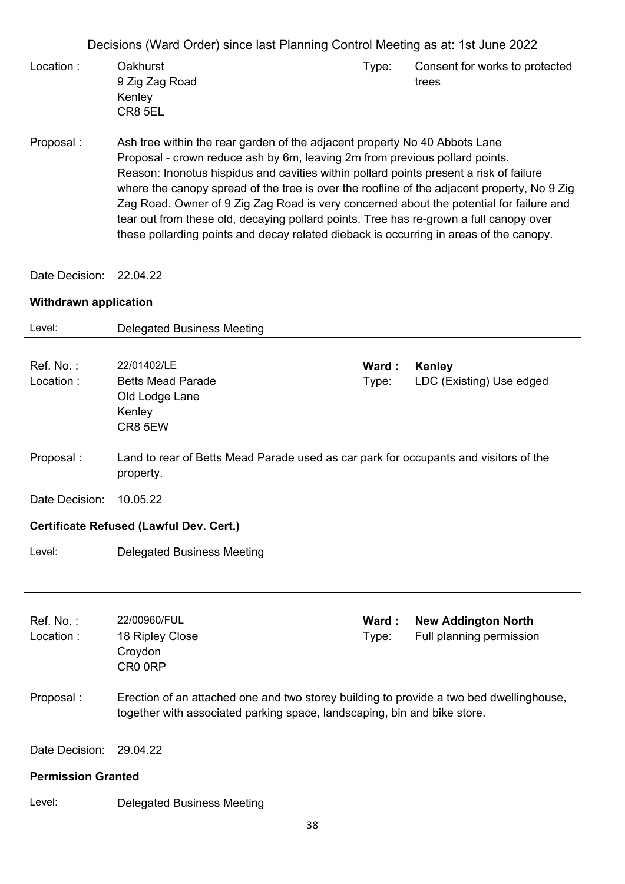Location : Oakhurst
9 Zig Zag Road
Kenley
CR8 5EL

Type: Consent for works to protected trees

Proposal : Ash tree within the rear garden of the adjacent property No 40 Abbots Lane
Proposal - crown reduce ash by 6m, leaving 2m from previous pollard points.
Reason: Inonotus hispidus and cavities within pollard points present a risk of failure where the canopy spread of the tree is over the roofline of the adjacent property, No 9 Zig Zag Road. Owner of 9 Zig Zag Road is very concerned about the potential for failure and tear out from these old, decaying pollard points. Tree has re-grown a full canopy over these pollarding points and decay related dieback is occurring in areas of the canopy.

Date Decision: 22.04.22

**Withdrawn application**

Level: Delegated Business Meeting

---

Ref. No. : 22/01402/LE

**Ward : Kenley**

Location : Betts Mead Parade
Old Lodge Lane
Kenley
CR8 5EW

Type: LDC (Existing) Use edged

Proposal : Land to rear of Betts Mead Parade used as car park for occupants and visitors of the property.

Date Decision: 10.05.22

**Certificate Refused (Lawful Dev. Cert.)**

Level: Delegated Business Meeting

---

Ref. No. : 22/00960/FUL

**Ward : New Addington North**

Location : 18 Ripley Close
Croydon
CR0 0RP

Type: Full planning permission

Proposal : Erection of an attached one and two storey building to provide a two bed dwellinghouse, together with associated parking space, landscaping, bin and bike store.

Date Decision: 29.04.22

**Permission Granted**

Level: Delegated Business Meeting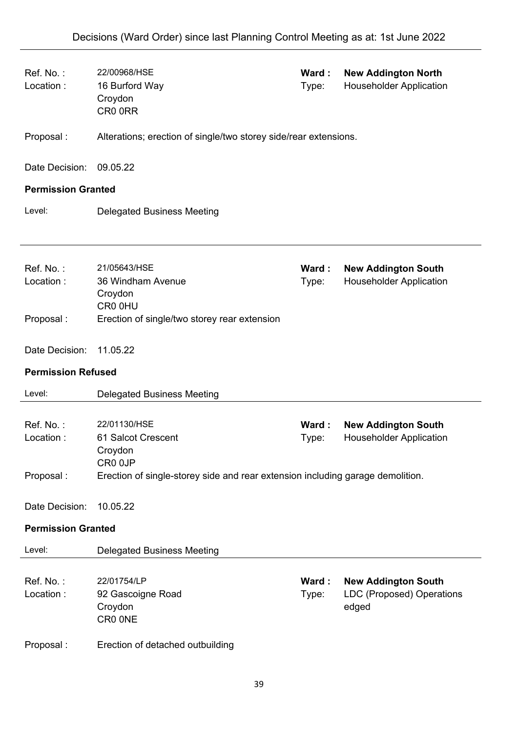Decisions (Ward Order) since last Planning Control Meeting as at: 1st June 2022

---

Ref. No. : 22/00968/HSE
Ward : **New Addington North**
Location : 16 Burford Way, Croydon, CR0 0RR
Type: Householder Application

Proposal : Alterations; erection of single/two storey side/rear extensions.

Date Decision: 09.05.22

**Permission Granted**

Level: Delegated Business Meeting

---

Ref. No. : 21/05643/HSE
Ward : **New Addington South**
Location : 36 Windham Avenue, Croydon, CR0 0HU
Type: Householder Application

Proposal : Erection of single/two storey rear extension

Date Decision: 11.05.22

**Permission Refused**

Level: Delegated Business Meeting

---

Ref. No. : 22/01130/HSE
Ward : **New Addington South**
Location : 61 Salcot Crescent, Croydon, CR0 0JP
Type: Householder Application

Proposal : Erection of single-storey side and rear extension including garage demolition.

Date Decision: 10.05.22

**Permission Granted**

Level: Delegated Business Meeting

---

Ref. No. : 22/01754/LP
Ward : **New Addington South**
Location : 92 Gascoigne Road, Croydon, CR0 0NE
Type: LDC (Proposed) Operations edged

Proposal : Erection of detached outbuilding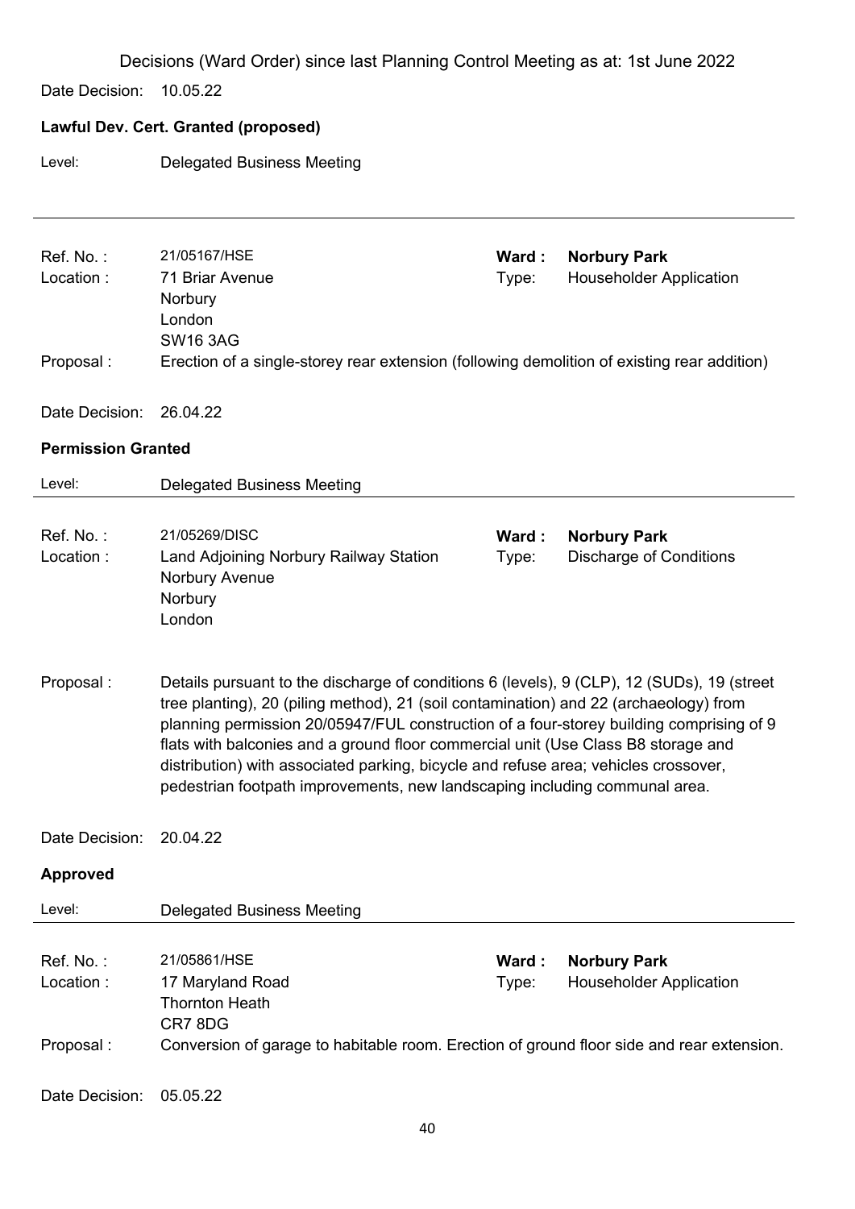Decisions (Ward Order) since last Planning Control Meeting as at: 1st June 2022

Date Decision: 10.05.22

**Lawful Dev. Cert. Granted (proposed)**

Level: Delegated Business Meeting

---

Ref. No. : 21/05167/HSE
Ward : **Norbury Park**
Location : 71 Briar Avenue, Norbury, London, SW16 3AG
Type: Householder Application

Proposal : Erection of a single-storey rear extension (following demolition of existing rear addition)

Date Decision: 26.04.22

**Permission Granted**

Level: Delegated Business Meeting

---

Ref. No. : 21/05269/DISC
Ward : **Norbury Park**
Location : Land Adjoining Norbury Railway Station, Norbury Avenue, Norbury, London
Type: Discharge of Conditions

Proposal : Details pursuant to the discharge of conditions 6 (levels), 9 (CLP), 12 (SUDs), 19 (street tree planting), 20 (piling method), 21 (soil contamination) and 22 (archaeology) from planning permission 20/05947/FUL construction of a four-storey building comprising of 9 flats with balconies and a ground floor commercial unit (Use Class B8 storage and distribution) with associated parking, bicycle and refuse area; vehicles crossover, pedestrian footpath improvements, new landscaping including communal area.

Date Decision: 20.04.22

**Approved**

Level: Delegated Business Meeting

---

Ref. No. : 21/05861/HSE
Ward : **Norbury Park**
Location : 17 Maryland Road, Thornton Heath, CR7 8DG
Type: Householder Application

Proposal : Conversion of garage to habitable room. Erection of ground floor side and rear extension.

Date Decision: 05.05.22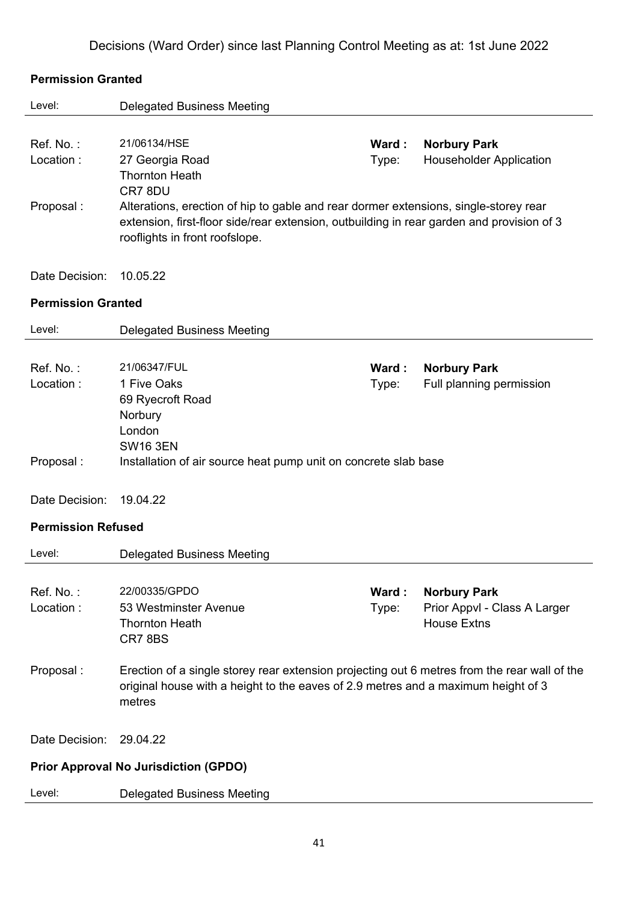Decisions (Ward Order) since last Planning Control Meeting as at: 1st June 2022

**Permission Granted**

Level: Delegated Business Meeting

Ref. No. : 21/06134/HSE
**Ward : Norbury Park**
Location : 27 Georgia Road, Thornton Heath, CR7 8DU
Type: Householder Application

Proposal : Alterations, erection of hip to gable and rear dormer extensions, single-storey rear extension, first-floor side/rear extension, outbuilding in rear garden and provision of 3 rooflights in front roofslope.

Date Decision: 10.05.22

**Permission Granted**

Level: Delegated Business Meeting

Ref. No. : 21/06347/FUL
**Ward : Norbury Park**
Location : 1 Five Oaks, 69 Ryecroft Road, Norbury, London, SW16 3EN
Type: Full planning permission

Proposal : Installation of air source heat pump unit on concrete slab base

Date Decision: 19.04.22

**Permission Refused**

Level: Delegated Business Meeting

Ref. No. : 22/00335/GPDO
**Ward : Norbury Park**
Location : 53 Westminster Avenue, Thornton Heath, CR7 8BS
Type: Prior Appvl - Class A Larger House Extns

Proposal : Erection of a single storey rear extension projecting out 6 metres from the rear wall of the original house with a height to the eaves of 2.9 metres and a maximum height of 3 metres

Date Decision: 29.04.22

**Prior Approval No Jurisdiction (GPDO)**

Level: Delegated Business Meeting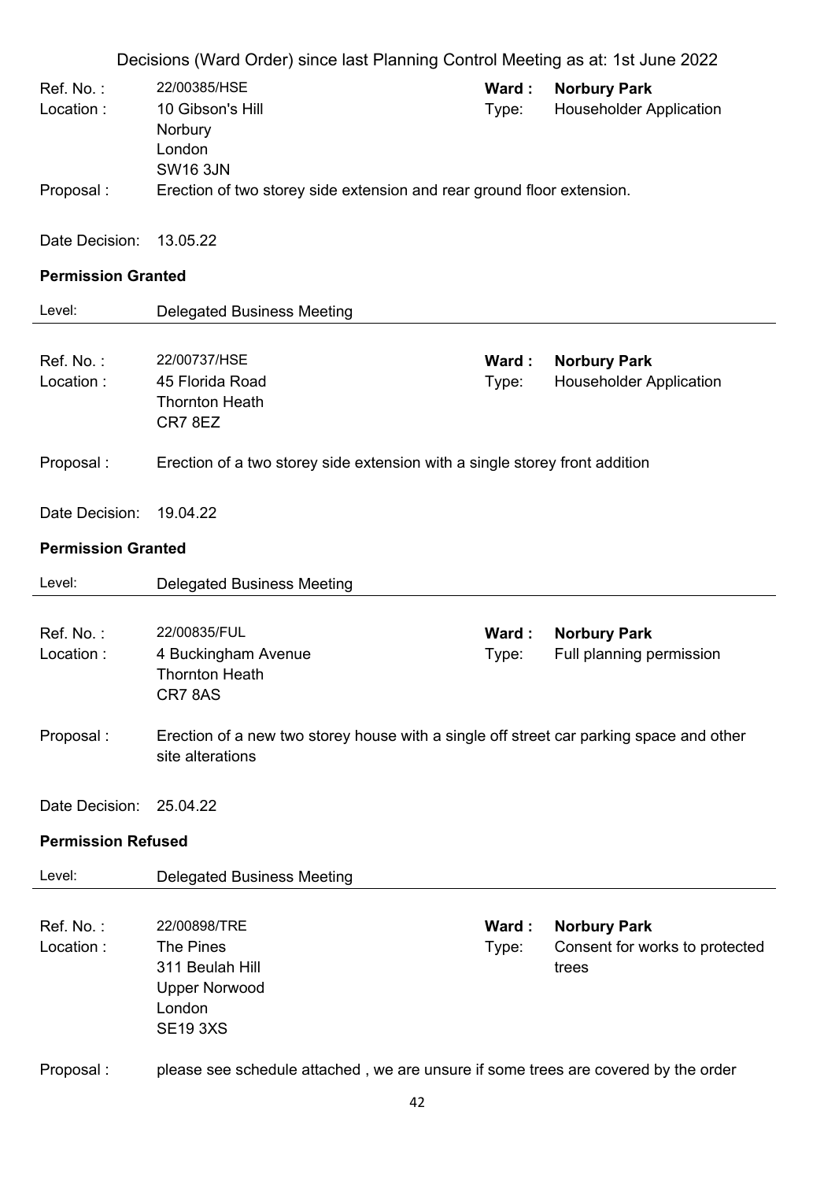Decisions (Ward Order) since last Planning Control Meeting as at: 1st June 2022

Ref. No. : 22/00385/HSE
Ward : **Norbury Park**
Location : 10 Gibson's Hill
Norbury
London
SW16 3JN
Type: Householder Application

Proposal : Erection of two storey side extension and rear ground floor extension.

Date Decision: 13.05.22

**Permission Granted**

Level: Delegated Business Meeting

---

Ref. No. : 22/00737/HSE
Ward : **Norbury Park**
Location : 45 Florida Road
Thornton Heath
CR7 8EZ
Type: Householder Application

Proposal : Erection of a two storey side extension with a single storey front addition

Date Decision: 19.04.22

**Permission Granted**

Level: Delegated Business Meeting

---

Ref. No. : 22/00835/FUL
Ward : **Norbury Park**
Location : 4 Buckingham Avenue
Thornton Heath
CR7 8AS
Type: Full planning permission

Proposal : Erection of a new two storey house with a single off street car parking space and other site alterations

Date Decision: 25.04.22

**Permission Refused**

Level: Delegated Business Meeting

---

Ref. No. : 22/00898/TRE
Ward : **Norbury Park**
Location : The Pines
311 Beulah Hill
Upper Norwood
London
SE19 3XS
Type: Consent for works to protected trees

Proposal : please see schedule attached , we are unsure if some trees are covered by the order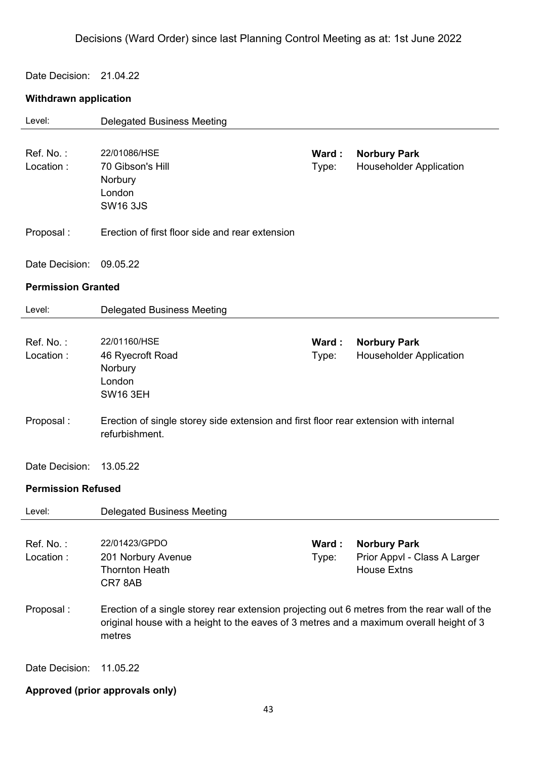Decisions (Ward Order) since last Planning Control Meeting as at: 1st June 2022

Date Decision: 21.04.22

**Withdrawn application**

Level: Delegated Business Meeting

---

Ref. No. : 22/01086/HSE
Location : 70 Gibson's Hill
Norbury
London
SW16 3JS

**Ward :** **Norbury Park**
Type: Householder Application

Proposal : Erection of first floor side and rear extension

Date Decision: 09.05.22

**Permission Granted**

Level: Delegated Business Meeting

---

Ref. No. : 22/01160/HSE
Location : 46 Ryecroft Road
Norbury
London
SW16 3EH

**Ward :** **Norbury Park**
Type: Householder Application

Proposal : Erection of single storey side extension and first floor rear extension with internal refurbishment.

Date Decision: 13.05.22

**Permission Refused**

Level: Delegated Business Meeting

---

Ref. No. : 22/01423/GPDO
Location : 201 Norbury Avenue
Thornton Heath
CR7 8AB

**Ward :** **Norbury Park**
Type: Prior Appvl - Class A Larger House Extns

Proposal : Erection of a single storey rear extension projecting out 6 metres from the rear wall of the original house with a height to the eaves of 3 metres and a maximum overall height of 3 metres

Date Decision: 11.05.22

**Approved (prior approvals only)**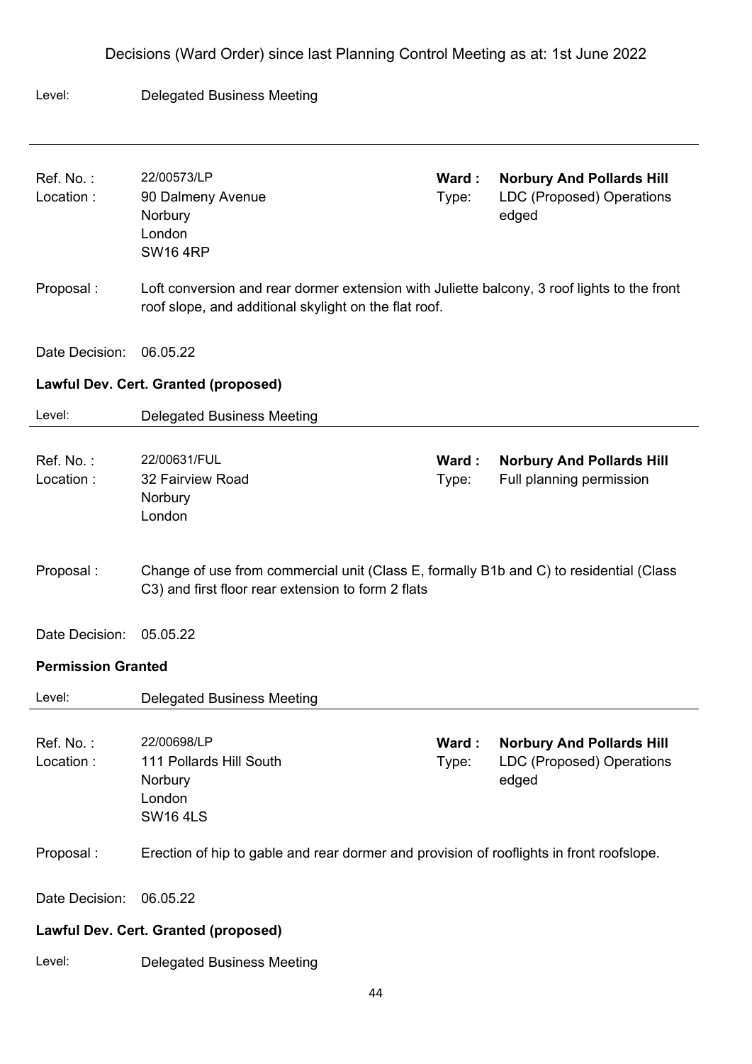Level: Delegated Business Meeting

---

| | | | |
|---|---|---|---|
| Ref. No. : | 22/00573/LP | Ward : | **Norbury And Pollards Hill** |
| Location : | 90 Dalmeny Avenue<br>Norbury<br>London<br>SW16 4RP | Type: | LDC (Proposed) Operations edged |

Proposal : Loft conversion and rear dormer extension with Juliette balcony, 3 roof lights to the front roof slope, and additional skylight on the flat roof.

Date Decision: 06.05.22

**Lawful Dev. Cert. Granted (proposed)**

Level: Delegated Business Meeting

---

| | | | |
|---|---|---|---|
| Ref. No. : | 22/00631/FUL | Ward : | **Norbury And Pollards Hill** |
| Location : | 32 Fairview Road<br>Norbury<br>London | Type: | Full planning permission |

Proposal : Change of use from commercial unit (Class E, formally B1b and C) to residential (Class C3) and first floor rear extension to form 2 flats

Date Decision: 05.05.22

**Permission Granted**

Level: Delegated Business Meeting

---

| | | | |
|---|---|---|---|
| Ref. No. : | 22/00698/LP | Ward : | **Norbury And Pollards Hill** |
| Location : | 111 Pollards Hill South<br>Norbury<br>London<br>SW16 4LS | Type: | LDC (Proposed) Operations edged |

Proposal : Erection of hip to gable and rear dormer and provision of rooflights in front roofslope.

Date Decision: 06.05.22

**Lawful Dev. Cert. Granted (proposed)**

Level: Delegated Business Meeting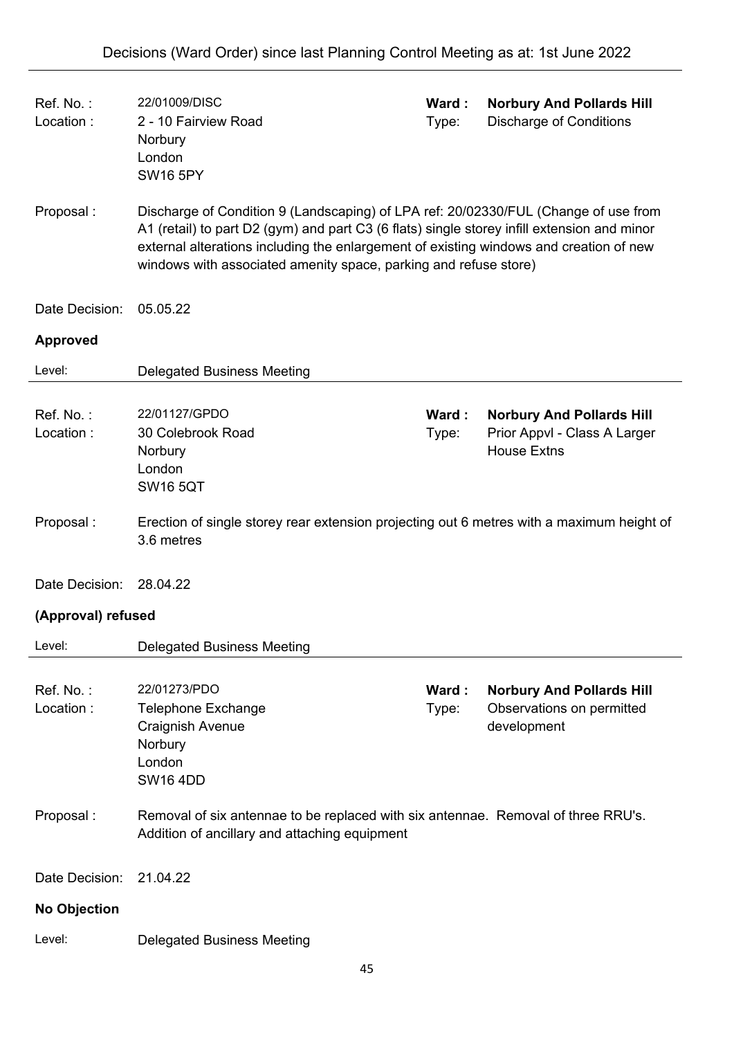| | | | |
|---|---|---|---|
| Ref. No. : | 22/01009/DISC | **Ward :** | **Norbury And Pollards Hill** |
| Location : | 2 - 10 Fairview Road<br>Norbury<br>London<br>SW16 5PY | Type: | Discharge of Conditions |

Proposal : Discharge of Condition 9 (Landscaping) of LPA ref: 20/02330/FUL (Change of use from A1 (retail) to part D2 (gym) and part C3 (6 flats) single storey infill extension and minor external alterations including the enlargement of existing windows and creation of new windows with associated amenity space, parking and refuse store)

Date Decision: 05.05.22

**Approved**

Level: Delegated Business Meeting

---

| | | | |
|---|---|---|---|
| Ref. No. : | 22/01127/GPDO | **Ward :** | **Norbury And Pollards Hill** |
| Location : | 30 Colebrook Road<br>Norbury<br>London<br>SW16 5QT | Type: | Prior Appvl - Class A Larger House Extns |

Proposal : Erection of single storey rear extension projecting out 6 metres with a maximum height of 3.6 metres

Date Decision: 28.04.22

**(Approval) refused**

Level: Delegated Business Meeting

---

| | | | |
|---|---|---|---|
| Ref. No. : | 22/01273/PDO | **Ward :** | **Norbury And Pollards Hill** |
| Location : | Telephone Exchange<br>Craignish Avenue<br>Norbury<br>London<br>SW16 4DD | Type: | Observations on permitted development |

Proposal : Removal of six antennae to be replaced with six antennae. Removal of three RRU's. Addition of ancillary and attaching equipment

Date Decision: 21.04.22

**No Objection**

Level: Delegated Business Meeting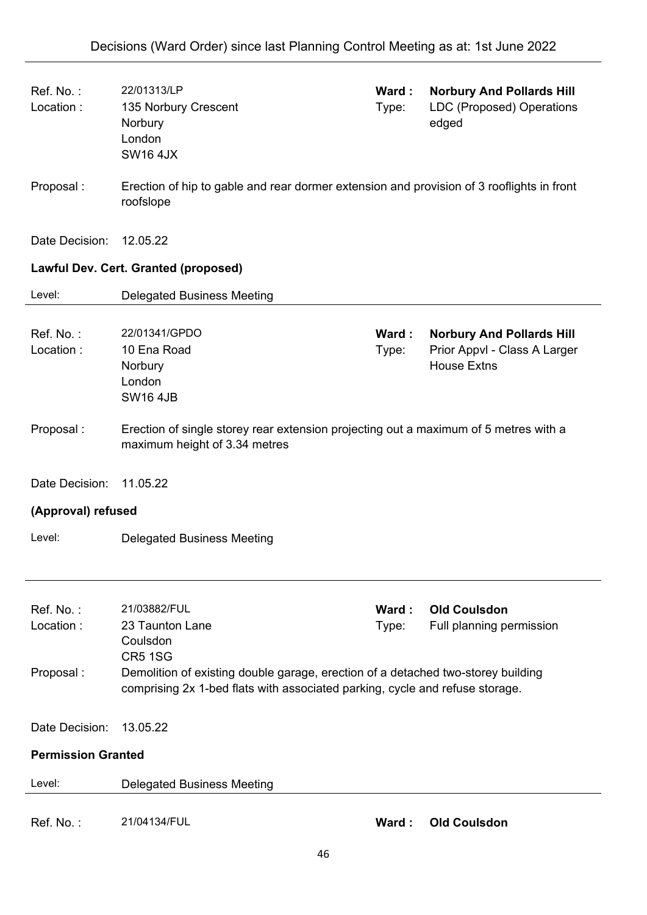Ref. No. : 22/01313/LP
Ward : **Norbury And Pollards Hill**
Location : 135 Norbury Crescent, Norbury, London, SW16 4JX
Type: LDC (Proposed) Operations edged

Proposal : Erection of hip to gable and rear dormer extension and provision of 3 rooflights in front roofslope

Date Decision: 12.05.22

**Lawful Dev. Cert. Granted (proposed)**

Level: Delegated Business Meeting

---

Ref. No. : 22/01341/GPDO
Ward : **Norbury And Pollards Hill**
Location : 10 Ena Road, Norbury, London, SW16 4JB
Type: Prior Appvl - Class A Larger House Extns

Proposal : Erection of single storey rear extension projecting out a maximum of 5 metres with a maximum height of 3.34 metres

Date Decision: 11.05.22

**(Approval) refused**

Level: Delegated Business Meeting

---

Ref. No. : 21/03882/FUL
Ward : **Old Coulsdon**
Location : 23 Taunton Lane, Coulsdon, CR5 1SG
Type: Full planning permission

Proposal : Demolition of existing double garage, erection of a detached two-storey building comprising 2x 1-bed flats with associated parking, cycle and refuse storage.

Date Decision: 13.05.22

**Permission Granted**

Level: Delegated Business Meeting

---

Ref. No. : 21/04134/FUL
Ward : **Old Coulsdon**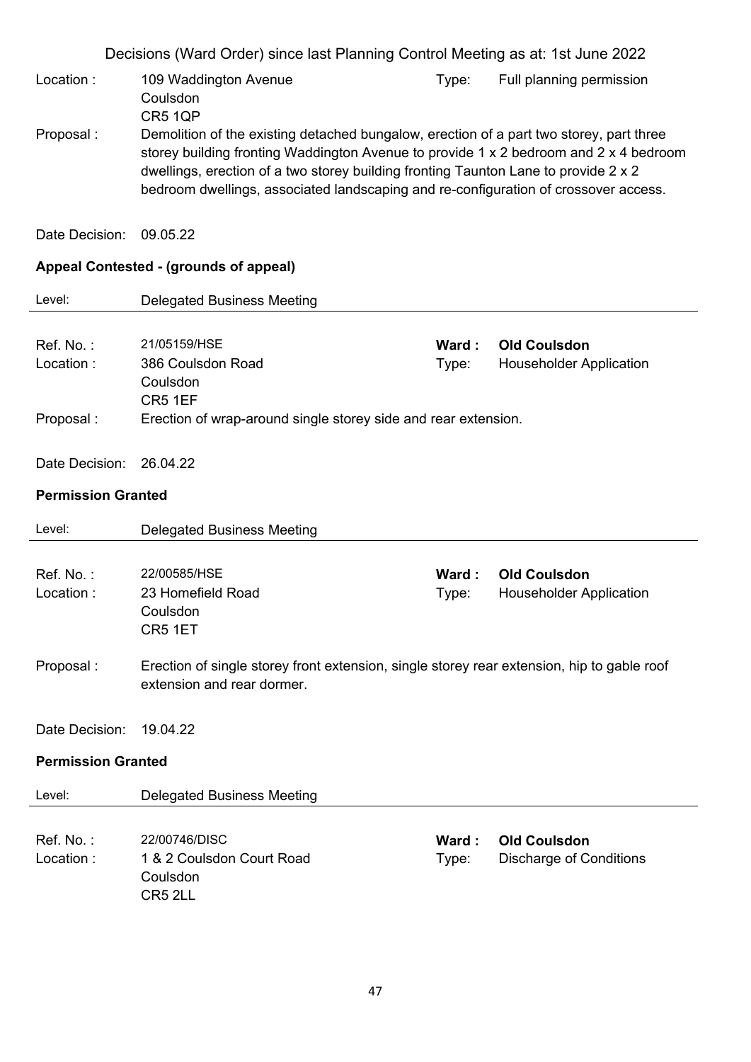Decisions (Ward Order) since last Planning Control Meeting as at: 1st June 2022

Location : 109 Waddington Avenue
Coulsdon
CR5 1QP

Type: Full planning permission

Proposal : Demolition of the existing detached bungalow, erection of a part two storey, part three storey building fronting Waddington Avenue to provide 1 x 2 bedroom and 2 x 4 bedroom dwellings, erection of a two storey building fronting Taunton Lane to provide 2 x 2 bedroom dwellings, associated landscaping and re-configuration of crossover access.

Date Decision: 09.05.22

**Appeal Contested - (grounds of appeal)**

Level: Delegated Business Meeting

---

Ref. No. : 21/05159/HSE

**Ward : Old Coulsdon**

Location : 386 Coulsdon Road
Coulsdon
CR5 1EF

Type: Householder Application

Proposal : Erection of wrap-around single storey side and rear extension.

Date Decision: 26.04.22

**Permission Granted**

Level: Delegated Business Meeting

---

Ref. No. : 22/00585/HSE

**Ward : Old Coulsdon**

Location : 23 Homefield Road
Coulsdon
CR5 1ET

Type: Householder Application

Proposal : Erection of single storey front extension, single storey rear extension, hip to gable roof extension and rear dormer.

Date Decision: 19.04.22

**Permission Granted**

Level: Delegated Business Meeting

---

Ref. No. : 22/00746/DISC

**Ward : Old Coulsdon**

Location : 1 & 2 Coulsdon Court Road
Coulsdon
CR5 2LL

Type: Discharge of Conditions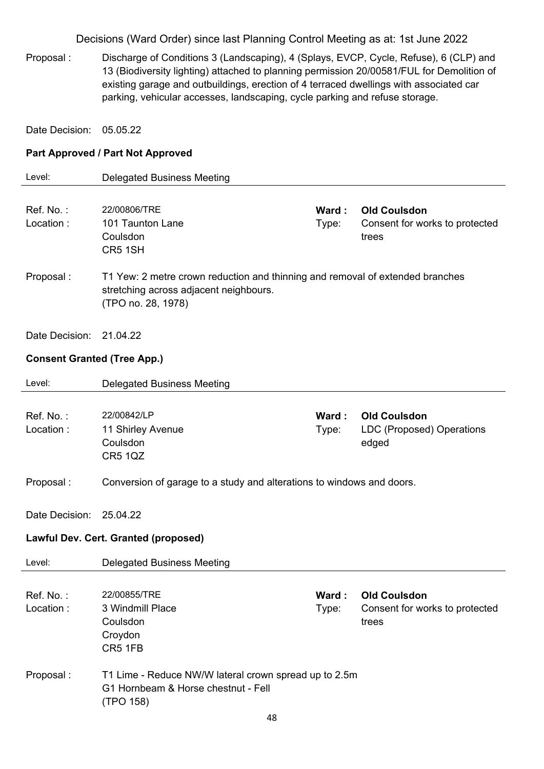Proposal : Discharge of Conditions 3 (Landscaping), 4 (Splays, EVCP, Cycle, Refuse), 6 (CLP) and 13 (Biodiversity lighting) attached to planning permission 20/00581/FUL for Demolition of existing garage and outbuildings, erection of 4 terraced dwellings with associated car parking, vehicular accesses, landscaping, cycle parking and refuse storage.

Date Decision: 05.05.22

**Part Approved / Part Not Approved**

Level: Delegated Business Meeting

---

Ref. No. : 22/00806/TRE
Location : 101 Taunton Lane, Coulsdon, CR5 1SH

**Ward : Old Coulsdon**
Type: Consent for works to protected trees

Proposal : T1 Yew: 2 metre crown reduction and thinning and removal of extended branches stretching across adjacent neighbours.
(TPO no. 28, 1978)

Date Decision: 21.04.22

**Consent Granted (Tree App.)**

Level: Delegated Business Meeting

---

Ref. No. : 22/00842/LP
Location : 11 Shirley Avenue, Coulsdon, CR5 1QZ

**Ward : Old Coulsdon**
Type: LDC (Proposed) Operations edged

Proposal : Conversion of garage to a study and alterations to windows and doors.

Date Decision: 25.04.22

**Lawful Dev. Cert. Granted (proposed)**

Level: Delegated Business Meeting

---

Ref. No. : 22/00855/TRE
Location : 3 Windmill Place, Coulsdon, Croydon, CR5 1FB

**Ward : Old Coulsdon**
Type: Consent for works to protected trees

Proposal : T1 Lime - Reduce NW/W lateral crown spread up to 2.5m
G1 Hornbeam & Horse chestnut - Fell
(TPO 158)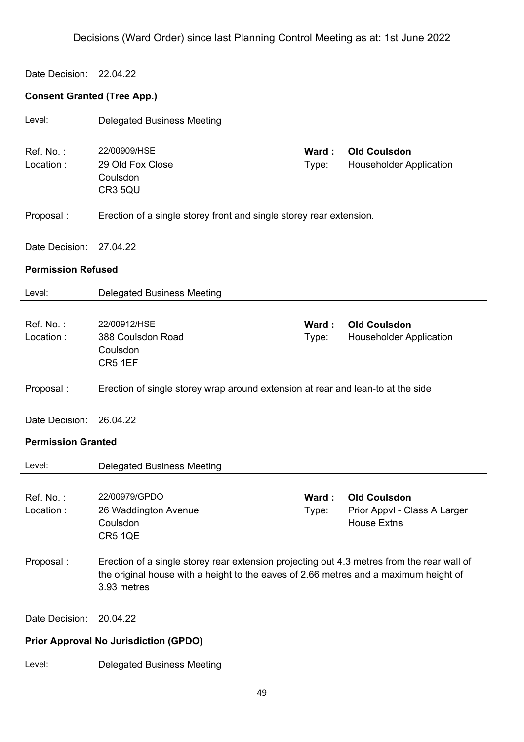Decisions (Ward Order) since last Planning Control Meeting as at: 1st June 2022

Date Decision: 22.04.22

**Consent Granted (Tree App.)**

Level: Delegated Business Meeting

---

Ref. No. : 22/00909/HSE
Location : 29 Old Fox Close
Coulsdon
CR3 5QU

**Ward :** **Old Coulsdon**
Type: Householder Application

Proposal : Erection of a single storey front and single storey rear extension.

Date Decision: 27.04.22

**Permission Refused**

Level: Delegated Business Meeting

---

Ref. No. : 22/00912/HSE
Location : 388 Coulsdon Road
Coulsdon
CR5 1EF

**Ward :** **Old Coulsdon**
Type: Householder Application

Proposal : Erection of single storey wrap around extension at rear and lean-to at the side

Date Decision: 26.04.22

**Permission Granted**

Level: Delegated Business Meeting

---

Ref. No. : 22/00979/GPDO
Location : 26 Waddington Avenue
Coulsdon
CR5 1QE

**Ward :** **Old Coulsdon**
Type: Prior Appvl - Class A Larger House Extns

Proposal : Erection of a single storey rear extension projecting out 4.3 metres from the rear wall of the original house with a height to the eaves of 2.66 metres and a maximum height of 3.93 metres

Date Decision: 20.04.22

**Prior Approval No Jurisdiction (GPDO)**

Level: Delegated Business Meeting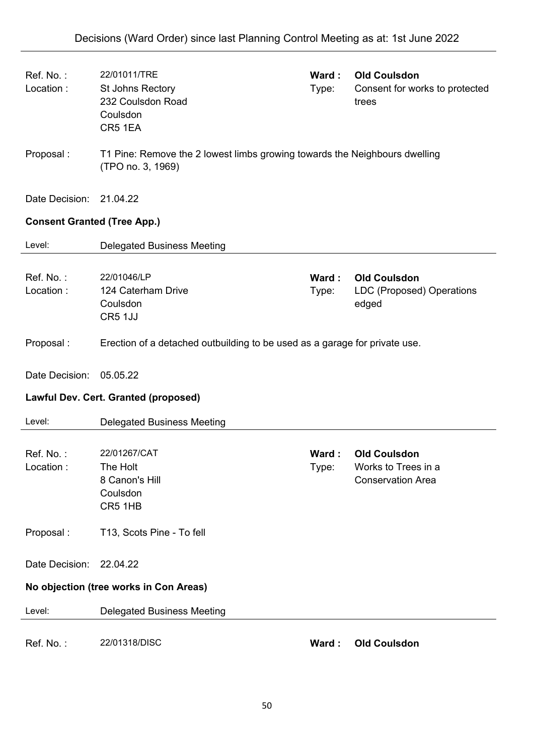| | | | |
|---|---|---|---|
| Ref. No. : | 22/01011/TRE | **Ward :** | **Old Coulsdon** |
| Location : | St Johns Rectory<br>232 Coulsdon Road<br>Coulsdon<br>CR5 1EA | Type: | Consent for works to protected trees |

Proposal : T1 Pine: Remove the 2 lowest limbs growing towards the Neighbours dwelling (TPO no. 3, 1969)

Date Decision: 21.04.22

**Consent Granted (Tree App.)**

Level: Delegated Business Meeting

---

| | | | |
|---|---|---|---|
| Ref. No. : | 22/01046/LP | **Ward :** | **Old Coulsdon** |
| Location : | 124 Caterham Drive<br>Coulsdon<br>CR5 1JJ | Type: | LDC (Proposed) Operations edged |

Proposal : Erection of a detached outbuilding to be used as a garage for private use.

Date Decision: 05.05.22

**Lawful Dev. Cert. Granted (proposed)**

Level: Delegated Business Meeting

---

| | | | |
|---|---|---|---|
| Ref. No. : | 22/01267/CAT | **Ward :** | **Old Coulsdon** |
| Location : | The Holt<br>8 Canon's Hill<br>Coulsdon<br>CR5 1HB | Type: | Works to Trees in a Conservation Area |

Proposal : T13, Scots Pine - To fell

Date Decision: 22.04.22

**No objection (tree works in Con Areas)**

Level: Delegated Business Meeting

---

| | | | |
|---|---|---|---|
| Ref. No. : | 22/01318/DISC | **Ward :** | **Old Coulsdon** |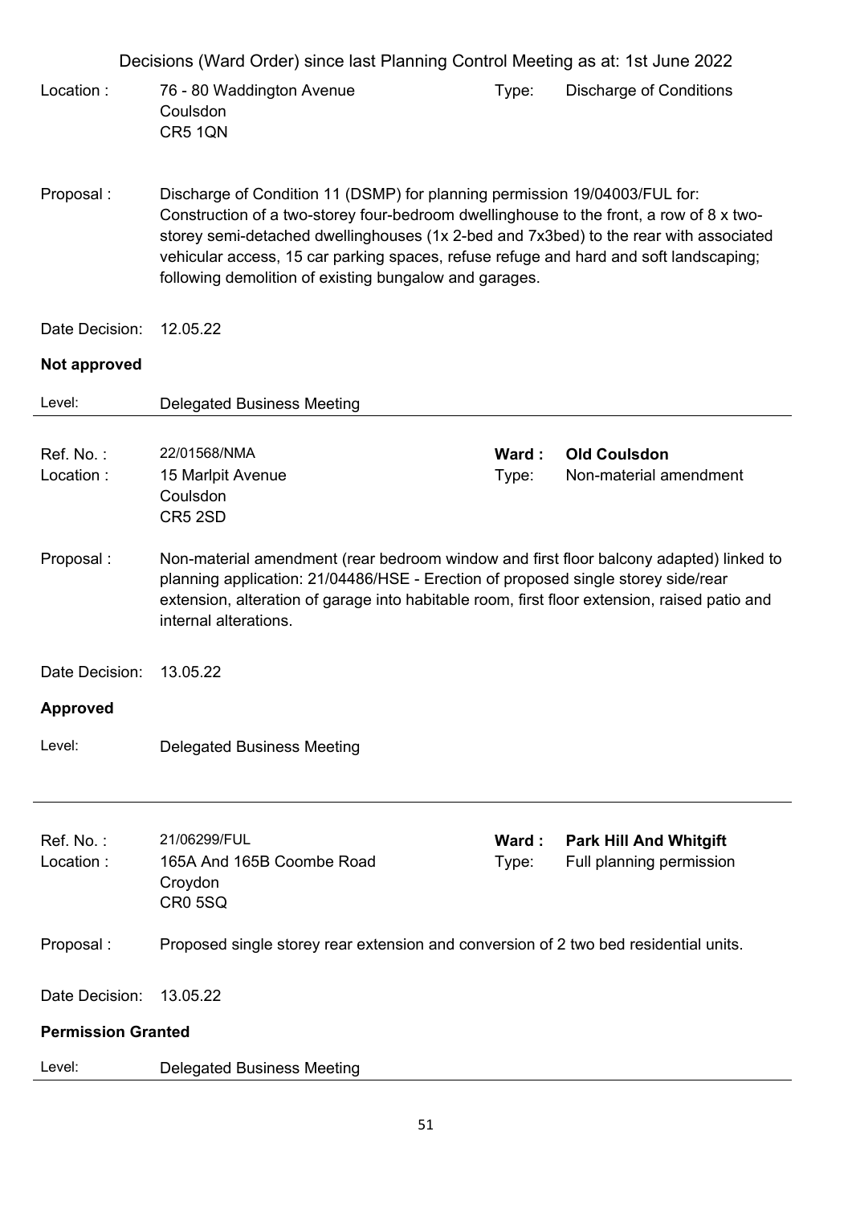Decisions (Ward Order) since last Planning Control Meeting as at: 1st June 2022

Location : 76 - 80 Waddington Avenue
Coulsdon
CR5 1QN

Type: Discharge of Conditions

Proposal : Discharge of Condition 11 (DSMP) for planning permission 19/04003/FUL for: Construction of a two-storey four-bedroom dwellinghouse to the front, a row of 8 x two-storey semi-detached dwellinghouses (1x 2-bed and 7x3bed) to the rear with associated vehicular access, 15 car parking spaces, refuse refuge and hard and soft landscaping; following demolition of existing bungalow and garages.

Date Decision: 12.05.22

**Not approved**

Level: Delegated Business Meeting

---

Ref. No. : 22/01568/NMA

Ward : **Old Coulsdon**

Location : 15 Marlpit Avenue
Coulsdon
CR5 2SD

Type: Non-material amendment

Proposal : Non-material amendment (rear bedroom window and first floor balcony adapted) linked to planning application: 21/04486/HSE - Erection of proposed single storey side/rear extension, alteration of garage into habitable room, first floor extension, raised patio and internal alterations.

Date Decision: 13.05.22

**Approved**

Level: Delegated Business Meeting

---

Ref. No. : 21/06299/FUL

Ward : **Park Hill And Whitgift**

Location : 165A And 165B Coombe Road
Croydon
CR0 5SQ

Type: Full planning permission

Proposal : Proposed single storey rear extension and conversion of 2 two bed residential units.

Date Decision: 13.05.22

**Permission Granted**

Level: Delegated Business Meeting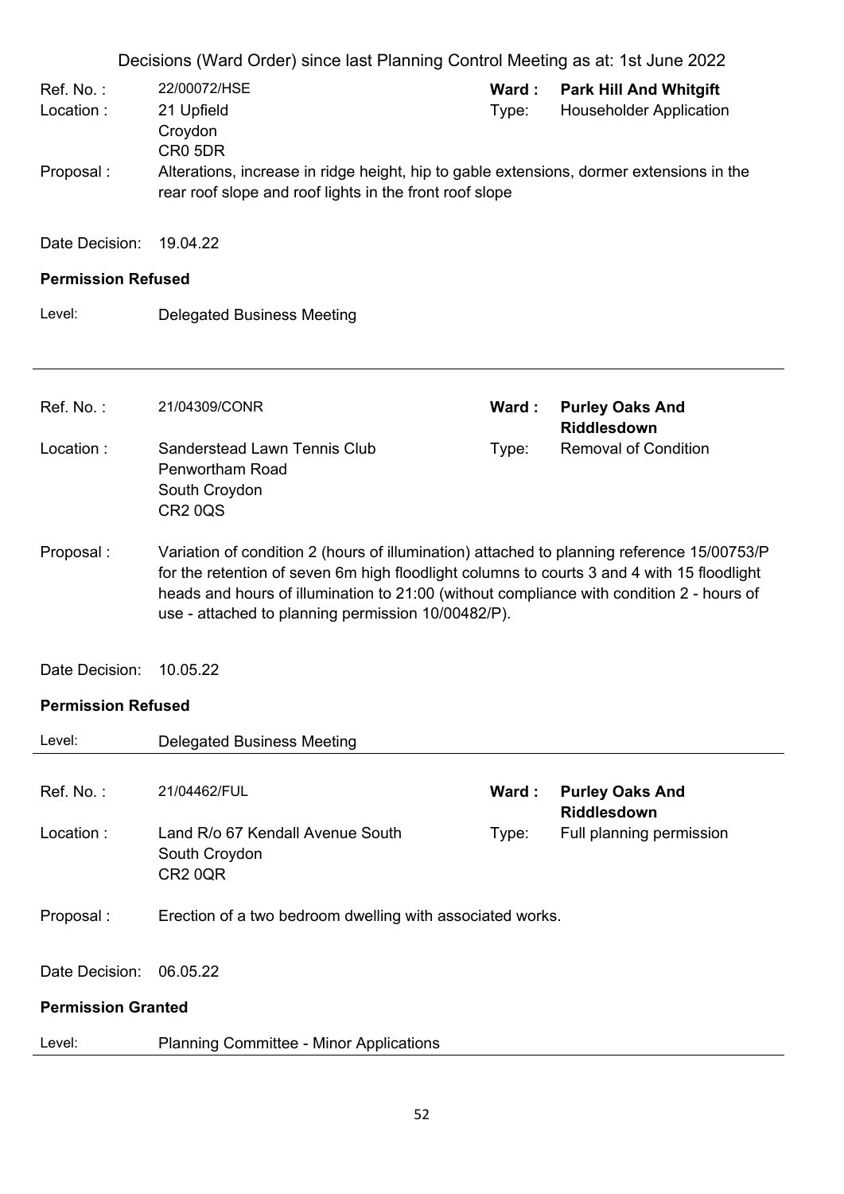Decisions (Ward Order) since last Planning Control Meeting as at: 1st June 2022

Ref. No. : 22/00072/HSE
**Ward : Park Hill And Whitgift**
Location : 21 Upfield, Croydon, CR0 5DR
Type: Householder Application

Proposal : Alterations, increase in ridge height, hip to gable extensions, dormer extensions in the rear roof slope and roof lights in the front roof slope

Date Decision: 19.04.22

**Permission Refused**

Level: Delegated Business Meeting

---

Ref. No. : 21/04309/CONR
**Ward : Purley Oaks And Riddlesdown**
Location : Sanderstead Lawn Tennis Club, Penwortham Road, South Croydon, CR2 0QS
Type: Removal of Condition

Proposal : Variation of condition 2 (hours of illumination) attached to planning reference 15/00753/P for the retention of seven 6m high floodlight columns to courts 3 and 4 with 15 floodlight heads and hours of illumination to 21:00 (without compliance with condition 2 - hours of use - attached to planning permission 10/00482/P).

Date Decision: 10.05.22

**Permission Refused**

Level: Delegated Business Meeting

---

Ref. No. : 21/04462/FUL
**Ward : Purley Oaks And Riddlesdown**
Location : Land R/o 67 Kendall Avenue South, South Croydon, CR2 0QR
Type: Full planning permission

Proposal : Erection of a two bedroom dwelling with associated works.

Date Decision: 06.05.22

**Permission Granted**

Level: Planning Committee - Minor Applications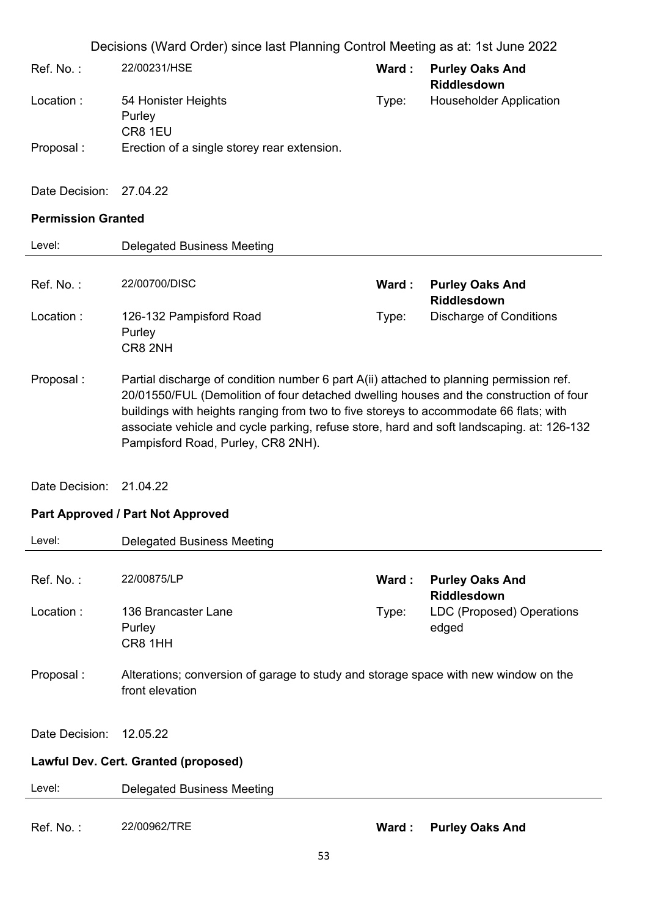Decisions (Ward Order) since last Planning Control Meeting as at: 1st June 2022

| | | | |
|---|---|---|---|
| Ref. No. : | 22/00231/HSE | Ward : | **Purley Oaks And Riddlesdown** |
| Location : | 54 Honister Heights<br>Purley<br>CR8 1EU | Type: | Householder Application |
| Proposal : | Erection of a single storey rear extension. | | |
| Date Decision: | 27.04.22 | | |

**Permission Granted**

Level: Delegated Business Meeting

---

| | | | |
|---|---|---|---|
| Ref. No. : | 22/00700/DISC | Ward : | **Purley Oaks And Riddlesdown** |
| Location : | 126-132 Pampisford Road<br>Purley<br>CR8 2NH | Type: | Discharge of Conditions |

Proposal : Partial discharge of condition number 6 part A(ii) attached to planning permission ref. 20/01550/FUL (Demolition of four detached dwelling houses and the construction of four buildings with heights ranging from two to five storeys to accommodate 66 flats; with associate vehicle and cycle parking, refuse store, hard and soft landscaping. at: 126-132 Pampisford Road, Purley, CR8 2NH).

Date Decision: 21.04.22

**Part Approved / Part Not Approved**

Level: Delegated Business Meeting

---

| | | | |
|---|---|---|---|
| Ref. No. : | 22/00875/LP | Ward : | **Purley Oaks And Riddlesdown** |
| Location : | 136 Brancaster Lane<br>Purley<br>CR8 1HH | Type: | LDC (Proposed) Operations edged |

Proposal : Alterations; conversion of garage to study and storage space with new window on the front elevation

Date Decision: 12.05.22

**Lawful Dev. Cert. Granted (proposed)**

Level: Delegated Business Meeting

---

| | | | |
|---|---|---|---|
| Ref. No. : | 22/00962/TRE | Ward : | **Purley Oaks And** |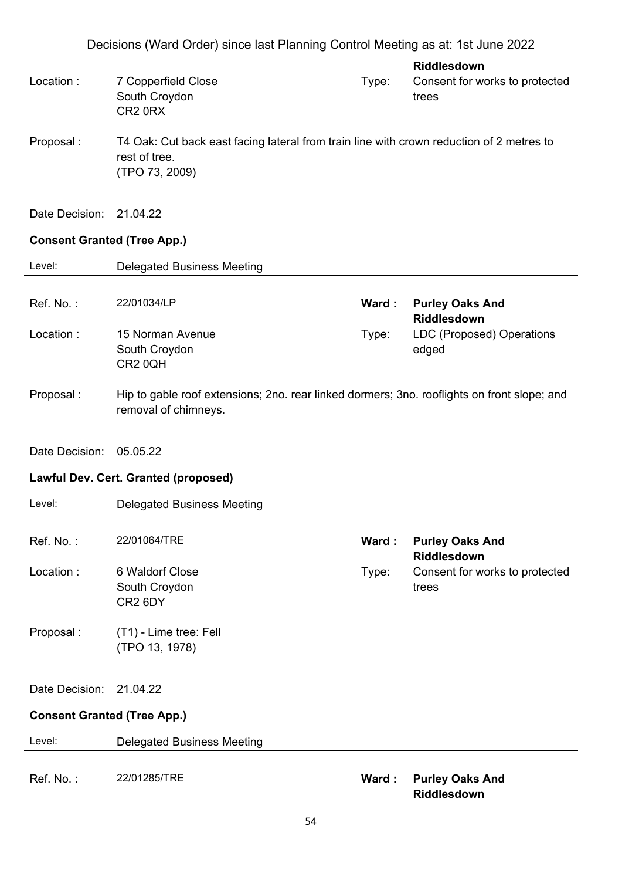| | | | |
|---|---|---|---|
| | | | **Riddlesdown** |
| Location : | 7 Copperfield Close<br>South Croydon<br>CR2 0RX | Type: | Consent for works to protected trees |
| Proposal : | T4 Oak: Cut back east facing lateral from train line with crown reduction of 2 metres to rest of tree.<br>(TPO 73, 2009) | | |
| Date Decision: | 21.04.22 | | |

**Consent Granted (Tree App.)**

Level: Delegated Business Meeting

---

| | | | |
|---|---|---|---|
| Ref. No. : | 22/01034/LP | **Ward :** | **Purley Oaks And Riddlesdown** |
| Location : | 15 Norman Avenue<br>South Croydon<br>CR2 0QH | Type: | LDC (Proposed) Operations edged |
| Proposal : | Hip to gable roof extensions; 2no. rear linked dormers; 3no. rooflights on front slope; and removal of chimneys. | | |
| Date Decision: | 05.05.22 | | |

**Lawful Dev. Cert. Granted (proposed)**

Level: Delegated Business Meeting

---

| | | | |
|---|---|---|---|
| Ref. No. : | 22/01064/TRE | **Ward :** | **Purley Oaks And Riddlesdown** |
| Location : | 6 Waldorf Close<br>South Croydon<br>CR2 6DY | Type: | Consent for works to protected trees |
| Proposal : | (T1) - Lime tree: Fell<br>(TPO 13, 1978) | | |
| Date Decision: | 21.04.22 | | |

**Consent Granted (Tree App.)**

Level: Delegated Business Meeting

---

| | | | |
|---|---|---|---|
| Ref. No. : | 22/01285/TRE | **Ward :** | **Purley Oaks And Riddlesdown** |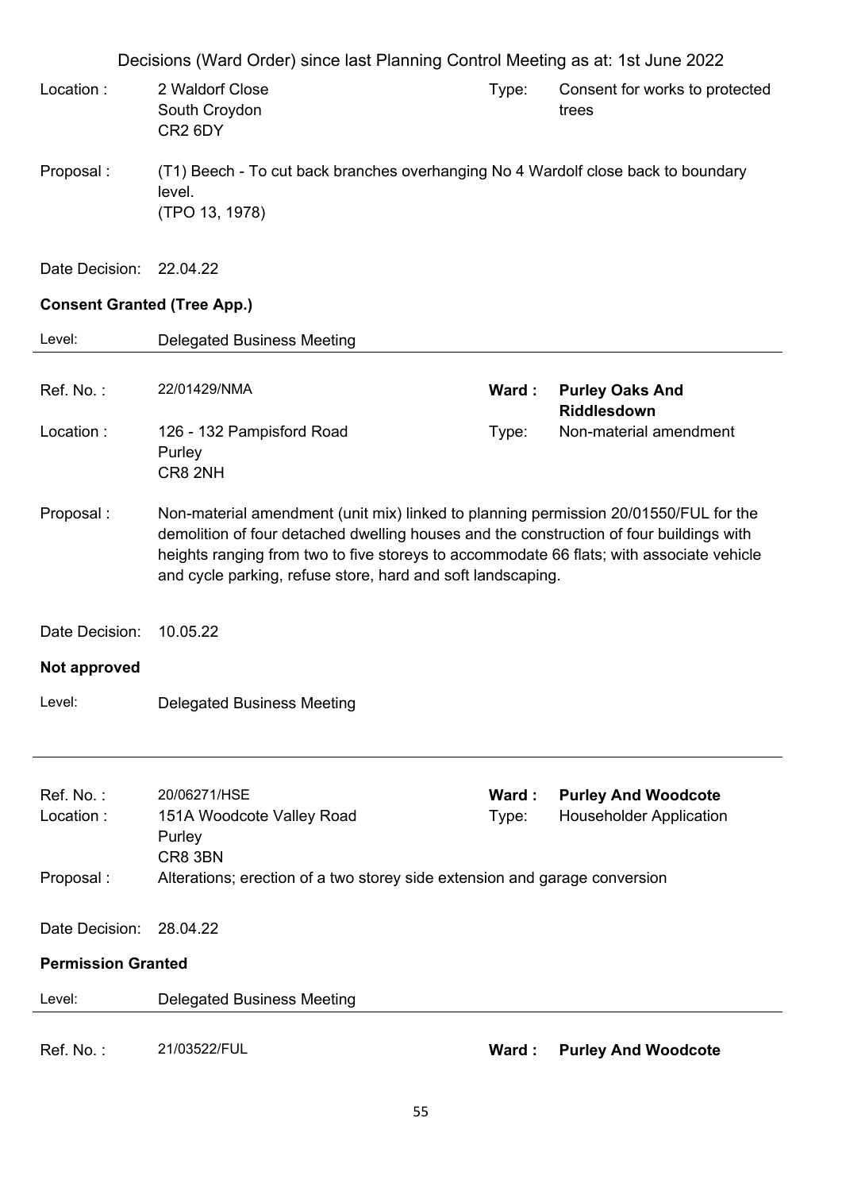Decisions (Ward Order) since last Planning Control Meeting as at: 1st June 2022

Location : 2 Waldorf Close
South Croydon
CR2 6DY

Type: Consent for works to protected trees

Proposal : (T1) Beech - To cut back branches overhanging No 4 Wardolf close back to boundary level.
(TPO 13, 1978)

Date Decision: 22.04.22

**Consent Granted (Tree App.)**

Level: Delegated Business Meeting

---

Ref. No. : 22/01429/NMA

**Ward : Purley Oaks And Riddlesdown**

Location : 126 - 132 Pampisford Road
Purley
CR8 2NH

Type: Non-material amendment

Proposal : Non-material amendment (unit mix) linked to planning permission 20/01550/FUL for the demolition of four detached dwelling houses and the construction of four buildings with heights ranging from two to five storeys to accommodate 66 flats; with associate vehicle and cycle parking, refuse store, hard and soft landscaping.

Date Decision: 10.05.22

**Not approved**

Level: Delegated Business Meeting

---

Ref. No. : 20/06271/HSE

**Ward : Purley And Woodcote**

Location : 151A Woodcote Valley Road
Purley
CR8 3BN

Type: Householder Application

Proposal : Alterations; erection of a two storey side extension and garage conversion

Date Decision: 28.04.22

**Permission Granted**

Level: Delegated Business Meeting

---

Ref. No. : 21/03522/FUL

**Ward : Purley And Woodcote**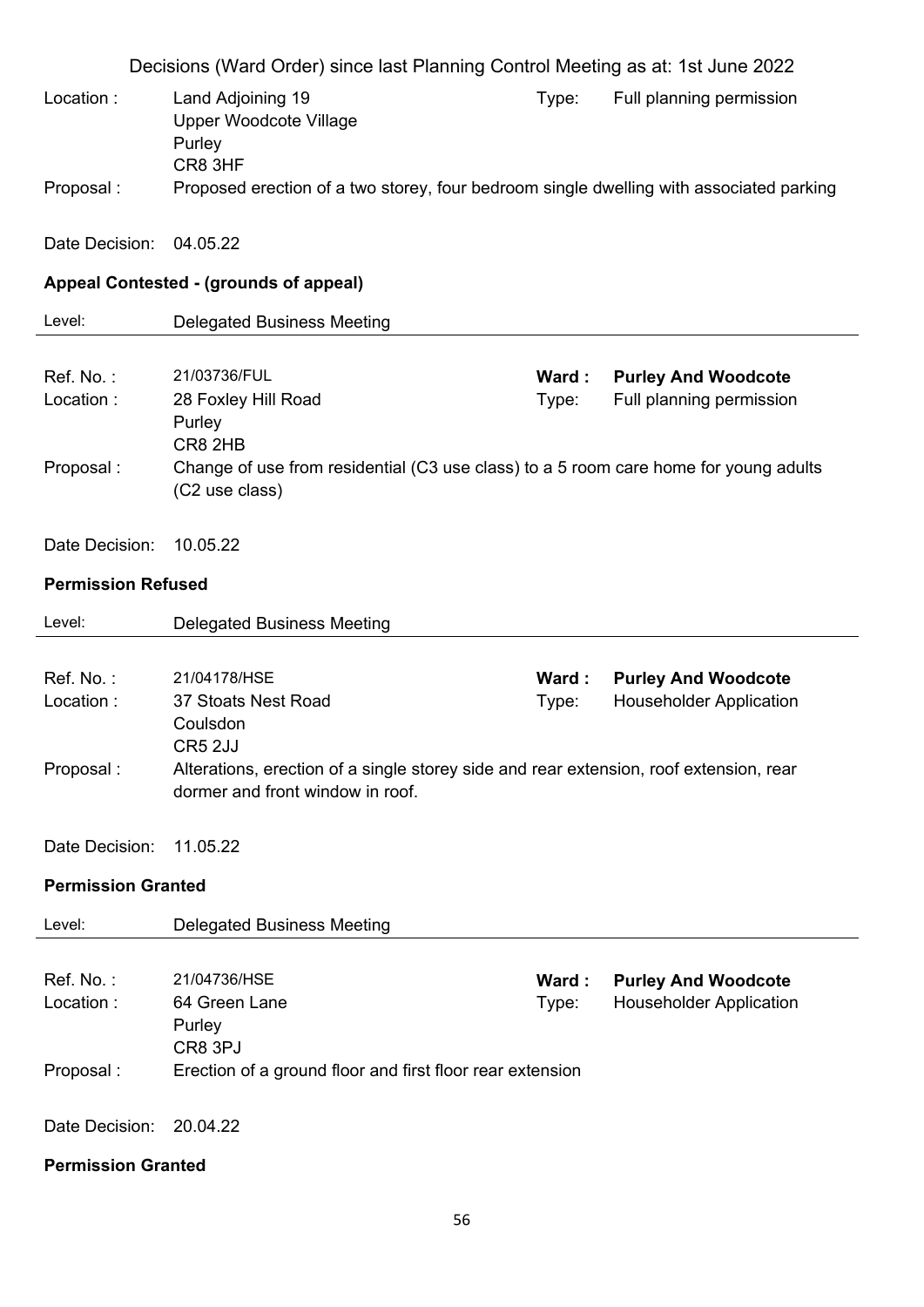Decisions (Ward Order) since last Planning Control Meeting as at: 1st June 2022

Location : Land Adjoining 19
Upper Woodcote Village
Purley
CR8 3HF
Type: Full planning permission

Proposal : Proposed erection of a two storey, four bedroom single dwelling with associated parking

Date Decision: 04.05.22

**Appeal Contested - (grounds of appeal)**

Level: Delegated Business Meeting

---

Ref. No. : 21/03736/FUL
**Ward : Purley And Woodcote**
Location : 28 Foxley Hill Road
Purley
CR8 2HB
Type: Full planning permission

Proposal : Change of use from residential (C3 use class) to a 5 room care home for young adults (C2 use class)

Date Decision: 10.05.22

**Permission Refused**

Level: Delegated Business Meeting

---

Ref. No. : 21/04178/HSE
**Ward : Purley And Woodcote**
Location : 37 Stoats Nest Road
Coulsdon
CR5 2JJ
Type: Householder Application

Proposal : Alterations, erection of a single storey side and rear extension, roof extension, rear dormer and front window in roof.

Date Decision: 11.05.22

**Permission Granted**

Level: Delegated Business Meeting

---

Ref. No. : 21/04736/HSE
**Ward : Purley And Woodcote**
Location : 64 Green Lane
Purley
CR8 3PJ
Type: Householder Application

Proposal : Erection of a ground floor and first floor rear extension

Date Decision: 20.04.22

**Permission Granted**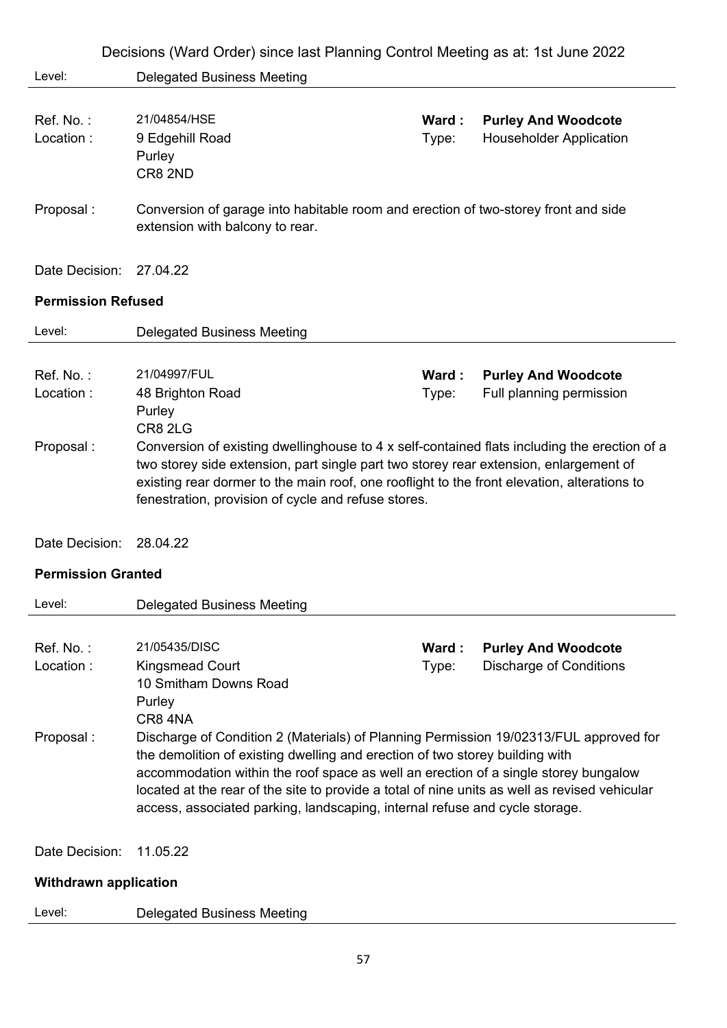Decisions (Ward Order) since last Planning Control Meeting as at: 1st June 2022

Level: Delegated Business Meeting

---

**Ref. No. :** 21/04854/HSE
**Ward :** **Purley And Woodcote**
**Location :** 9 Edgehill Road, Purley, CR8 2ND
**Type:** Householder Application

**Proposal :** Conversion of garage into habitable room and erection of two-storey front and side extension with balcony to rear.

**Date Decision:** 27.04.22

**Permission Refused**

Level: Delegated Business Meeting

---

**Ref. No. :** 21/04997/FUL
**Ward :** **Purley And Woodcote**
**Location :** 48 Brighton Road, Purley, CR8 2LG
**Type:** Full planning permission

**Proposal :** Conversion of existing dwellinghouse to 4 x self-contained flats including the erection of a two storey side extension, part single part two storey rear extension, enlargement of existing rear dormer to the main roof, one rooflight to the front elevation, alterations to fenestration, provision of cycle and refuse stores.

**Date Decision:** 28.04.22

**Permission Granted**

Level: Delegated Business Meeting

---

**Ref. No. :** 21/05435/DISC
**Ward :** **Purley And Woodcote**
**Location :** Kingsmead Court, 10 Smitham Downs Road, Purley, CR8 4NA
**Type:** Discharge of Conditions

**Proposal :** Discharge of Condition 2 (Materials) of Planning Permission 19/02313/FUL approved for the demolition of existing dwelling and erection of two storey building with accommodation within the roof space as well an erection of a single storey bungalow located at the rear of the site to provide a total of nine units as well as revised vehicular access, associated parking, landscaping, internal refuse and cycle storage.

**Date Decision:** 11.05.22

**Withdrawn application**

Level: Delegated Business Meeting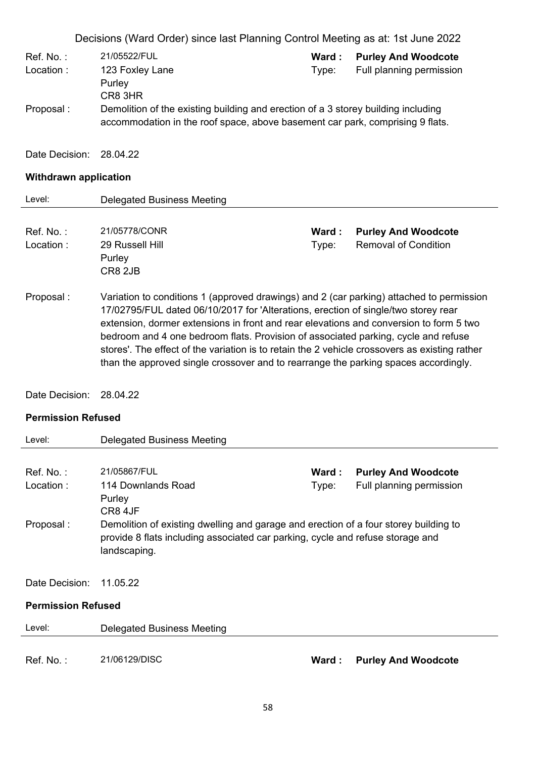Decisions (Ward Order) since last Planning Control Meeting as at: 1st June 2022

Ref. No. : 21/05522/FUL
Ward : **Purley And Woodcote**
Location : 123 Foxley Lane
Purley
CR8 3HR
Type: Full planning permission

Proposal : Demolition of the existing building and erection of a 3 storey building including accommodation in the roof space, above basement car park, comprising 9 flats.

Date Decision: 28.04.22

**Withdrawn application**

Level: Delegated Business Meeting

---

Ref. No. : 21/05778/CONR
Ward : **Purley And Woodcote**
Location : 29 Russell Hill
Purley
CR8 2JB
Type: Removal of Condition

Proposal : Variation to conditions 1 (approved drawings) and 2 (car parking) attached to permission 17/02795/FUL dated 06/10/2017 for 'Alterations, erection of single/two storey rear extension, dormer extensions in front and rear elevations and conversion to form 5 two bedroom and 4 one bedroom flats. Provision of associated parking, cycle and refuse stores'. The effect of the variation is to retain the 2 vehicle crossovers as existing rather than the approved single crossover and to rearrange the parking spaces accordingly.

Date Decision: 28.04.22

**Permission Refused**

Level: Delegated Business Meeting

---

Ref. No. : 21/05867/FUL
Ward : **Purley And Woodcote**
Location : 114 Downlands Road
Purley
CR8 4JF
Type: Full planning permission

Proposal : Demolition of existing dwelling and garage and erection of a four storey building to provide 8 flats including associated car parking, cycle and refuse storage and landscaping.

Date Decision: 11.05.22

**Permission Refused**

Level: Delegated Business Meeting

---

Ref. No. : 21/06129/DISC
Ward : **Purley And Woodcote**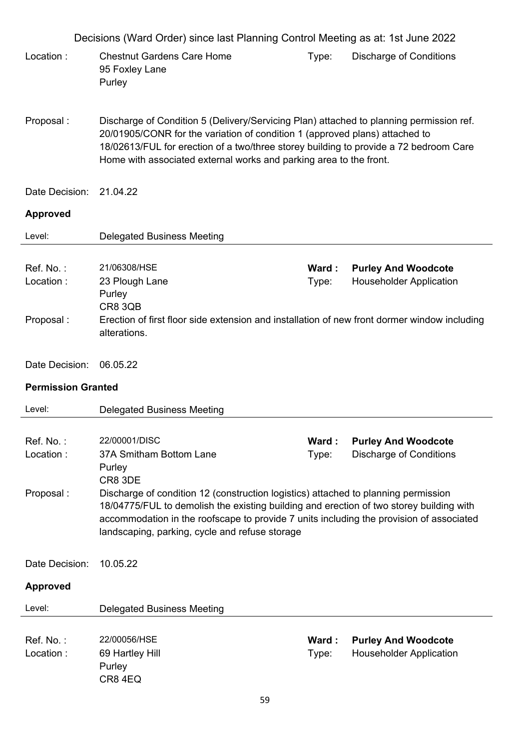Decisions (Ward Order) since last Planning Control Meeting as at: 1st June 2022

Location : Chestnut Gardens Care Home
95 Foxley Lane
Purley

Type: Discharge of Conditions

Proposal : Discharge of Condition 5 (Delivery/Servicing Plan) attached to planning permission ref. 20/01905/CONR for the variation of condition 1 (approved plans) attached to 18/02613/FUL for erection of a two/three storey building to provide a 72 bedroom Care Home with associated external works and parking area to the front.

Date Decision: 21.04.22

**Approved**

Level: Delegated Business Meeting

---

Ref. No. : 21/06308/HSE

**Ward : Purley And Woodcote**

Location : 23 Plough Lane
Purley
CR8 3QB

Type: Householder Application

Proposal : Erection of first floor side extension and installation of new front dormer window including alterations.

Date Decision: 06.05.22

**Permission Granted**

Level: Delegated Business Meeting

---

Ref. No. : 22/00001/DISC

**Ward : Purley And Woodcote**

Location : 37A Smitham Bottom Lane
Purley
CR8 3DE

Type: Discharge of Conditions

Proposal : Discharge of condition 12 (construction logistics) attached to planning permission 18/04775/FUL to demolish the existing building and erection of two storey building with accommodation in the roofscape to provide 7 units including the provision of associated landscaping, parking, cycle and refuse storage

Date Decision: 10.05.22

**Approved**

Level: Delegated Business Meeting

---

Ref. No. : 22/00056/HSE

**Ward : Purley And Woodcote**

Location : 69 Hartley Hill
Purley
CR8 4EQ

Type: Householder Application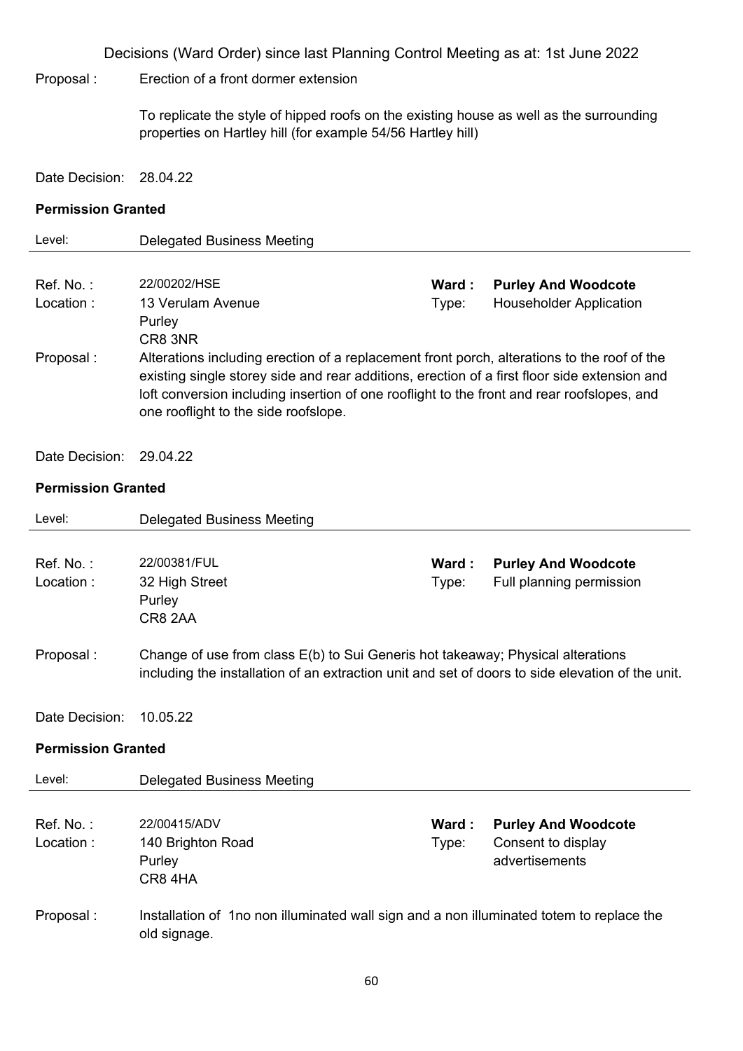Decisions (Ward Order) since last Planning Control Meeting as at: 1st June 2022

Proposal : Erection of a front dormer extension

To replicate the style of hipped roofs on the existing house as well as the surrounding properties on Hartley hill (for example 54/56 Hartley hill)

Date Decision: 28.04.22

**Permission Granted**

Level: Delegated Business Meeting

---

Ref. No. : 22/00202/HSE | **Ward : Purley And Woodcote**

Location : 13 Verulam Avenue, Purley, CR8 3NR | Type: Householder Application

Proposal : Alterations including erection of a replacement front porch, alterations to the roof of the existing single storey side and rear additions, erection of a first floor side extension and loft conversion including insertion of one rooflight to the front and rear roofslopes, and one rooflight to the side roofslope.

Date Decision: 29.04.22

**Permission Granted**

Level: Delegated Business Meeting

---

Ref. No. : 22/00381/FUL | **Ward : Purley And Woodcote**

Location : 32 High Street, Purley, CR8 2AA | Type: Full planning permission

Proposal : Change of use from class E(b) to Sui Generis hot takeaway; Physical alterations including the installation of an extraction unit and set of doors to side elevation of the unit.

Date Decision: 10.05.22

**Permission Granted**

Level: Delegated Business Meeting

---

Ref. No. : 22/00415/ADV | **Ward : Purley And Woodcote**

Location : 140 Brighton Road, Purley, CR8 4HA | Type: Consent to display advertisements

Proposal : Installation of 1no non illuminated wall sign and a non illuminated totem to replace the old signage.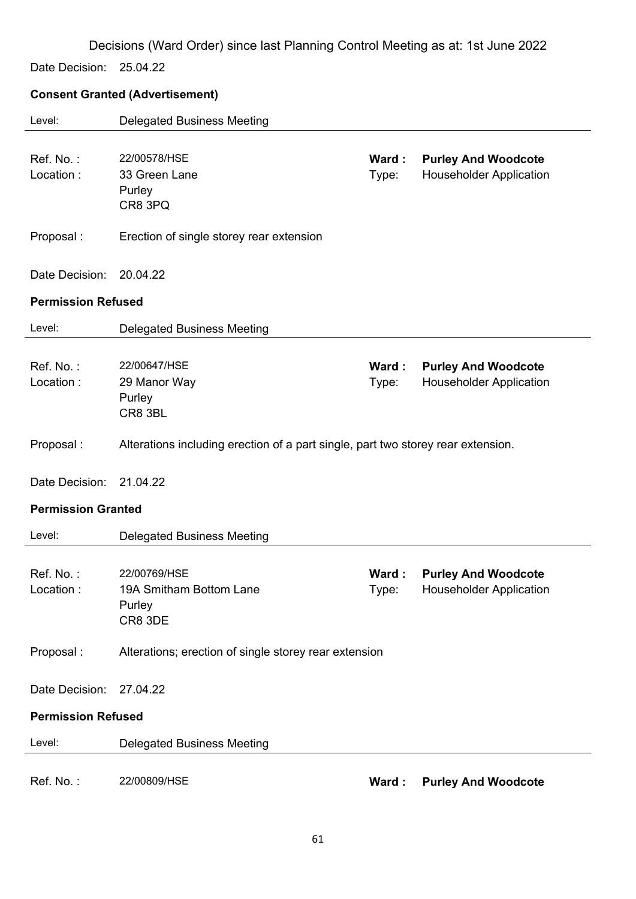Decisions (Ward Order) since last Planning Control Meeting as at: 1st June 2022

Date Decision: 25.04.22

**Consent Granted (Advertisement)**

Level: Delegated Business Meeting

Ref. No. : 22/00578/HSE
Location : 33 Green Lane
Purley
CR8 3PQ

**Ward :** **Purley And Woodcote**
Type: Householder Application

Proposal : Erection of single storey rear extension

Date Decision: 20.04.22

**Permission Refused**

Level: Delegated Business Meeting

Ref. No. : 22/00647/HSE
Location : 29 Manor Way
Purley
CR8 3BL

**Ward :** **Purley And Woodcote**
Type: Householder Application

Proposal : Alterations including erection of a part single, part two storey rear extension.

Date Decision: 21.04.22

**Permission Granted**

Level: Delegated Business Meeting

Ref. No. : 22/00769/HSE
Location : 19A Smitham Bottom Lane
Purley
CR8 3DE

**Ward :** **Purley And Woodcote**
Type: Householder Application

Proposal : Alterations; erection of single storey rear extension

Date Decision: 27.04.22

**Permission Refused**

Level: Delegated Business Meeting

Ref. No. : 22/00809/HSE

**Ward :** **Purley And Woodcote**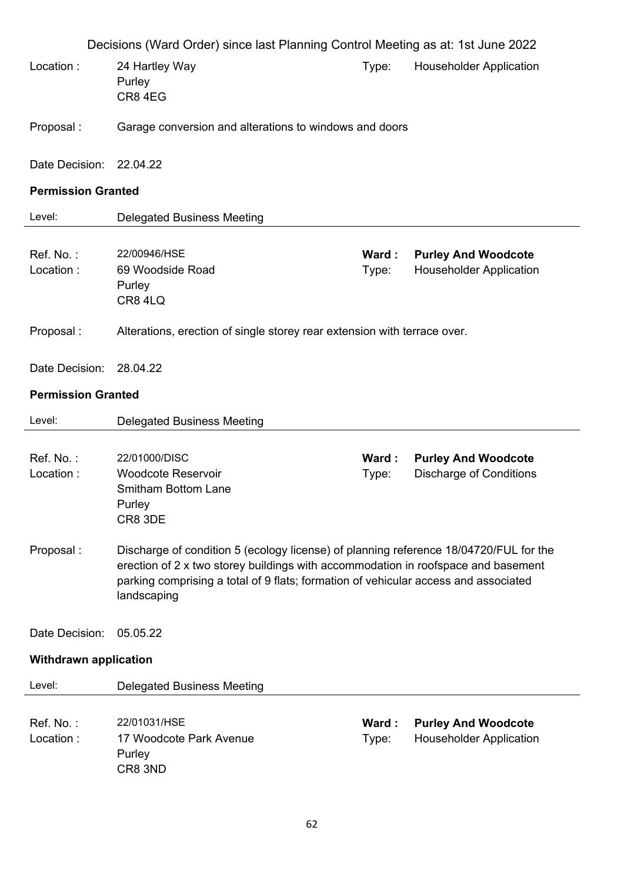Decisions (Ward Order) since last Planning Control Meeting as at: 1st June 2022

Location : 24 Hartley Way
Purley
CR8 4EG

Type: Householder Application

Proposal : Garage conversion and alterations to windows and doors

Date Decision: 22.04.22

**Permission Granted**

Level: Delegated Business Meeting

---

Ref. No. : 22/00946/HSE
**Ward : Purley And Woodcote**
Location : 69 Woodside Road
Purley
CR8 4LQ

Type: Householder Application

Proposal : Alterations, erection of single storey rear extension with terrace over.

Date Decision: 28.04.22

**Permission Granted**

Level: Delegated Business Meeting

---

Ref. No. : 22/01000/DISC
**Ward : Purley And Woodcote**
Location : Woodcote Reservoir
Smitham Bottom Lane
Purley
CR8 3DE

Type: Discharge of Conditions

Proposal : Discharge of condition 5 (ecology license) of planning reference 18/04720/FUL for the erection of 2 x two storey buildings with accommodation in roofspace and basement parking comprising a total of 9 flats; formation of vehicular access and associated landscaping

Date Decision: 05.05.22

**Withdrawn application**

Level: Delegated Business Meeting

---

Ref. No. : 22/01031/HSE
**Ward : Purley And Woodcote**
Location : 17 Woodcote Park Avenue
Purley
CR8 3ND

Type: Householder Application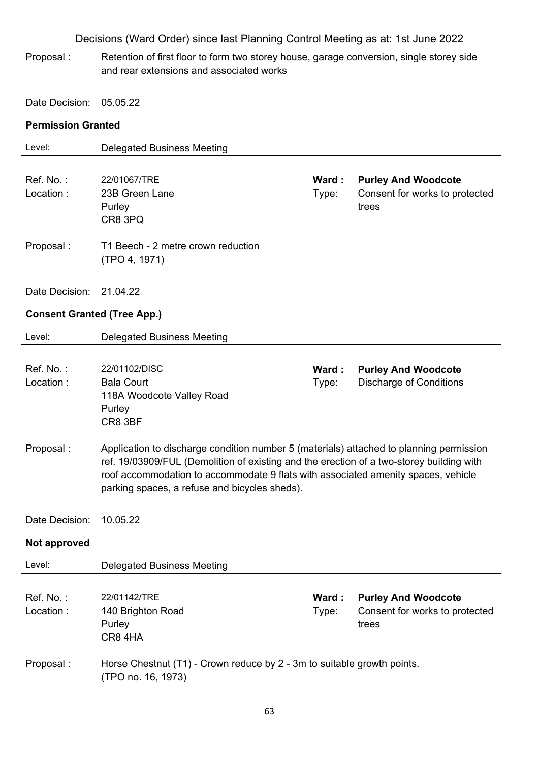Decisions (Ward Order) since last Planning Control Meeting as at: 1st June 2022

Proposal : Retention of first floor to form two storey house, garage conversion, single storey side and rear extensions and associated works

Date Decision: 05.05.22

**Permission Granted**

Level: Delegated Business Meeting

---

Ref. No. : 22/01067/TRE
Location : 23B Green Lane, Purley, CR8 3PQ
**Ward : Purley And Woodcote**
Type: Consent for works to protected trees

Proposal : T1 Beech - 2 metre crown reduction (TPO 4, 1971)

Date Decision: 21.04.22

**Consent Granted (Tree App.)**

Level: Delegated Business Meeting

---

Ref. No. : 22/01102/DISC
Location : Bala Court, 118A Woodcote Valley Road, Purley, CR8 3BF
**Ward : Purley And Woodcote**
Type: Discharge of Conditions

Proposal : Application to discharge condition number 5 (materials) attached to planning permission ref. 19/03909/FUL (Demolition of existing and the erection of a two-storey building with roof accommodation to accommodate 9 flats with associated amenity spaces, vehicle parking spaces, a refuse and bicycles sheds).

Date Decision: 10.05.22

**Not approved**

Level: Delegated Business Meeting

---

Ref. No. : 22/01142/TRE
Location : 140 Brighton Road, Purley, CR8 4HA
**Ward : Purley And Woodcote**
Type: Consent for works to protected trees

Proposal : Horse Chestnut (T1) - Crown reduce by 2 - 3m to suitable growth points. (TPO no. 16, 1973)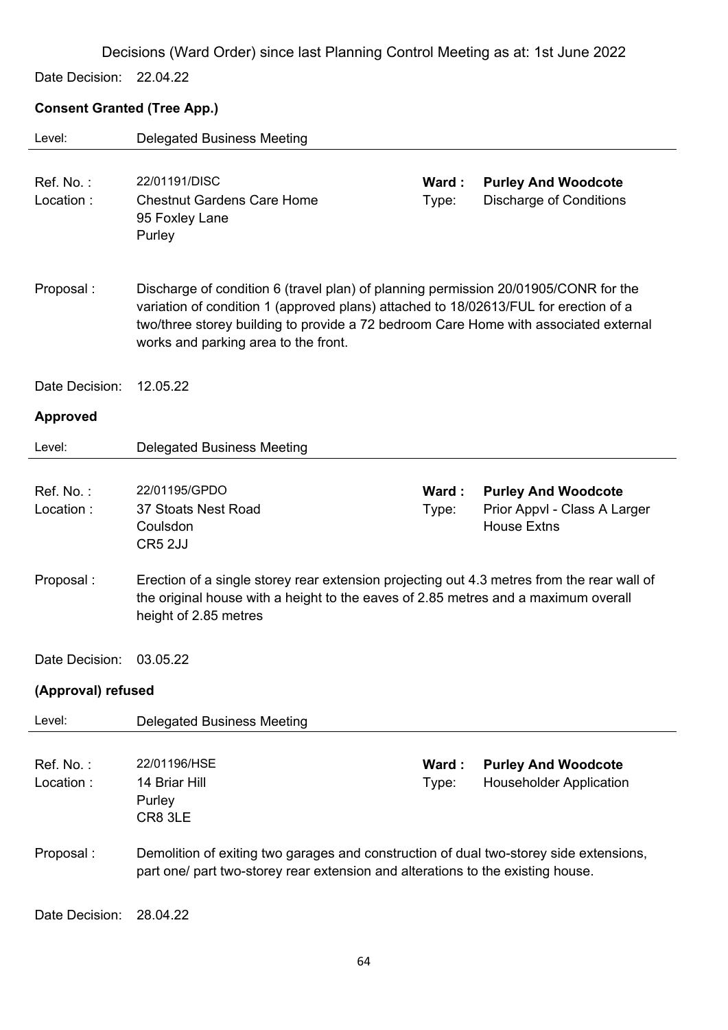Decisions (Ward Order) since last Planning Control Meeting as at: 1st June 2022

Date Decision: 22.04.22

**Consent Granted (Tree App.)**

Level: Delegated Business Meeting

Ref. No. : 22/01191/DISC
Location : Chestnut Gardens Care Home
95 Foxley Lane
Purley

**Ward : Purley And Woodcote**
Type: Discharge of Conditions

Proposal : Discharge of condition 6 (travel plan) of planning permission 20/01905/CONR for the variation of condition 1 (approved plans) attached to 18/02613/FUL for erection of a two/three storey building to provide a 72 bedroom Care Home with associated external works and parking area to the front.

Date Decision: 12.05.22

**Approved**

Level: Delegated Business Meeting

Ref. No. : 22/01195/GPDO
Location : 37 Stoats Nest Road
Coulsdon
CR5 2JJ

**Ward : Purley And Woodcote**
Type: Prior Appvl - Class A Larger House Extns

Proposal : Erection of a single storey rear extension projecting out 4.3 metres from the rear wall of the original house with a height to the eaves of 2.85 metres and a maximum overall height of 2.85 metres

Date Decision: 03.05.22

**(Approval) refused**

Level: Delegated Business Meeting

Ref. No. : 22/01196/HSE
Location : 14 Briar Hill
Purley
CR8 3LE

**Ward : Purley And Woodcote**
Type: Householder Application

Proposal : Demolition of exiting two garages and construction of dual two-storey side extensions, part one/ part two-storey rear extension and alterations to the existing house.

Date Decision: 28.04.22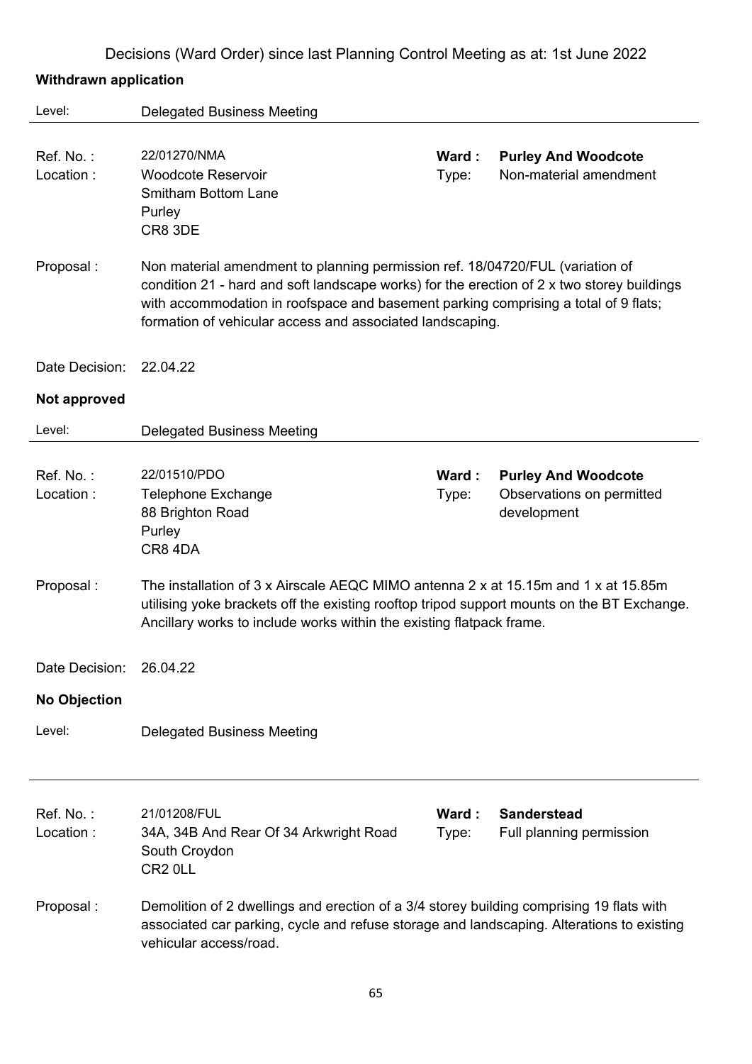Decisions (Ward Order) since last Planning Control Meeting as at: 1st June 2022

**Withdrawn application**

Level: Delegated Business Meeting

---

Ref. No. : 22/01270/NMA
**Ward : Purley And Woodcote**
Location : Woodcote Reservoir, Smitham Bottom Lane, Purley, CR8 3DE
Type: Non-material amendment

Proposal : Non material amendment to planning permission ref. 18/04720/FUL (variation of condition 21 - hard and soft landscape works) for the erection of 2 x two storey buildings with accommodation in roofspace and basement parking comprising a total of 9 flats; formation of vehicular access and associated landscaping.

Date Decision: 22.04.22

**Not approved**

Level: Delegated Business Meeting

---

Ref. No. : 22/01510/PDO
**Ward : Purley And Woodcote**
Location : Telephone Exchange, 88 Brighton Road, Purley, CR8 4DA
Type: Observations on permitted development

Proposal : The installation of 3 x Airscale AEQC MIMO antenna 2 x at 15.15m and 1 x at 15.85m utilising yoke brackets off the existing rooftop tripod support mounts on the BT Exchange. Ancillary works to include works within the existing flatpack frame.

Date Decision: 26.04.22

**No Objection**

Level: Delegated Business Meeting

---

Ref. No. : 21/01208/FUL
**Ward : Sanderstead**
Location : 34A, 34B And Rear Of 34 Arkwright Road, South Croydon, CR2 0LL
Type: Full planning permission

Proposal : Demolition of 2 dwellings and erection of a 3/4 storey building comprising 19 flats with associated car parking, cycle and refuse storage and landscaping. Alterations to existing vehicular access/road.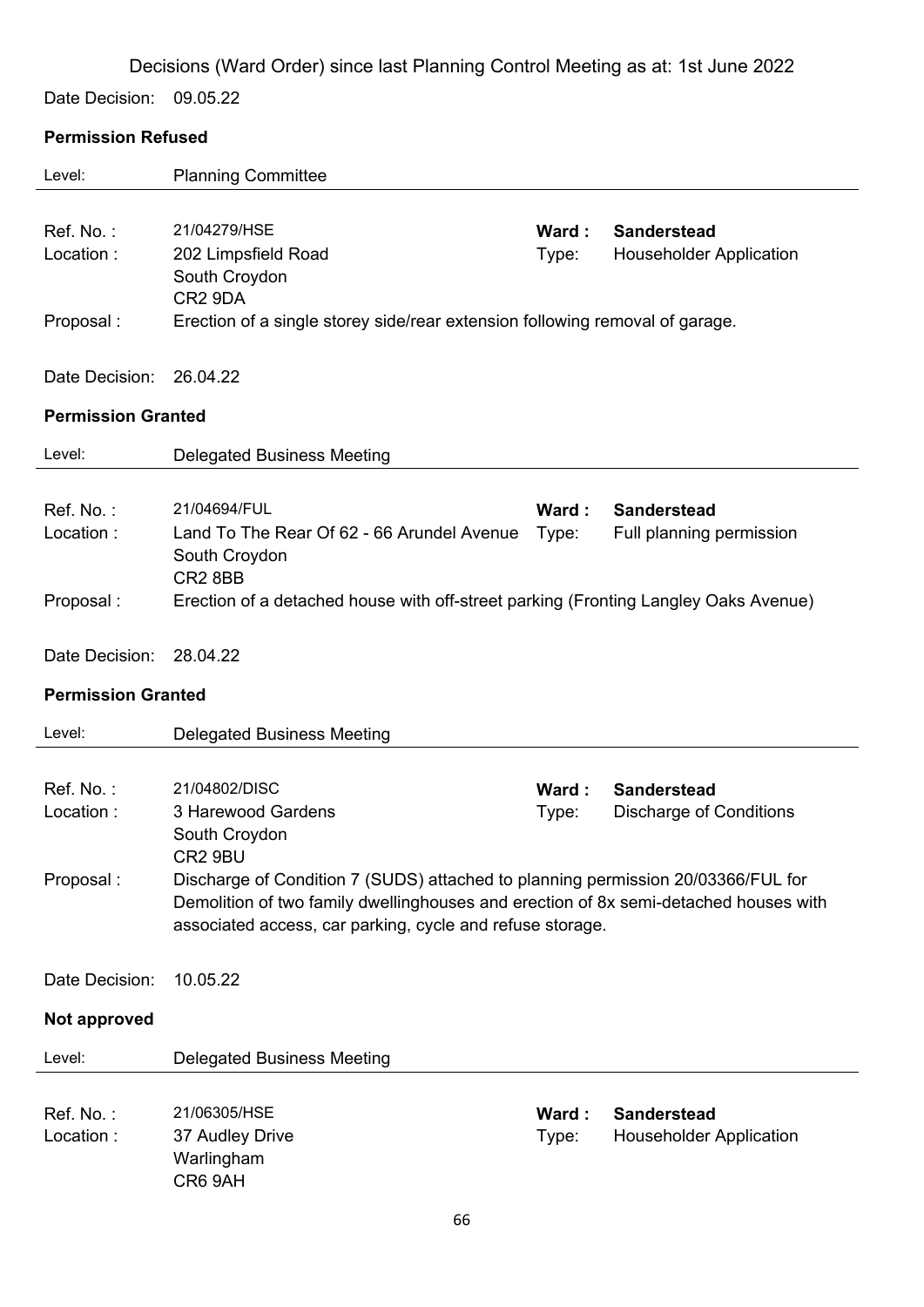Decisions (Ward Order) since last Planning Control Meeting as at: 1st June 2022

Date Decision: 09.05.22

**Permission Refused**

Level: Planning Committee

Ref. No. : 21/04279/HSE **Ward : Sanderstead**
Location : 202 Limpsfield Road, South Croydon, CR2 9DA Type: Householder Application
Proposal : Erection of a single storey side/rear extension following removal of garage.

Date Decision: 26.04.22

**Permission Granted**

Level: Delegated Business Meeting

Ref. No. : 21/04694/FUL **Ward : Sanderstead**
Location : Land To The Rear Of 62 - 66 Arundel Avenue, South Croydon, CR2 8BB Type: Full planning permission
Proposal : Erection of a detached house with off-street parking (Fronting Langley Oaks Avenue)

Date Decision: 28.04.22

**Permission Granted**

Level: Delegated Business Meeting

Ref. No. : 21/04802/DISC **Ward : Sanderstead**
Location : 3 Harewood Gardens, South Croydon, CR2 9BU Type: Discharge of Conditions
Proposal : Discharge of Condition 7 (SUDS) attached to planning permission 20/03366/FUL for Demolition of two family dwellinghouses and erection of 8x semi-detached houses with associated access, car parking, cycle and refuse storage.

Date Decision: 10.05.22

**Not approved**

Level: Delegated Business Meeting

Ref. No. : 21/06305/HSE **Ward : Sanderstead**
Location : 37 Audley Drive, Warlingham, CR6 9AH Type: Householder Application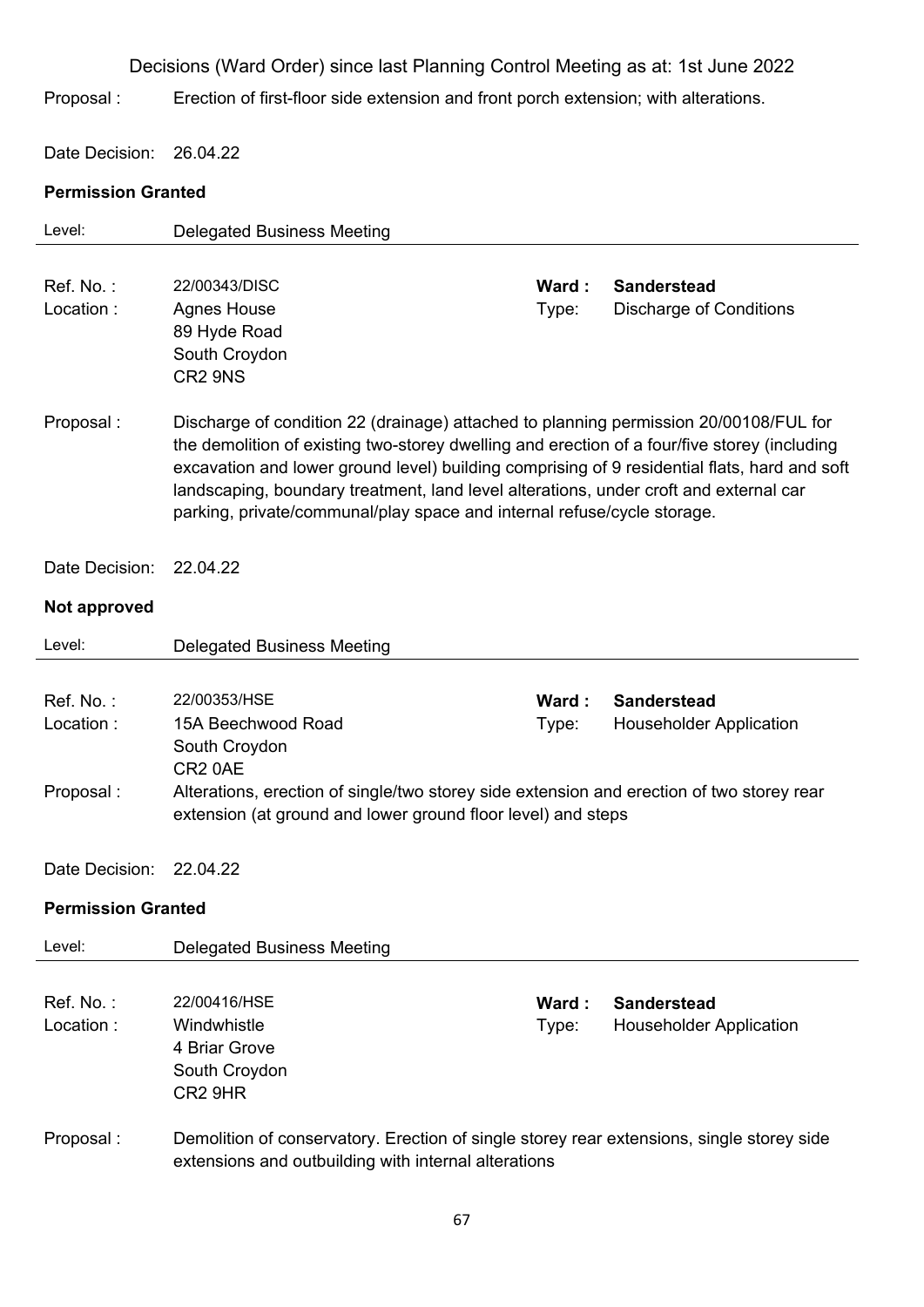Decisions (Ward Order) since last Planning Control Meeting as at: 1st June 2022

Proposal : Erection of first-floor side extension and front porch extension; with alterations.

Date Decision: 26.04.22

**Permission Granted**

Level: Delegated Business Meeting

---

Ref. No. : 22/00343/DISC | **Ward : Sanderstead**
Location : Agnes House, 89 Hyde Road, South Croydon, CR2 9NS | Type: Discharge of Conditions

Proposal : Discharge of condition 22 (drainage) attached to planning permission 20/00108/FUL for the demolition of existing two-storey dwelling and erection of a four/five storey (including excavation and lower ground level) building comprising of 9 residential flats, hard and soft landscaping, boundary treatment, land level alterations, under croft and external car parking, private/communal/play space and internal refuse/cycle storage.

Date Decision: 22.04.22

**Not approved**

Level: Delegated Business Meeting

---

Ref. No. : 22/00353/HSE | **Ward : Sanderstead**
Location : 15A Beechwood Road, South Croydon, CR2 0AE | Type: Householder Application

Proposal : Alterations, erection of single/two storey side extension and erection of two storey rear extension (at ground and lower ground floor level) and steps

Date Decision: 22.04.22

**Permission Granted**

Level: Delegated Business Meeting

---

Ref. No. : 22/00416/HSE | **Ward : Sanderstead**
Location : Windwhistle, 4 Briar Grove, South Croydon, CR2 9HR | Type: Householder Application

Proposal : Demolition of conservatory. Erection of single storey rear extensions, single storey side extensions and outbuilding with internal alterations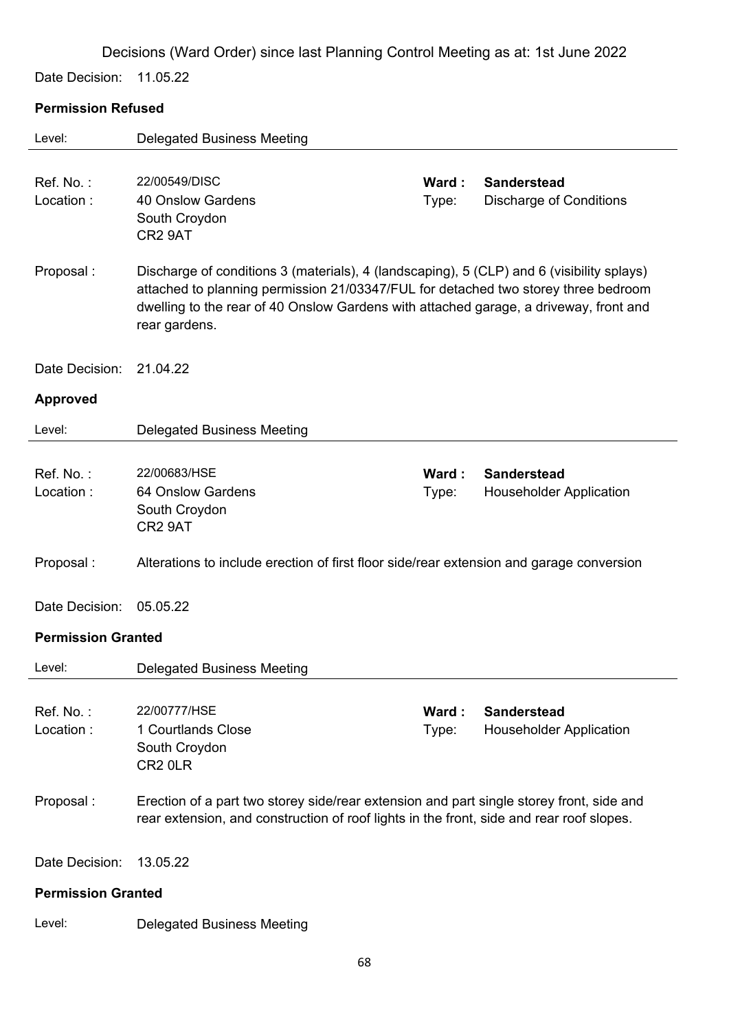Decisions (Ward Order) since last Planning Control Meeting as at: 1st June 2022

Date Decision: 11.05.22

**Permission Refused**

Level: Delegated Business Meeting

Ref. No. : 22/00549/DISC | **Ward : Sanderstead**
Location : 40 Onslow Gardens, South Croydon, CR2 9AT | Type: Discharge of Conditions

Proposal : Discharge of conditions 3 (materials), 4 (landscaping), 5 (CLP) and 6 (visibility splays) attached to planning permission 21/03347/FUL for detached two storey three bedroom dwelling to the rear of 40 Onslow Gardens with attached garage, a driveway, front and rear gardens.

Date Decision: 21.04.22

**Approved**

Level: Delegated Business Meeting

Ref. No. : 22/00683/HSE | **Ward : Sanderstead**
Location : 64 Onslow Gardens, South Croydon, CR2 9AT | Type: Householder Application

Proposal : Alterations to include erection of first floor side/rear extension and garage conversion

Date Decision: 05.05.22

**Permission Granted**

Level: Delegated Business Meeting

Ref. No. : 22/00777/HSE | **Ward : Sanderstead**
Location : 1 Courtlands Close, South Croydon, CR2 0LR | Type: Householder Application

Proposal : Erection of a part two storey side/rear extension and part single storey front, side and rear extension, and construction of roof lights in the front, side and rear roof slopes.

Date Decision: 13.05.22

**Permission Granted**

Level: Delegated Business Meeting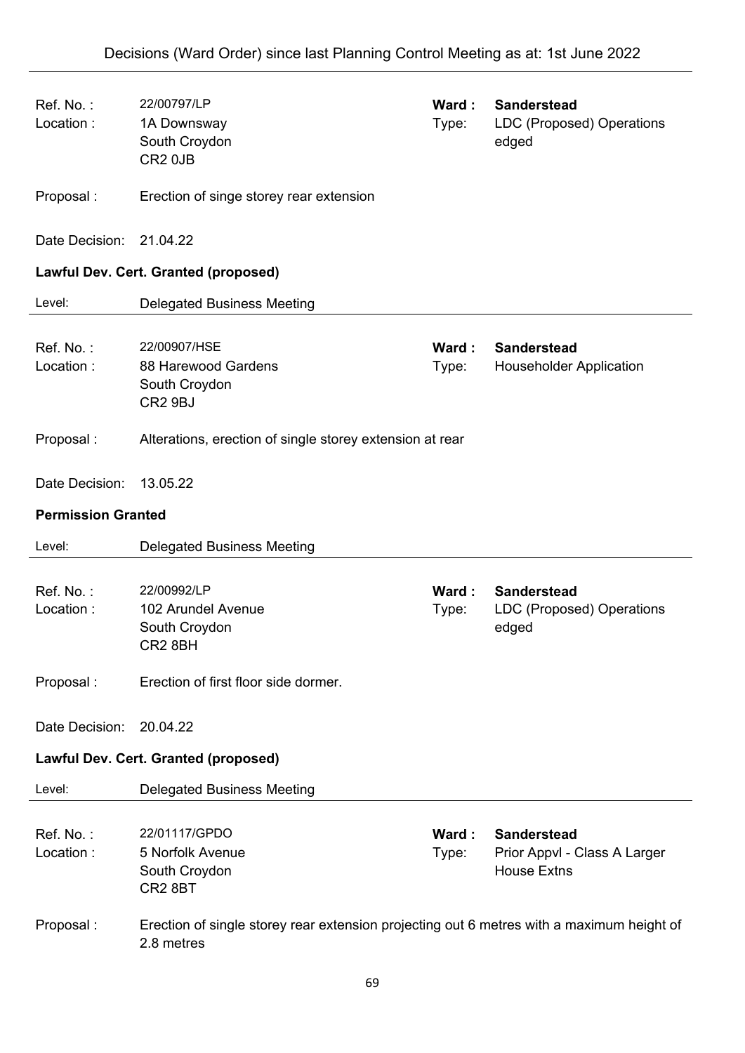| | | | |
|---|---|---|---|
| Ref. No. : | 22/00797/LP | **Ward :** | **Sanderstead** |
| Location : | 1A Downsway<br>South Croydon<br>CR2 0JB | Type: | LDC (Proposed) Operations edged |
| Proposal : | Erection of singe storey rear extension | | |
| Date Decision: | 21.04.22 | | |

**Lawful Dev. Cert. Granted (proposed)**

Level: Delegated Business Meeting

---

| | | | |
|---|---|---|---|
| Ref. No. : | 22/00907/HSE | **Ward :** | **Sanderstead** |
| Location : | 88 Harewood Gardens<br>South Croydon<br>CR2 9BJ | Type: | Householder Application |
| Proposal : | Alterations, erection of single storey extension at rear | | |
| Date Decision: | 13.05.22 | | |

**Permission Granted**

Level: Delegated Business Meeting

---

| | | | |
|---|---|---|---|
| Ref. No. : | 22/00992/LP | **Ward :** | **Sanderstead** |
| Location : | 102 Arundel Avenue<br>South Croydon<br>CR2 8BH | Type: | LDC (Proposed) Operations edged |
| Proposal : | Erection of first floor side dormer. | | |
| Date Decision: | 20.04.22 | | |

**Lawful Dev. Cert. Granted (proposed)**

Level: Delegated Business Meeting

---

| | | | |
|---|---|---|---|
| Ref. No. : | 22/01117/GPDO | **Ward :** | **Sanderstead** |
| Location : | 5 Norfolk Avenue<br>South Croydon<br>CR2 8BT | Type: | Prior Appvl - Class A Larger House Extns |
| Proposal : | Erection of single storey rear extension projecting out 6 metres with a maximum height of 2.8 metres | | |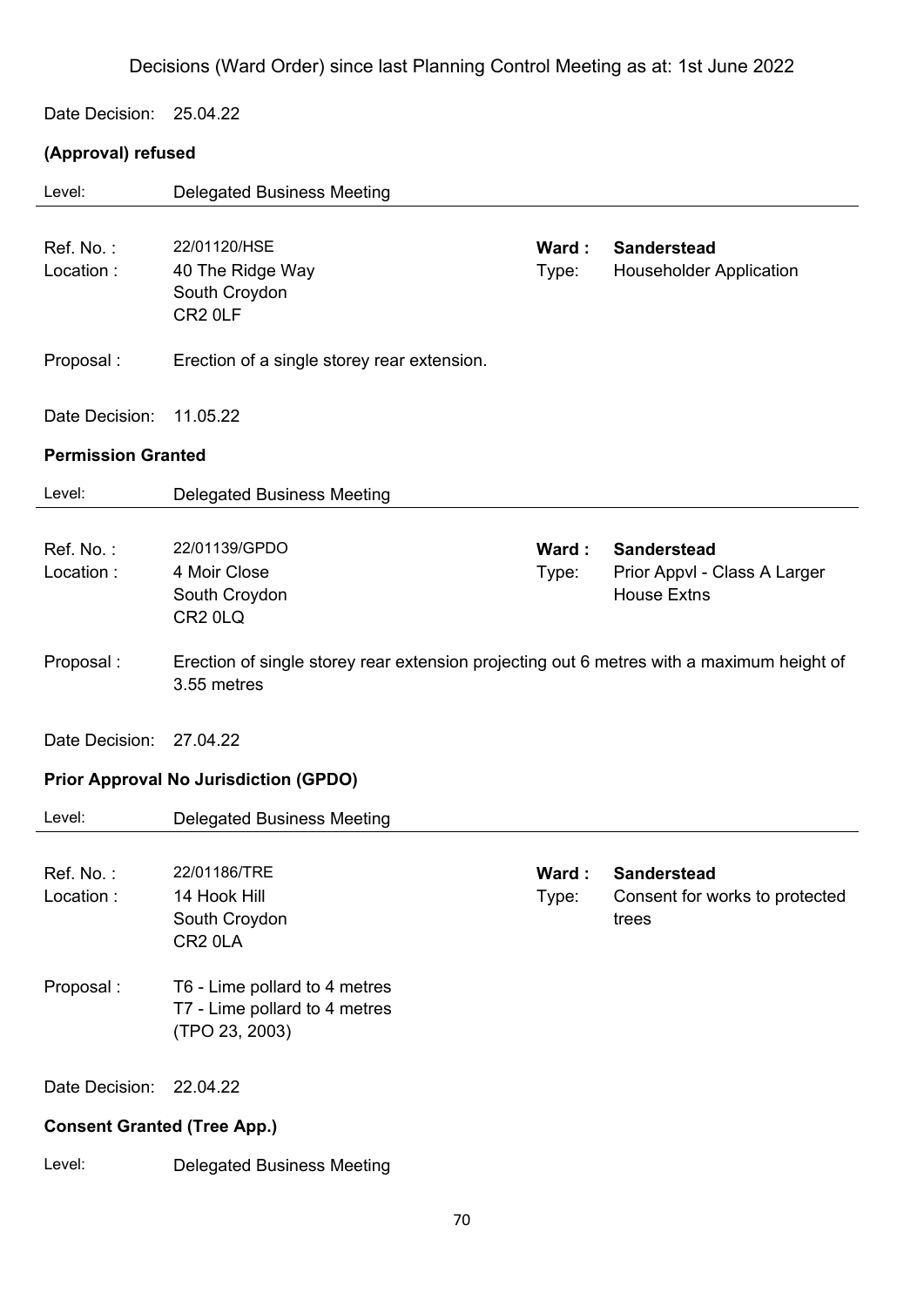Decisions (Ward Order) since last Planning Control Meeting as at: 1st June 2022

Date Decision: 25.04.22

**(Approval) refused**

Level: Delegated Business Meeting

---

Ref. No. : 22/01120/HSE
Location : 40 The Ridge Way
South Croydon
CR2 0LF

**Ward : Sanderstead**
Type: Householder Application

Proposal : Erection of a single storey rear extension.

Date Decision: 11.05.22

**Permission Granted**

Level: Delegated Business Meeting

---

Ref. No. : 22/01139/GPDO
Location : 4 Moir Close
South Croydon
CR2 0LQ

**Ward : Sanderstead**
Type: Prior Appvl - Class A Larger House Extns

Proposal : Erection of single storey rear extension projecting out 6 metres with a maximum height of 3.55 metres

Date Decision: 27.04.22

**Prior Approval No Jurisdiction (GPDO)**

Level: Delegated Business Meeting

---

Ref. No. : 22/01186/TRE
Location : 14 Hook Hill
South Croydon
CR2 0LA

**Ward : Sanderstead**
Type: Consent for works to protected trees

Proposal : T6 - Lime pollard to 4 metres
T7 - Lime pollard to 4 metres
(TPO 23, 2003)

Date Decision: 22.04.22

**Consent Granted (Tree App.)**

Level: Delegated Business Meeting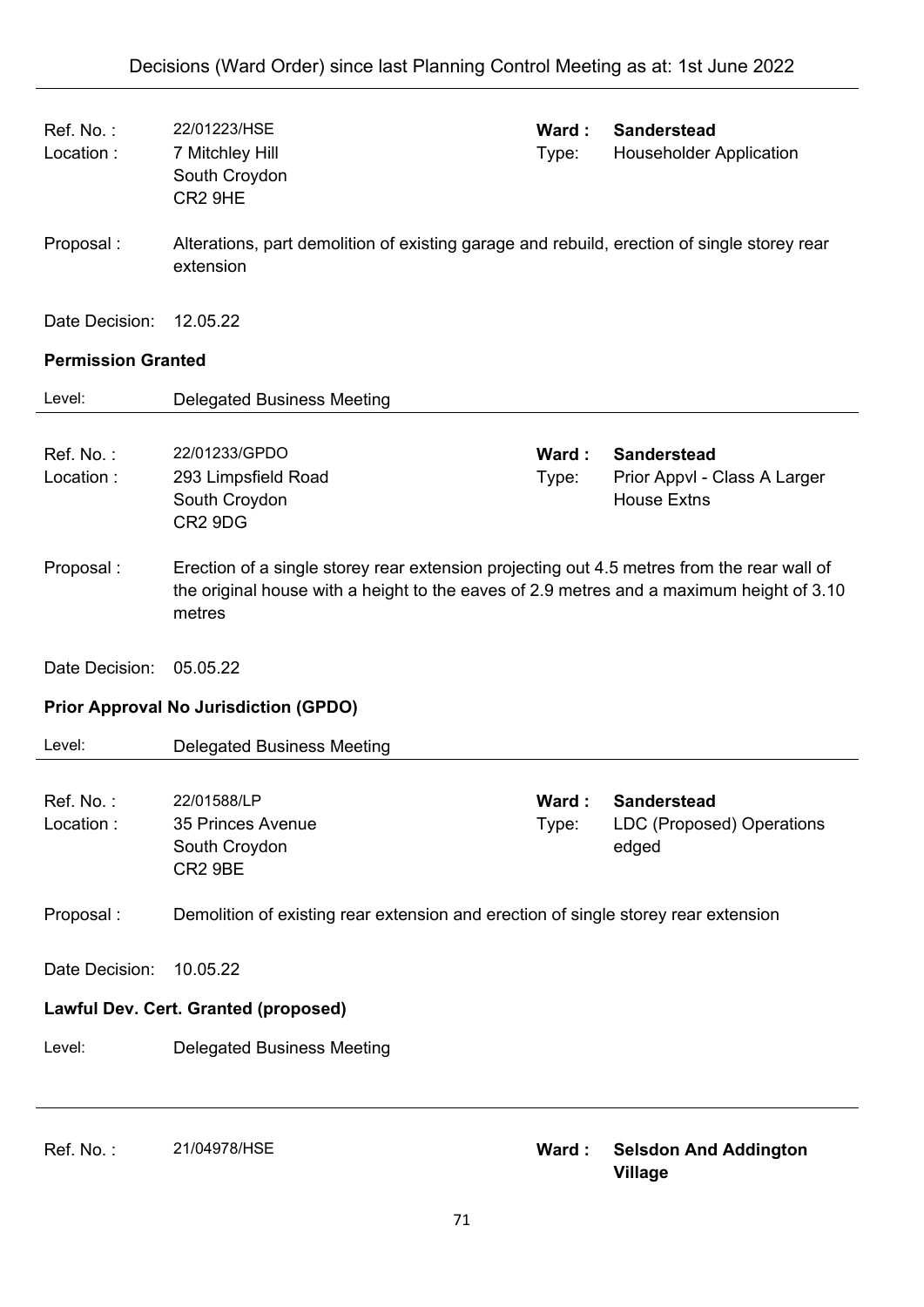| | | | |
|---|---|---|---|
| Ref. No. : | 22/01223/HSE | **Ward :** | **Sanderstead** |
| Location : | 7 Mitchley Hill<br>South Croydon<br>CR2 9HE | Type: | Householder Application |

Proposal : Alterations, part demolition of existing garage and rebuild, erection of single storey rear extension

Date Decision: 12.05.22

**Permission Granted**

Level: Delegated Business Meeting

---

| | | | |
|---|---|---|---|
| Ref. No. : | 22/01233/GPDO | **Ward :** | **Sanderstead** |
| Location : | 293 Limpsfield Road<br>South Croydon<br>CR2 9DG | Type: | Prior Appvl - Class A Larger House Extns |

Proposal : Erection of a single storey rear extension projecting out 4.5 metres from the rear wall of the original house with a height to the eaves of 2.9 metres and a maximum height of 3.10 metres

Date Decision: 05.05.22

**Prior Approval No Jurisdiction (GPDO)**

Level: Delegated Business Meeting

---

| | | | |
|---|---|---|---|
| Ref. No. : | 22/01588/LP | **Ward :** | **Sanderstead** |
| Location : | 35 Princes Avenue<br>South Croydon<br>CR2 9BE | Type: | LDC (Proposed) Operations edged |

Proposal : Demolition of existing rear extension and erection of single storey rear extension

Date Decision: 10.05.22

**Lawful Dev. Cert. Granted (proposed)**

Level: Delegated Business Meeting

---

| | | | |
|---|---|---|---|
| Ref. No. : | 21/04978/HSE | **Ward :** | **Selsdon And Addington Village** |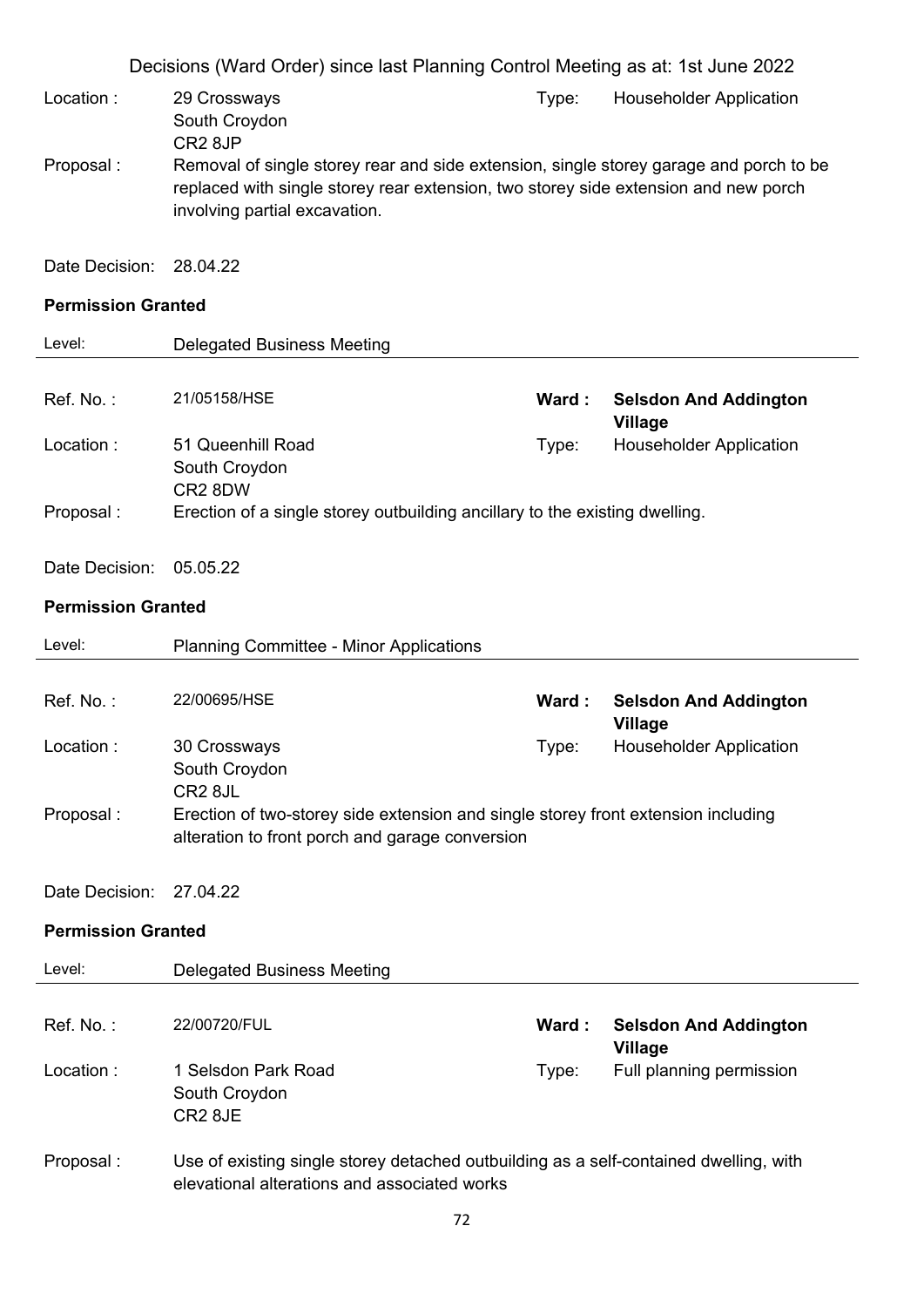Location : 29 Crossways
South Croydon
CR2 8JP

Type: Householder Application

Proposal : Removal of single storey rear and side extension, single storey garage and porch to be replaced with single storey rear extension, two storey side extension and new porch involving partial excavation.

Date Decision: 28.04.22

**Permission Granted**

Level: Delegated Business Meeting

---

Ref. No. : 21/05158/HSE

**Ward : Selsdon And Addington Village**

Location : 51 Queenhill Road
South Croydon
CR2 8DW

Type: Householder Application

Proposal : Erection of a single storey outbuilding ancillary to the existing dwelling.

Date Decision: 05.05.22

**Permission Granted**

Level: Planning Committee - Minor Applications

---

Ref. No. : 22/00695/HSE

**Ward : Selsdon And Addington Village**

Location : 30 Crossways
South Croydon
CR2 8JL

Type: Householder Application

Proposal : Erection of two-storey side extension and single storey front extension including alteration to front porch and garage conversion

Date Decision: 27.04.22

**Permission Granted**

Level: Delegated Business Meeting

---

Ref. No. : 22/00720/FUL

**Ward : Selsdon And Addington Village**

Location : 1 Selsdon Park Road
South Croydon
CR2 8JE

Type: Full planning permission

Proposal : Use of existing single storey detached outbuilding as a self-contained dwelling, with elevational alterations and associated works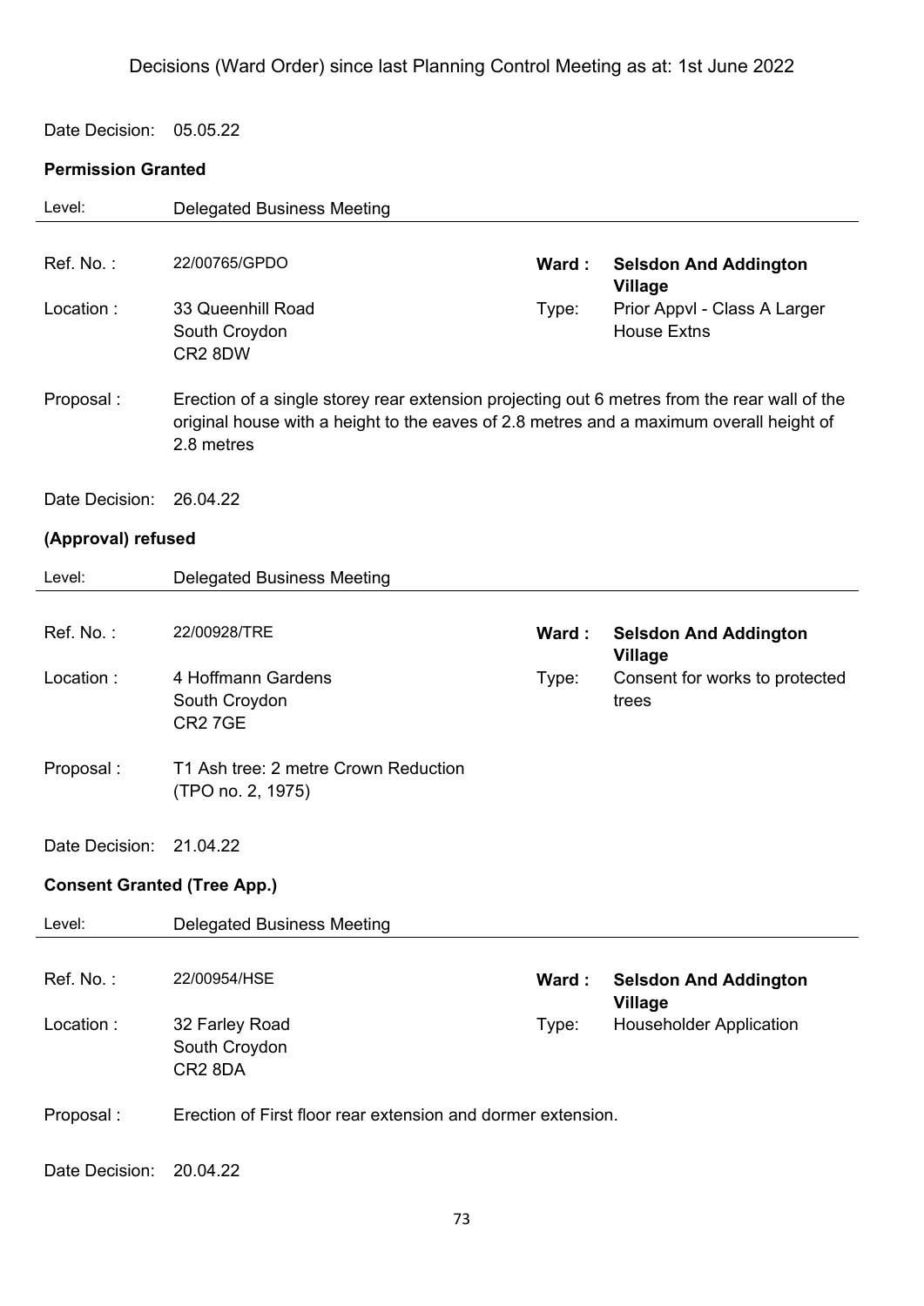# Decisions (Ward Order) since last Planning Control Meeting as at: 1st June 2022

Date Decision: 05.05.22

**Permission Granted**

Level: Delegated Business Meeting

| | | | |
|---|---|---|---|
| Ref. No. : | 22/00765/GPDO | **Ward :** | **Selsdon And Addington Village** |
| Location : | 33 Queenhill Road<br>South Croydon<br>CR2 8DW | Type: | Prior Appvl - Class A Larger House Extns |

Proposal : Erection of a single storey rear extension projecting out 6 metres from the rear wall of the original house with a height to the eaves of 2.8 metres and a maximum overall height of 2.8 metres

Date Decision: 26.04.22

**(Approval) refused**

Level: Delegated Business Meeting

| | | | |
|---|---|---|---|
| Ref. No. : | 22/00928/TRE | **Ward :** | **Selsdon And Addington Village** |
| Location : | 4 Hoffmann Gardens<br>South Croydon<br>CR2 7GE | Type: | Consent for works to protected trees |

Proposal : T1 Ash tree: 2 metre Crown Reduction (TPO no. 2, 1975)

Date Decision: 21.04.22

**Consent Granted (Tree App.)**

Level: Delegated Business Meeting

| | | | |
|---|---|---|---|
| Ref. No. : | 22/00954/HSE | **Ward :** | **Selsdon And Addington Village** |
| Location : | 32 Farley Road<br>South Croydon<br>CR2 8DA | Type: | Householder Application |

Proposal : Erection of First floor rear extension and dormer extension.

Date Decision: 20.04.22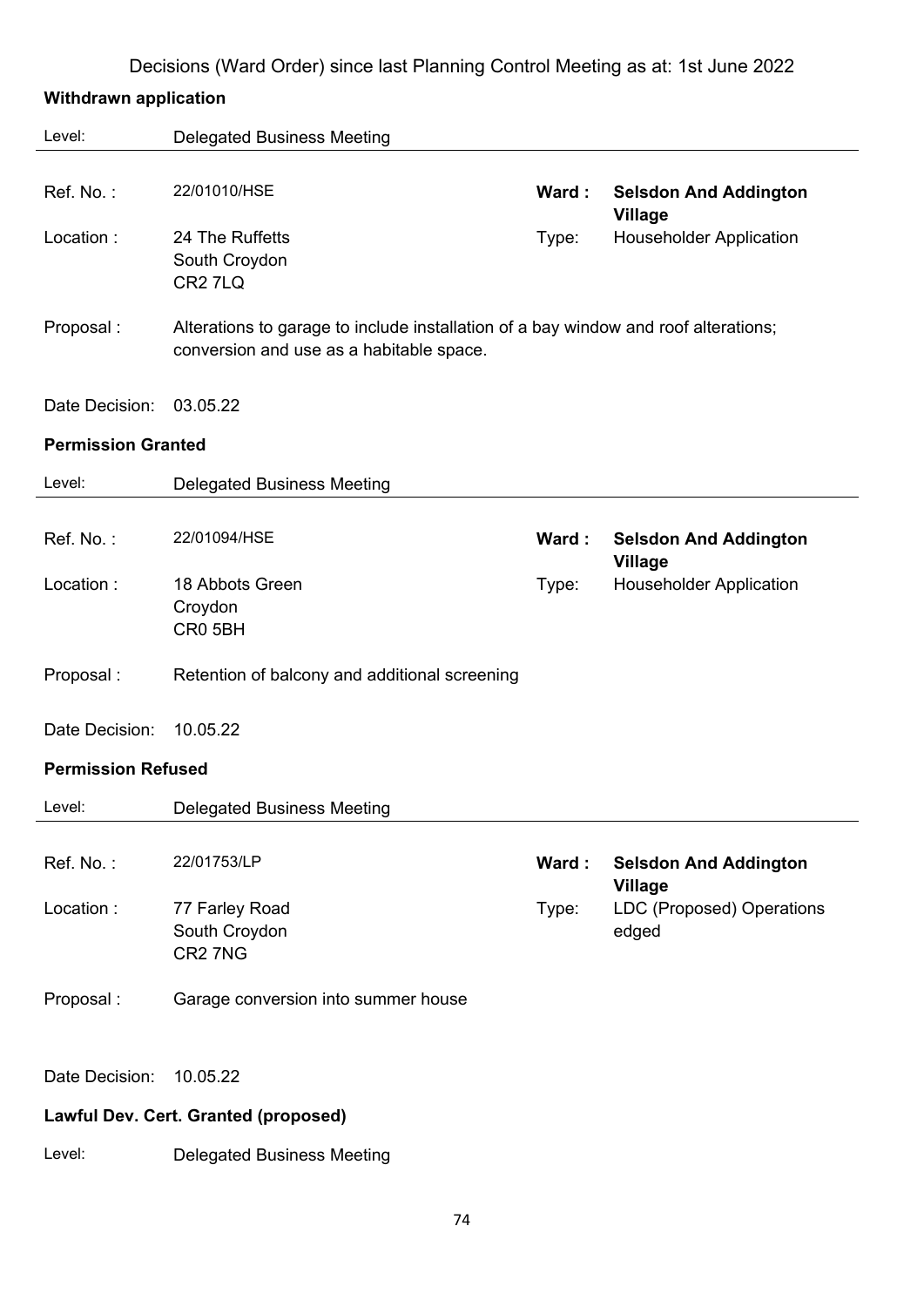Decisions (Ward Order) since last Planning Control Meeting as at: 1st June 2022

## Withdrawn application

Level: Delegated Business Meeting

| | | | |
|---|---|---|---|
| Ref. No. : | 22/01010/HSE | **Ward :** | **Selsdon And Addington Village** |
| Location : | 24 The Ruffetts<br>South Croydon<br>CR2 7LQ | Type: | Householder Application |

Proposal : Alterations to garage to include installation of a bay window and roof alterations; conversion and use as a habitable space.

Date Decision: 03.05.22

## Permission Granted

Level: Delegated Business Meeting

| | | | |
|---|---|---|---|
| Ref. No. : | 22/01094/HSE | **Ward :** | **Selsdon And Addington Village** |
| Location : | 18 Abbots Green<br>Croydon<br>CR0 5BH | Type: | Householder Application |

Proposal : Retention of balcony and additional screening

Date Decision: 10.05.22

## Permission Refused

Level: Delegated Business Meeting

| | | | |
|---|---|---|---|
| Ref. No. : | 22/01753/LP | **Ward :** | **Selsdon And Addington Village** |
| Location : | 77 Farley Road<br>South Croydon<br>CR2 7NG | Type: | LDC (Proposed) Operations edged |

Proposal : Garage conversion into summer house

Date Decision: 10.05.22

## Lawful Dev. Cert. Granted (proposed)

Level: Delegated Business Meeting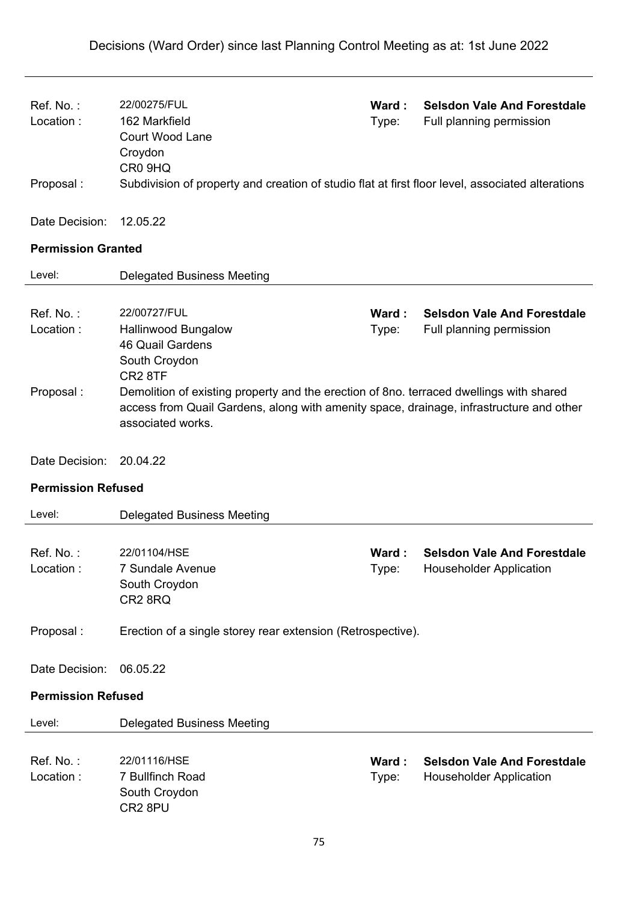Decisions (Ward Order) since last Planning Control Meeting as at: 1st June 2022

---

Ref. No. : 22/00275/FUL
**Ward : Selsdon Vale And Forestdale**
Location : 162 Markfield
Court Wood Lane
Croydon
CR0 9HQ
Type: Full planning permission

Proposal : Subdivision of property and creation of studio flat at first floor level, associated alterations

Date Decision: 12.05.22

**Permission Granted**

Level: Delegated Business Meeting

---

Ref. No. : 22/00727/FUL
**Ward : Selsdon Vale And Forestdale**
Location : Hallinwood Bungalow
46 Quail Gardens
South Croydon
CR2 8TF
Type: Full planning permission

Proposal : Demolition of existing property and the erection of 8no. terraced dwellings with shared access from Quail Gardens, along with amenity space, drainage, infrastructure and other associated works.

Date Decision: 20.04.22

**Permission Refused**

Level: Delegated Business Meeting

---

Ref. No. : 22/01104/HSE
**Ward : Selsdon Vale And Forestdale**
Location : 7 Sundale Avenue
South Croydon
CR2 8RQ
Type: Householder Application

Proposal : Erection of a single storey rear extension (Retrospective).

Date Decision: 06.05.22

**Permission Refused**

Level: Delegated Business Meeting

---

Ref. No. : 22/01116/HSE
**Ward : Selsdon Vale And Forestdale**
Location : 7 Bullfinch Road
South Croydon
CR2 8PU
Type: Householder Application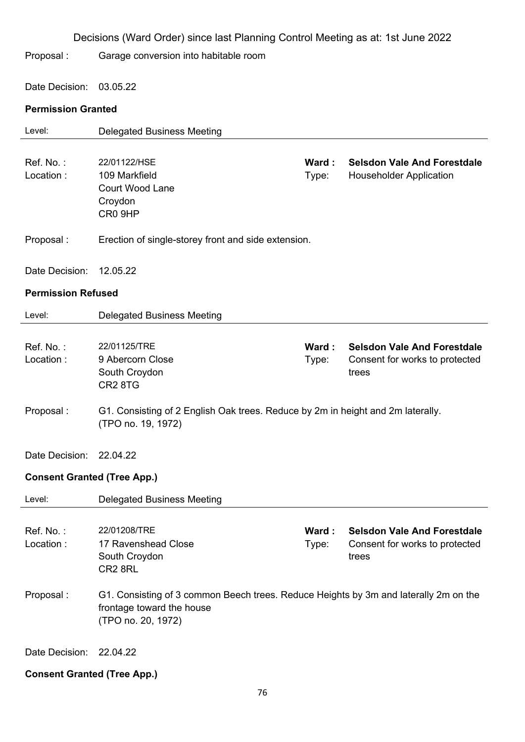Decisions (Ward Order) since last Planning Control Meeting as at: 1st June 2022

Proposal : Garage conversion into habitable room

Date Decision: 03.05.22

**Permission Granted**

Level: Delegated Business Meeting

---

Ref. No. : 22/01122/HSE
Location : 109 Markfield
Court Wood Lane
Croydon
CR0 9HP

**Ward : Selsdon Vale And Forestdale**
Type: Householder Application

Proposal : Erection of single-storey front and side extension.

Date Decision: 12.05.22

**Permission Refused**

Level: Delegated Business Meeting

---

Ref. No. : 22/01125/TRE
Location : 9 Abercorn Close
South Croydon
CR2 8TG

**Ward : Selsdon Vale And Forestdale**
Type: Consent for works to protected trees

Proposal : G1. Consisting of 2 English Oak trees. Reduce by 2m in height and 2m laterally.
(TPO no. 19, 1972)

Date Decision: 22.04.22

**Consent Granted (Tree App.)**

Level: Delegated Business Meeting

---

Ref. No. : 22/01208/TRE
Location : 17 Ravenshead Close
South Croydon
CR2 8RL

**Ward : Selsdon Vale And Forestdale**
Type: Consent for works to protected trees

Proposal : G1. Consisting of 3 common Beech trees. Reduce Heights by 3m and laterally 2m on the frontage toward the house
(TPO no. 20, 1972)

Date Decision: 22.04.22

**Consent Granted (Tree App.)**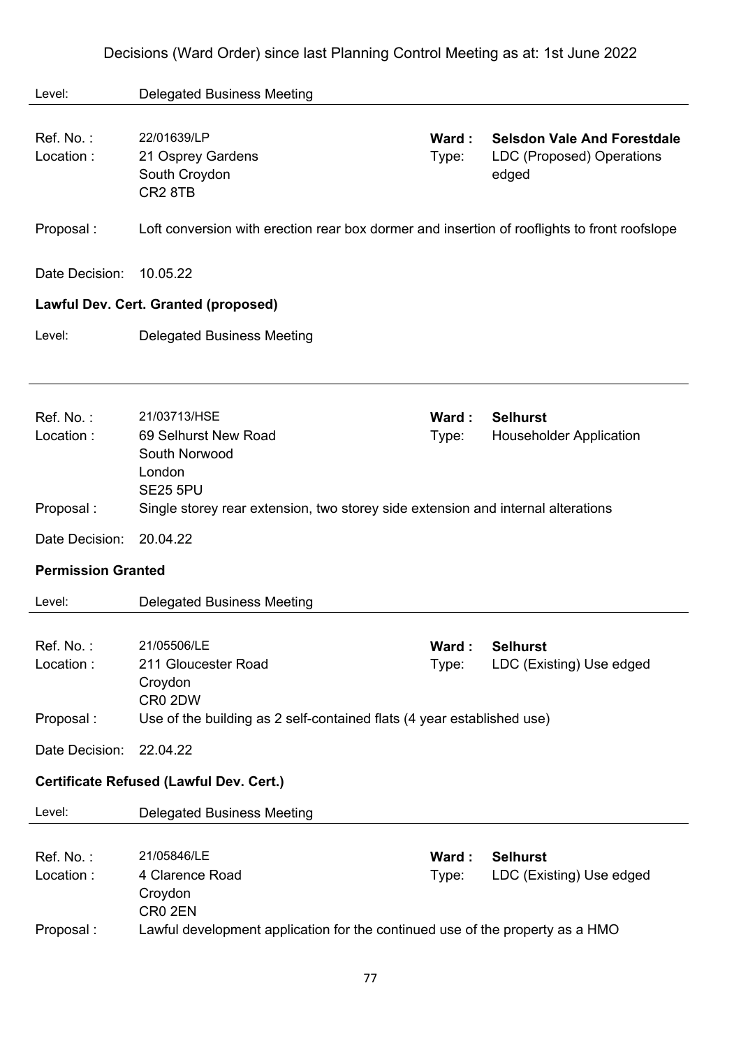Decisions (Ward Order) since last Planning Control Meeting as at: 1st June 2022

Level: Delegated Business Meeting

---

Ref. No. : 22/01639/LP
Ward : **Selsdon Vale And Forestdale**
Location : 21 Osprey Gardens, South Croydon, CR2 8TB
Type: LDC (Proposed) Operations edged

Proposal : Loft conversion with erection rear box dormer and insertion of rooflights to front roofslope

Date Decision: 10.05.22

**Lawful Dev. Cert. Granted (proposed)**

Level: Delegated Business Meeting

---

Ref. No. : 21/03713/HSE
Ward : **Selhurst**
Location : 69 Selhurst New Road, South Norwood, London, SE25 5PU
Type: Householder Application

Proposal : Single storey rear extension, two storey side extension and internal alterations

Date Decision: 20.04.22

**Permission Granted**

Level: Delegated Business Meeting

---

Ref. No. : 21/05506/LE
Ward : **Selhurst**
Location : 211 Gloucester Road, Croydon, CR0 2DW
Type: LDC (Existing) Use edged

Proposal : Use of the building as 2 self-contained flats (4 year established use)

Date Decision: 22.04.22

**Certificate Refused (Lawful Dev. Cert.)**

Level: Delegated Business Meeting

---

Ref. No. : 21/05846/LE
Ward : **Selhurst**
Location : 4 Clarence Road, Croydon, CR0 2EN
Type: LDC (Existing) Use edged

Proposal : Lawful development application for the continued use of the property as a HMO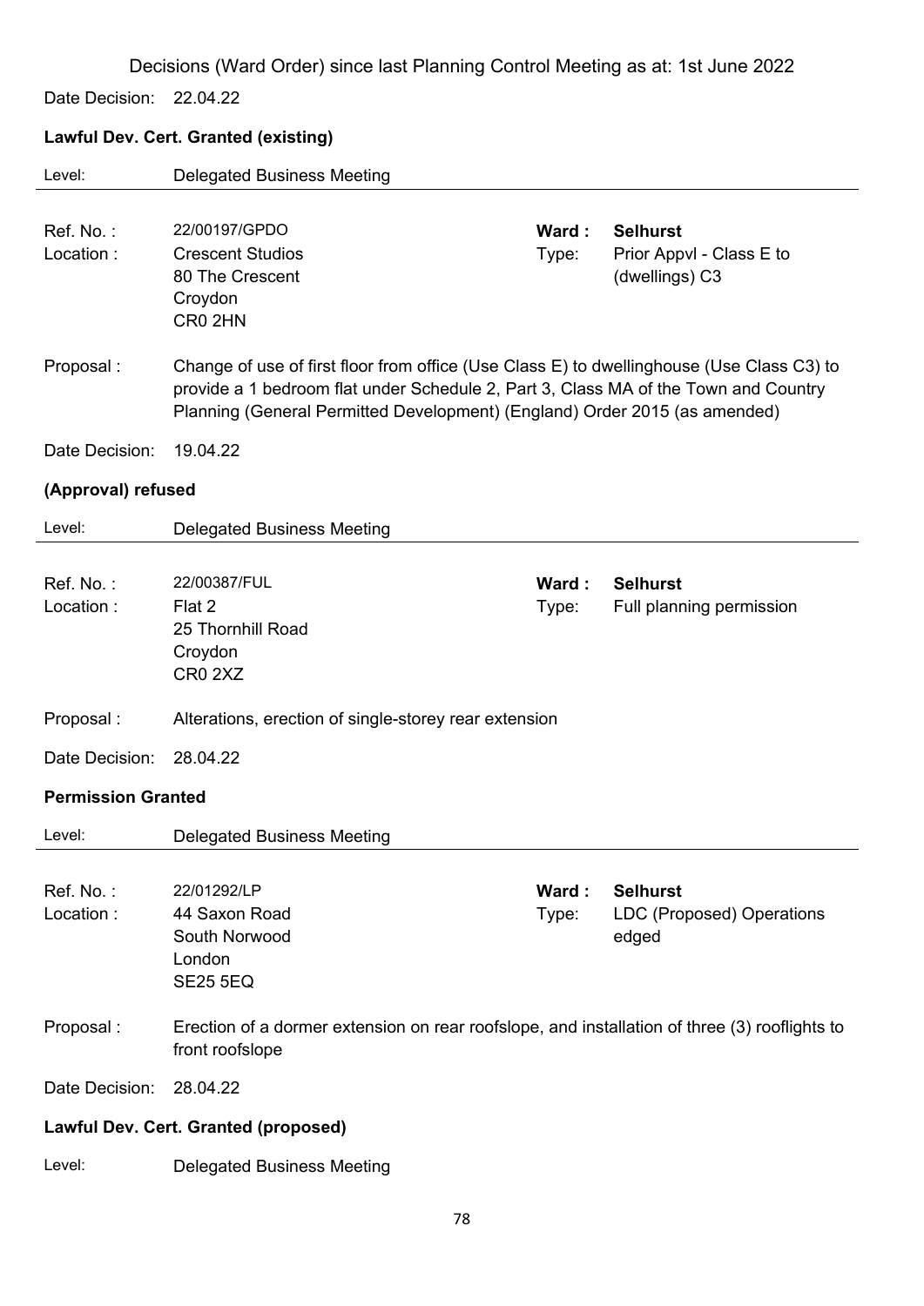Decisions (Ward Order) since last Planning Control Meeting as at: 1st June 2022

Date Decision: 22.04.22

**Lawful Dev. Cert. Granted (existing)**

Level: Delegated Business Meeting

---

Ref. No. : 22/00197/GPDO
**Ward : Selhurst**
Location : Crescent Studios, 80 The Crescent, Croydon, CR0 2HN
Type: Prior Appvl - Class E to (dwellings) C3

Proposal : Change of use of first floor from office (Use Class E) to dwellinghouse (Use Class C3) to provide a 1 bedroom flat under Schedule 2, Part 3, Class MA of the Town and Country Planning (General Permitted Development) (England) Order 2015 (as amended)

Date Decision: 19.04.22

**(Approval) refused**

Level: Delegated Business Meeting

---

Ref. No. : 22/00387/FUL
**Ward : Selhurst**
Location : Flat 2, 25 Thornhill Road, Croydon, CR0 2XZ
Type: Full planning permission

Proposal : Alterations, erection of single-storey rear extension

Date Decision: 28.04.22

**Permission Granted**

Level: Delegated Business Meeting

---

Ref. No. : 22/01292/LP
**Ward : Selhurst**
Location : 44 Saxon Road, South Norwood, London, SE25 5EQ
Type: LDC (Proposed) Operations edged

Proposal : Erection of a dormer extension on rear roofslope, and installation of three (3) rooflights to front roofslope

Date Decision: 28.04.22

**Lawful Dev. Cert. Granted (proposed)**

Level: Delegated Business Meeting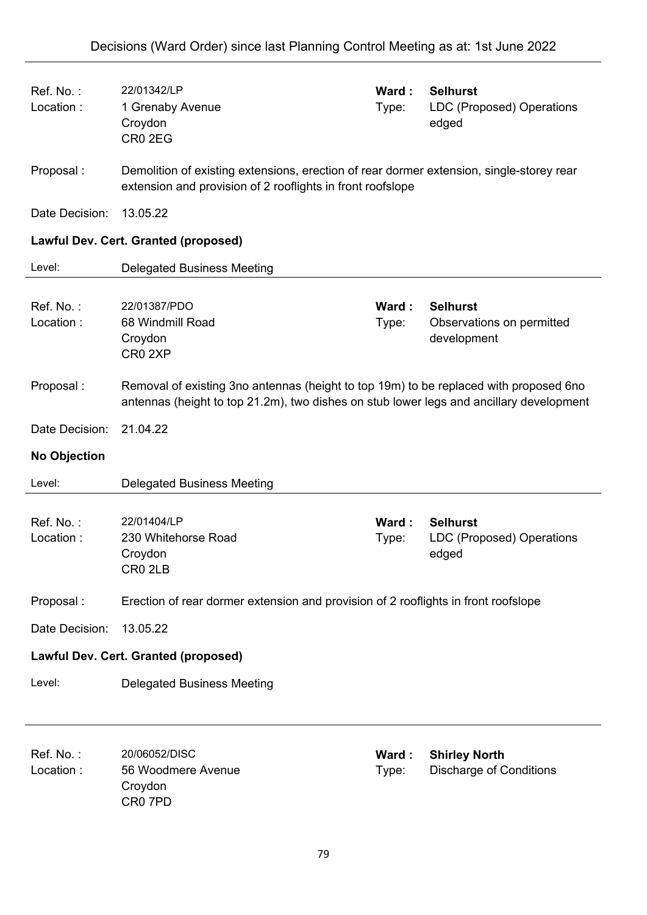| | | | |
|---|---|---|---|
| Ref. No. : | 22/01342/LP | **Ward :** | **Selhurst** |
| Location : | 1 Grenaby Avenue<br>Croydon<br>CR0 2EG | Type: | LDC (Proposed) Operations edged |

Proposal : Demolition of existing extensions, erection of rear dormer extension, single-storey rear extension and provision of 2 rooflights in front roofslope

Date Decision: 13.05.22

**Lawful Dev. Cert. Granted (proposed)**

Level: Delegated Business Meeting

---

| | | | |
|---|---|---|---|
| Ref. No. : | 22/01387/PDO | **Ward :** | **Selhurst** |
| Location : | 68 Windmill Road<br>Croydon<br>CR0 2XP | Type: | Observations on permitted development |

Proposal : Removal of existing 3no antennas (height to top 19m) to be replaced with proposed 6no antennas (height to top 21.2m), two dishes on stub lower legs and ancillary development

Date Decision: 21.04.22

**No Objection**

Level: Delegated Business Meeting

---

| | | | |
|---|---|---|---|
| Ref. No. : | 22/01404/LP | **Ward :** | **Selhurst** |
| Location : | 230 Whitehorse Road<br>Croydon<br>CR0 2LB | Type: | LDC (Proposed) Operations edged |

Proposal : Erection of rear dormer extension and provision of 2 rooflights in front roofslope

Date Decision: 13.05.22

**Lawful Dev. Cert. Granted (proposed)**

Level: Delegated Business Meeting

---

| | | | |
|---|---|---|---|
| Ref. No. : | 20/06052/DISC | **Ward :** | **Shirley North** |
| Location : | 56 Woodmere Avenue<br>Croydon<br>CR0 7PD | Type: | Discharge of Conditions |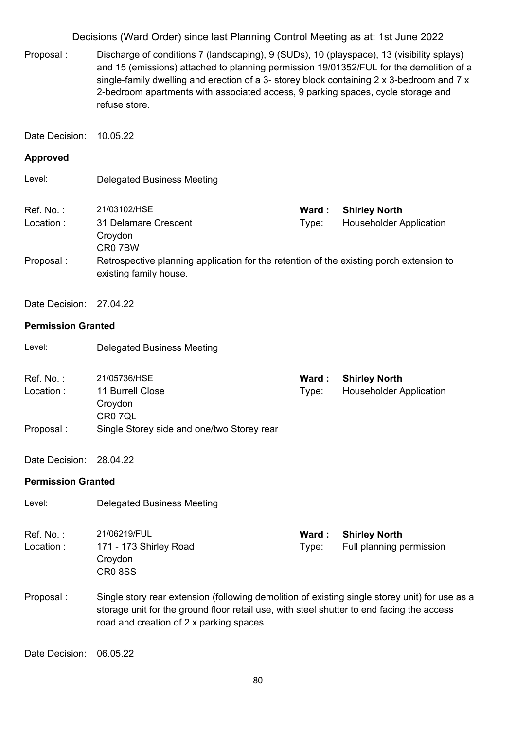Decisions (Ward Order) since last Planning Control Meeting as at: 1st June 2022

Proposal : Discharge of conditions 7 (landscaping), 9 (SUDs), 10 (playspace), 13 (visibility splays) and 15 (emissions) attached to planning permission 19/01352/FUL for the demolition of a single-family dwelling and erection of a 3- storey block containing 2 x 3-bedroom and 7 x 2-bedroom apartments with associated access, 9 parking spaces, cycle storage and refuse store.

Date Decision: 10.05.22

**Approved**

Level: Delegated Business Meeting

---

Ref. No. : 21/03102/HSE | **Ward : Shirley North**
Location : 31 Delamare Crescent, Croydon, CR0 7BW | Type: Householder Application

Proposal : Retrospective planning application for the retention of the existing porch extension to existing family house.

Date Decision: 27.04.22

**Permission Granted**

Level: Delegated Business Meeting

---

Ref. No. : 21/05736/HSE | **Ward : Shirley North**
Location : 11 Burrell Close, Croydon, CR0 7QL | Type: Householder Application

Proposal : Single Storey side and one/two Storey rear

Date Decision: 28.04.22

**Permission Granted**

Level: Delegated Business Meeting

---

Ref. No. : 21/06219/FUL | **Ward : Shirley North**
Location : 171 - 173 Shirley Road, Croydon, CR0 8SS | Type: Full planning permission

Proposal : Single story rear extension (following demolition of existing single storey unit) for use as a storage unit for the ground floor retail use, with steel shutter to end facing the access road and creation of 2 x parking spaces.

Date Decision: 06.05.22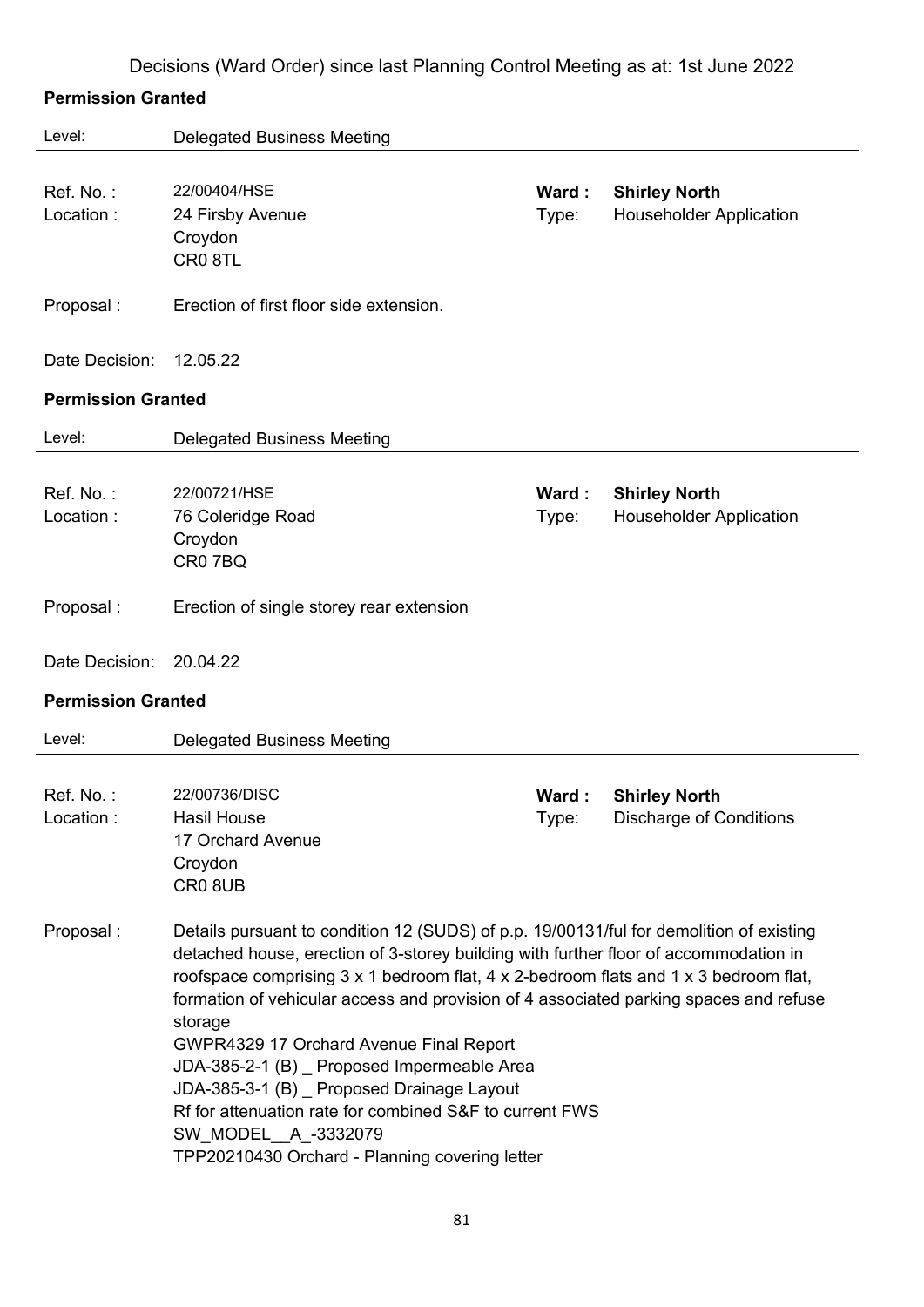Decisions (Ward Order) since last Planning Control Meeting as at: 1st June 2022

**Permission Granted**

Level: Delegated Business Meeting

---

Ref. No. : 22/00404/HSE
Location : 24 Firsby Avenue
Croydon
CR0 8TL

**Ward :** **Shirley North**
Type: Householder Application

Proposal : Erection of first floor side extension.

Date Decision: 12.05.22

**Permission Granted**

Level: Delegated Business Meeting

---

Ref. No. : 22/00721/HSE
Location : 76 Coleridge Road
Croydon
CR0 7BQ

**Ward :** **Shirley North**
Type: Householder Application

Proposal : Erection of single storey rear extension

Date Decision: 20.04.22

**Permission Granted**

Level: Delegated Business Meeting

---

Ref. No. : 22/00736/DISC
Location : Hasil House
17 Orchard Avenue
Croydon
CR0 8UB

**Ward :** **Shirley North**
Type: Discharge of Conditions

Proposal : Details pursuant to condition 12 (SUDS) of p.p. 19/00131/ful for demolition of existing detached house, erection of 3-storey building with further floor of accommodation in roofspace comprising 3 x 1 bedroom flat, 4 x 2-bedroom flats and 1 x 3 bedroom flat, formation of vehicular access and provision of 4 associated parking spaces and refuse storage
GWPR4329 17 Orchard Avenue Final Report
JDA-385-2-1 (B) _ Proposed Impermeable Area
JDA-385-3-1 (B) _ Proposed Drainage Layout
Rf for attenuation rate for combined S&F to current FWS
SW_MODEL__A_-3332079
TPP20210430 Orchard - Planning covering letter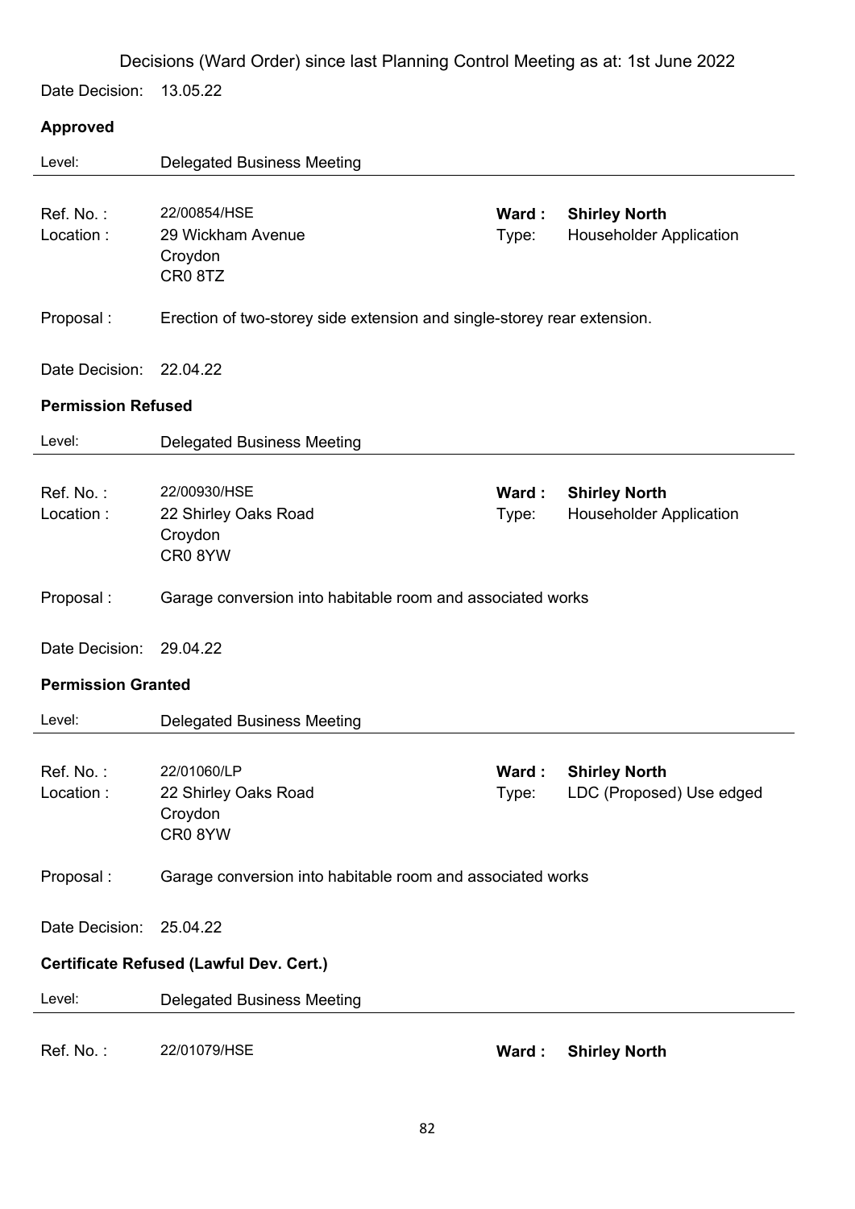Decisions (Ward Order) since last Planning Control Meeting as at: 1st June 2022

Date Decision: 13.05.22

**Approved**

Level: Delegated Business Meeting

Ref. No. : 22/00854/HSE
Location : 29 Wickham Avenue
Croydon
CR0 8TZ

**Ward :** **Shirley North**
Type: Householder Application

Proposal : Erection of two-storey side extension and single-storey rear extension.

Date Decision: 22.04.22

**Permission Refused**

Level: Delegated Business Meeting

Ref. No. : 22/00930/HSE
Location : 22 Shirley Oaks Road
Croydon
CR0 8YW

**Ward :** **Shirley North**
Type: Householder Application

Proposal : Garage conversion into habitable room and associated works

Date Decision: 29.04.22

**Permission Granted**

Level: Delegated Business Meeting

Ref. No. : 22/01060/LP
Location : 22 Shirley Oaks Road
Croydon
CR0 8YW

**Ward :** **Shirley North**
Type: LDC (Proposed) Use edged

Proposal : Garage conversion into habitable room and associated works

Date Decision: 25.04.22

**Certificate Refused (Lawful Dev. Cert.)**

Level: Delegated Business Meeting

Ref. No. : 22/01079/HSE

**Ward :** **Shirley North**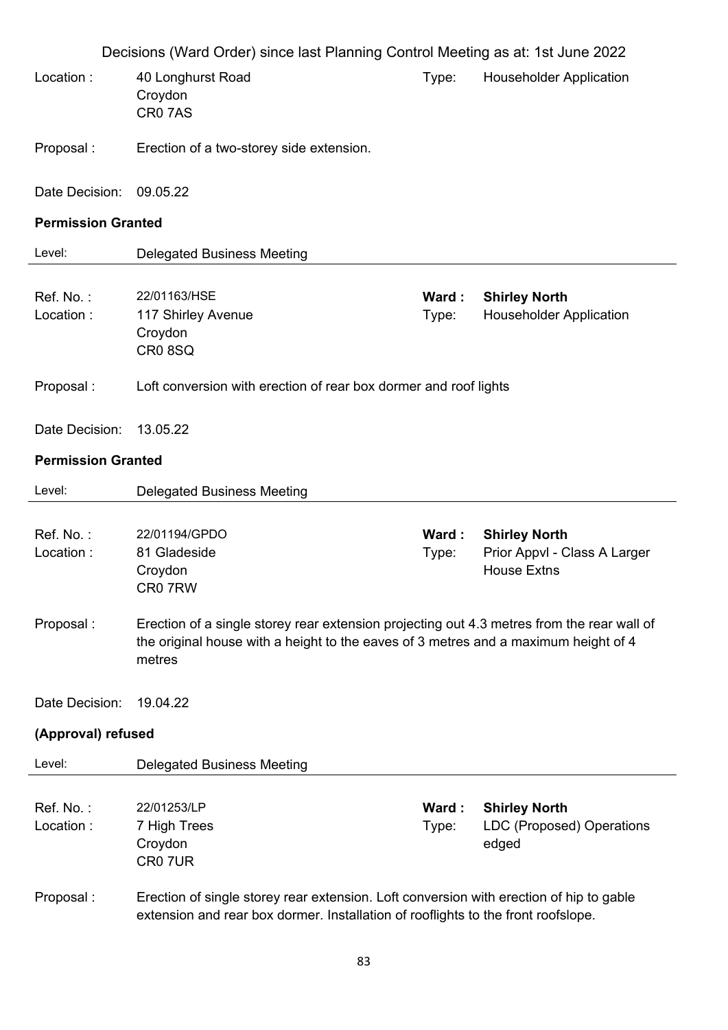Decisions (Ward Order) since last Planning Control Meeting as at: 1st June 2022

Location : 40 Longhurst Road
Croydon
CR0 7AS

Type: Householder Application

Proposal : Erection of a two-storey side extension.

Date Decision: 09.05.22

**Permission Granted**

Level: Delegated Business Meeting

---

Ref. No. : 22/01163/HSE

**Ward : Shirley North**

Location : 117 Shirley Avenue
Croydon
CR0 8SQ

Type: Householder Application

Proposal : Loft conversion with erection of rear box dormer and roof lights

Date Decision: 13.05.22

**Permission Granted**

Level: Delegated Business Meeting

---

Ref. No. : 22/01194/GPDO

**Ward : Shirley North**

Location : 81 Gladeside
Croydon
CR0 7RW

Type: Prior Appvl - Class A Larger House Extns

Proposal : Erection of a single storey rear extension projecting out 4.3 metres from the rear wall of the original house with a height to the eaves of 3 metres and a maximum height of 4 metres

Date Decision: 19.04.22

**(Approval) refused**

Level: Delegated Business Meeting

---

Ref. No. : 22/01253/LP

**Ward : Shirley North**

Location : 7 High Trees
Croydon
CR0 7UR

Type: LDC (Proposed) Operations edged

Proposal : Erection of single storey rear extension. Loft conversion with erection of hip to gable extension and rear box dormer. Installation of rooflights to the front roofslope.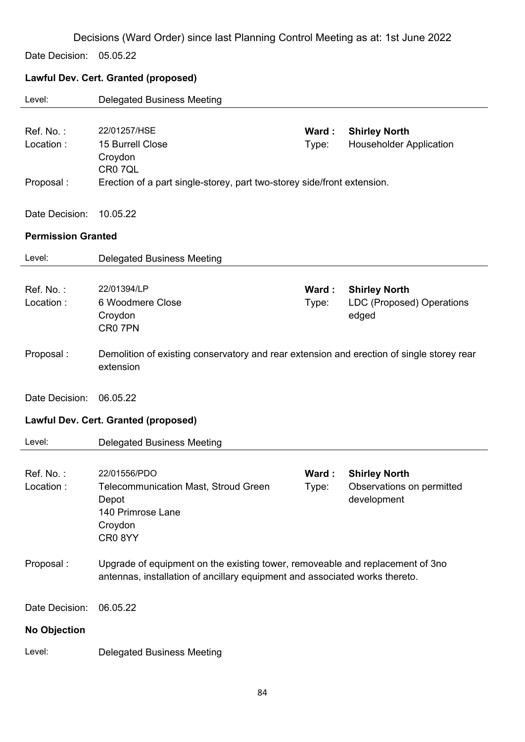Decisions (Ward Order) since last Planning Control Meeting as at: 1st June 2022

Date Decision: 05.05.22

**Lawful Dev. Cert. Granted (proposed)**

Level: Delegated Business Meeting

---

Ref. No. : 22/01257/HSE  
**Ward : Shirley North**  
Location : 15 Burrell Close, Croydon, CR0 7QL  
Type: Householder Application

Proposal : Erection of a part single-storey, part two-storey side/front extension.

Date Decision: 10.05.22

**Permission Granted**

Level: Delegated Business Meeting

---

Ref. No. : 22/01394/LP  
**Ward : Shirley North**  
Location : 6 Woodmere Close, Croydon, CR0 7PN  
Type: LDC (Proposed) Operations edged

Proposal : Demolition of existing conservatory and rear extension and erection of single storey rear extension

Date Decision: 06.05.22

**Lawful Dev. Cert. Granted (proposed)**

Level: Delegated Business Meeting

---

Ref. No. : 22/01556/PDO  
**Ward : Shirley North**  
Location : Telecommunication Mast, Stroud Green Depot, 140 Primrose Lane, Croydon, CR0 8YY  
Type: Observations on permitted development

Proposal : Upgrade of equipment on the existing tower, removeable and replacement of 3no antennas, installation of ancillary equipment and associated works thereto.

Date Decision: 06.05.22

**No Objection**

Level: Delegated Business Meeting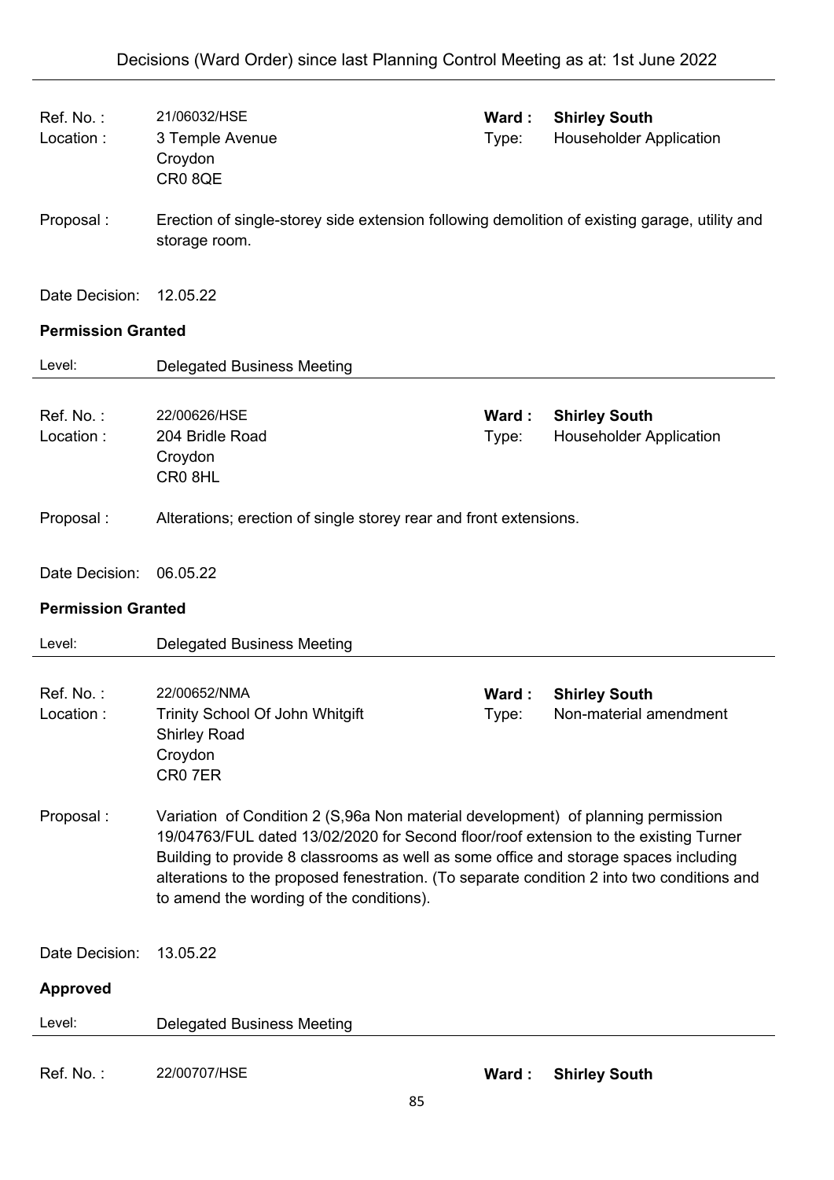| | | | |
|---|---|---|---|
| Ref. No. : | 21/06032/HSE | **Ward :** | **Shirley South** |
| Location : | 3 Temple Avenue<br>Croydon<br>CR0 8QE | Type: | Householder Application |

Proposal : Erection of single-storey side extension following demolition of existing garage, utility and storage room.

Date Decision: 12.05.22

**Permission Granted**

Level: Delegated Business Meeting

---

| | | | |
|---|---|---|---|
| Ref. No. : | 22/00626/HSE | **Ward :** | **Shirley South** |
| Location : | 204 Bridle Road<br>Croydon<br>CR0 8HL | Type: | Householder Application |

Proposal : Alterations; erection of single storey rear and front extensions.

Date Decision: 06.05.22

**Permission Granted**

Level: Delegated Business Meeting

---

| | | | |
|---|---|---|---|
| Ref. No. : | 22/00652/NMA | **Ward :** | **Shirley South** |
| Location : | Trinity School Of John Whitgift<br>Shirley Road<br>Croydon<br>CR0 7ER | Type: | Non-material amendment |

Proposal : Variation of Condition 2 (S,96a Non material development) of planning permission 19/04763/FUL dated 13/02/2020 for Second floor/roof extension to the existing Turner Building to provide 8 classrooms as well as some office and storage spaces including alterations to the proposed fenestration. (To separate condition 2 into two conditions and to amend the wording of the conditions).

Date Decision: 13.05.22

**Approved**

Level: Delegated Business Meeting

---

| | | | |
|---|---|---|---|
| Ref. No. : | 22/00707/HSE | **Ward :** | **Shirley South** |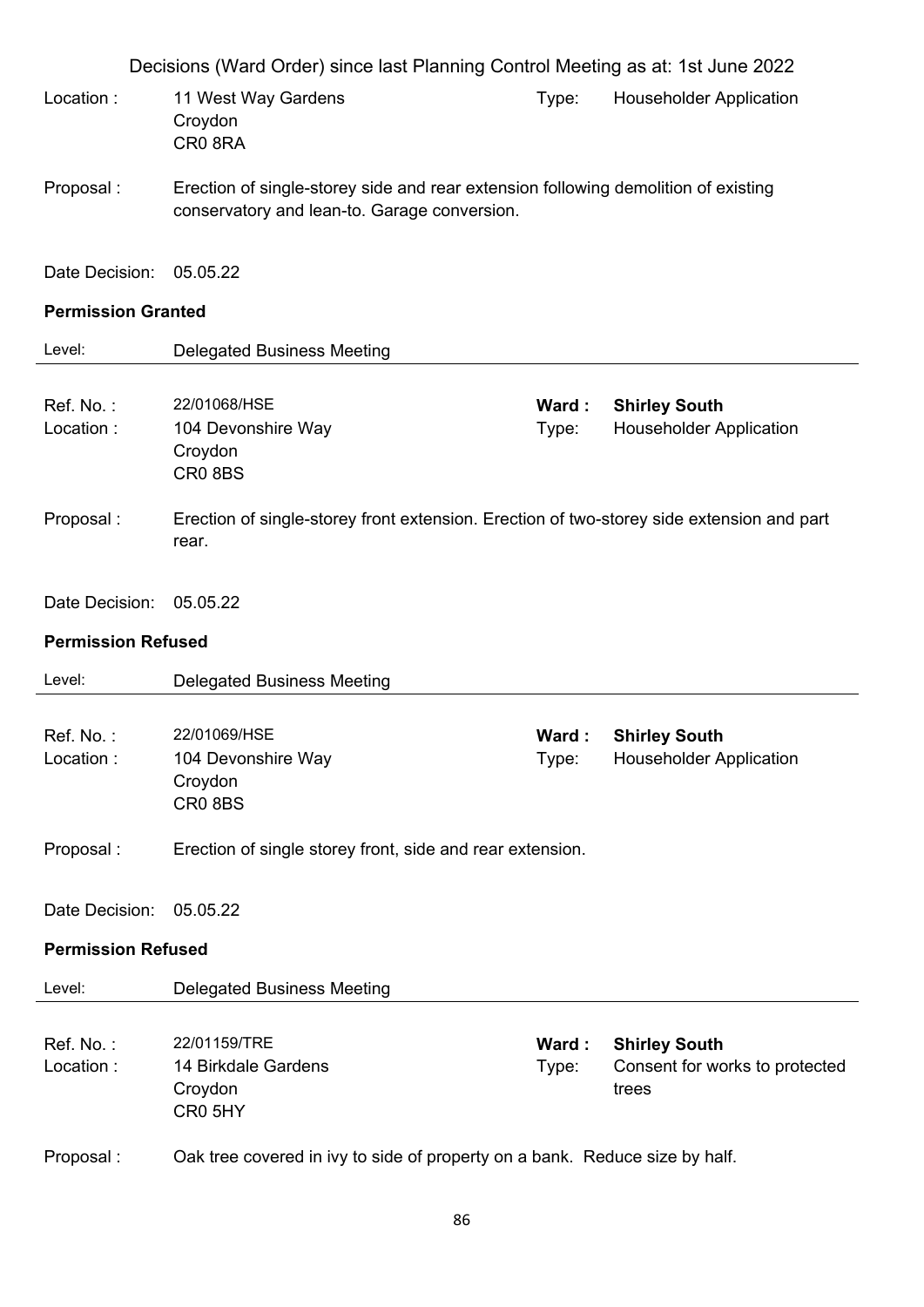Location : 11 West Way Gardens
Croydon
CR0 8RA

Type: Householder Application

Proposal : Erection of single-storey side and rear extension following demolition of existing conservatory and lean-to. Garage conversion.

Date Decision: 05.05.22

**Permission Granted**

Level: Delegated Business Meeting

---

Ref. No. : 22/01068/HSE
**Ward : Shirley South**
Location : 104 Devonshire Way
Croydon
CR0 8BS
Type: Householder Application

Proposal : Erection of single-storey front extension. Erection of two-storey side extension and part rear.

Date Decision: 05.05.22

**Permission Refused**

Level: Delegated Business Meeting

---

Ref. No. : 22/01069/HSE
**Ward : Shirley South**
Location : 104 Devonshire Way
Croydon
CR0 8BS
Type: Householder Application

Proposal : Erection of single storey front, side and rear extension.

Date Decision: 05.05.22

**Permission Refused**

Level: Delegated Business Meeting

---

Ref. No. : 22/01159/TRE
**Ward : Shirley South**
Location : 14 Birkdale Gardens
Croydon
CR0 5HY
Type: Consent for works to protected trees

Proposal : Oak tree covered in ivy to side of property on a bank. Reduce size by half.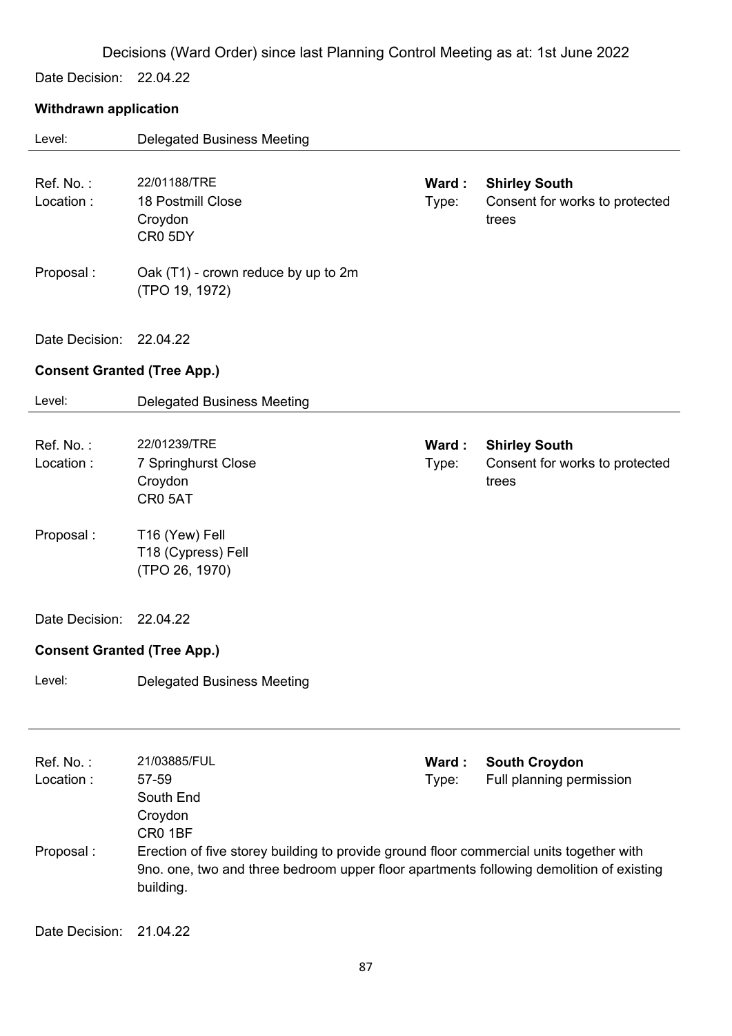Decisions (Ward Order) since last Planning Control Meeting as at: 1st June 2022

Date Decision: 22.04.22

**Withdrawn application**

Level: Delegated Business Meeting

---

Ref. No. : 22/01188/TRE
Location : 18 Postmill Close, Croydon, CR0 5DY
Ward : **Shirley South**
Type: Consent for works to protected trees

Proposal : Oak (T1) - crown reduce by up to 2m (TPO 19, 1972)

Date Decision: 22.04.22

**Consent Granted (Tree App.)**

Level: Delegated Business Meeting

---

Ref. No. : 22/01239/TRE
Location : 7 Springhurst Close, Croydon, CR0 5AT
Ward : **Shirley South**
Type: Consent for works to protected trees

Proposal : T16 (Yew) Fell
T18 (Cypress) Fell
(TPO 26, 1970)

Date Decision: 22.04.22

**Consent Granted (Tree App.)**

Level: Delegated Business Meeting

---

Ref. No. : 21/03885/FUL
Location : 57-59, South End, Croydon, CR0 1BF
Ward : **South Croydon**
Type: Full planning permission

Proposal : Erection of five storey building to provide ground floor commercial units together with 9no. one, two and three bedroom upper floor apartments following demolition of existing building.

Date Decision: 21.04.22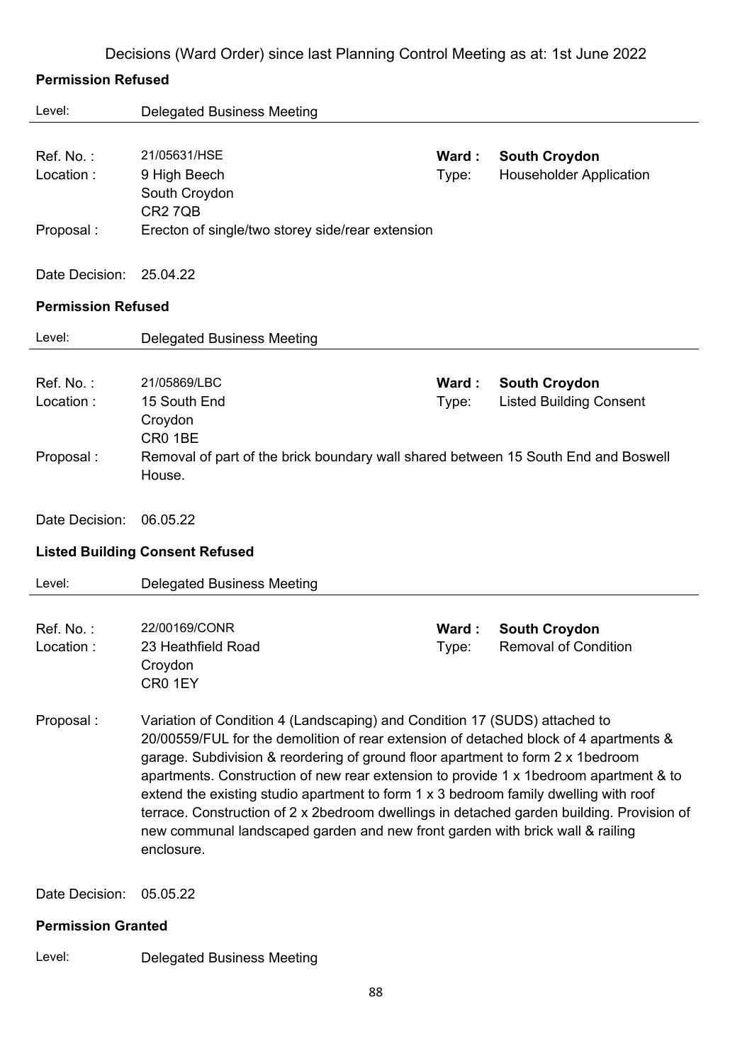Decisions (Ward Order) since last Planning Control Meeting as at: 1st June 2022

**Permission Refused**

Level: Delegated Business Meeting

Ref. No. : 21/05631/HSE  
**Ward : South Croydon**  
Location : 9 High Beech, South Croydon, CR2 7QB  
Type: Householder Application

Proposal : Erecton of single/two storey side/rear extension

Date Decision: 25.04.22

**Permission Refused**

Level: Delegated Business Meeting

Ref. No. : 21/05869/LBC  
**Ward : South Croydon**  
Location : 15 South End, Croydon, CR0 1BE  
Type: Listed Building Consent

Proposal : Removal of part of the brick boundary wall shared between 15 South End and Boswell House.

Date Decision: 06.05.22

**Listed Building Consent Refused**

Level: Delegated Business Meeting

Ref. No. : 22/00169/CONR  
**Ward : South Croydon**  
Location : 23 Heathfield Road, Croydon, CR0 1EY  
Type: Removal of Condition

Proposal : Variation of Condition 4 (Landscaping) and Condition 17 (SUDS) attached to 20/00559/FUL for the demolition of rear extension of detached block of 4 apartments & garage. Subdivision & reordering of ground floor apartment to form 2 x 1bedroom apartments. Construction of new rear extension to provide 1 x 1bedroom apartment & to extend the existing studio apartment to form 1 x 3 bedroom family dwelling with roof terrace. Construction of 2 x 2bedroom dwellings in detached garden building. Provision of new communal landscaped garden and new front garden with brick wall & railing enclosure.

Date Decision: 05.05.22

**Permission Granted**

Level: Delegated Business Meeting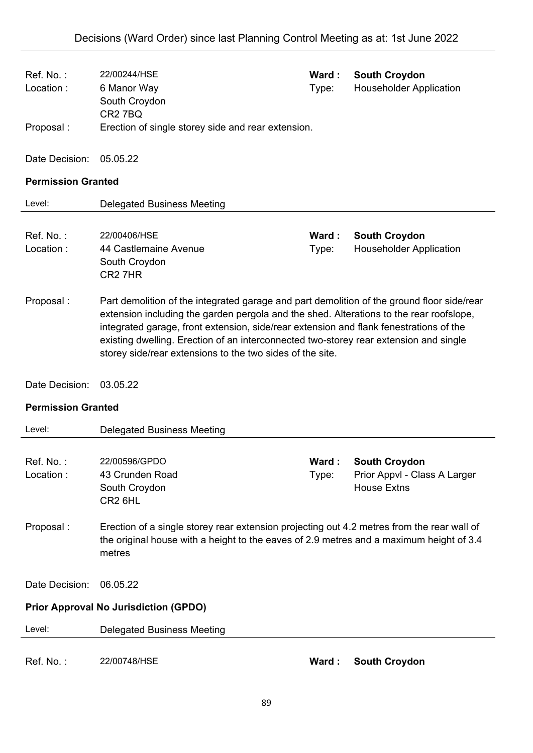| | | | |
|---|---|---|---|
| Ref. No. : | 22/00244/HSE | **Ward :** | **South Croydon** |
| Location : | 6 Manor Way<br>South Croydon<br>CR2 7BQ | Type: | Householder Application |
| Proposal : | Erection of single storey side and rear extension. | | |
| Date Decision: | 05.05.22 | | |

**Permission Granted**

Level: Delegated Business Meeting

---

| | | | |
|---|---|---|---|
| Ref. No. : | 22/00406/HSE | **Ward :** | **South Croydon** |
| Location : | 44 Castlemaine Avenue<br>South Croydon<br>CR2 7HR | Type: | Householder Application |
| Proposal : | Part demolition of the integrated garage and part demolition of the ground floor side/rear extension including the garden pergola and the shed. Alterations to the rear roofslope, integrated garage, front extension, side/rear extension and flank fenestrations of the existing dwelling. Erection of an interconnected two-storey rear extension and single storey side/rear extensions to the two sides of the site. | | |
| Date Decision: | 03.05.22 | | |

**Permission Granted**

Level: Delegated Business Meeting

---

| | | | |
|---|---|---|---|
| Ref. No. : | 22/00596/GPDO | **Ward :** | **South Croydon** |
| Location : | 43 Crunden Road<br>South Croydon<br>CR2 6HL | Type: | Prior Appvl - Class A Larger House Extns |
| Proposal : | Erection of a single storey rear extension projecting out 4.2 metres from the rear wall of the original house with a height to the eaves of 2.9 metres and a maximum height of 3.4 metres | | |
| Date Decision: | 06.05.22 | | |

**Prior Approval No Jurisdiction (GPDO)**

Level: Delegated Business Meeting

---

| | | | |
|---|---|---|---|
| Ref. No. : | 22/00748/HSE | **Ward :** | **South Croydon** |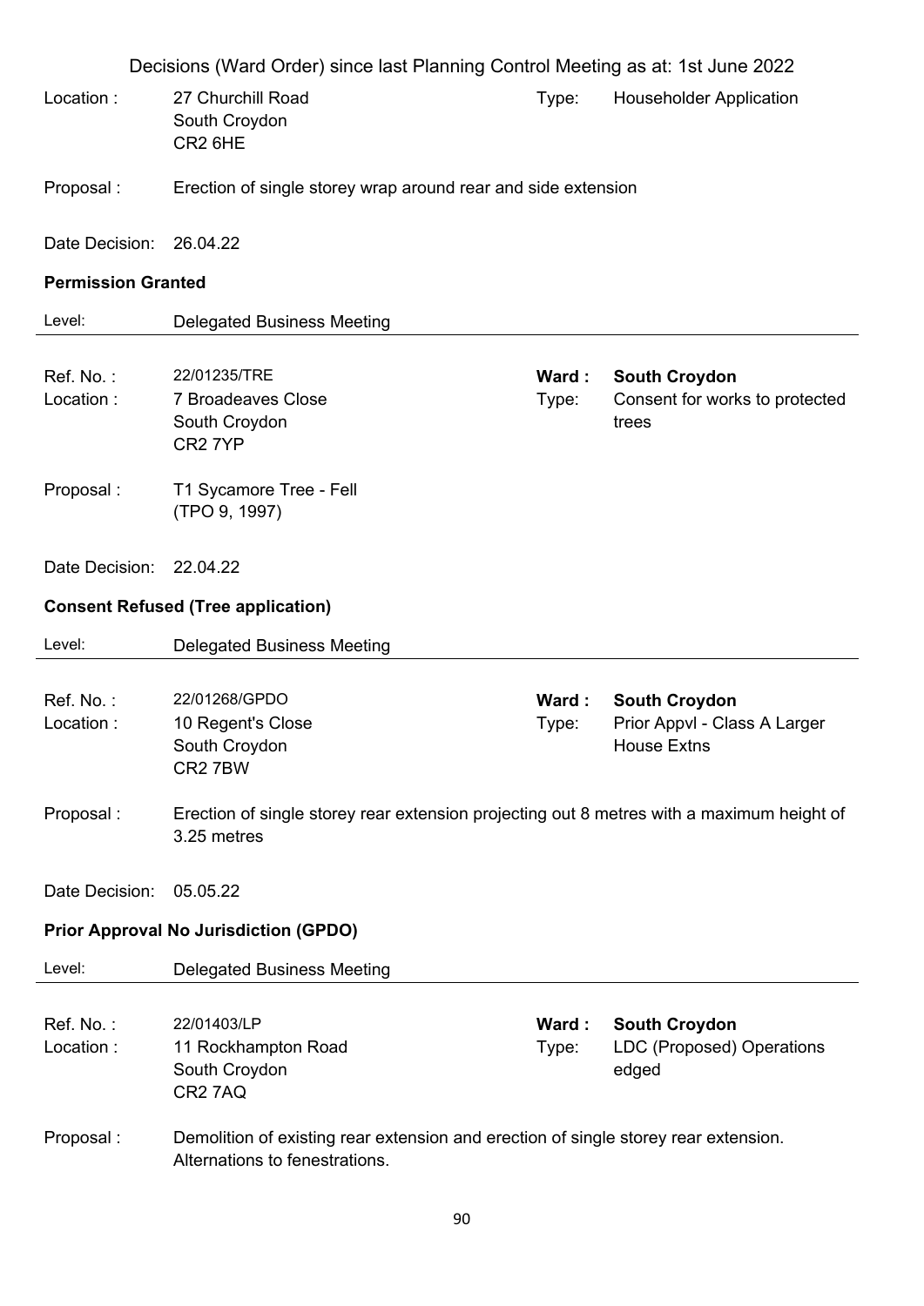Decisions (Ward Order) since last Planning Control Meeting as at: 1st June 2022

Location : 27 Churchill Road
South Croydon
CR2 6HE

Type: Householder Application

Proposal : Erection of single storey wrap around rear and side extension

Date Decision: 26.04.22

**Permission Granted**

Level: Delegated Business Meeting

---

Ref. No. : 22/01235/TRE

**Ward : South Croydon**

Location : 7 Broadeaves Close
South Croydon
CR2 7YP

Type: Consent for works to protected trees

Proposal : T1 Sycamore Tree - Fell
(TPO 9, 1997)

Date Decision: 22.04.22

**Consent Refused (Tree application)**

Level: Delegated Business Meeting

---

Ref. No. : 22/01268/GPDO

**Ward : South Croydon**

Location : 10 Regent's Close
South Croydon
CR2 7BW

Type: Prior Appvl - Class A Larger House Extns

Proposal : Erection of single storey rear extension projecting out 8 metres with a maximum height of 3.25 metres

Date Decision: 05.05.22

**Prior Approval No Jurisdiction (GPDO)**

Level: Delegated Business Meeting

---

Ref. No. : 22/01403/LP

**Ward : South Croydon**

Location : 11 Rockhampton Road
South Croydon
CR2 7AQ

Type: LDC (Proposed) Operations edged

Proposal : Demolition of existing rear extension and erection of single storey rear extension. Alternations to fenestrations.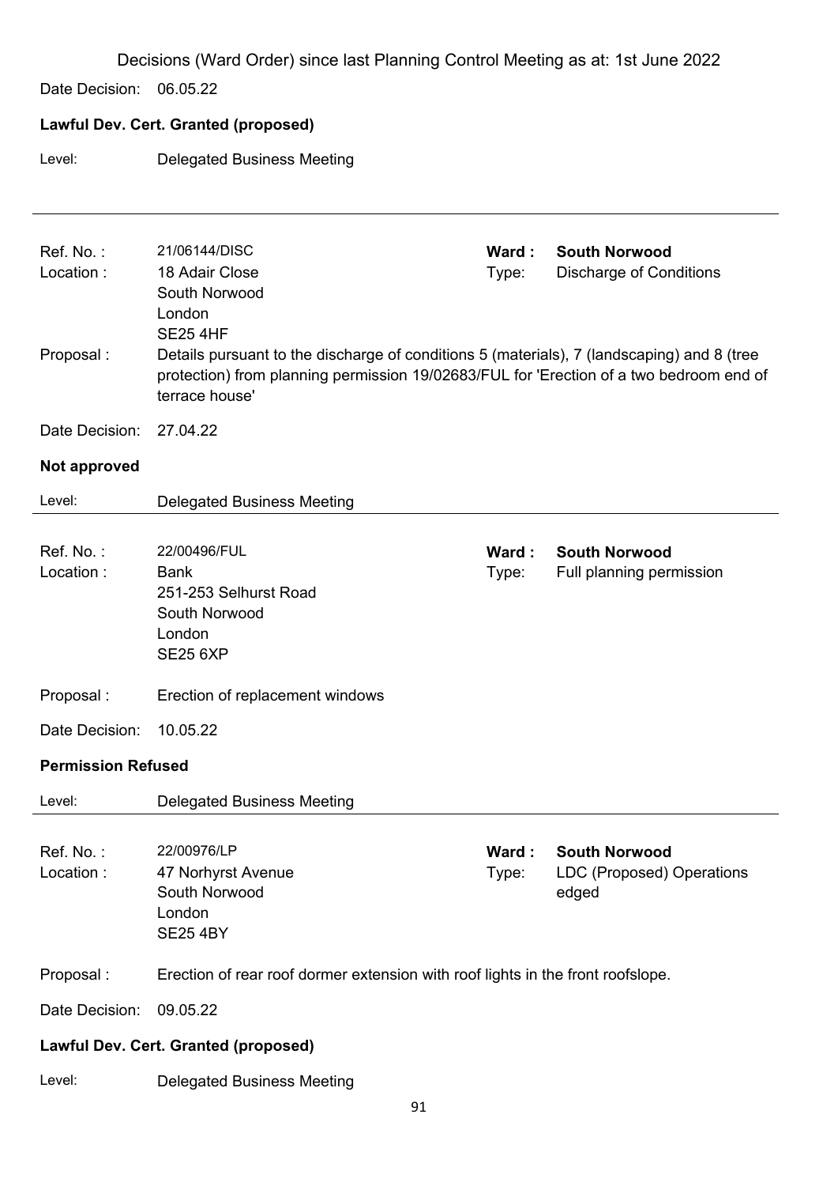Decisions (Ward Order) since last Planning Control Meeting as at: 1st June 2022

Date Decision: 06.05.22

**Lawful Dev. Cert. Granted (proposed)**

Level: Delegated Business Meeting

---

Ref. No. : 21/06144/DISC
Ward : **South Norwood**
Location : 18 Adair Close, South Norwood, London, SE25 4HF
Type: Discharge of Conditions

Proposal : Details pursuant to the discharge of conditions 5 (materials), 7 (landscaping) and 8 (tree protection) from planning permission 19/02683/FUL for 'Erection of a two bedroom end of terrace house'

Date Decision: 27.04.22

**Not approved**

Level: Delegated Business Meeting

---

Ref. No. : 22/00496/FUL
Ward : **South Norwood**
Location : Bank, 251-253 Selhurst Road, South Norwood, London, SE25 6XP
Type: Full planning permission

Proposal : Erection of replacement windows

Date Decision: 10.05.22

**Permission Refused**

Level: Delegated Business Meeting

---

Ref. No. : 22/00976/LP
Ward : **South Norwood**
Location : 47 Norhyrst Avenue, South Norwood, London, SE25 4BY
Type: LDC (Proposed) Operations edged

Proposal : Erection of rear roof dormer extension with roof lights in the front roofslope.

Date Decision: 09.05.22

**Lawful Dev. Cert. Granted (proposed)**

Level: Delegated Business Meeting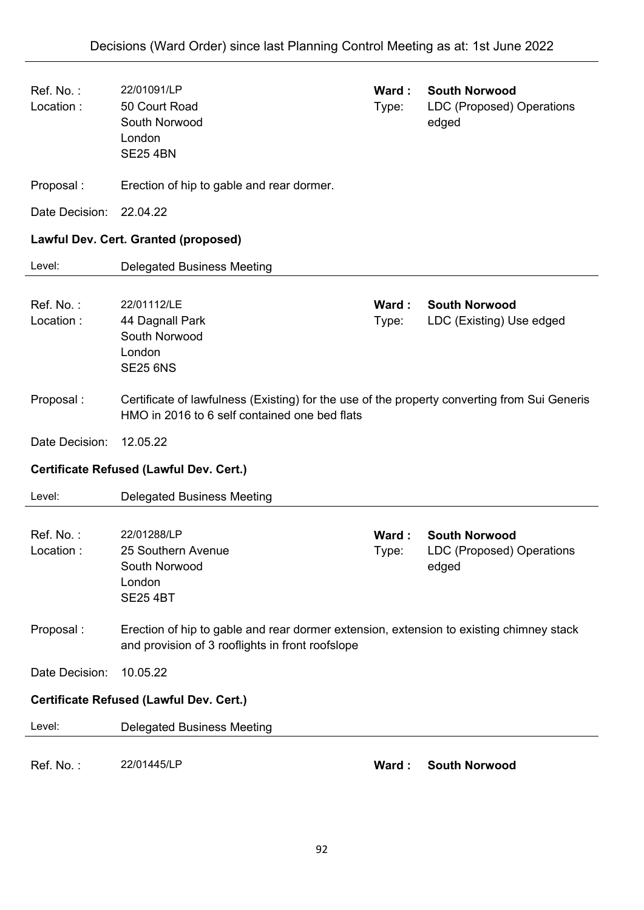| | | | |
|---|---|---|---|
| Ref. No. : | 22/01091/LP | **Ward :** | **South Norwood** |
| Location : | 50 Court Road<br>South Norwood<br>London<br>SE25 4BN | Type: | LDC (Proposed) Operations edged |

Proposal : Erection of hip to gable and rear dormer.

Date Decision: 22.04.22

**Lawful Dev. Cert. Granted (proposed)**

Level: Delegated Business Meeting

---

| | | | |
|---|---|---|---|
| Ref. No. : | 22/01112/LE | **Ward :** | **South Norwood** |
| Location : | 44 Dagnall Park<br>South Norwood<br>London<br>SE25 6NS | Type: | LDC (Existing) Use edged |

Proposal : Certificate of lawfulness (Existing) for the use of the property converting from Sui Generis HMO in 2016 to 6 self contained one bed flats

Date Decision: 12.05.22

**Certificate Refused (Lawful Dev. Cert.)**

Level: Delegated Business Meeting

---

| | | | |
|---|---|---|---|
| Ref. No. : | 22/01288/LP | **Ward :** | **South Norwood** |
| Location : | 25 Southern Avenue<br>South Norwood<br>London<br>SE25 4BT | Type: | LDC (Proposed) Operations edged |

Proposal : Erection of hip to gable and rear dormer extension, extension to existing chimney stack and provision of 3 rooflights in front roofslope

Date Decision: 10.05.22

**Certificate Refused (Lawful Dev. Cert.)**

Level: Delegated Business Meeting

---

| | | | |
|---|---|---|---|
| Ref. No. : | 22/01445/LP | **Ward :** | **South Norwood** |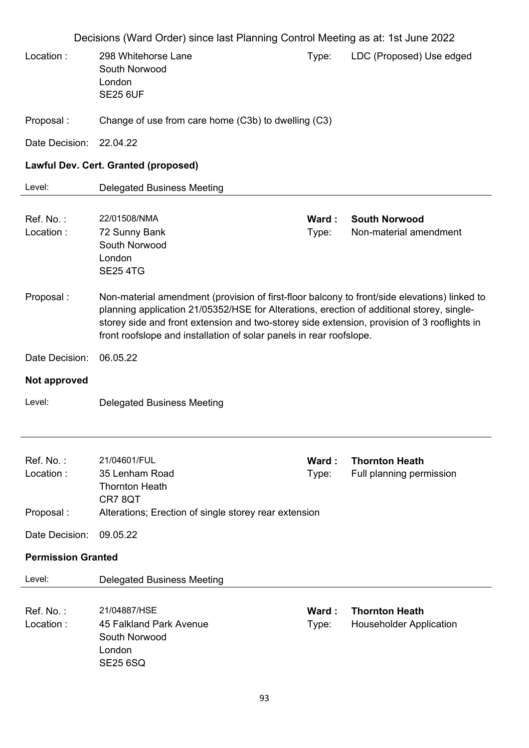Decisions (Ward Order) since last Planning Control Meeting as at: 1st June 2022

Location : 298 Whitehorse Lane
South Norwood
London
SE25 6UF

Type: LDC (Proposed) Use edged

Proposal : Change of use from care home (C3b) to dwelling (C3)

Date Decision: 22.04.22

**Lawful Dev. Cert. Granted (proposed)**

Level: Delegated Business Meeting

---

Ref. No. : 22/01508/NMA

**Ward : South Norwood**

Location : 72 Sunny Bank
South Norwood
London
SE25 4TG

Type: Non-material amendment

Proposal : Non-material amendment (provision of first-floor balcony to front/side elevations) linked to planning application 21/05352/HSE for Alterations, erection of additional storey, single-storey side and front extension and two-storey side extension, provision of 3 rooflights in front roofslope and installation of solar panels in rear roofslope.

Date Decision: 06.05.22

**Not approved**

Level: Delegated Business Meeting

---

Ref. No. : 21/04601/FUL

**Ward : Thornton Heath**

Location : 35 Lenham Road
Thornton Heath
CR7 8QT

Type: Full planning permission

Proposal : Alterations; Erection of single storey rear extension

Date Decision: 09.05.22

**Permission Granted**

Level: Delegated Business Meeting

---

Ref. No. : 21/04887/HSE

**Ward : Thornton Heath**

Location : 45 Falkland Park Avenue
South Norwood
London
SE25 6SQ

Type: Householder Application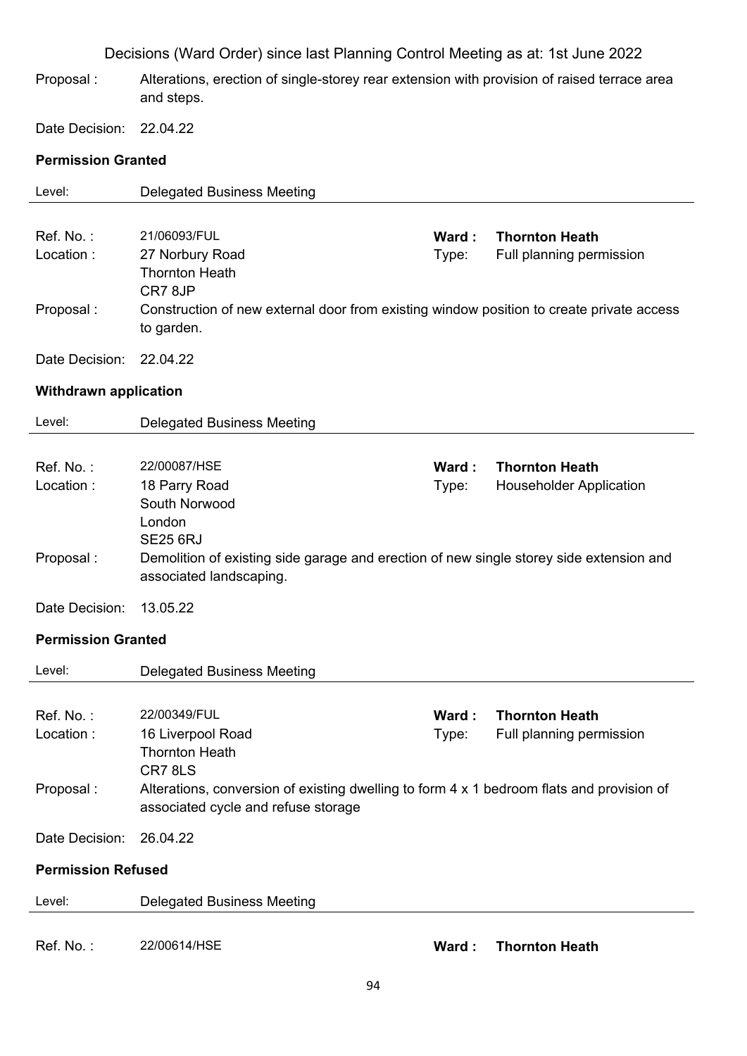Proposal : Alterations, erection of single-storey rear extension with provision of raised terrace area and steps.

Date Decision: 22.04.22

**Permission Granted**

Level: Delegated Business Meeting

---

Ref. No. : 21/06093/FUL **Ward : Thornton Heath**
Location : 27 Norbury Road, Thornton Heath, CR7 8JP Type: Full planning permission

Proposal : Construction of new external door from existing window position to create private access to garden.

Date Decision: 22.04.22

**Withdrawn application**

Level: Delegated Business Meeting

---

Ref. No. : 22/00087/HSE **Ward : Thornton Heath**
Location : 18 Parry Road, South Norwood, London, SE25 6RJ Type: Householder Application

Proposal : Demolition of existing side garage and erection of new single storey side extension and associated landscaping.

Date Decision: 13.05.22

**Permission Granted**

Level: Delegated Business Meeting

---

Ref. No. : 22/00349/FUL **Ward : Thornton Heath**
Location : 16 Liverpool Road, Thornton Heath, CR7 8LS Type: Full planning permission

Proposal : Alterations, conversion of existing dwelling to form 4 x 1 bedroom flats and provision of associated cycle and refuse storage

Date Decision: 26.04.22

**Permission Refused**

Level: Delegated Business Meeting

---

Ref. No. : 22/00614/HSE **Ward : Thornton Heath**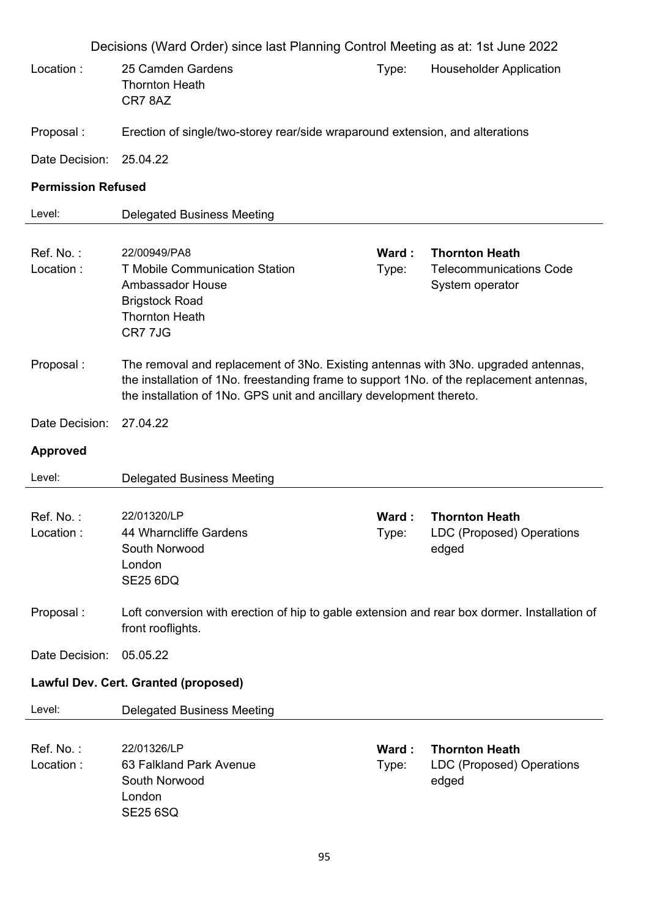Decisions (Ward Order) since last Planning Control Meeting as at: 1st June 2022

Location : 25 Camden Gardens
Thornton Heath
CR7 8AZ

Type: Householder Application

Proposal : Erection of single/two-storey rear/side wraparound extension, and alterations

Date Decision: 25.04.22

**Permission Refused**

Level: Delegated Business Meeting

---

Ref. No. : 22/00949/PA8

**Ward : Thornton Heath**

Location : T Mobile Communication Station
Ambassador House
Brigstock Road
Thornton Heath
CR7 7JG

Type: Telecommunications Code System operator

Proposal : The removal and replacement of 3No. Existing antennas with 3No. upgraded antennas, the installation of 1No. freestanding frame to support 1No. of the replacement antennas, the installation of 1No. GPS unit and ancillary development thereto.

Date Decision: 27.04.22

**Approved**

Level: Delegated Business Meeting

---

Ref. No. : 22/01320/LP

**Ward : Thornton Heath**

Location : 44 Wharncliffe Gardens
South Norwood
London
SE25 6DQ

Type: LDC (Proposed) Operations edged

Proposal : Loft conversion with erection of hip to gable extension and rear box dormer. Installation of front rooflights.

Date Decision: 05.05.22

**Lawful Dev. Cert. Granted (proposed)**

Level: Delegated Business Meeting

---

Ref. No. : 22/01326/LP

**Ward : Thornton Heath**

Location : 63 Falkland Park Avenue
South Norwood
London
SE25 6SQ

Type: LDC (Proposed) Operations edged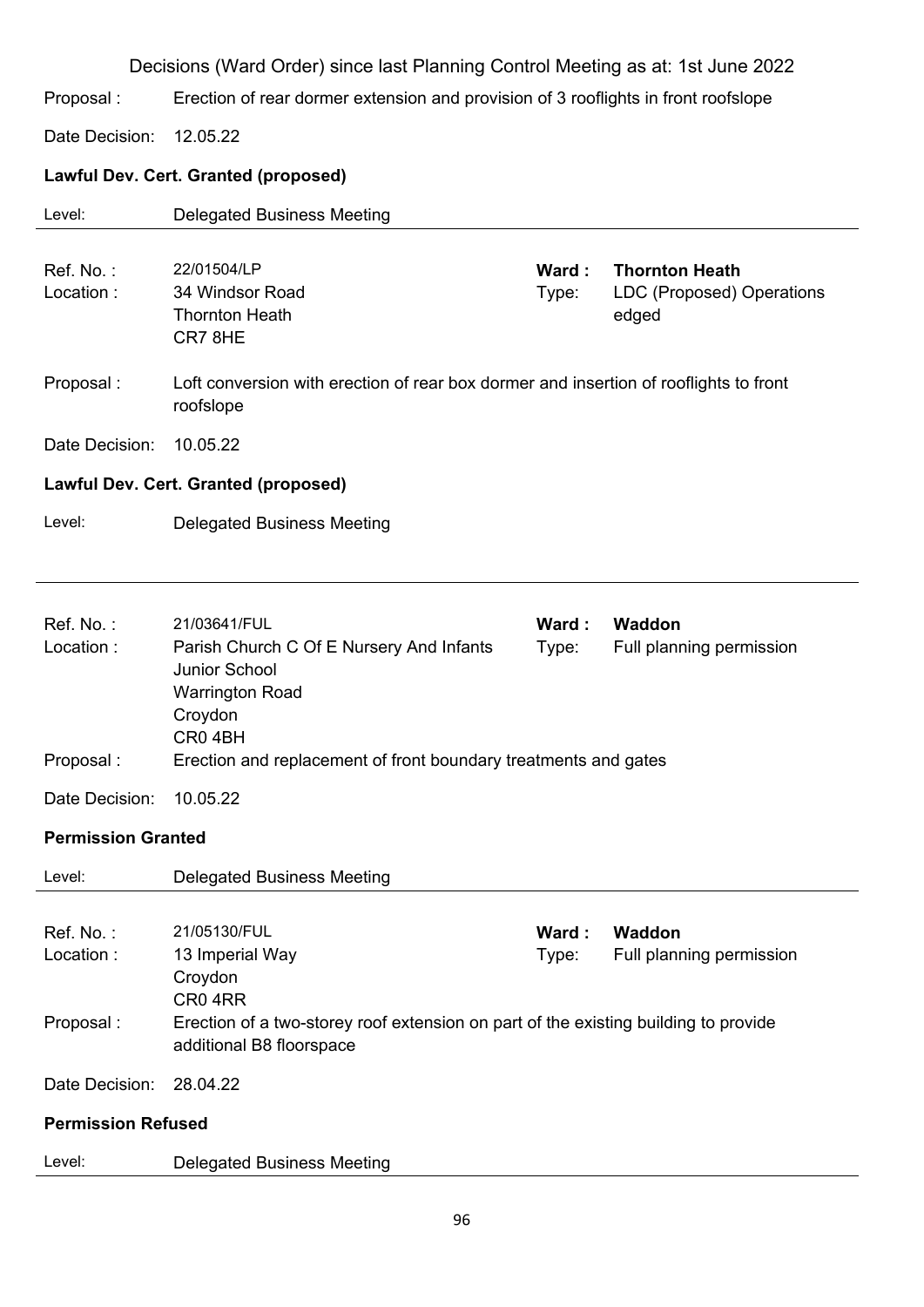Decisions (Ward Order) since last Planning Control Meeting as at: 1st June 2022

Proposal : Erection of rear dormer extension and provision of 3 rooflights in front roofslope

Date Decision: 12.05.22

**Lawful Dev. Cert. Granted (proposed)**

Level: Delegated Business Meeting

---

Ref. No. : 22/01504/LP
Location : 34 Windsor Road, Thornton Heath, CR7 8HE
**Ward :** **Thornton Heath**
Type: LDC (Proposed) Operations edged

Proposal : Loft conversion with erection of rear box dormer and insertion of rooflights to front roofslope

Date Decision: 10.05.22

**Lawful Dev. Cert. Granted (proposed)**

Level: Delegated Business Meeting

---

Ref. No. : 21/03641/FUL
Location : Parish Church C Of E Nursery And Infants Junior School, Warrington Road, Croydon, CR0 4BH
**Ward :** **Waddon**
Type: Full planning permission

Proposal : Erection and replacement of front boundary treatments and gates

Date Decision: 10.05.22

**Permission Granted**

Level: Delegated Business Meeting

---

Ref. No. : 21/05130/FUL
Location : 13 Imperial Way, Croydon, CR0 4RR
**Ward :** **Waddon**
Type: Full planning permission

Proposal : Erection of a two-storey roof extension on part of the existing building to provide additional B8 floorspace

Date Decision: 28.04.22

**Permission Refused**

Level: Delegated Business Meeting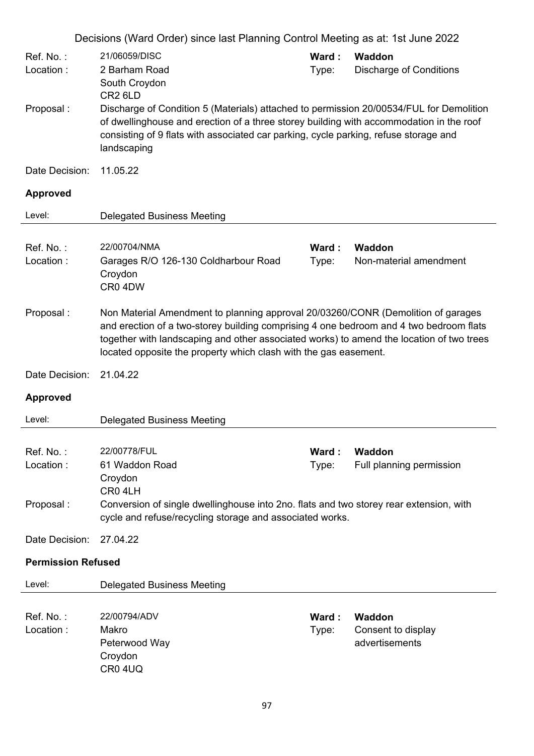Decisions (Ward Order) since last Planning Control Meeting as at: 1st June 2022

Ref. No. : 21/06059/DISC
Ward : **Waddon**
Location : 2 Barham Road, South Croydon, CR2 6LD
Type: Discharge of Conditions

Proposal : Discharge of Condition 5 (Materials) attached to permission 20/00534/FUL for Demolition of dwellinghouse and erection of a three storey building with accommodation in the roof consisting of 9 flats with associated car parking, cycle parking, refuse storage and landscaping

Date Decision: 11.05.22

**Approved**

Level: Delegated Business Meeting

---

Ref. No. : 22/00704/NMA
Ward : **Waddon**
Location : Garages R/O 126-130 Coldharbour Road, Croydon, CR0 4DW
Type: Non-material amendment

Proposal : Non Material Amendment to planning approval 20/03260/CONR (Demolition of garages and erection of a two-storey building comprising 4 one bedroom and 4 two bedroom flats together with landscaping and other associated works) to amend the location of two trees located opposite the property which clash with the gas easement.

Date Decision: 21.04.22

**Approved**

Level: Delegated Business Meeting

---

Ref. No. : 22/00778/FUL
Ward : **Waddon**
Location : 61 Waddon Road, Croydon, CR0 4LH
Type: Full planning permission

Proposal : Conversion of single dwellinghouse into 2no. flats and two storey rear extension, with cycle and refuse/recycling storage and associated works.

Date Decision: 27.04.22

**Permission Refused**

Level: Delegated Business Meeting

---

Ref. No. : 22/00794/ADV
Ward : **Waddon**
Location : Makro, Peterwood Way, Croydon, CR0 4UQ
Type: Consent to display advertisements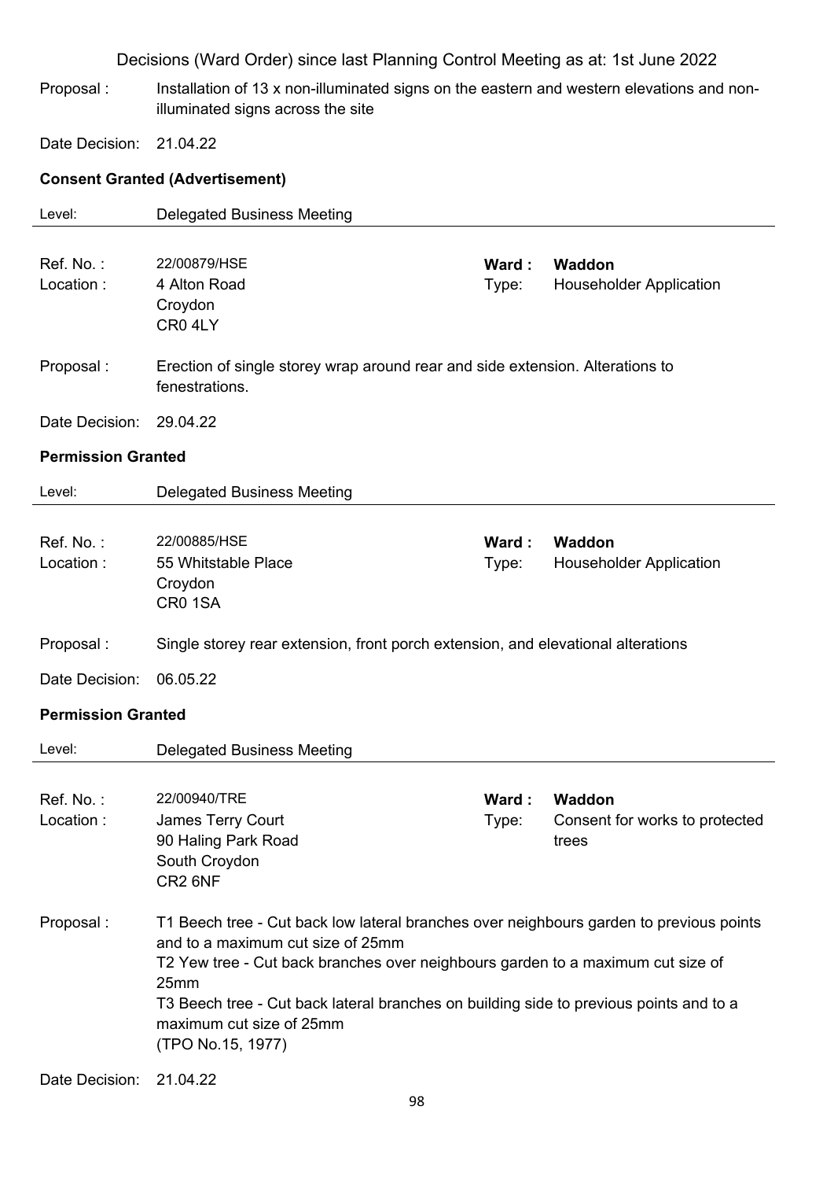Decisions (Ward Order) since last Planning Control Meeting as at: 1st June 2022

Proposal : Installation of 13 x non-illuminated signs on the eastern and western elevations and non-illuminated signs across the site

Date Decision: 21.04.22

**Consent Granted (Advertisement)**

Level: Delegated Business Meeting

---

Ref. No. : 22/00879/HSE | **Ward : Waddon**
Location : 4 Alton Road, Croydon, CR0 4LY | Type: Householder Application

Proposal : Erection of single storey wrap around rear and side extension. Alterations to fenestrations.

Date Decision: 29.04.22

**Permission Granted**

Level: Delegated Business Meeting

---

Ref. No. : 22/00885/HSE | **Ward : Waddon**
Location : 55 Whitstable Place, Croydon, CR0 1SA | Type: Householder Application

Proposal : Single storey rear extension, front porch extension, and elevational alterations

Date Decision: 06.05.22

**Permission Granted**

Level: Delegated Business Meeting

---

Ref. No. : 22/00940/TRE | **Ward : Waddon**
Location : James Terry Court, 90 Haling Park Road, South Croydon, CR2 6NF | Type: Consent for works to protected trees

Proposal : T1 Beech tree - Cut back low lateral branches over neighbours garden to previous points and to a maximum cut size of 25mm
T2 Yew tree - Cut back branches over neighbours garden to a maximum cut size of 25mm
T3 Beech tree - Cut back lateral branches on building side to previous points and to a maximum cut size of 25mm
(TPO No.15, 1977)

Date Decision: 21.04.22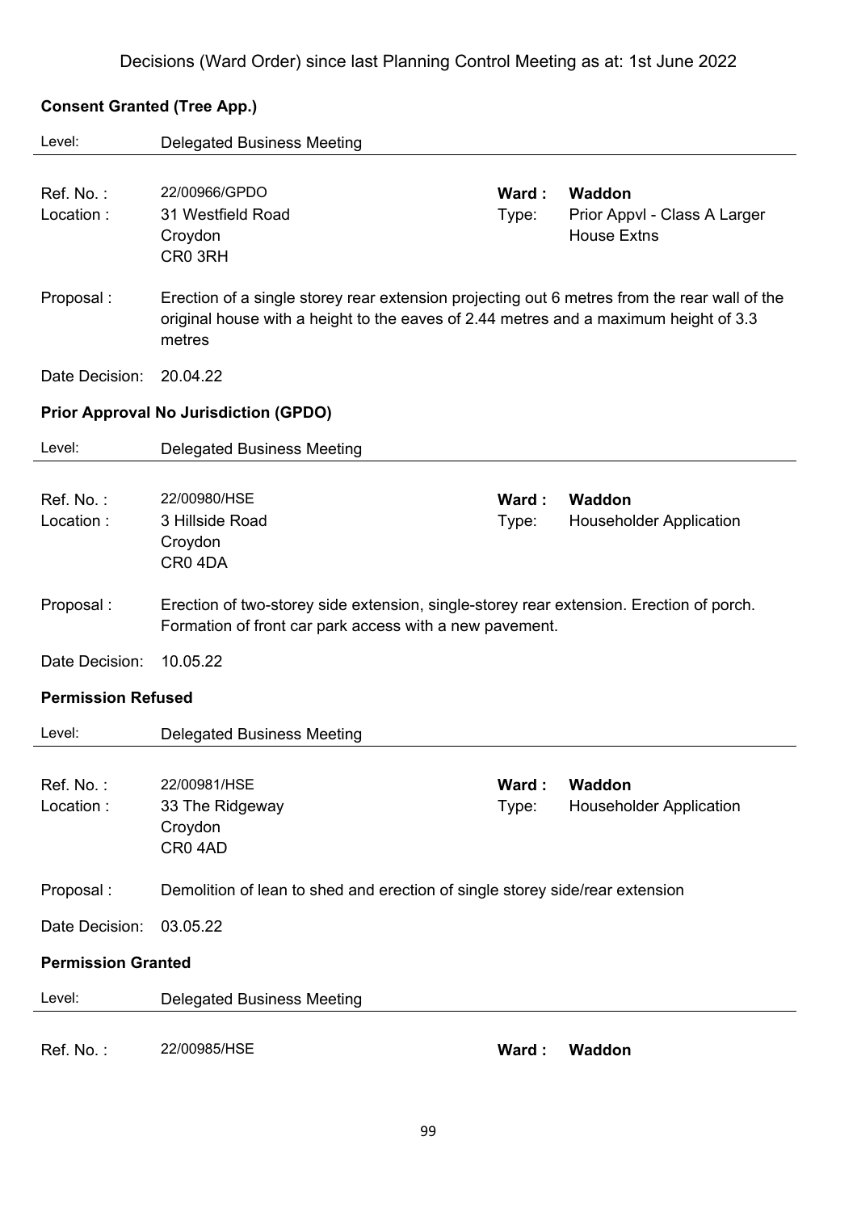Decisions (Ward Order) since last Planning Control Meeting as at: 1st June 2022

**Consent Granted (Tree App.)**

Level: Delegated Business Meeting

Ref. No. : 22/00966/GPDO
Location : 31 Westfield Road
Croydon
CR0 3RH

**Ward : Waddon**
Type: Prior Appvl - Class A Larger House Extns

Proposal : Erection of a single storey rear extension projecting out 6 metres from the rear wall of the original house with a height to the eaves of 2.44 metres and a maximum height of 3.3 metres

Date Decision: 20.04.22

**Prior Approval No Jurisdiction (GPDO)**

Level: Delegated Business Meeting

Ref. No. : 22/00980/HSE
Location : 3 Hillside Road
Croydon
CR0 4DA

**Ward : Waddon**
Type: Householder Application

Proposal : Erection of two-storey side extension, single-storey rear extension. Erection of porch. Formation of front car park access with a new pavement.

Date Decision: 10.05.22

**Permission Refused**

Level: Delegated Business Meeting

Ref. No. : 22/00981/HSE
Location : 33 The Ridgeway
Croydon
CR0 4AD

**Ward : Waddon**
Type: Householder Application

Proposal : Demolition of lean to shed and erection of single storey side/rear extension

Date Decision: 03.05.22

**Permission Granted**

Level: Delegated Business Meeting

Ref. No. : 22/00985/HSE

**Ward : Waddon**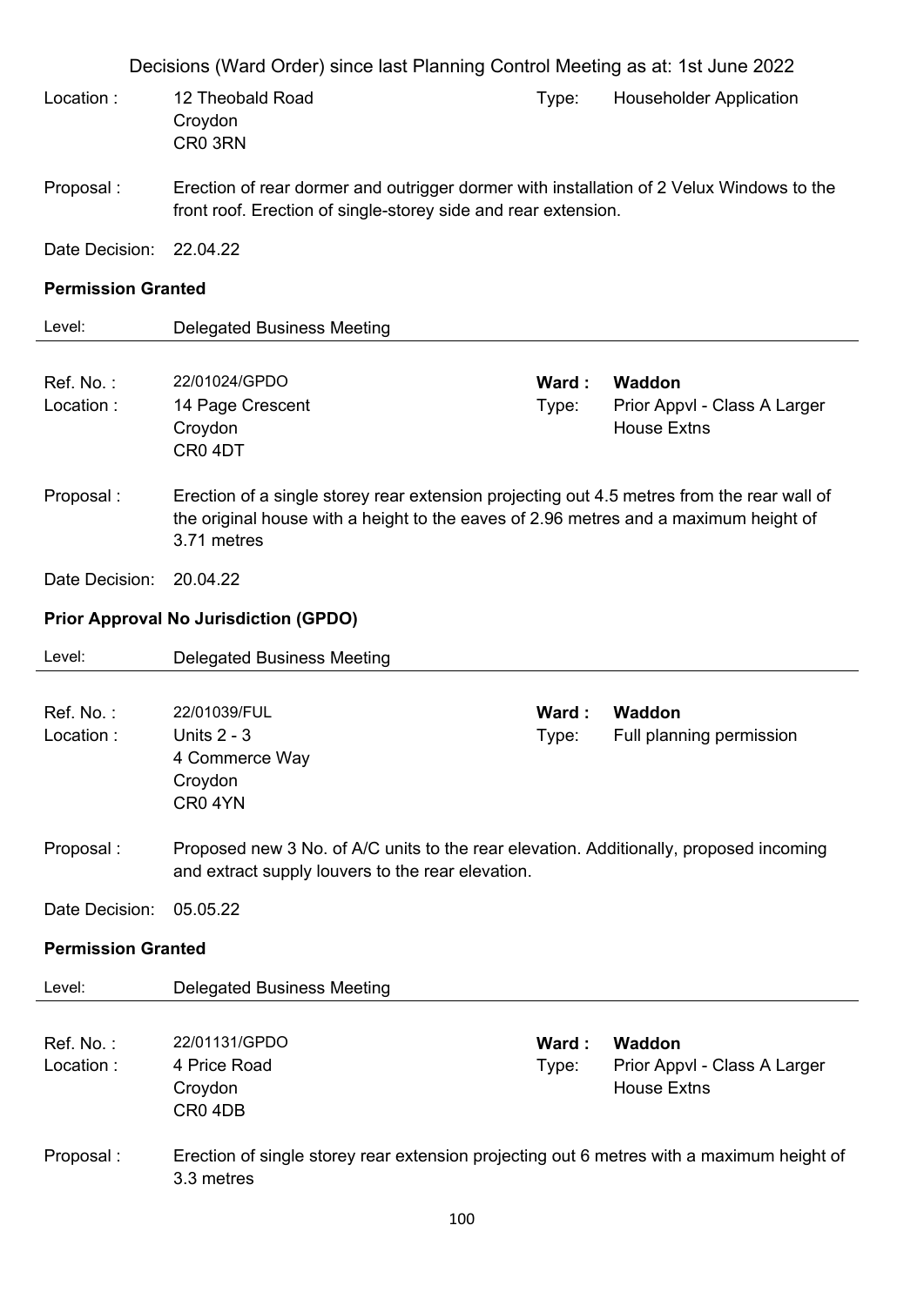Location : 12 Theobald Road
Croydon
CR0 3RN

Type: Householder Application

Proposal : Erection of rear dormer and outrigger dormer with installation of 2 Velux Windows to the front roof. Erection of single-storey side and rear extension.

Date Decision: 22.04.22

**Permission Granted**

Level: Delegated Business Meeting

---

Ref. No. : 22/01024/GPDO

**Ward : Waddon**

Location : 14 Page Crescent
Croydon
CR0 4DT

Type: Prior Appvl - Class A Larger House Extns

Proposal : Erection of a single storey rear extension projecting out 4.5 metres from the rear wall of the original house with a height to the eaves of 2.96 metres and a maximum height of 3.71 metres

Date Decision: 20.04.22

**Prior Approval No Jurisdiction (GPDO)**

Level: Delegated Business Meeting

---

Ref. No. : 22/01039/FUL

**Ward : Waddon**

Location : Units 2 - 3
4 Commerce Way
Croydon
CR0 4YN

Type: Full planning permission

Proposal : Proposed new 3 No. of A/C units to the rear elevation. Additionally, proposed incoming and extract supply louvers to the rear elevation.

Date Decision: 05.05.22

**Permission Granted**

Level: Delegated Business Meeting

---

Ref. No. : 22/01131/GPDO

**Ward : Waddon**

Location : 4 Price Road
Croydon
CR0 4DB

Type: Prior Appvl - Class A Larger House Extns

Proposal : Erection of single storey rear extension projecting out 6 metres with a maximum height of 3.3 metres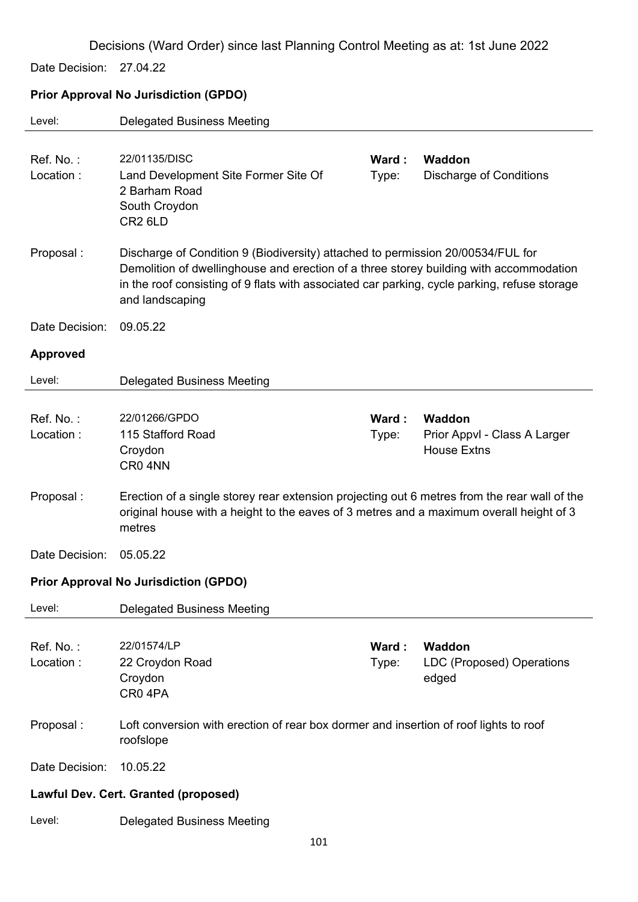Decisions (Ward Order) since last Planning Control Meeting as at: 1st June 2022

Date Decision: 27.04.22

**Prior Approval No Jurisdiction (GPDO)**

Level: Delegated Business Meeting

---

Ref. No. : 22/01135/DISC
**Ward : Waddon**
Location : Land Development Site Former Site Of 2 Barham Road South Croydon CR2 6LD
Type: Discharge of Conditions

Proposal : Discharge of Condition 9 (Biodiversity) attached to permission 20/00534/FUL for Demolition of dwellinghouse and erection of a three storey building with accommodation in the roof consisting of 9 flats with associated car parking, cycle parking, refuse storage and landscaping

Date Decision: 09.05.22

**Approved**

Level: Delegated Business Meeting

---

Ref. No. : 22/01266/GPDO
**Ward : Waddon**
Location : 115 Stafford Road Croydon CR0 4NN
Type: Prior Appvl - Class A Larger House Extns

Proposal : Erection of a single storey rear extension projecting out 6 metres from the rear wall of the original house with a height to the eaves of 3 metres and a maximum overall height of 3 metres

Date Decision: 05.05.22

**Prior Approval No Jurisdiction (GPDO)**

Level: Delegated Business Meeting

---

Ref. No. : 22/01574/LP
**Ward : Waddon**
Location : 22 Croydon Road Croydon CR0 4PA
Type: LDC (Proposed) Operations edged

Proposal : Loft conversion with erection of rear box dormer and insertion of roof lights to roof roofslope

Date Decision: 10.05.22

**Lawful Dev. Cert. Granted (proposed)**

Level: Delegated Business Meeting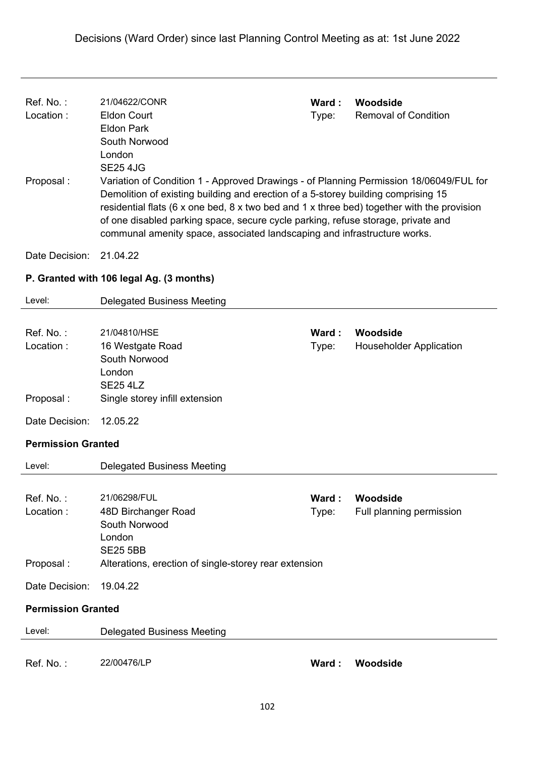Decisions (Ward Order) since last Planning Control Meeting as at: 1st June 2022

---

Ref. No. : 21/04622/CONR    **Ward : Woodside**
Location : Eldon Court, Eldon Park, South Norwood, London, SE25 4JG    Type: Removal of Condition

Proposal : Variation of Condition 1 - Approved Drawings - of Planning Permission 18/06049/FUL for Demolition of existing building and erection of a 5-storey building comprising 15 residential flats (6 x one bed, 8 x two bed and 1 x three bed) together with the provision of one disabled parking space, secure cycle parking, refuse storage, private and communal amenity space, associated landscaping and infrastructure works.

Date Decision: 21.04.22

**P. Granted with 106 legal Ag. (3 months)**

Level: Delegated Business Meeting

---

Ref. No. : 21/04810/HSE    **Ward : Woodside**
Location : 16 Westgate Road, South Norwood, London, SE25 4LZ    Type: Householder Application

Proposal : Single storey infill extension

Date Decision: 12.05.22

**Permission Granted**

Level: Delegated Business Meeting

---

Ref. No. : 21/06298/FUL    **Ward : Woodside**
Location : 48D Birchanger Road, South Norwood, London, SE25 5BB    Type: Full planning permission

Proposal : Alterations, erection of single-storey rear extension

Date Decision: 19.04.22

**Permission Granted**

Level: Delegated Business Meeting

---

Ref. No. : 22/00476/LP    **Ward : Woodside**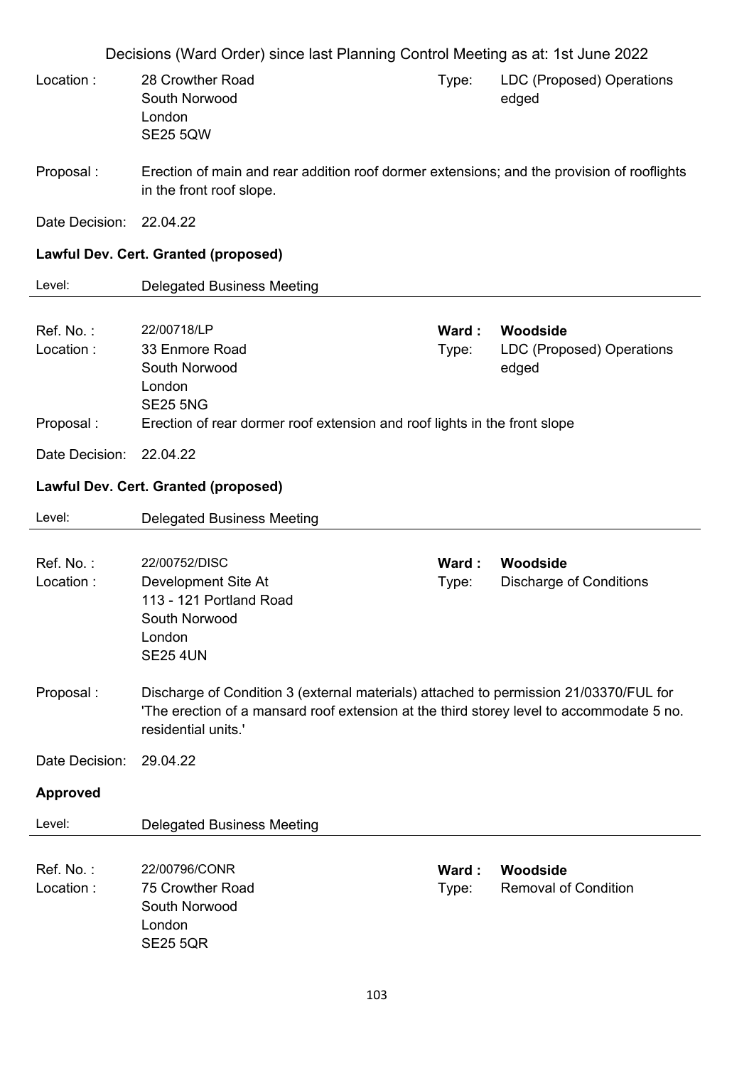Location : 28 Crowther Road
South Norwood
London
SE25 5QW

Type: LDC (Proposed) Operations edged

Proposal : Erection of main and rear addition roof dormer extensions; and the provision of rooflights in the front roof slope.

Date Decision: 22.04.22

**Lawful Dev. Cert. Granted (proposed)**

Level: Delegated Business Meeting

---

Ref. No. : 22/00718/LP

**Ward : Woodside**

Location : 33 Enmore Road
South Norwood
London
SE25 5NG

Type: LDC (Proposed) Operations edged

Proposal : Erection of rear dormer roof extension and roof lights in the front slope

Date Decision: 22.04.22

**Lawful Dev. Cert. Granted (proposed)**

Level: Delegated Business Meeting

---

Ref. No. : 22/00752/DISC

**Ward : Woodside**

Location : Development Site At
113 - 121 Portland Road
South Norwood
London
SE25 4UN

Type: Discharge of Conditions

Proposal : Discharge of Condition 3 (external materials) attached to permission 21/03370/FUL for 'The erection of a mansard roof extension at the third storey level to accommodate 5 no. residential units.'

Date Decision: 29.04.22

**Approved**

Level: Delegated Business Meeting

---

Ref. No. : 22/00796/CONR

**Ward : Woodside**

Location : 75 Crowther Road
South Norwood
London
SE25 5QR

Type: Removal of Condition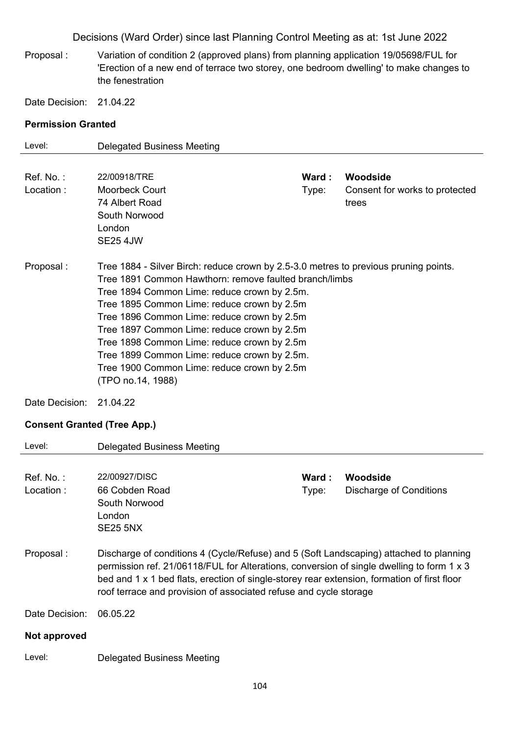Proposal : Variation of condition 2 (approved plans) from planning application 19/05698/FUL for 'Erection of a new end of terrace two storey, one bedroom dwelling' to make changes to the fenestration

Date Decision: 21.04.22

**Permission Granted**

Level: Delegated Business Meeting

---

Ref. No. : 22/00918/TRE
Location : Moorbeck Court, 74 Albert Road, South Norwood, London, SE25 4JW

**Ward : Woodside**
Type: Consent for works to protected trees

Proposal : Tree 1884 - Silver Birch: reduce crown by 2.5-3.0 metres to previous pruning points.
Tree 1891 Common Hawthorn: remove faulted branch/limbs
Tree 1894 Common Lime: reduce crown by 2.5m.
Tree 1895 Common Lime: reduce crown by 2.5m
Tree 1896 Common Lime: reduce crown by 2.5m
Tree 1897 Common Lime: reduce crown by 2.5m
Tree 1898 Common Lime: reduce crown by 2.5m
Tree 1899 Common Lime: reduce crown by 2.5m.
Tree 1900 Common Lime: reduce crown by 2.5m
(TPO no.14, 1988)

Date Decision: 21.04.22

**Consent Granted (Tree App.)**

Level: Delegated Business Meeting

---

Ref. No. : 22/00927/DISC
Location : 66 Cobden Road, South Norwood, London, SE25 5NX

**Ward : Woodside**
Type: Discharge of Conditions

Proposal : Discharge of conditions 4 (Cycle/Refuse) and 5 (Soft Landscaping) attached to planning permission ref. 21/06118/FUL for Alterations, conversion of single dwelling to form 1 x 3 bed and 1 x 1 bed flats, erection of single-storey rear extension, formation of first floor roof terrace and provision of associated refuse and cycle storage

Date Decision: 06.05.22

**Not approved**

Level: Delegated Business Meeting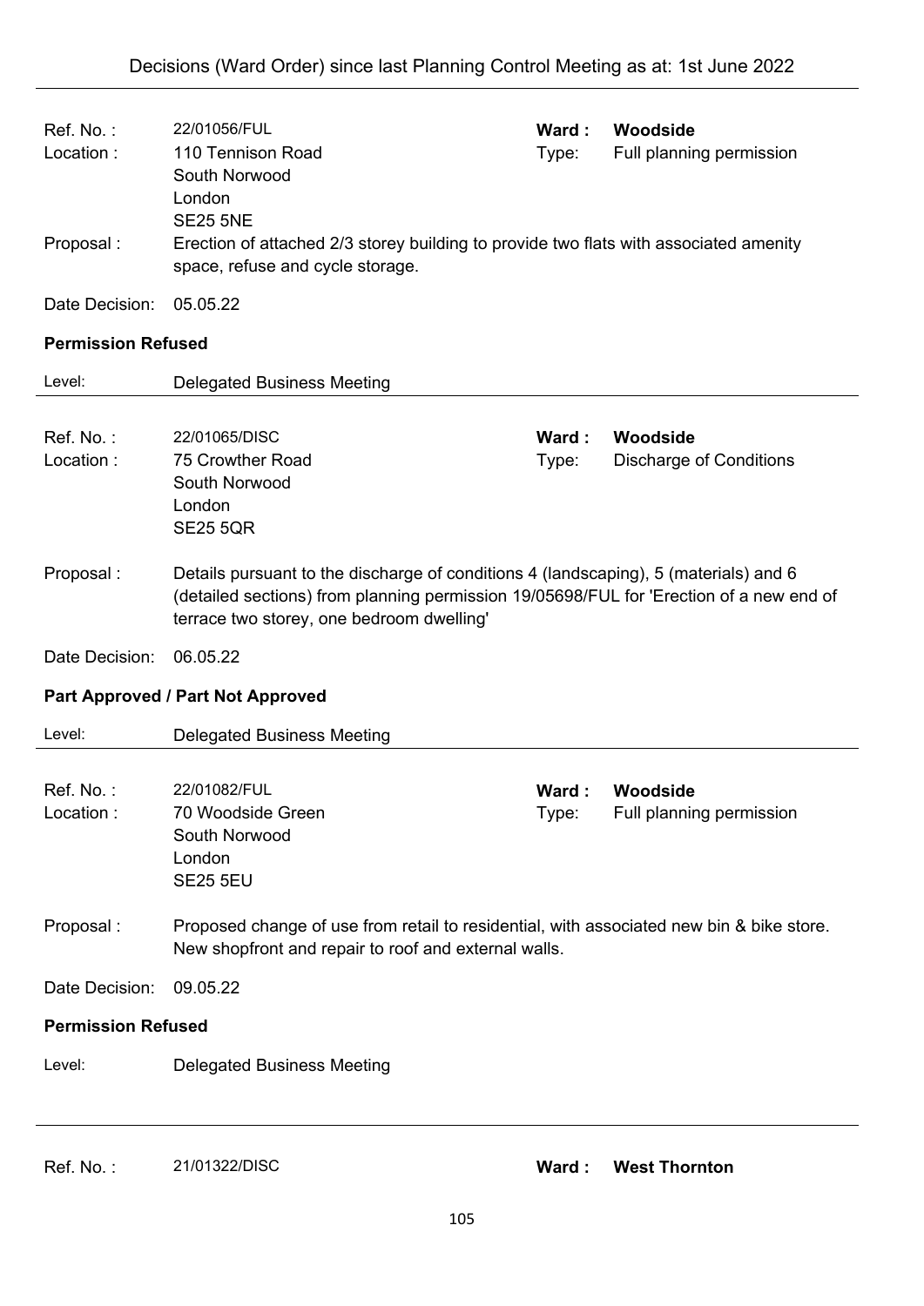| | | | |
|---|---|---|---|
| Ref. No. : | 22/01056/FUL | Ward : | **Woodside** |
| Location : | 110 Tennison Road<br>South Norwood<br>London<br>SE25 5NE | Type: | Full planning permission |
| Proposal : | Erection of attached 2/3 storey building to provide two flats with associated amenity space, refuse and cycle storage. | | |
| Date Decision: | 05.05.22 | | |

**Permission Refused**

Level: Delegated Business Meeting

---

| | | | |
|---|---|---|---|
| Ref. No. : | 22/01065/DISC | Ward : | **Woodside** |
| Location : | 75 Crowther Road<br>South Norwood<br>London<br>SE25 5QR | Type: | Discharge of Conditions |
| Proposal : | Details pursuant to the discharge of conditions 4 (landscaping), 5 (materials) and 6 (detailed sections) from planning permission 19/05698/FUL for 'Erection of a new end of terrace two storey, one bedroom dwelling' | | |
| Date Decision: | 06.05.22 | | |

**Part Approved / Part Not Approved**

Level: Delegated Business Meeting

---

| | | | |
|---|---|---|---|
| Ref. No. : | 22/01082/FUL | Ward : | **Woodside** |
| Location : | 70 Woodside Green<br>South Norwood<br>London<br>SE25 5EU | Type: | Full planning permission |
| Proposal : | Proposed change of use from retail to residential, with associated new bin & bike store. New shopfront and repair to roof and external walls. | | |
| Date Decision: | 09.05.22 | | |

**Permission Refused**

Level: Delegated Business Meeting

---

| | | | |
|---|---|---|---|
| Ref. No. : | 21/01322/DISC | Ward : | **West Thornton** |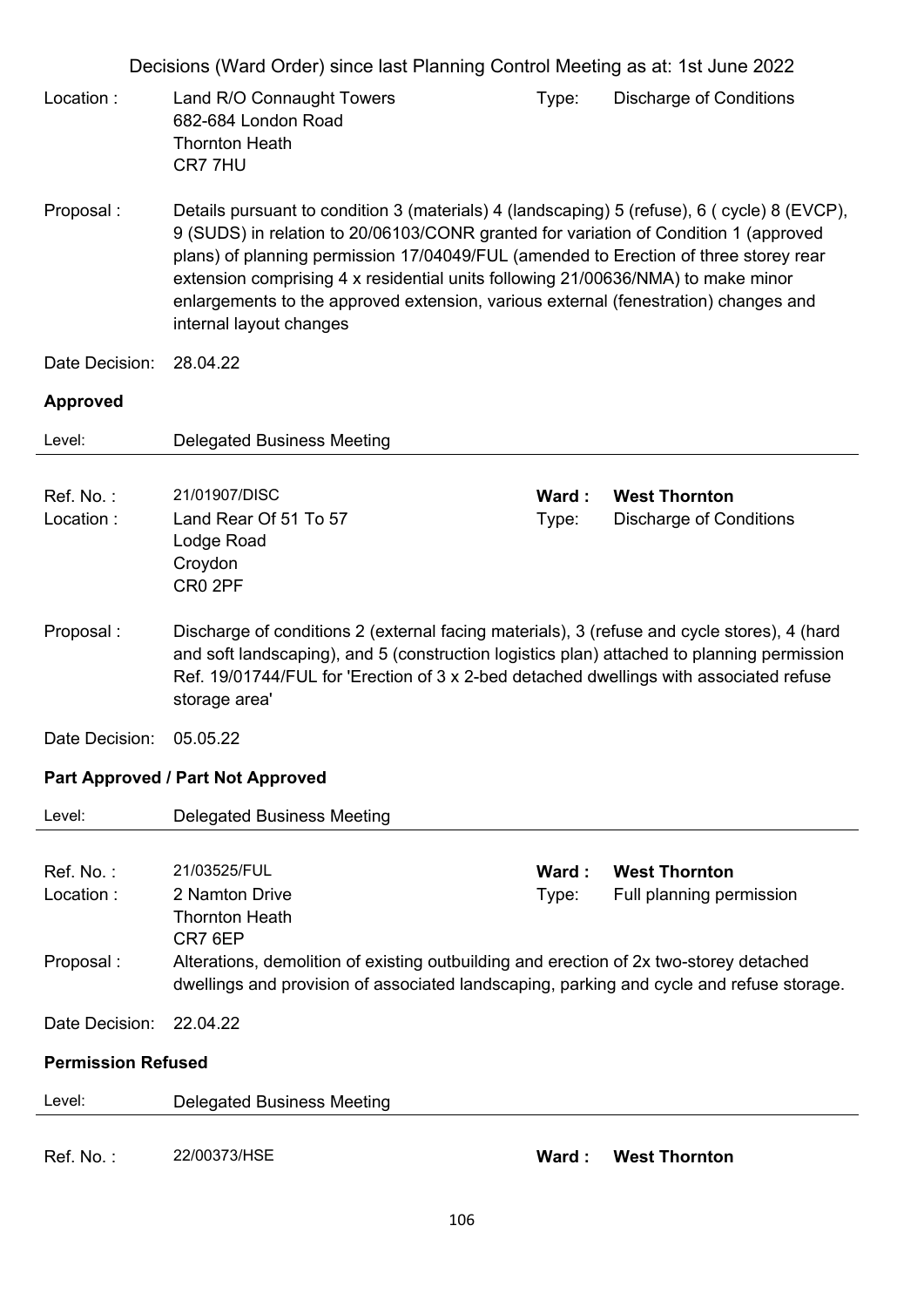Decisions (Ward Order) since last Planning Control Meeting as at: 1st June 2022

Location : Land R/O Connaught Towers
682-684 London Road
Thornton Heath
CR7 7HU

Type: Discharge of Conditions

Proposal : Details pursuant to condition 3 (materials) 4 (landscaping) 5 (refuse), 6 ( cycle) 8 (EVCP), 9 (SUDS) in relation to 20/06103/CONR granted for variation of Condition 1 (approved plans) of planning permission 17/04049/FUL (amended to Erection of three storey rear extension comprising 4 x residential units following 21/00636/NMA) to make minor enlargements to the approved extension, various external (fenestration) changes and internal layout changes

Date Decision: 28.04.22

**Approved**

Level: Delegated Business Meeting

---

Ref. No. : 21/01907/DISC

**Ward : West Thornton**

Location : Land Rear Of 51 To 57
Lodge Road
Croydon
CR0 2PF

Type: Discharge of Conditions

Proposal : Discharge of conditions 2 (external facing materials), 3 (refuse and cycle stores), 4 (hard and soft landscaping), and 5 (construction logistics plan) attached to planning permission Ref. 19/01744/FUL for 'Erection of 3 x 2-bed detached dwellings with associated refuse storage area'

Date Decision: 05.05.22

**Part Approved / Part Not Approved**

Level: Delegated Business Meeting

---

Ref. No. : 21/03525/FUL

**Ward : West Thornton**

Location : 2 Namton Drive
Thornton Heath
CR7 6EP

Type: Full planning permission

Proposal : Alterations, demolition of existing outbuilding and erection of 2x two-storey detached dwellings and provision of associated landscaping, parking and cycle and refuse storage.

Date Decision: 22.04.22

**Permission Refused**

Level: Delegated Business Meeting

---

Ref. No. : 22/00373/HSE

**Ward : West Thornton**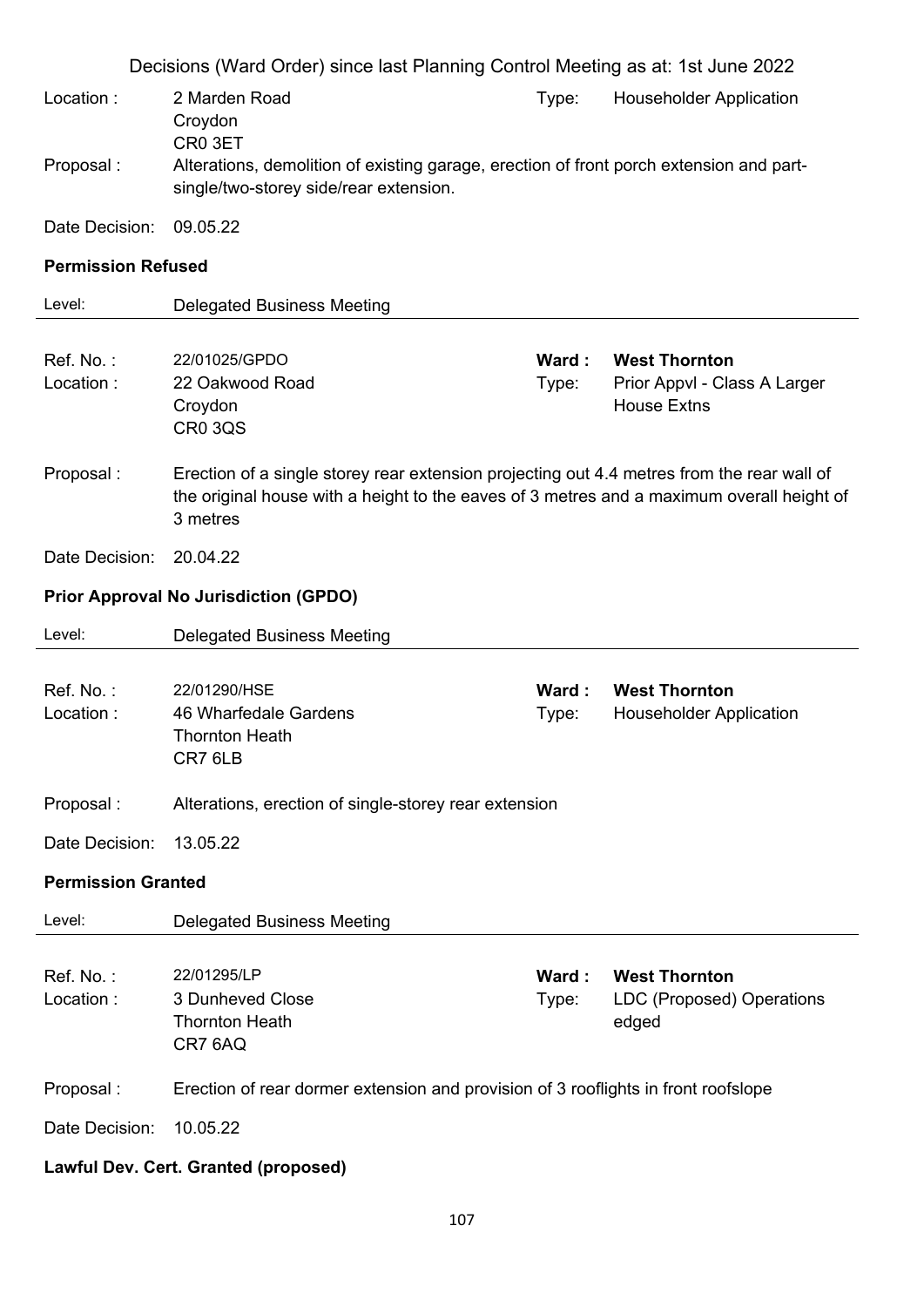Decisions (Ward Order) since last Planning Control Meeting as at: 1st June 2022

Location : 2 Marden Road
Croydon
CR0 3ET
Type: Householder Application

Proposal : Alterations, demolition of existing garage, erection of front porch extension and part-single/two-storey side/rear extension.

Date Decision: 09.05.22

**Permission Refused**

Level: Delegated Business Meeting

---

Ref. No. : 22/01025/GPDO
**Ward : West Thornton**
Location : 22 Oakwood Road
Croydon
CR0 3QS
Type: Prior Appvl - Class A Larger House Extns

Proposal : Erection of a single storey rear extension projecting out 4.4 metres from the rear wall of the original house with a height to the eaves of 3 metres and a maximum overall height of 3 metres

Date Decision: 20.04.22

**Prior Approval No Jurisdiction (GPDO)**

Level: Delegated Business Meeting

---

Ref. No. : 22/01290/HSE
**Ward : West Thornton**
Location : 46 Wharfedale Gardens
Thornton Heath
CR7 6LB
Type: Householder Application

Proposal : Alterations, erection of single-storey rear extension

Date Decision: 13.05.22

**Permission Granted**

Level: Delegated Business Meeting

---

Ref. No. : 22/01295/LP
**Ward : West Thornton**
Location : 3 Dunheved Close
Thornton Heath
CR7 6AQ
Type: LDC (Proposed) Operations edged

Proposal : Erection of rear dormer extension and provision of 3 rooflights in front roofslope

Date Decision: 10.05.22

**Lawful Dev. Cert. Granted (proposed)**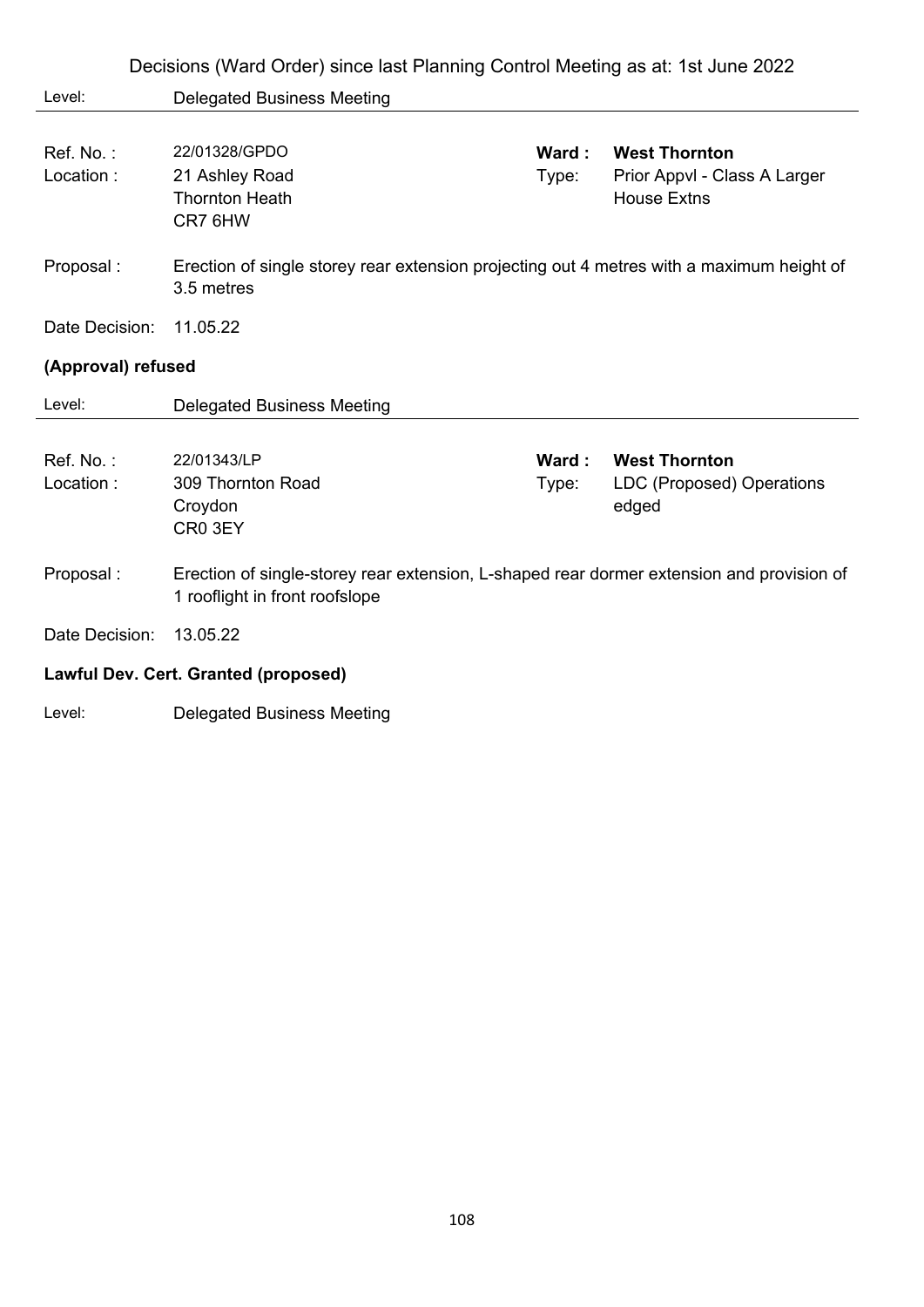Decisions (Ward Order) since last Planning Control Meeting as at: 1st June 2022

Level: Delegated Business Meeting

Ref. No. : 22/01328/GPDO
Location : 21 Ashley Road
Thornton Heath
CR7 6HW

**Ward :** **West Thornton**
Type: Prior Appvl - Class A Larger House Extns

Proposal : Erection of single storey rear extension projecting out 4 metres with a maximum height of 3.5 metres

Date Decision: 11.05.22

**(Approval) refused**

Level: Delegated Business Meeting

Ref. No. : 22/01343/LP
Location : 309 Thornton Road
Croydon
CR0 3EY

**Ward :** **West Thornton**
Type: LDC (Proposed) Operations edged

Proposal : Erection of single-storey rear extension, L-shaped rear dormer extension and provision of 1 rooflight in front roofslope

Date Decision: 13.05.22

**Lawful Dev. Cert. Granted (proposed)**

Level: Delegated Business Meeting